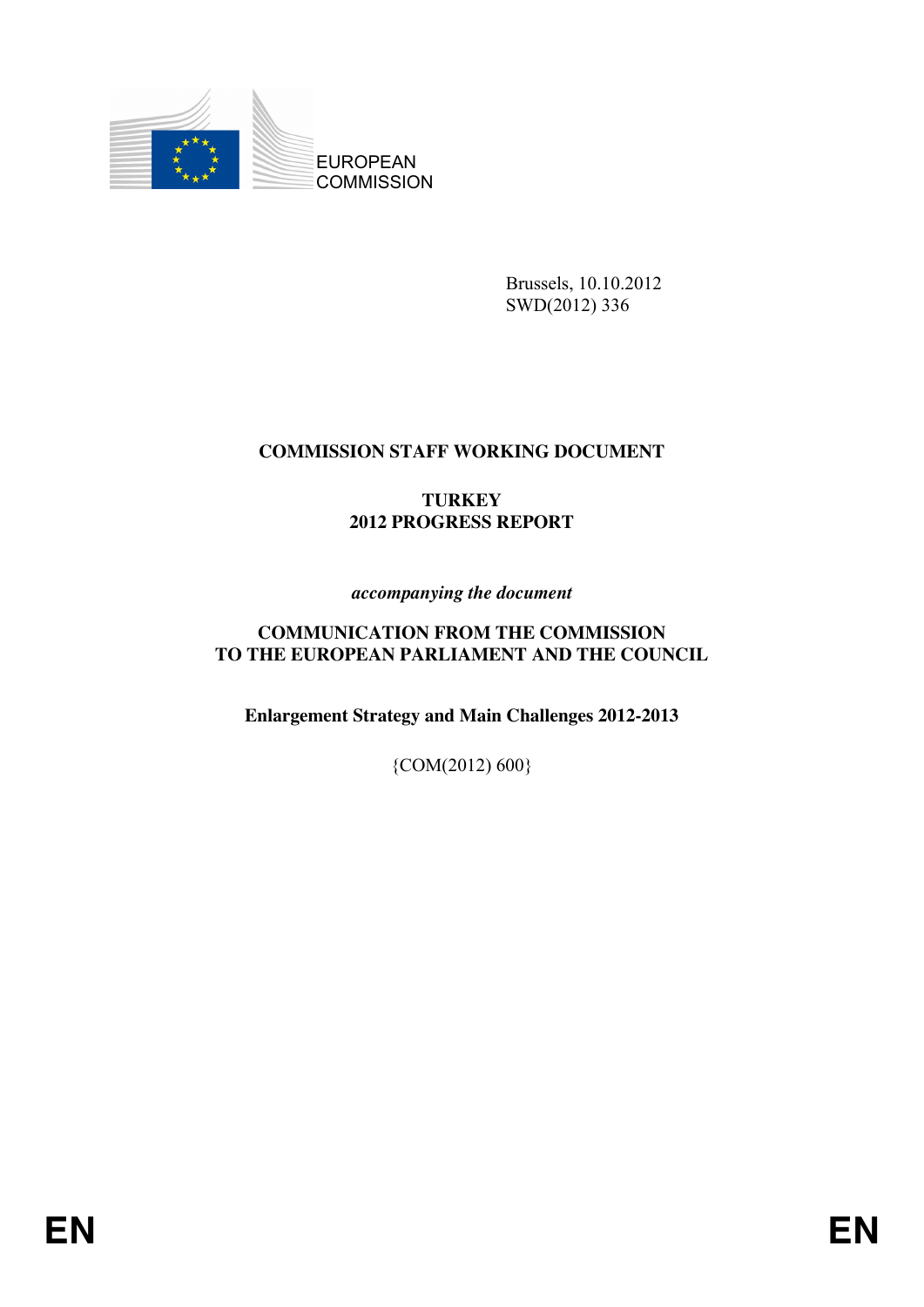EUROPEAN COMMISSION

Brussels, 10.10.2012
SWD(2012) 336

**COMMISSION STAFF WORKING DOCUMENT**

# TURKEY
# 2012 PROGRESS REPORT

*accompanying the document*

**COMMUNICATION FROM THE COMMISSION TO THE EUROPEAN PARLIAMENT AND THE COUNCIL**

**Enlargement Strategy and Main Challenges 2012-2013**

{COM(2012) 600}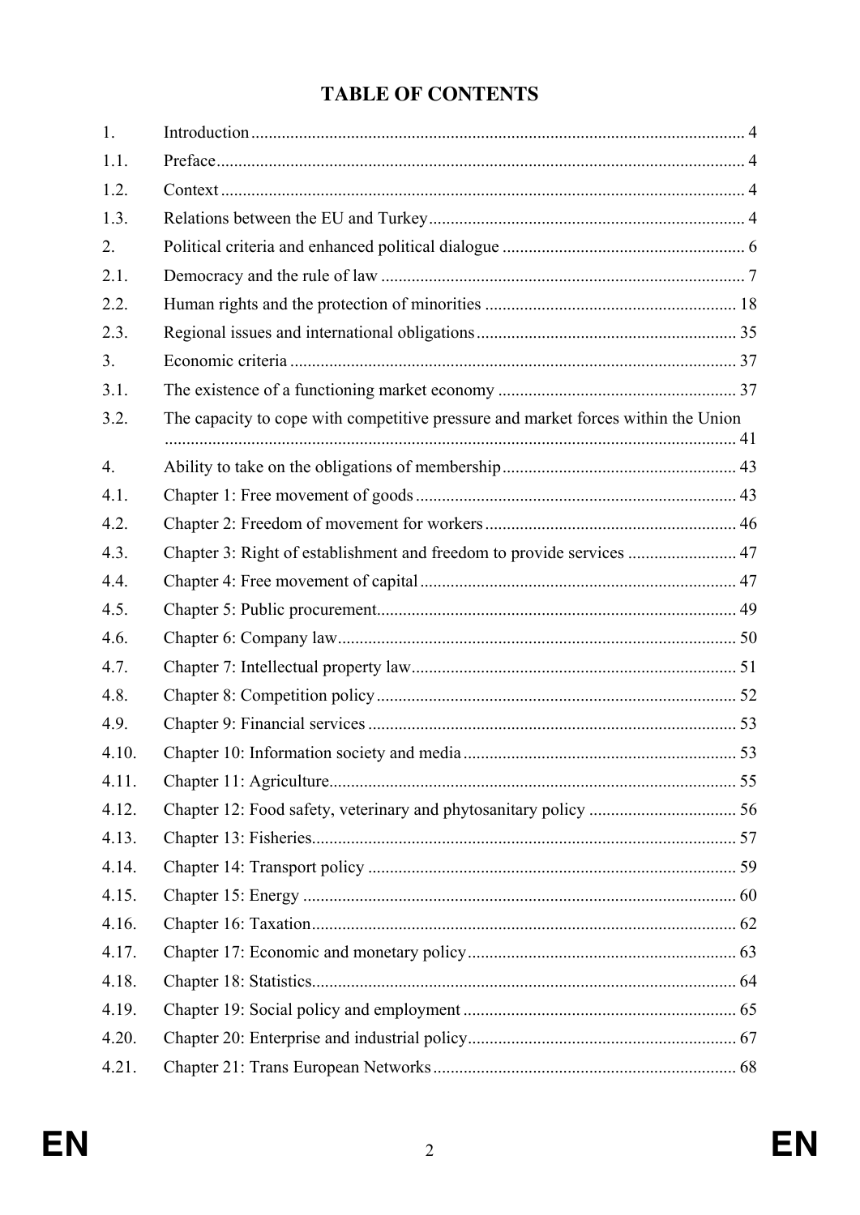# TABLE OF CONTENTS

| | | |
|---|---|---|
| 1. | Introduction | 4 |
| 1.1. | Preface | 4 |
| 1.2. | Context | 4 |
| 1.3. | Relations between the EU and Turkey | 4 |
| 2. | Political criteria and enhanced political dialogue | 6 |
| 2.1. | Democracy and the rule of law | 7 |
| 2.2. | Human rights and the protection of minorities | 18 |
| 2.3. | Regional issues and international obligations | 35 |
| 3. | Economic criteria | 37 |
| 3.1. | The existence of a functioning market economy | 37 |
| 3.2. | The capacity to cope with competitive pressure and market forces within the Union | 41 |
| 4. | Ability to take on the obligations of membership | 43 |
| 4.1. | Chapter 1: Free movement of goods | 43 |
| 4.2. | Chapter 2: Freedom of movement for workers | 46 |
| 4.3. | Chapter 3: Right of establishment and freedom to provide services | 47 |
| 4.4. | Chapter 4: Free movement of capital | 47 |
| 4.5. | Chapter 5: Public procurement | 49 |
| 4.6. | Chapter 6: Company law | 50 |
| 4.7. | Chapter 7: Intellectual property law | 51 |
| 4.8. | Chapter 8: Competition policy | 52 |
| 4.9. | Chapter 9: Financial services | 53 |
| 4.10. | Chapter 10: Information society and media | 53 |
| 4.11. | Chapter 11: Agriculture | 55 |
| 4.12. | Chapter 12: Food safety, veterinary and phytosanitary policy | 56 |
| 4.13. | Chapter 13: Fisheries | 57 |
| 4.14. | Chapter 14: Transport policy | 59 |
| 4.15. | Chapter 15: Energy | 60 |
| 4.16. | Chapter 16: Taxation | 62 |
| 4.17. | Chapter 17: Economic and monetary policy | 63 |
| 4.18. | Chapter 18: Statistics | 64 |
| 4.19. | Chapter 19: Social policy and employment | 65 |
| 4.20. | Chapter 20: Enterprise and industrial policy | 67 |
| 4.21. | Chapter 21: Trans European Networks | 68 |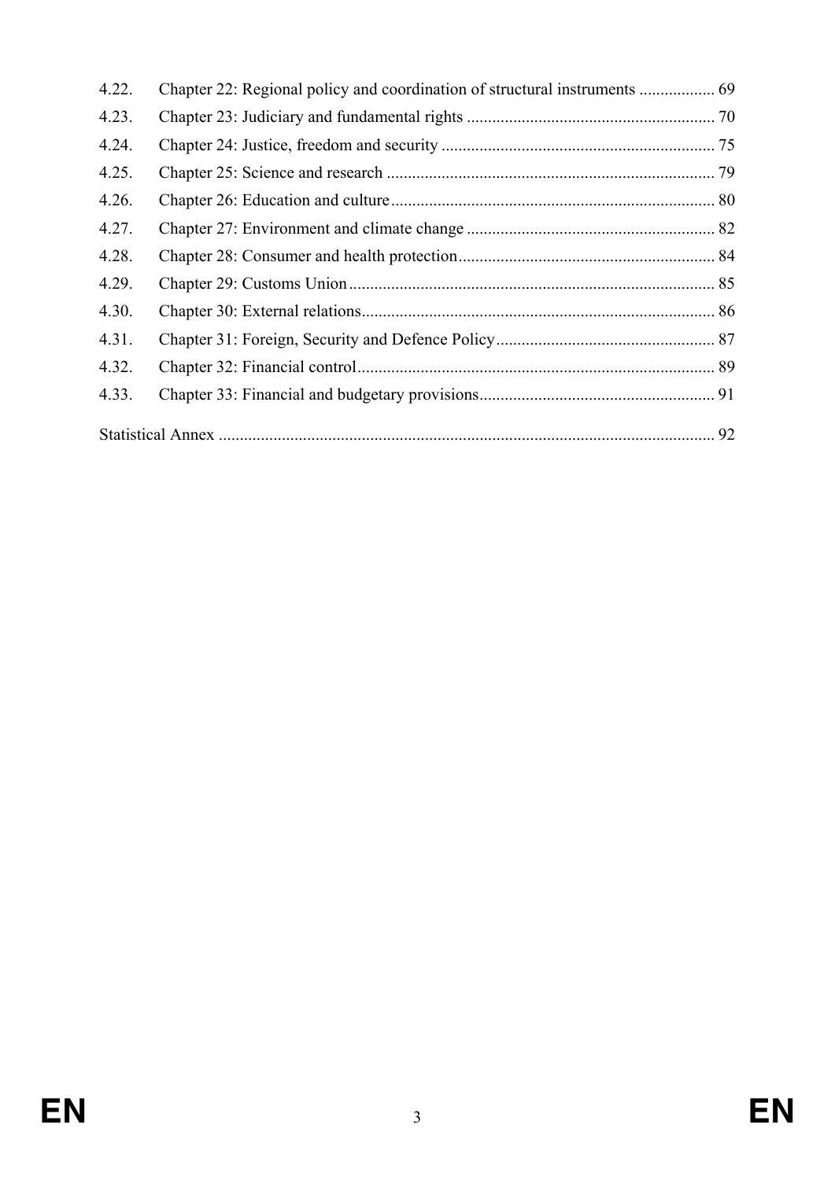| | | |
|---|---|---|
| 4.22. | Chapter 22: Regional policy and coordination of structural instruments | 69 |
| 4.23. | Chapter 23: Judiciary and fundamental rights | 70 |
| 4.24. | Chapter 24: Justice, freedom and security | 75 |
| 4.25. | Chapter 25: Science and research | 79 |
| 4.26. | Chapter 26: Education and culture | 80 |
| 4.27. | Chapter 27: Environment and climate change | 82 |
| 4.28. | Chapter 28: Consumer and health protection | 84 |
| 4.29. | Chapter 29: Customs Union | 85 |
| 4.30. | Chapter 30: External relations | 86 |
| 4.31. | Chapter 31: Foreign, Security and Defence Policy | 87 |
| 4.32. | Chapter 32: Financial control | 89 |
| 4.33. | Chapter 33: Financial and budgetary provisions | 91 |

Statistical Annex ..... 92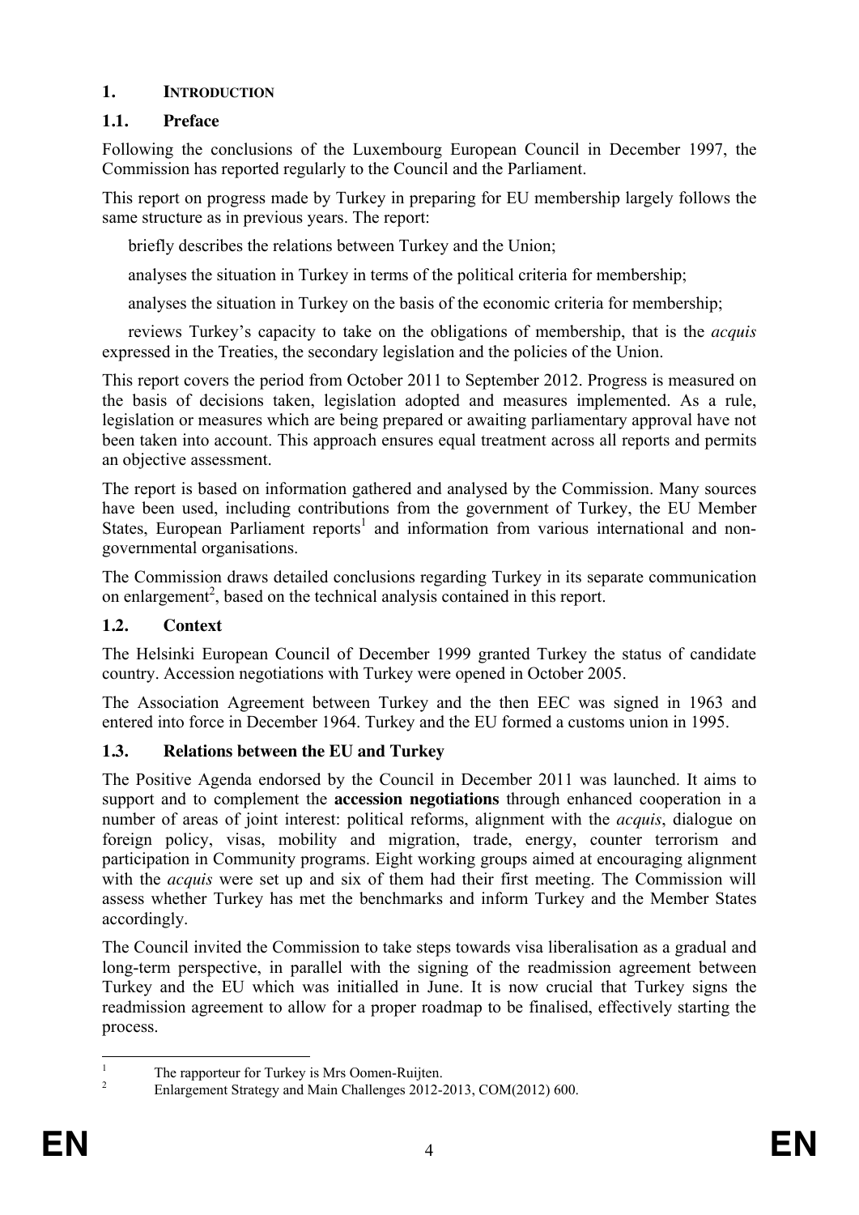# 1. INTRODUCTION

## 1.1. Preface

Following the conclusions of the Luxembourg European Council in December 1997, the Commission has reported regularly to the Council and the Parliament.

This report on progress made by Turkey in preparing for EU membership largely follows the same structure as in previous years. The report:

briefly describes the relations between Turkey and the Union;

analyses the situation in Turkey in terms of the political criteria for membership;

analyses the situation in Turkey on the basis of the economic criteria for membership;

reviews Turkey's capacity to take on the obligations of membership, that is the *acquis* expressed in the Treaties, the secondary legislation and the policies of the Union.

This report covers the period from October 2011 to September 2012. Progress is measured on the basis of decisions taken, legislation adopted and measures implemented. As a rule, legislation or measures which are being prepared or awaiting parliamentary approval have not been taken into account. This approach ensures equal treatment across all reports and permits an objective assessment.

The report is based on information gathered and analysed by the Commission. Many sources have been used, including contributions from the government of Turkey, the EU Member States, European Parliament reports[1] and information from various international and non-governmental organisations.

The Commission draws detailed conclusions regarding Turkey in its separate communication on enlargement[2], based on the technical analysis contained in this report.

## 1.2. Context

The Helsinki European Council of December 1999 granted Turkey the status of candidate country. Accession negotiations with Turkey were opened in October 2005.

The Association Agreement between Turkey and the then EEC was signed in 1963 and entered into force in December 1964. Turkey and the EU formed a customs union in 1995.

## 1.3. Relations between the EU and Turkey

The Positive Agenda endorsed by the Council in December 2011 was launched. It aims to support and to complement the **accession negotiations** through enhanced cooperation in a number of areas of joint interest: political reforms, alignment with the *acquis*, dialogue on foreign policy, visas, mobility and migration, trade, energy, counter terrorism and participation in Community programs. Eight working groups aimed at encouraging alignment with the *acquis* were set up and six of them had their first meeting. The Commission will assess whether Turkey has met the benchmarks and inform Turkey and the Member States accordingly.

The Council invited the Commission to take steps towards visa liberalisation as a gradual and long-term perspective, in parallel with the signing of the readmission agreement between Turkey and the EU which was initialled in June. It is now crucial that Turkey signs the readmission agreement to allow for a proper roadmap to be finalised, effectively starting the process.

[1] The rapporteur for Turkey is Mrs Oomen-Ruijten.

[2] Enlargement Strategy and Main Challenges 2012-2013, COM(2012) 600.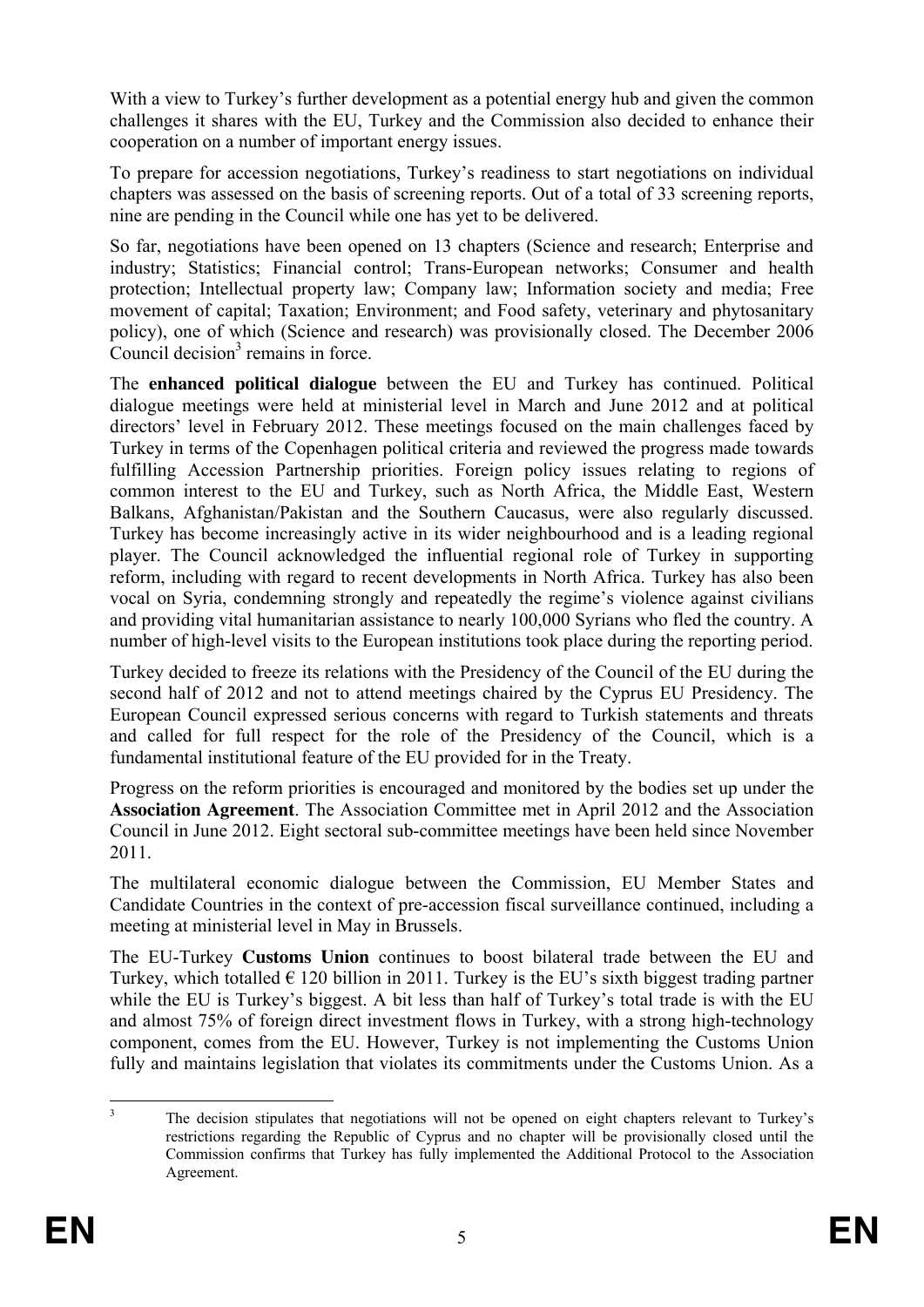With a view to Turkey's further development as a potential energy hub and given the common challenges it shares with the EU, Turkey and the Commission also decided to enhance their cooperation on a number of important energy issues.

To prepare for accession negotiations, Turkey's readiness to start negotiations on individual chapters was assessed on the basis of screening reports. Out of a total of 33 screening reports, nine are pending in the Council while one has yet to be delivered.

So far, negotiations have been opened on 13 chapters (Science and research; Enterprise and industry; Statistics; Financial control; Trans-European networks; Consumer and health protection; Intellectual property law; Company law; Information society and media; Free movement of capital; Taxation; Environment; and Food safety, veterinary and phytosanitary policy), one of which (Science and research) was provisionally closed. The December 2006 Council decision[3] remains in force.

The **enhanced political dialogue** between the EU and Turkey has continued. Political dialogue meetings were held at ministerial level in March and June 2012 and at political directors' level in February 2012. These meetings focused on the main challenges faced by Turkey in terms of the Copenhagen political criteria and reviewed the progress made towards fulfilling Accession Partnership priorities. Foreign policy issues relating to regions of common interest to the EU and Turkey, such as North Africa, the Middle East, Western Balkans, Afghanistan/Pakistan and the Southern Caucasus, were also regularly discussed. Turkey has become increasingly active in its wider neighbourhood and is a leading regional player. The Council acknowledged the influential regional role of Turkey in supporting reform, including with regard to recent developments in North Africa. Turkey has also been vocal on Syria, condemning strongly and repeatedly the regime's violence against civilians and providing vital humanitarian assistance to nearly 100,000 Syrians who fled the country. A number of high-level visits to the European institutions took place during the reporting period.

Turkey decided to freeze its relations with the Presidency of the Council of the EU during the second half of 2012 and not to attend meetings chaired by the Cyprus EU Presidency. The European Council expressed serious concerns with regard to Turkish statements and threats and called for full respect for the role of the Presidency of the Council, which is a fundamental institutional feature of the EU provided for in the Treaty.

Progress on the reform priorities is encouraged and monitored by the bodies set up under the **Association Agreement**. The Association Committee met in April 2012 and the Association Council in June 2012. Eight sectoral sub-committee meetings have been held since November 2011.

The multilateral economic dialogue between the Commission, EU Member States and Candidate Countries in the context of pre-accession fiscal surveillance continued, including a meeting at ministerial level in May in Brussels.

The EU-Turkey **Customs Union** continues to boost bilateral trade between the EU and Turkey, which totalled € 120 billion in 2011. Turkey is the EU's sixth biggest trading partner while the EU is Turkey's biggest. A bit less than half of Turkey's total trade is with the EU and almost 75% of foreign direct investment flows in Turkey, with a strong high-technology component, comes from the EU. However, Turkey is not implementing the Customs Union fully and maintains legislation that violates its commitments under the Customs Union. As a

[3] The decision stipulates that negotiations will not be opened on eight chapters relevant to Turkey's restrictions regarding the Republic of Cyprus and no chapter will be provisionally closed until the Commission confirms that Turkey has fully implemented the Additional Protocol to the Association Agreement.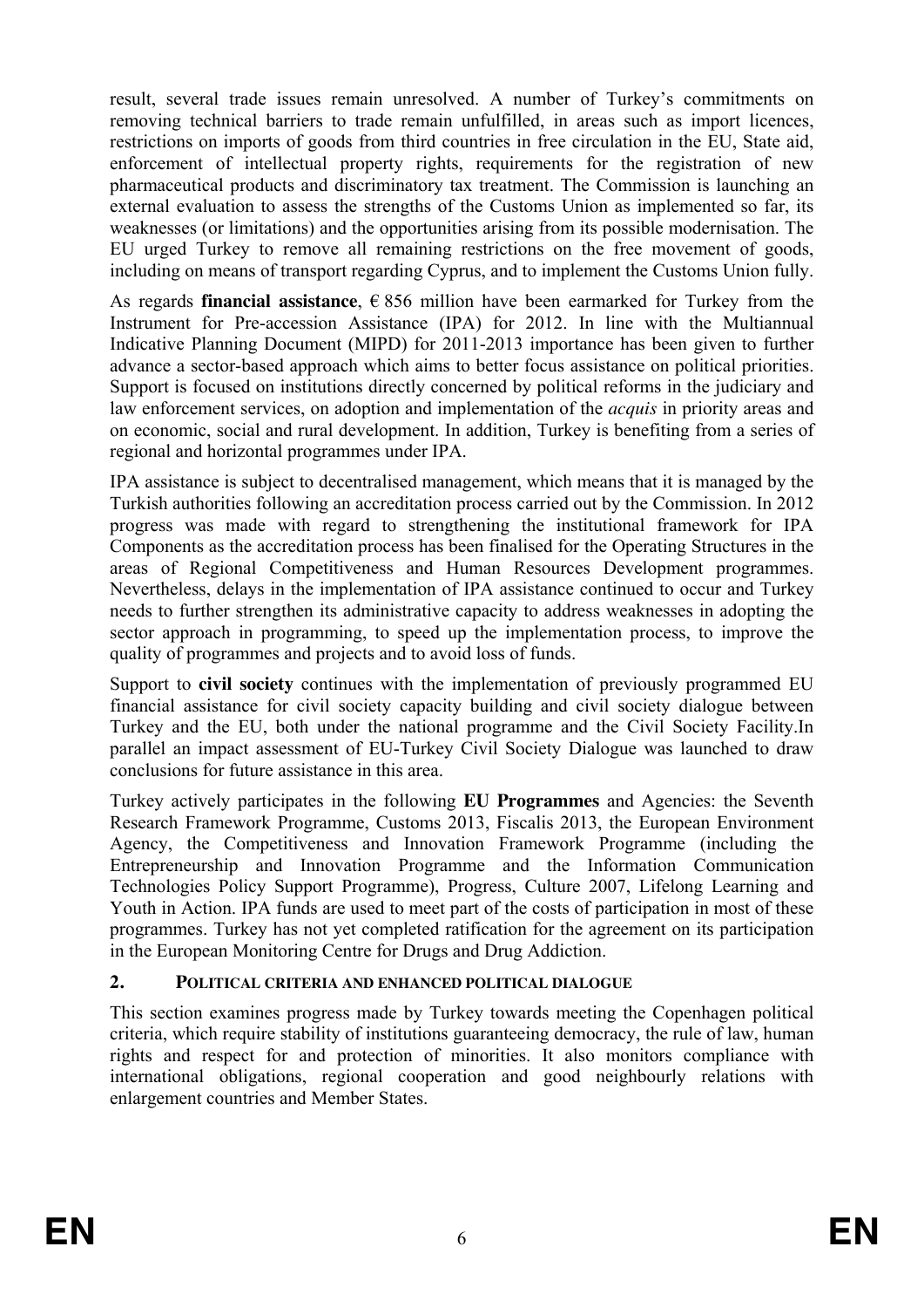result, several trade issues remain unresolved. A number of Turkey's commitments on removing technical barriers to trade remain unfulfilled, in areas such as import licences, restrictions on imports of goods from third countries in free circulation in the EU, State aid, enforcement of intellectual property rights, requirements for the registration of new pharmaceutical products and discriminatory tax treatment. The Commission is launching an external evaluation to assess the strengths of the Customs Union as implemented so far, its weaknesses (or limitations) and the opportunities arising from its possible modernisation. The EU urged Turkey to remove all remaining restrictions on the free movement of goods, including on means of transport regarding Cyprus, and to implement the Customs Union fully.

As regards **financial assistance**, € 856 million have been earmarked for Turkey from the Instrument for Pre-accession Assistance (IPA) for 2012. In line with the Multiannual Indicative Planning Document (MIPD) for 2011-2013 importance has been given to further advance a sector-based approach which aims to better focus assistance on political priorities. Support is focused on institutions directly concerned by political reforms in the judiciary and law enforcement services, on adoption and implementation of the *acquis* in priority areas and on economic, social and rural development. In addition, Turkey is benefiting from a series of regional and horizontal programmes under IPA.

IPA assistance is subject to decentralised management, which means that it is managed by the Turkish authorities following an accreditation process carried out by the Commission. In 2012 progress was made with regard to strengthening the institutional framework for IPA Components as the accreditation process has been finalised for the Operating Structures in the areas of Regional Competitiveness and Human Resources Development programmes. Nevertheless, delays in the implementation of IPA assistance continued to occur and Turkey needs to further strengthen its administrative capacity to address weaknesses in adopting the sector approach in programming, to speed up the implementation process, to improve the quality of programmes and projects and to avoid loss of funds.

Support to **civil society** continues with the implementation of previously programmed EU financial assistance for civil society capacity building and civil society dialogue between Turkey and the EU, both under the national programme and the Civil Society Facility.In parallel an impact assessment of EU-Turkey Civil Society Dialogue was launched to draw conclusions for future assistance in this area.

Turkey actively participates in the following **EU Programmes** and Agencies: the Seventh Research Framework Programme, Customs 2013, Fiscalis 2013, the European Environment Agency, the Competitiveness and Innovation Framework Programme (including the Entrepreneurship and Innovation Programme and the Information Communication Technologies Policy Support Programme), Progress, Culture 2007, Lifelong Learning and Youth in Action. IPA funds are used to meet part of the costs of participation in most of these programmes. Turkey has not yet completed ratification for the agreement on its participation in the European Monitoring Centre for Drugs and Drug Addiction.

## 2. POLITICAL CRITERIA AND ENHANCED POLITICAL DIALOGUE

This section examines progress made by Turkey towards meeting the Copenhagen political criteria, which require stability of institutions guaranteeing democracy, the rule of law, human rights and respect for and protection of minorities. It also monitors compliance with international obligations, regional cooperation and good neighbourly relations with enlargement countries and Member States.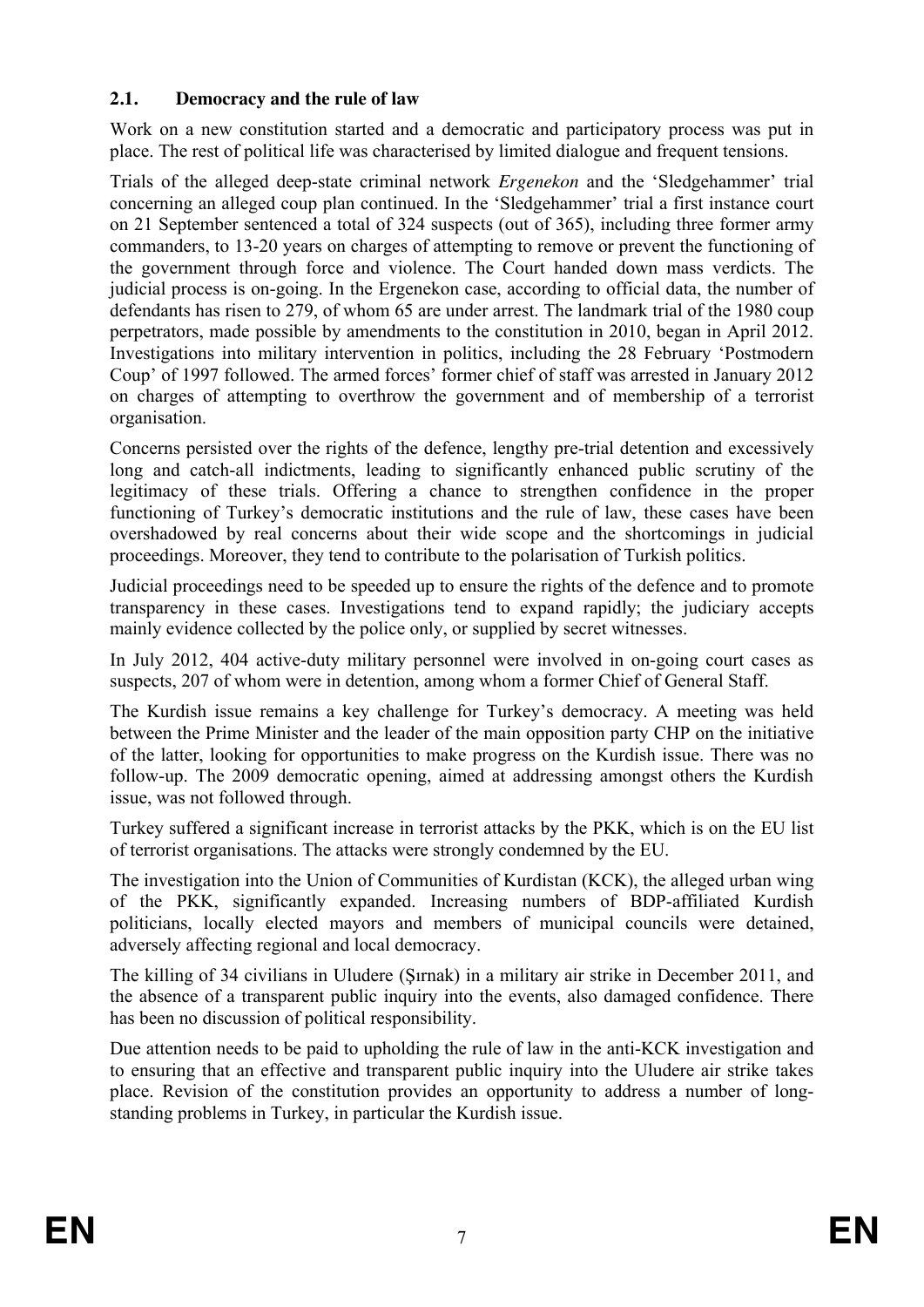## 2.1. Democracy and the rule of law

Work on a new constitution started and a democratic and participatory process was put in place. The rest of political life was characterised by limited dialogue and frequent tensions.

Trials of the alleged deep-state criminal network *Ergenekon* and the 'Sledgehammer' trial concerning an alleged coup plan continued. In the 'Sledgehammer' trial a first instance court on 21 September sentenced a total of 324 suspects (out of 365), including three former army commanders, to 13-20 years on charges of attempting to remove or prevent the functioning of the government through force and violence. The Court handed down mass verdicts. The judicial process is on-going. In the Ergenekon case, according to official data, the number of defendants has risen to 279, of whom 65 are under arrest. The landmark trial of the 1980 coup perpetrators, made possible by amendments to the constitution in 2010, began in April 2012. Investigations into military intervention in politics, including the 28 February 'Postmodern Coup' of 1997 followed. The armed forces' former chief of staff was arrested in January 2012 on charges of attempting to overthrow the government and of membership of a terrorist organisation.

Concerns persisted over the rights of the defence, lengthy pre-trial detention and excessively long and catch-all indictments, leading to significantly enhanced public scrutiny of the legitimacy of these trials. Offering a chance to strengthen confidence in the proper functioning of Turkey's democratic institutions and the rule of law, these cases have been overshadowed by real concerns about their wide scope and the shortcomings in judicial proceedings. Moreover, they tend to contribute to the polarisation of Turkish politics.

Judicial proceedings need to be speeded up to ensure the rights of the defence and to promote transparency in these cases. Investigations tend to expand rapidly; the judiciary accepts mainly evidence collected by the police only, or supplied by secret witnesses.

In July 2012, 404 active-duty military personnel were involved in on-going court cases as suspects, 207 of whom were in detention, among whom a former Chief of General Staff.

The Kurdish issue remains a key challenge for Turkey's democracy. A meeting was held between the Prime Minister and the leader of the main opposition party CHP on the initiative of the latter, looking for opportunities to make progress on the Kurdish issue. There was no follow-up. The 2009 democratic opening, aimed at addressing amongst others the Kurdish issue, was not followed through.

Turkey suffered a significant increase in terrorist attacks by the PKK, which is on the EU list of terrorist organisations. The attacks were strongly condemned by the EU.

The investigation into the Union of Communities of Kurdistan (KCK), the alleged urban wing of the PKK, significantly expanded. Increasing numbers of BDP-affiliated Kurdish politicians, locally elected mayors and members of municipal councils were detained, adversely affecting regional and local democracy.

The killing of 34 civilians in Uludere (Şırnak) in a military air strike in December 2011, and the absence of a transparent public inquiry into the events, also damaged confidence. There has been no discussion of political responsibility.

Due attention needs to be paid to upholding the rule of law in the anti-KCK investigation and to ensuring that an effective and transparent public inquiry into the Uludere air strike takes place. Revision of the constitution provides an opportunity to address a number of long-standing problems in Turkey, in particular the Kurdish issue.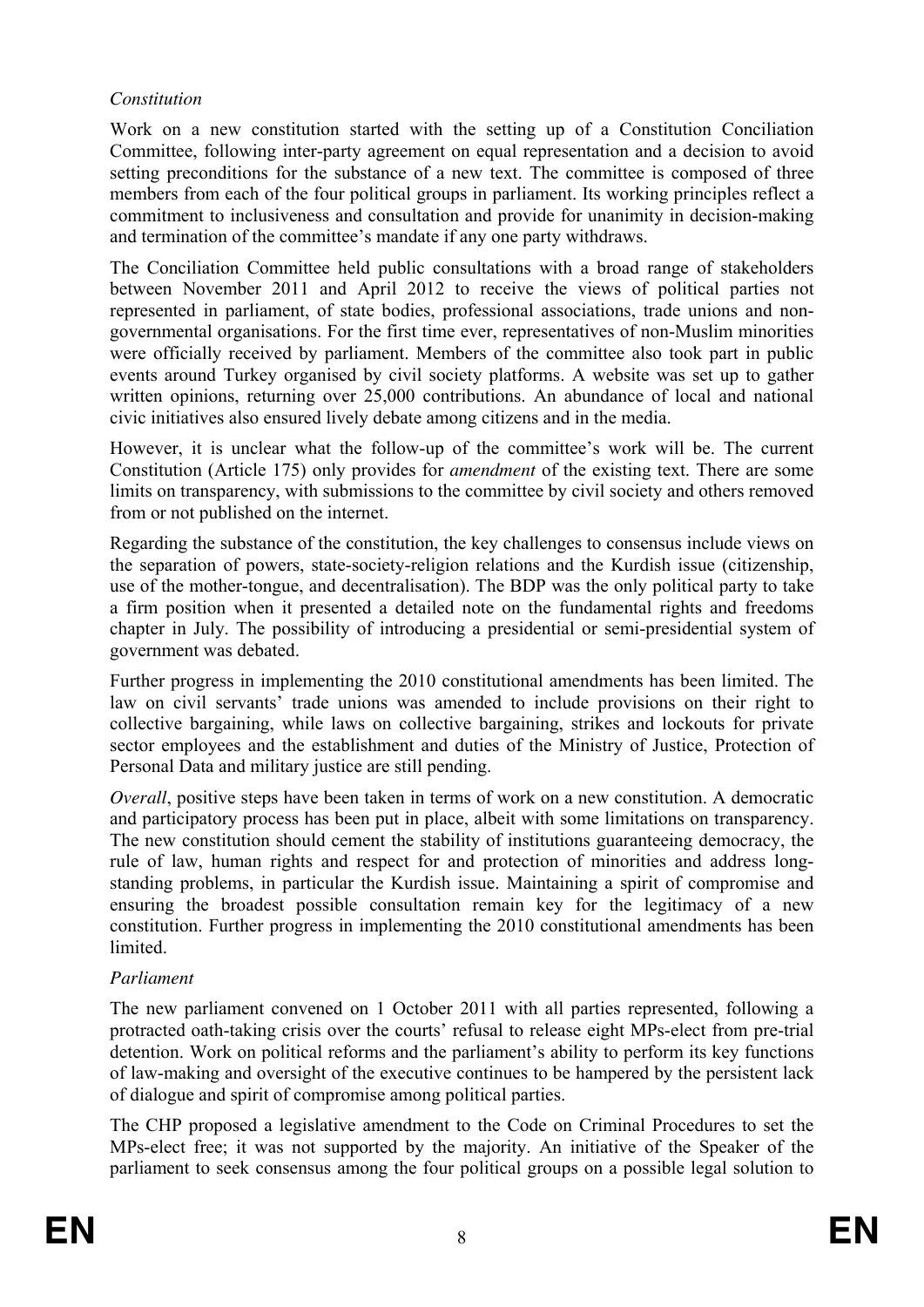*Constitution*

Work on a new constitution started with the setting up of a Constitution Conciliation Committee, following inter-party agreement on equal representation and a decision to avoid setting preconditions for the substance of a new text. The committee is composed of three members from each of the four political groups in parliament. Its working principles reflect a commitment to inclusiveness and consultation and provide for unanimity in decision-making and termination of the committee's mandate if any one party withdraws.

The Conciliation Committee held public consultations with a broad range of stakeholders between November 2011 and April 2012 to receive the views of political parties not represented in parliament, of state bodies, professional associations, trade unions and non-governmental organisations. For the first time ever, representatives of non-Muslim minorities were officially received by parliament. Members of the committee also took part in public events around Turkey organised by civil society platforms. A website was set up to gather written opinions, returning over 25,000 contributions. An abundance of local and national civic initiatives also ensured lively debate among citizens and in the media.

However, it is unclear what the follow-up of the committee's work will be. The current Constitution (Article 175) only provides for *amendment* of the existing text. There are some limits on transparency, with submissions to the committee by civil society and others removed from or not published on the internet.

Regarding the substance of the constitution, the key challenges to consensus include views on the separation of powers, state-society-religion relations and the Kurdish issue (citizenship, use of the mother-tongue, and decentralisation). The BDP was the only political party to take a firm position when it presented a detailed note on the fundamental rights and freedoms chapter in July. The possibility of introducing a presidential or semi-presidential system of government was debated.

Further progress in implementing the 2010 constitutional amendments has been limited. The law on civil servants' trade unions was amended to include provisions on their right to collective bargaining, while laws on collective bargaining, strikes and lockouts for private sector employees and the establishment and duties of the Ministry of Justice, Protection of Personal Data and military justice are still pending.

*Overall*, positive steps have been taken in terms of work on a new constitution. A democratic and participatory process has been put in place, albeit with some limitations on transparency. The new constitution should cement the stability of institutions guaranteeing democracy, the rule of law, human rights and respect for and protection of minorities and address long-standing problems, in particular the Kurdish issue. Maintaining a spirit of compromise and ensuring the broadest possible consultation remain key for the legitimacy of a new constitution. Further progress in implementing the 2010 constitutional amendments has been limited.

*Parliament*

The new parliament convened on 1 October 2011 with all parties represented, following a protracted oath-taking crisis over the courts' refusal to release eight MPs-elect from pre-trial detention. Work on political reforms and the parliament's ability to perform its key functions of law-making and oversight of the executive continues to be hampered by the persistent lack of dialogue and spirit of compromise among political parties.

The CHP proposed a legislative amendment to the Code on Criminal Procedures to set the MPs-elect free; it was not supported by the majority. An initiative of the Speaker of the parliament to seek consensus among the four political groups on a possible legal solution to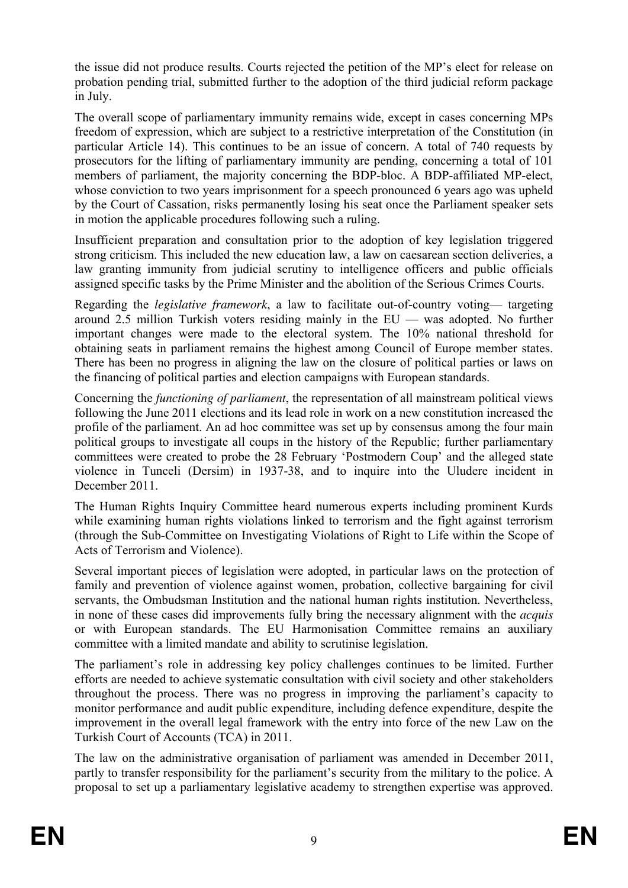the issue did not produce results. Courts rejected the petition of the MP's elect for release on probation pending trial, submitted further to the adoption of the third judicial reform package in July.

The overall scope of parliamentary immunity remains wide, except in cases concerning MPs freedom of expression, which are subject to a restrictive interpretation of the Constitution (in particular Article 14). This continues to be an issue of concern. A total of 740 requests by prosecutors for the lifting of parliamentary immunity are pending, concerning a total of 101 members of parliament, the majority concerning the BDP-bloc. A BDP-affiliated MP-elect, whose conviction to two years imprisonment for a speech pronounced 6 years ago was upheld by the Court of Cassation, risks permanently losing his seat once the Parliament speaker sets in motion the applicable procedures following such a ruling.

Insufficient preparation and consultation prior to the adoption of key legislation triggered strong criticism. This included the new education law, a law on caesarean section deliveries, a law granting immunity from judicial scrutiny to intelligence officers and public officials assigned specific tasks by the Prime Minister and the abolition of the Serious Crimes Courts.

Regarding the *legislative framework*, a law to facilitate out-of-country voting— targeting around 2.5 million Turkish voters residing mainly in the EU — was adopted. No further important changes were made to the electoral system. The 10% national threshold for obtaining seats in parliament remains the highest among Council of Europe member states. There has been no progress in aligning the law on the closure of political parties or laws on the financing of political parties and election campaigns with European standards.

Concerning the *functioning of parliament*, the representation of all mainstream political views following the June 2011 elections and its lead role in work on a new constitution increased the profile of the parliament. An ad hoc committee was set up by consensus among the four main political groups to investigate all coups in the history of the Republic; further parliamentary committees were created to probe the 28 February 'Postmodern Coup' and the alleged state violence in Tunceli (Dersim) in 1937-38, and to inquire into the Uludere incident in December 2011.

The Human Rights Inquiry Committee heard numerous experts including prominent Kurds while examining human rights violations linked to terrorism and the fight against terrorism (through the Sub-Committee on Investigating Violations of Right to Life within the Scope of Acts of Terrorism and Violence).

Several important pieces of legislation were adopted, in particular laws on the protection of family and prevention of violence against women, probation, collective bargaining for civil servants, the Ombudsman Institution and the national human rights institution. Nevertheless, in none of these cases did improvements fully bring the necessary alignment with the *acquis* or with European standards. The EU Harmonisation Committee remains an auxiliary committee with a limited mandate and ability to scrutinise legislation.

The parliament's role in addressing key policy challenges continues to be limited. Further efforts are needed to achieve systematic consultation with civil society and other stakeholders throughout the process. There was no progress in improving the parliament's capacity to monitor performance and audit public expenditure, including defence expenditure, despite the improvement in the overall legal framework with the entry into force of the new Law on the Turkish Court of Accounts (TCA) in 2011.

The law on the administrative organisation of parliament was amended in December 2011, partly to transfer responsibility for the parliament's security from the military to the police. A proposal to set up a parliamentary legislative academy to strengthen expertise was approved.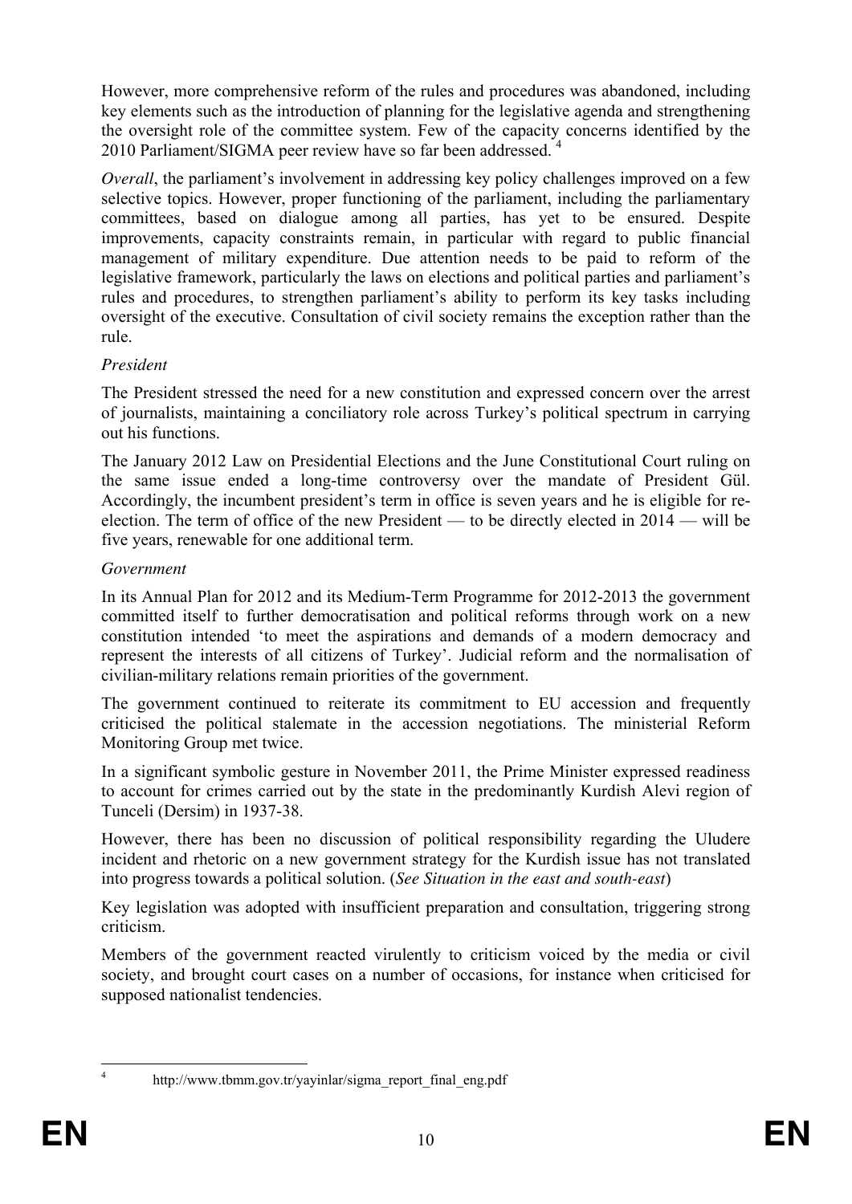However, more comprehensive reform of the rules and procedures was abandoned, including key elements such as the introduction of planning for the legislative agenda and strengthening the oversight role of the committee system. Few of the capacity concerns identified by the 2010 Parliament/SIGMA peer review have so far been addressed. [4]

*Overall*, the parliament's involvement in addressing key policy challenges improved on a few selective topics. However, proper functioning of the parliament, including the parliamentary committees, based on dialogue among all parties, has yet to be ensured. Despite improvements, capacity constraints remain, in particular with regard to public financial management of military expenditure. Due attention needs to be paid to reform of the legislative framework, particularly the laws on elections and political parties and parliament's rules and procedures, to strengthen parliament's ability to perform its key tasks including oversight of the executive. Consultation of civil society remains the exception rather than the rule.

*President*

The President stressed the need for a new constitution and expressed concern over the arrest of journalists, maintaining a conciliatory role across Turkey's political spectrum in carrying out his functions.

The January 2012 Law on Presidential Elections and the June Constitutional Court ruling on the same issue ended a long-time controversy over the mandate of President Gül. Accordingly, the incumbent president's term in office is seven years and he is eligible for re-election. The term of office of the new President — to be directly elected in 2014 — will be five years, renewable for one additional term.

*Government*

In its Annual Plan for 2012 and its Medium-Term Programme for 2012-2013 the government committed itself to further democratisation and political reforms through work on a new constitution intended 'to meet the aspirations and demands of a modern democracy and represent the interests of all citizens of Turkey'. Judicial reform and the normalisation of civilian-military relations remain priorities of the government.

The government continued to reiterate its commitment to EU accession and frequently criticised the political stalemate in the accession negotiations. The ministerial Reform Monitoring Group met twice.

In a significant symbolic gesture in November 2011, the Prime Minister expressed readiness to account for crimes carried out by the state in the predominantly Kurdish Alevi region of Tunceli (Dersim) in 1937-38.

However, there has been no discussion of political responsibility regarding the Uludere incident and rhetoric on a new government strategy for the Kurdish issue has not translated into progress towards a political solution. (*See Situation in the east and south-east*)

Key legislation was adopted with insufficient preparation and consultation, triggering strong criticism.

Members of the government reacted virulently to criticism voiced by the media or civil society, and brought court cases on a number of occasions, for instance when criticised for supposed nationalist tendencies.

---

[4] http://www.tbmm.gov.tr/yayinlar/sigma_report_final_eng.pdf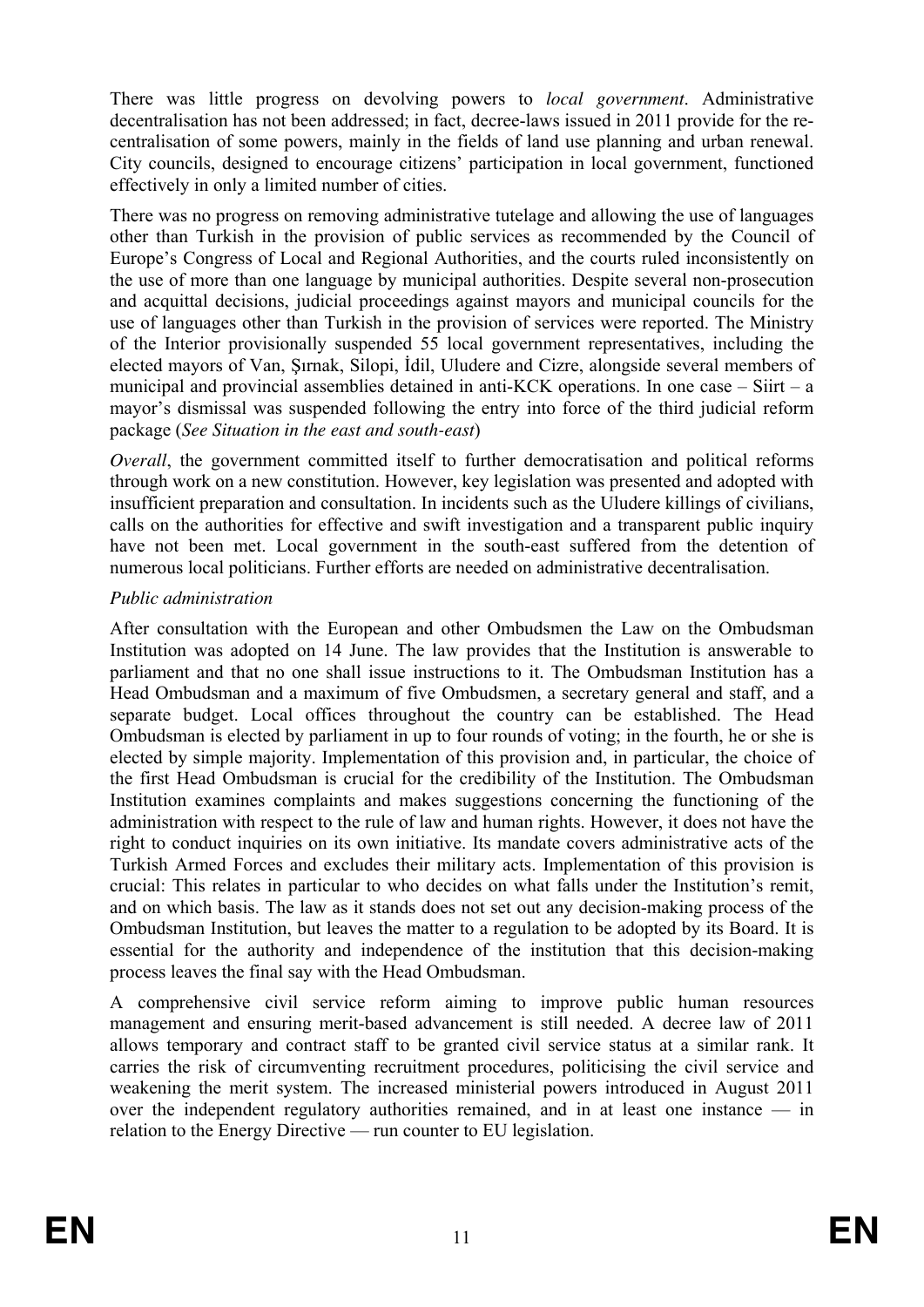There was little progress on devolving powers to *local government*. Administrative decentralisation has not been addressed; in fact, decree-laws issued in 2011 provide for the re-centralisation of some powers, mainly in the fields of land use planning and urban renewal. City councils, designed to encourage citizens' participation in local government, functioned effectively in only a limited number of cities.

There was no progress on removing administrative tutelage and allowing the use of languages other than Turkish in the provision of public services as recommended by the Council of Europe's Congress of Local and Regional Authorities, and the courts ruled inconsistently on the use of more than one language by municipal authorities. Despite several non-prosecution and acquittal decisions, judicial proceedings against mayors and municipal councils for the use of languages other than Turkish in the provision of services were reported. The Ministry of the Interior provisionally suspended 55 local government representatives, including the elected mayors of Van, Şırnak, Silopi, İdil, Uludere and Cizre, alongside several members of municipal and provincial assemblies detained in anti-KCK operations. In one case – Siirt – a mayor's dismissal was suspended following the entry into force of the third judicial reform package (*See Situation in the east and south-east*)

*Overall*, the government committed itself to further democratisation and political reforms through work on a new constitution. However, key legislation was presented and adopted with insufficient preparation and consultation. In incidents such as the Uludere killings of civilians, calls on the authorities for effective and swift investigation and a transparent public inquiry have not been met. Local government in the south-east suffered from the detention of numerous local politicians. Further efforts are needed on administrative decentralisation.

*Public administration*

After consultation with the European and other Ombudsmen the Law on the Ombudsman Institution was adopted on 14 June. The law provides that the Institution is answerable to parliament and that no one shall issue instructions to it. The Ombudsman Institution has a Head Ombudsman and a maximum of five Ombudsmen, a secretary general and staff, and a separate budget. Local offices throughout the country can be established. The Head Ombudsman is elected by parliament in up to four rounds of voting; in the fourth, he or she is elected by simple majority. Implementation of this provision and, in particular, the choice of the first Head Ombudsman is crucial for the credibility of the Institution. The Ombudsman Institution examines complaints and makes suggestions concerning the functioning of the administration with respect to the rule of law and human rights. However, it does not have the right to conduct inquiries on its own initiative. Its mandate covers administrative acts of the Turkish Armed Forces and excludes their military acts. Implementation of this provision is crucial: This relates in particular to who decides on what falls under the Institution's remit, and on which basis. The law as it stands does not set out any decision-making process of the Ombudsman Institution, but leaves the matter to a regulation to be adopted by its Board. It is essential for the authority and independence of the institution that this decision-making process leaves the final say with the Head Ombudsman.

A comprehensive civil service reform aiming to improve public human resources management and ensuring merit-based advancement is still needed. A decree law of 2011 allows temporary and contract staff to be granted civil service status at a similar rank. It carries the risk of circumventing recruitment procedures, politicising the civil service and weakening the merit system. The increased ministerial powers introduced in August 2011 over the independent regulatory authorities remained, and in at least one instance — in relation to the Energy Directive — run counter to EU legislation.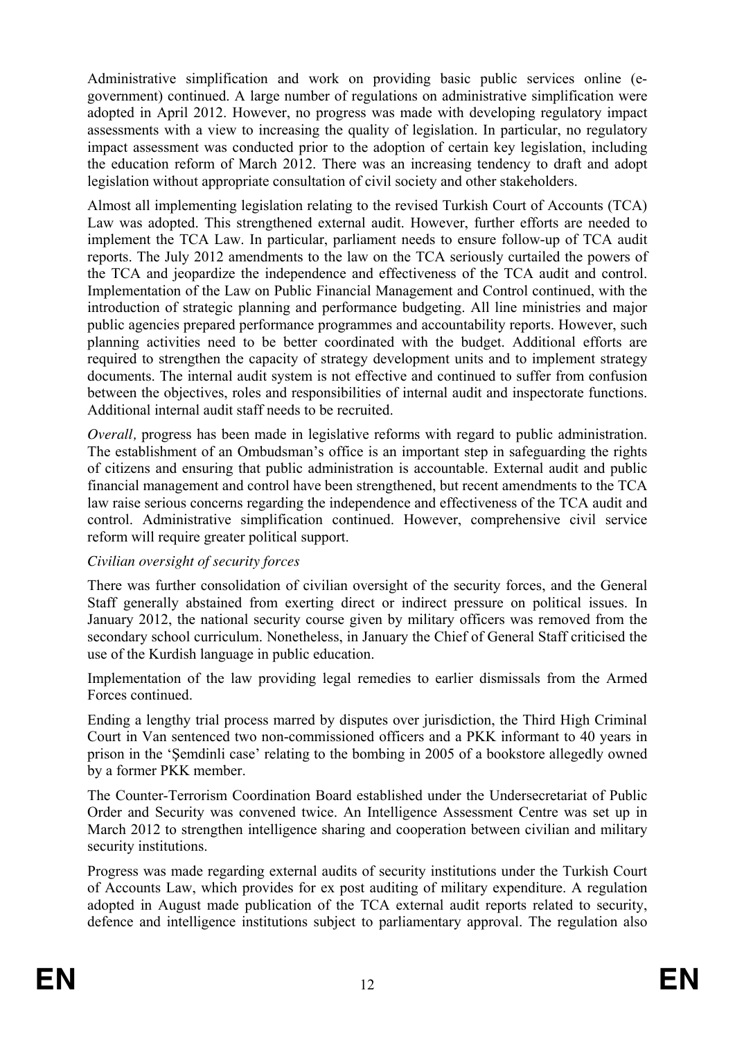Administrative simplification and work on providing basic public services online (e-government) continued. A large number of regulations on administrative simplification were adopted in April 2012. However, no progress was made with developing regulatory impact assessments with a view to increasing the quality of legislation. In particular, no regulatory impact assessment was conducted prior to the adoption of certain key legislation, including the education reform of March 2012. There was an increasing tendency to draft and adopt legislation without appropriate consultation of civil society and other stakeholders.

Almost all implementing legislation relating to the revised Turkish Court of Accounts (TCA) Law was adopted. This strengthened external audit. However, further efforts are needed to implement the TCA Law. In particular, parliament needs to ensure follow-up of TCA audit reports. The July 2012 amendments to the law on the TCA seriously curtailed the powers of the TCA and jeopardize the independence and effectiveness of the TCA audit and control. Implementation of the Law on Public Financial Management and Control continued, with the introduction of strategic planning and performance budgeting. All line ministries and major public agencies prepared performance programmes and accountability reports. However, such planning activities need to be better coordinated with the budget. Additional efforts are required to strengthen the capacity of strategy development units and to implement strategy documents. The internal audit system is not effective and continued to suffer from confusion between the objectives, roles and responsibilities of internal audit and inspectorate functions. Additional internal audit staff needs to be recruited.

*Overall*, progress has been made in legislative reforms with regard to public administration. The establishment of an Ombudsman's office is an important step in safeguarding the rights of citizens and ensuring that public administration is accountable. External audit and public financial management and control have been strengthened, but recent amendments to the TCA law raise serious concerns regarding the independence and effectiveness of the TCA audit and control. Administrative simplification continued. However, comprehensive civil service reform will require greater political support.

*Civilian oversight of security forces*

There was further consolidation of civilian oversight of the security forces, and the General Staff generally abstained from exerting direct or indirect pressure on political issues. In January 2012, the national security course given by military officers was removed from the secondary school curriculum. Nonetheless, in January the Chief of General Staff criticised the use of the Kurdish language in public education.

Implementation of the law providing legal remedies to earlier dismissals from the Armed Forces continued.

Ending a lengthy trial process marred by disputes over jurisdiction, the Third High Criminal Court in Van sentenced two non-commissioned officers and a PKK informant to 40 years in prison in the 'Şemdinli case' relating to the bombing in 2005 of a bookstore allegedly owned by a former PKK member.

The Counter-Terrorism Coordination Board established under the Undersecretariat of Public Order and Security was convened twice. An Intelligence Assessment Centre was set up in March 2012 to strengthen intelligence sharing and cooperation between civilian and military security institutions.

Progress was made regarding external audits of security institutions under the Turkish Court of Accounts Law, which provides for ex post auditing of military expenditure. A regulation adopted in August made publication of the TCA external audit reports related to security, defence and intelligence institutions subject to parliamentary approval. The regulation also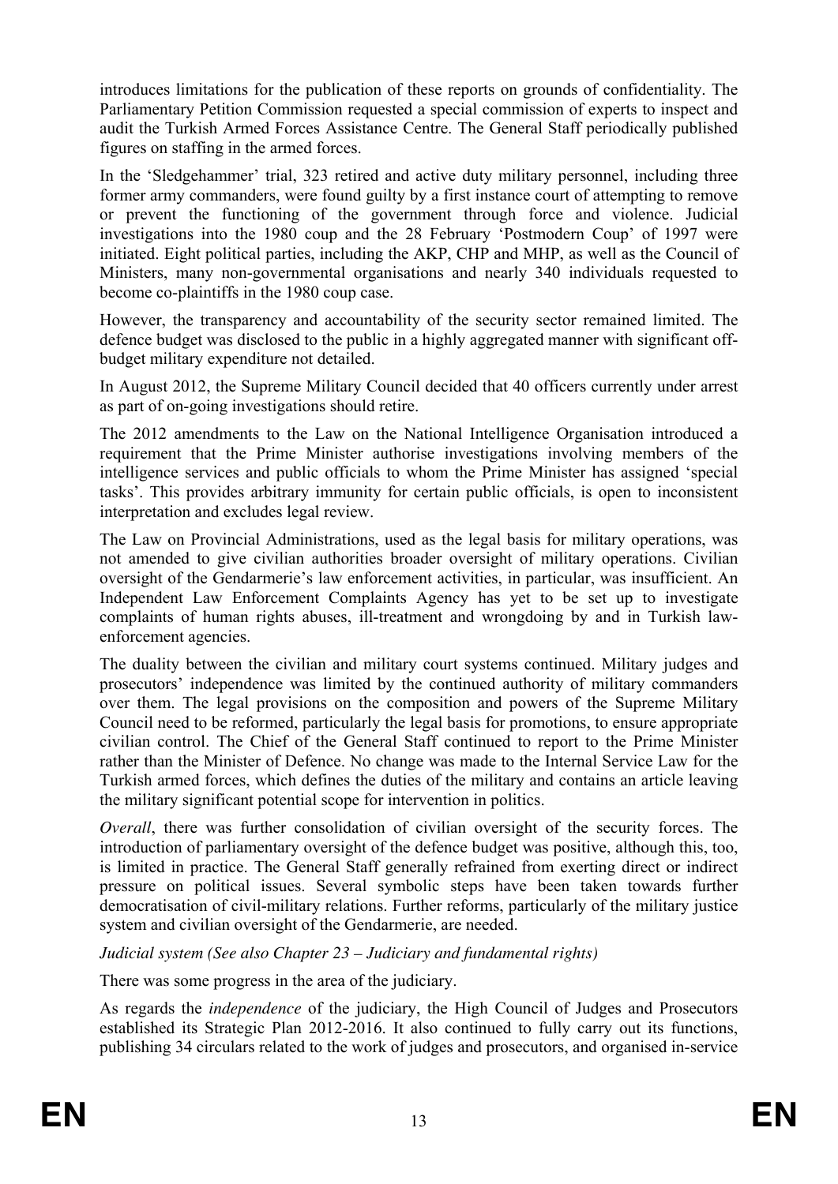introduces limitations for the publication of these reports on grounds of confidentiality. The Parliamentary Petition Commission requested a special commission of experts to inspect and audit the Turkish Armed Forces Assistance Centre. The General Staff periodically published figures on staffing in the armed forces.

In the 'Sledgehammer' trial, 323 retired and active duty military personnel, including three former army commanders, were found guilty by a first instance court of attempting to remove or prevent the functioning of the government through force and violence. Judicial investigations into the 1980 coup and the 28 February 'Postmodern Coup' of 1997 were initiated. Eight political parties, including the AKP, CHP and MHP, as well as the Council of Ministers, many non-governmental organisations and nearly 340 individuals requested to become co-plaintiffs in the 1980 coup case.

However, the transparency and accountability of the security sector remained limited. The defence budget was disclosed to the public in a highly aggregated manner with significant off-budget military expenditure not detailed.

In August 2012, the Supreme Military Council decided that 40 officers currently under arrest as part of on-going investigations should retire.

The 2012 amendments to the Law on the National Intelligence Organisation introduced a requirement that the Prime Minister authorise investigations involving members of the intelligence services and public officials to whom the Prime Minister has assigned 'special tasks'. This provides arbitrary immunity for certain public officials, is open to inconsistent interpretation and excludes legal review.

The Law on Provincial Administrations, used as the legal basis for military operations, was not amended to give civilian authorities broader oversight of military operations. Civilian oversight of the Gendarmerie's law enforcement activities, in particular, was insufficient. An Independent Law Enforcement Complaints Agency has yet to be set up to investigate complaints of human rights abuses, ill-treatment and wrongdoing by and in Turkish law-enforcement agencies.

The duality between the civilian and military court systems continued. Military judges and prosecutors' independence was limited by the continued authority of military commanders over them. The legal provisions on the composition and powers of the Supreme Military Council need to be reformed, particularly the legal basis for promotions, to ensure appropriate civilian control. The Chief of the General Staff continued to report to the Prime Minister rather than the Minister of Defence. No change was made to the Internal Service Law for the Turkish armed forces, which defines the duties of the military and contains an article leaving the military significant potential scope for intervention in politics.

*Overall*, there was further consolidation of civilian oversight of the security forces. The introduction of parliamentary oversight of the defence budget was positive, although this, too, is limited in practice. The General Staff generally refrained from exerting direct or indirect pressure on political issues. Several symbolic steps have been taken towards further democratisation of civil-military relations. Further reforms, particularly of the military justice system and civilian oversight of the Gendarmerie, are needed.

*Judicial system (See also Chapter 23 – Judiciary and fundamental rights)*

There was some progress in the area of the judiciary.

As regards the *independence* of the judiciary, the High Council of Judges and Prosecutors established its Strategic Plan 2012-2016. It also continued to fully carry out its functions, publishing 34 circulars related to the work of judges and prosecutors, and organised in-service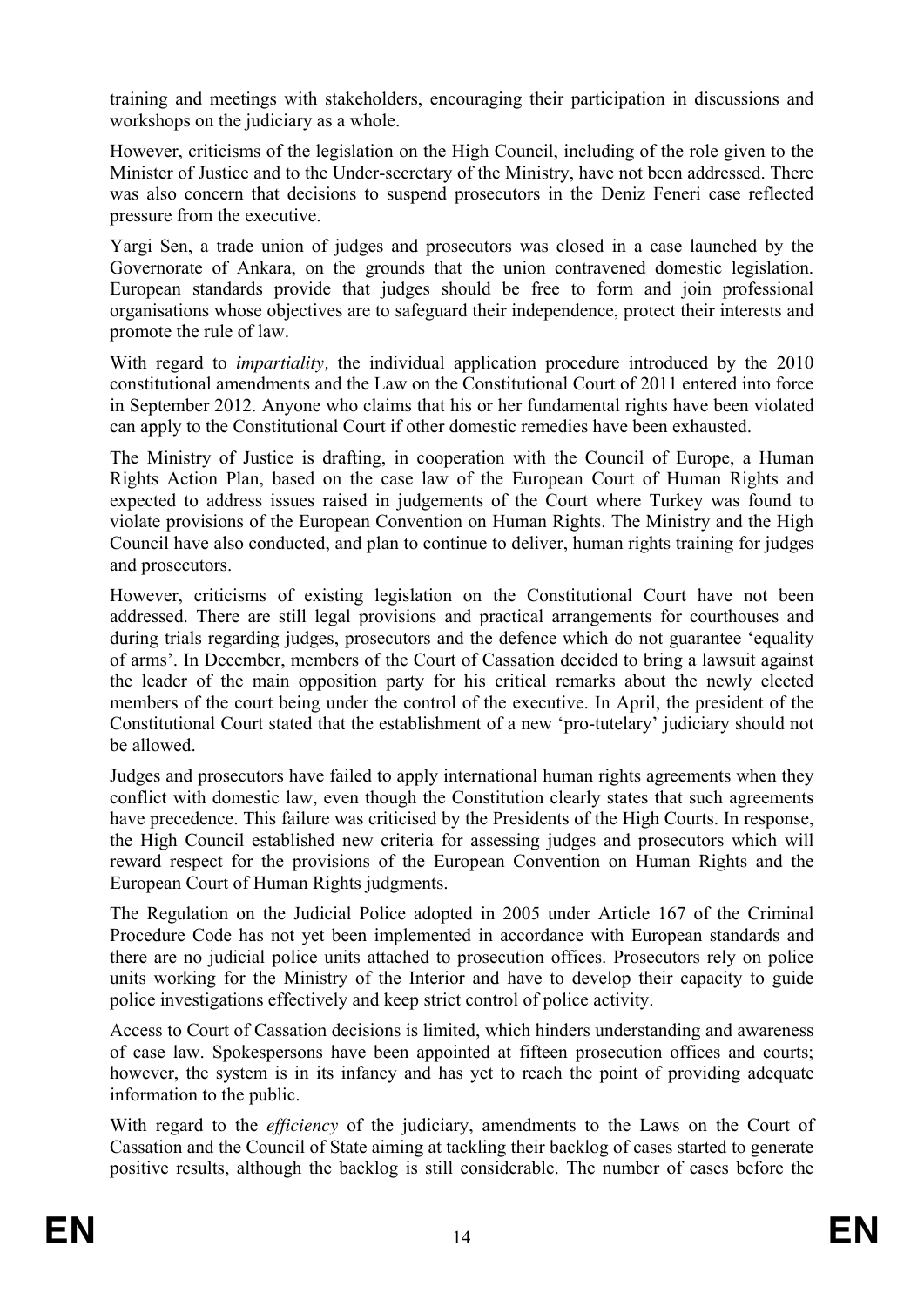training and meetings with stakeholders, encouraging their participation in discussions and workshops on the judiciary as a whole.

However, criticisms of the legislation on the High Council, including of the role given to the Minister of Justice and to the Under-secretary of the Ministry, have not been addressed. There was also concern that decisions to suspend prosecutors in the Deniz Feneri case reflected pressure from the executive.

Yargi Sen, a trade union of judges and prosecutors was closed in a case launched by the Governorate of Ankara, on the grounds that the union contravened domestic legislation. European standards provide that judges should be free to form and join professional organisations whose objectives are to safeguard their independence, protect their interests and promote the rule of law.

With regard to *impartiality,* the individual application procedure introduced by the 2010 constitutional amendments and the Law on the Constitutional Court of 2011 entered into force in September 2012. Anyone who claims that his or her fundamental rights have been violated can apply to the Constitutional Court if other domestic remedies have been exhausted.

The Ministry of Justice is drafting, in cooperation with the Council of Europe, a Human Rights Action Plan, based on the case law of the European Court of Human Rights and expected to address issues raised in judgements of the Court where Turkey was found to violate provisions of the European Convention on Human Rights. The Ministry and the High Council have also conducted, and plan to continue to deliver, human rights training for judges and prosecutors.

However, criticisms of existing legislation on the Constitutional Court have not been addressed. There are still legal provisions and practical arrangements for courthouses and during trials regarding judges, prosecutors and the defence which do not guarantee 'equality of arms'. In December, members of the Court of Cassation decided to bring a lawsuit against the leader of the main opposition party for his critical remarks about the newly elected members of the court being under the control of the executive. In April, the president of the Constitutional Court stated that the establishment of a new 'pro-tutelary' judiciary should not be allowed.

Judges and prosecutors have failed to apply international human rights agreements when they conflict with domestic law, even though the Constitution clearly states that such agreements have precedence. This failure was criticised by the Presidents of the High Courts. In response, the High Council established new criteria for assessing judges and prosecutors which will reward respect for the provisions of the European Convention on Human Rights and the European Court of Human Rights judgments.

The Regulation on the Judicial Police adopted in 2005 under Article 167 of the Criminal Procedure Code has not yet been implemented in accordance with European standards and there are no judicial police units attached to prosecution offices. Prosecutors rely on police units working for the Ministry of the Interior and have to develop their capacity to guide police investigations effectively and keep strict control of police activity.

Access to Court of Cassation decisions is limited, which hinders understanding and awareness of case law. Spokespersons have been appointed at fifteen prosecution offices and courts; however, the system is in its infancy and has yet to reach the point of providing adequate information to the public.

With regard to the *efficiency* of the judiciary, amendments to the Laws on the Court of Cassation and the Council of State aiming at tackling their backlog of cases started to generate positive results, although the backlog is still considerable. The number of cases before the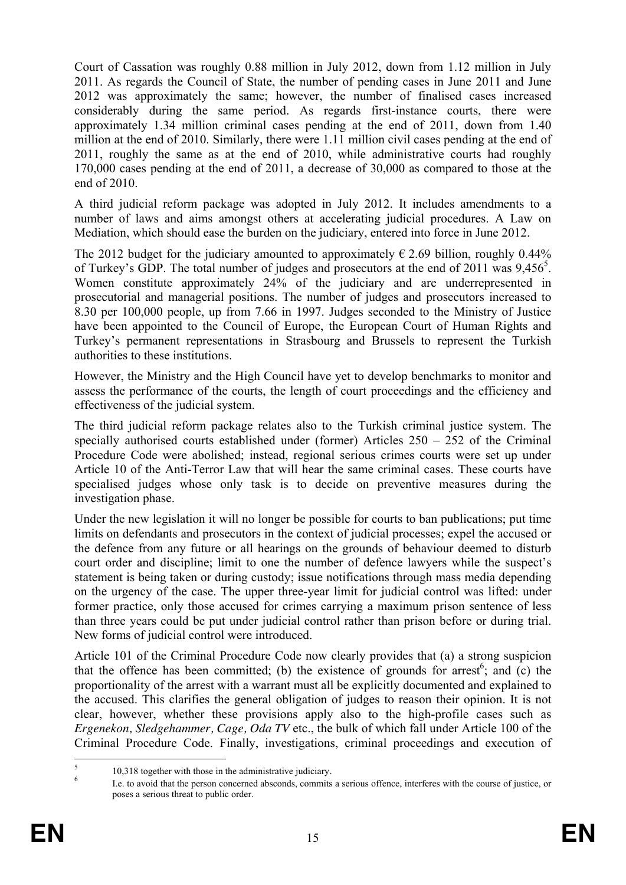Court of Cassation was roughly 0.88 million in July 2012, down from 1.12 million in July 2011. As regards the Council of State, the number of pending cases in June 2011 and June 2012 was approximately the same; however, the number of finalised cases increased considerably during the same period. As regards first-instance courts, there were approximately 1.34 million criminal cases pending at the end of 2011, down from 1.40 million at the end of 2010. Similarly, there were 1.11 million civil cases pending at the end of 2011, roughly the same as at the end of 2010, while administrative courts had roughly 170,000 cases pending at the end of 2011, a decrease of 30,000 as compared to those at the end of 2010.

A third judicial reform package was adopted in July 2012. It includes amendments to a number of laws and aims amongst others at accelerating judicial procedures. A Law on Mediation, which should ease the burden on the judiciary, entered into force in June 2012.

The 2012 budget for the judiciary amounted to approximately € 2.69 billion, roughly 0.44% of Turkey's GDP. The total number of judges and prosecutors at the end of 2011 was 9,456[5]. Women constitute approximately 24% of the judiciary and are underrepresented in prosecutorial and managerial positions. The number of judges and prosecutors increased to 8.30 per 100,000 people, up from 7.66 in 1997. Judges seconded to the Ministry of Justice have been appointed to the Council of Europe, the European Court of Human Rights and Turkey's permanent representations in Strasbourg and Brussels to represent the Turkish authorities to these institutions.

However, the Ministry and the High Council have yet to develop benchmarks to monitor and assess the performance of the courts, the length of court proceedings and the efficiency and effectiveness of the judicial system.

The third judicial reform package relates also to the Turkish criminal justice system. The specially authorised courts established under (former) Articles 250 – 252 of the Criminal Procedure Code were abolished; instead, regional serious crimes courts were set up under Article 10 of the Anti-Terror Law that will hear the same criminal cases. These courts have specialised judges whose only task is to decide on preventive measures during the investigation phase.

Under the new legislation it will no longer be possible for courts to ban publications; put time limits on defendants and prosecutors in the context of judicial processes; expel the accused or the defence from any future or all hearings on the grounds of behaviour deemed to disturb court order and discipline; limit to one the number of defence lawyers while the suspect's statement is being taken or during custody; issue notifications through mass media depending on the urgency of the case. The upper three-year limit for judicial control was lifted: under former practice, only those accused for crimes carrying a maximum prison sentence of less than three years could be put under judicial control rather than prison before or during trial. New forms of judicial control were introduced.

Article 101 of the Criminal Procedure Code now clearly provides that (a) a strong suspicion that the offence has been committed; (b) the existence of grounds for arrest[6]; and (c) the proportionality of the arrest with a warrant must all be explicitly documented and explained to the accused. This clarifies the general obligation of judges to reason their opinion. It is not clear, however, whether these provisions apply also to the high-profile cases such as *Ergenekon, Sledgehammer, Cage, Oda TV* etc., the bulk of which fall under Article 100 of the Criminal Procedure Code. Finally, investigations, criminal proceedings and execution of

---

[5] 10,318 together with those in the administrative judiciary.

[6] I.e. to avoid that the person concerned absconds, commits a serious offence, interferes with the course of justice, or poses a serious threat to public order.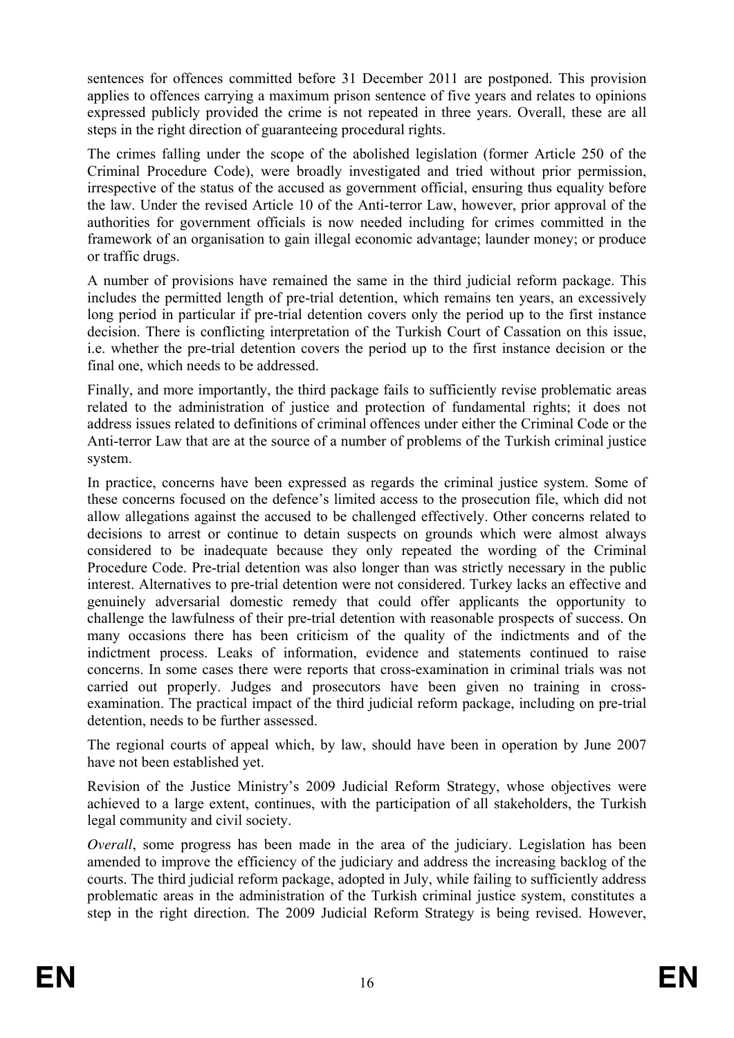sentences for offences committed before 31 December 2011 are postponed. This provision applies to offences carrying a maximum prison sentence of five years and relates to opinions expressed publicly provided the crime is not repeated in three years. Overall, these are all steps in the right direction of guaranteeing procedural rights.

The crimes falling under the scope of the abolished legislation (former Article 250 of the Criminal Procedure Code), were broadly investigated and tried without prior permission, irrespective of the status of the accused as government official, ensuring thus equality before the law. Under the revised Article 10 of the Anti-terror Law, however, prior approval of the authorities for government officials is now needed including for crimes committed in the framework of an organisation to gain illegal economic advantage; launder money; or produce or traffic drugs.

A number of provisions have remained the same in the third judicial reform package. This includes the permitted length of pre-trial detention, which remains ten years, an excessively long period in particular if pre-trial detention covers only the period up to the first instance decision. There is conflicting interpretation of the Turkish Court of Cassation on this issue, i.e. whether the pre-trial detention covers the period up to the first instance decision or the final one, which needs to be addressed.

Finally, and more importantly, the third package fails to sufficiently revise problematic areas related to the administration of justice and protection of fundamental rights; it does not address issues related to definitions of criminal offences under either the Criminal Code or the Anti-terror Law that are at the source of a number of problems of the Turkish criminal justice system.

In practice, concerns have been expressed as regards the criminal justice system. Some of these concerns focused on the defence's limited access to the prosecution file, which did not allow allegations against the accused to be challenged effectively. Other concerns related to decisions to arrest or continue to detain suspects on grounds which were almost always considered to be inadequate because they only repeated the wording of the Criminal Procedure Code. Pre-trial detention was also longer than was strictly necessary in the public interest. Alternatives to pre-trial detention were not considered. Turkey lacks an effective and genuinely adversarial domestic remedy that could offer applicants the opportunity to challenge the lawfulness of their pre-trial detention with reasonable prospects of success. On many occasions there has been criticism of the quality of the indictments and of the indictment process. Leaks of information, evidence and statements continued to raise concerns. In some cases there were reports that cross-examination in criminal trials was not carried out properly. Judges and prosecutors have been given no training in cross-examination. The practical impact of the third judicial reform package, including on pre-trial detention, needs to be further assessed.

The regional courts of appeal which, by law, should have been in operation by June 2007 have not been established yet.

Revision of the Justice Ministry's 2009 Judicial Reform Strategy, whose objectives were achieved to a large extent, continues, with the participation of all stakeholders, the Turkish legal community and civil society.

*Overall*, some progress has been made in the area of the judiciary. Legislation has been amended to improve the efficiency of the judiciary and address the increasing backlog of the courts. The third judicial reform package, adopted in July, while failing to sufficiently address problematic areas in the administration of the Turkish criminal justice system, constitutes a step in the right direction. The 2009 Judicial Reform Strategy is being revised. However,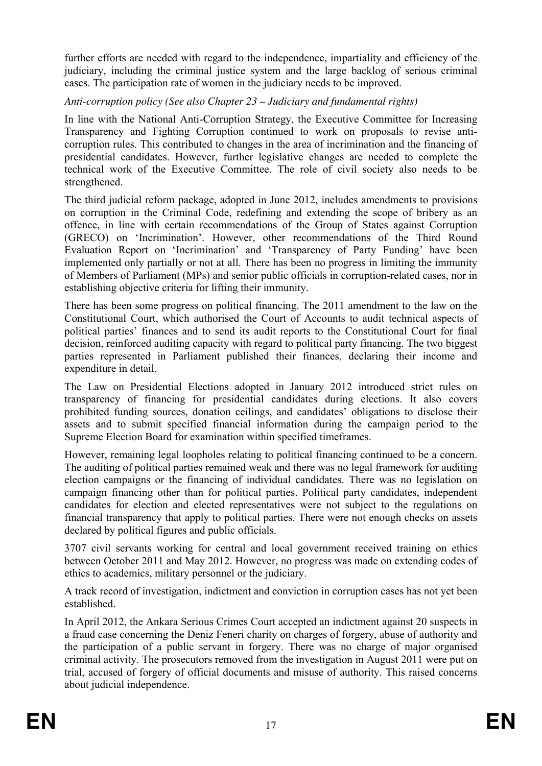further efforts are needed with regard to the independence, impartiality and efficiency of the judiciary, including the criminal justice system and the large backlog of serious criminal cases. The participation rate of women in the judiciary needs to be improved.

*Anti-corruption policy (See also Chapter 23 – Judiciary and fundamental rights)*

In line with the National Anti-Corruption Strategy, the Executive Committee for Increasing Transparency and Fighting Corruption continued to work on proposals to revise anti-corruption rules. This contributed to changes in the area of incrimination and the financing of presidential candidates. However, further legislative changes are needed to complete the technical work of the Executive Committee. The role of civil society also needs to be strengthened.

The third judicial reform package, adopted in June 2012, includes amendments to provisions on corruption in the Criminal Code, redefining and extending the scope of bribery as an offence, in line with certain recommendations of the Group of States against Corruption (GRECO) on 'Incrimination'. However, other recommendations of the Third Round Evaluation Report on 'Incrimination' and 'Transparency of Party Funding' have been implemented only partially or not at all. There has been no progress in limiting the immunity of Members of Parliament (MPs) and senior public officials in corruption-related cases, nor in establishing objective criteria for lifting their immunity.

There has been some progress on political financing. The 2011 amendment to the law on the Constitutional Court, which authorised the Court of Accounts to audit technical aspects of political parties' finances and to send its audit reports to the Constitutional Court for final decision, reinforced auditing capacity with regard to political party financing. The two biggest parties represented in Parliament published their finances, declaring their income and expenditure in detail.

The Law on Presidential Elections adopted in January 2012 introduced strict rules on transparency of financing for presidential candidates during elections. It also covers prohibited funding sources, donation ceilings, and candidates' obligations to disclose their assets and to submit specified financial information during the campaign period to the Supreme Election Board for examination within specified timeframes.

However, remaining legal loopholes relating to political financing continued to be a concern. The auditing of political parties remained weak and there was no legal framework for auditing election campaigns or the financing of individual candidates. There was no legislation on campaign financing other than for political parties. Political party candidates, independent candidates for election and elected representatives were not subject to the regulations on financial transparency that apply to political parties. There were not enough checks on assets declared by political figures and public officials.

3707 civil servants working for central and local government received training on ethics between October 2011 and May 2012. However, no progress was made on extending codes of ethics to academics, military personnel or the judiciary.

A track record of investigation, indictment and conviction in corruption cases has not yet been established.

In April 2012, the Ankara Serious Crimes Court accepted an indictment against 20 suspects in a fraud case concerning the Deniz Feneri charity on charges of forgery, abuse of authority and the participation of a public servant in forgery. There was no charge of major organised criminal activity. The prosecutors removed from the investigation in August 2011 were put on trial, accused of forgery of official documents and misuse of authority. This raised concerns about judicial independence.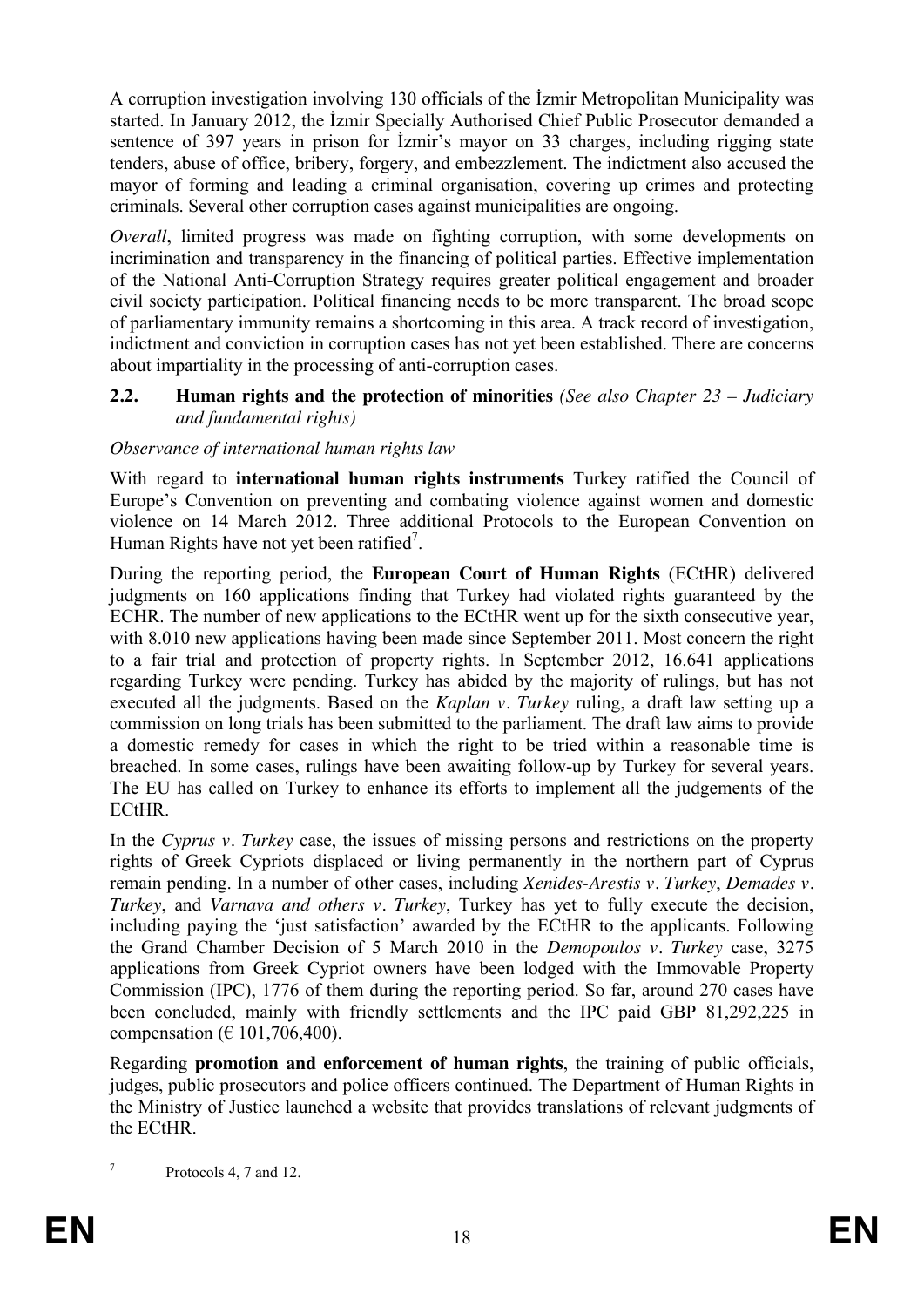A corruption investigation involving 130 officials of the İzmir Metropolitan Municipality was started. In January 2012, the İzmir Specially Authorised Chief Public Prosecutor demanded a sentence of 397 years in prison for İzmir's mayor on 33 charges, including rigging state tenders, abuse of office, bribery, forgery, and embezzlement. The indictment also accused the mayor of forming and leading a criminal organisation, covering up crimes and protecting criminals. Several other corruption cases against municipalities are ongoing.

*Overall*, limited progress was made on fighting corruption, with some developments on incrimination and transparency in the financing of political parties. Effective implementation of the National Anti-Corruption Strategy requires greater political engagement and broader civil society participation. Political financing needs to be more transparent. The broad scope of parliamentary immunity remains a shortcoming in this area. A track record of investigation, indictment and conviction in corruption cases has not yet been established. There are concerns about impartiality in the processing of anti-corruption cases.

## 2.2. Human rights and the protection of minorities *(See also Chapter 23 – Judiciary and fundamental rights)*

*Observance of international human rights law*

With regard to **international human rights instruments** Turkey ratified the Council of Europe's Convention on preventing and combating violence against women and domestic violence on 14 March 2012. Three additional Protocols to the European Convention on Human Rights have not yet been ratified[7].

During the reporting period, the **European Court of Human Rights** (ECtHR) delivered judgments on 160 applications finding that Turkey had violated rights guaranteed by the ECHR. The number of new applications to the ECtHR went up for the sixth consecutive year, with 8.010 new applications having been made since September 2011. Most concern the right to a fair trial and protection of property rights. In September 2012, 16.641 applications regarding Turkey were pending. Turkey has abided by the majority of rulings, but has not executed all the judgments. Based on the *Kaplan v. Turkey* ruling, a draft law setting up a commission on long trials has been submitted to the parliament. The draft law aims to provide a domestic remedy for cases in which the right to be tried within a reasonable time is breached. In some cases, rulings have been awaiting follow-up by Turkey for several years. The EU has called on Turkey to enhance its efforts to implement all the judgements of the ECtHR.

In the *Cyprus v. Turkey* case, the issues of missing persons and restrictions on the property rights of Greek Cypriots displaced or living permanently in the northern part of Cyprus remain pending. In a number of other cases, including *Xenides-Arestis v. Turkey*, *Demades v. Turkey*, and *Varnava and others v. Turkey*, Turkey has yet to fully execute the decision, including paying the 'just satisfaction' awarded by the ECtHR to the applicants. Following the Grand Chamber Decision of 5 March 2010 in the *Demopoulos v. Turkey* case, 3275 applications from Greek Cypriot owners have been lodged with the Immovable Property Commission (IPC), 1776 of them during the reporting period. So far, around 270 cases have been concluded, mainly with friendly settlements and the IPC paid GBP 81,292,225 in compensation (€ 101,706,400).

Regarding **promotion and enforcement of human rights**, the training of public officials, judges, public prosecutors and police officers continued. The Department of Human Rights in the Ministry of Justice launched a website that provides translations of relevant judgments of the ECtHR.

[7] Protocols 4, 7 and 12.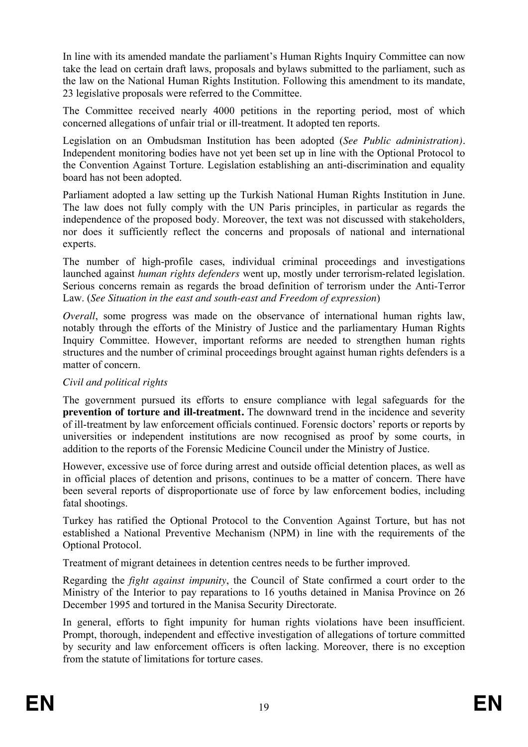In line with its amended mandate the parliament's Human Rights Inquiry Committee can now take the lead on certain draft laws, proposals and bylaws submitted to the parliament, such as the law on the National Human Rights Institution. Following this amendment to its mandate, 23 legislative proposals were referred to the Committee.

The Committee received nearly 4000 petitions in the reporting period, most of which concerned allegations of unfair trial or ill-treatment. It adopted ten reports.

Legislation on an Ombudsman Institution has been adopted (*See Public administration)*. Independent monitoring bodies have not yet been set up in line with the Optional Protocol to the Convention Against Torture. Legislation establishing an anti-discrimination and equality board has not been adopted.

Parliament adopted a law setting up the Turkish National Human Rights Institution in June. The law does not fully comply with the UN Paris principles, in particular as regards the independence of the proposed body. Moreover, the text was not discussed with stakeholders, nor does it sufficiently reflect the concerns and proposals of national and international experts.

The number of high-profile cases, individual criminal proceedings and investigations launched against *human rights defenders* went up, mostly under terrorism-related legislation. Serious concerns remain as regards the broad definition of terrorism under the Anti-Terror Law. (*See Situation in the east and south-east and Freedom of expression*)

*Overall*, some progress was made on the observance of international human rights law, notably through the efforts of the Ministry of Justice and the parliamentary Human Rights Inquiry Committee. However, important reforms are needed to strengthen human rights structures and the number of criminal proceedings brought against human rights defenders is a matter of concern.

*Civil and political rights*

The government pursued its efforts to ensure compliance with legal safeguards for the **prevention of torture and ill-treatment.** The downward trend in the incidence and severity of ill-treatment by law enforcement officials continued. Forensic doctors' reports or reports by universities or independent institutions are now recognised as proof by some courts, in addition to the reports of the Forensic Medicine Council under the Ministry of Justice.

However, excessive use of force during arrest and outside official detention places, as well as in official places of detention and prisons, continues to be a matter of concern. There have been several reports of disproportionate use of force by law enforcement bodies, including fatal shootings.

Turkey has ratified the Optional Protocol to the Convention Against Torture, but has not established a National Preventive Mechanism (NPM) in line with the requirements of the Optional Protocol.

Treatment of migrant detainees in detention centres needs to be further improved.

Regarding the *fight against impunity*, the Council of State confirmed a court order to the Ministry of the Interior to pay reparations to 16 youths detained in Manisa Province on 26 December 1995 and tortured in the Manisa Security Directorate.

In general, efforts to fight impunity for human rights violations have been insufficient. Prompt, thorough, independent and effective investigation of allegations of torture committed by security and law enforcement officers is often lacking. Moreover, there is no exception from the statute of limitations for torture cases.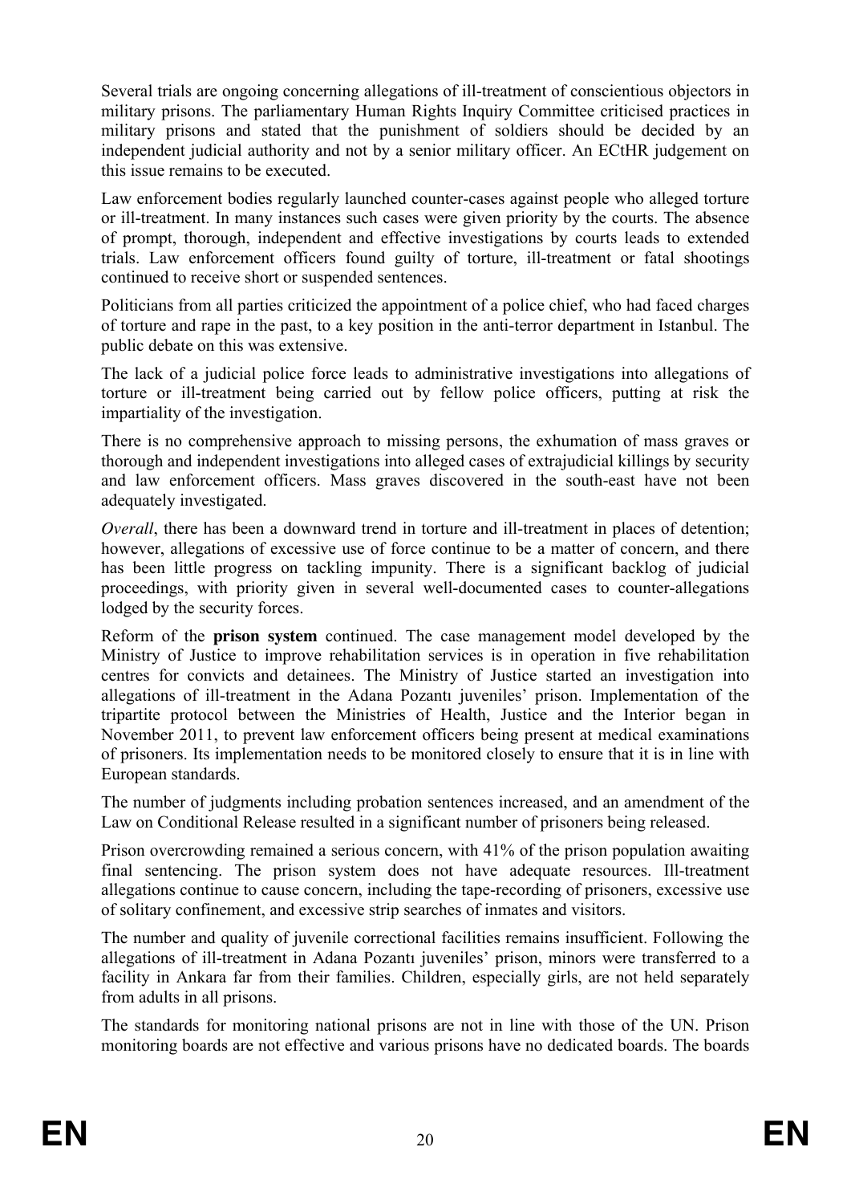Several trials are ongoing concerning allegations of ill-treatment of conscientious objectors in military prisons. The parliamentary Human Rights Inquiry Committee criticised practices in military prisons and stated that the punishment of soldiers should be decided by an independent judicial authority and not by a senior military officer. An ECtHR judgement on this issue remains to be executed.

Law enforcement bodies regularly launched counter-cases against people who alleged torture or ill-treatment. In many instances such cases were given priority by the courts. The absence of prompt, thorough, independent and effective investigations by courts leads to extended trials. Law enforcement officers found guilty of torture, ill-treatment or fatal shootings continued to receive short or suspended sentences.

Politicians from all parties criticized the appointment of a police chief, who had faced charges of torture and rape in the past, to a key position in the anti-terror department in Istanbul. The public debate on this was extensive.

The lack of a judicial police force leads to administrative investigations into allegations of torture or ill-treatment being carried out by fellow police officers, putting at risk the impartiality of the investigation.

There is no comprehensive approach to missing persons, the exhumation of mass graves or thorough and independent investigations into alleged cases of extrajudicial killings by security and law enforcement officers. Mass graves discovered in the south-east have not been adequately investigated.

*Overall*, there has been a downward trend in torture and ill-treatment in places of detention; however, allegations of excessive use of force continue to be a matter of concern, and there has been little progress on tackling impunity. There is a significant backlog of judicial proceedings, with priority given in several well-documented cases to counter-allegations lodged by the security forces.

Reform of the **prison system** continued. The case management model developed by the Ministry of Justice to improve rehabilitation services is in operation in five rehabilitation centres for convicts and detainees. The Ministry of Justice started an investigation into allegations of ill-treatment in the Adana Pozantı juveniles' prison. Implementation of the tripartite protocol between the Ministries of Health, Justice and the Interior began in November 2011, to prevent law enforcement officers being present at medical examinations of prisoners. Its implementation needs to be monitored closely to ensure that it is in line with European standards.

The number of judgments including probation sentences increased, and an amendment of the Law on Conditional Release resulted in a significant number of prisoners being released.

Prison overcrowding remained a serious concern, with 41% of the prison population awaiting final sentencing. The prison system does not have adequate resources. Ill-treatment allegations continue to cause concern, including the tape-recording of prisoners, excessive use of solitary confinement, and excessive strip searches of inmates and visitors.

The number and quality of juvenile correctional facilities remains insufficient. Following the allegations of ill-treatment in Adana Pozantı juveniles' prison, minors were transferred to a facility in Ankara far from their families. Children, especially girls, are not held separately from adults in all prisons.

The standards for monitoring national prisons are not in line with those of the UN. Prison monitoring boards are not effective and various prisons have no dedicated boards. The boards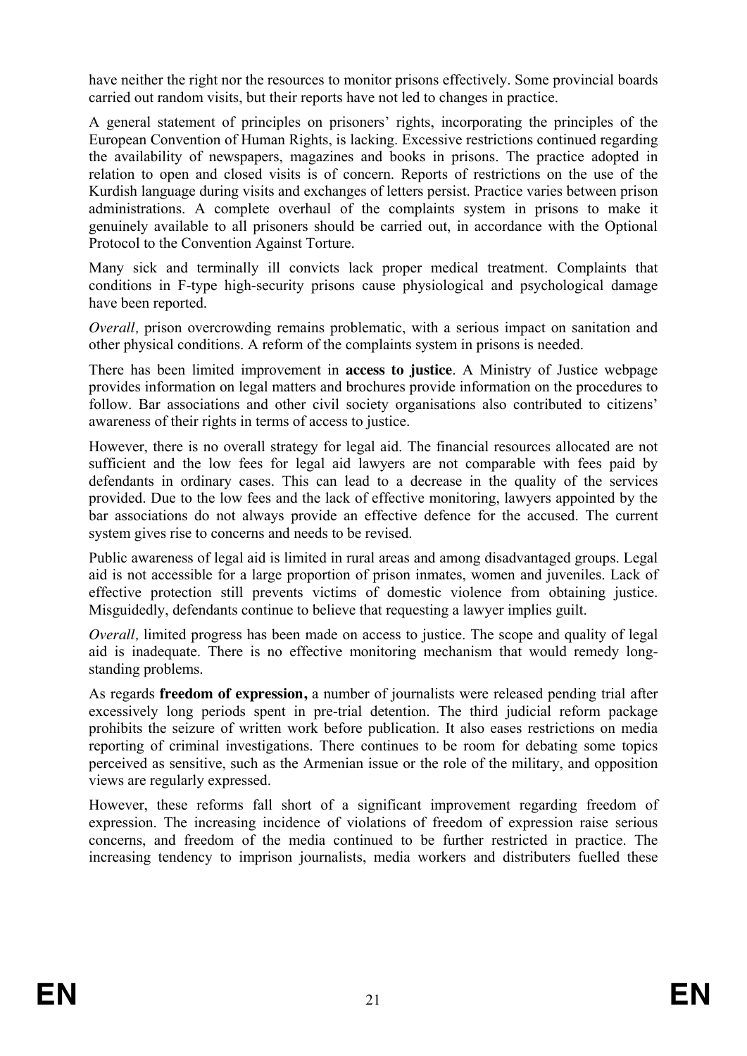have neither the right nor the resources to monitor prisons effectively. Some provincial boards carried out random visits, but their reports have not led to changes in practice.

A general statement of principles on prisoners' rights, incorporating the principles of the European Convention of Human Rights, is lacking. Excessive restrictions continued regarding the availability of newspapers, magazines and books in prisons. The practice adopted in relation to open and closed visits is of concern. Reports of restrictions on the use of the Kurdish language during visits and exchanges of letters persist. Practice varies between prison administrations. A complete overhaul of the complaints system in prisons to make it genuinely available to all prisoners should be carried out, in accordance with the Optional Protocol to the Convention Against Torture.

Many sick and terminally ill convicts lack proper medical treatment. Complaints that conditions in F-type high-security prisons cause physiological and psychological damage have been reported.

*Overall,* prison overcrowding remains problematic, with a serious impact on sanitation and other physical conditions. A reform of the complaints system in prisons is needed.

There has been limited improvement in **access to justice**. A Ministry of Justice webpage provides information on legal matters and brochures provide information on the procedures to follow. Bar associations and other civil society organisations also contributed to citizens' awareness of their rights in terms of access to justice.

However, there is no overall strategy for legal aid. The financial resources allocated are not sufficient and the low fees for legal aid lawyers are not comparable with fees paid by defendants in ordinary cases. This can lead to a decrease in the quality of the services provided. Due to the low fees and the lack of effective monitoring, lawyers appointed by the bar associations do not always provide an effective defence for the accused. The current system gives rise to concerns and needs to be revised.

Public awareness of legal aid is limited in rural areas and among disadvantaged groups. Legal aid is not accessible for a large proportion of prison inmates, women and juveniles. Lack of effective protection still prevents victims of domestic violence from obtaining justice. Misguidedly, defendants continue to believe that requesting a lawyer implies guilt.

*Overall,* limited progress has been made on access to justice. The scope and quality of legal aid is inadequate. There is no effective monitoring mechanism that would remedy long-standing problems.

As regards **freedom of expression,** a number of journalists were released pending trial after excessively long periods spent in pre-trial detention. The third judicial reform package prohibits the seizure of written work before publication. It also eases restrictions on media reporting of criminal investigations. There continues to be room for debating some topics perceived as sensitive, such as the Armenian issue or the role of the military, and opposition views are regularly expressed.

However, these reforms fall short of a significant improvement regarding freedom of expression. The increasing incidence of violations of freedom of expression raise serious concerns, and freedom of the media continued to be further restricted in practice. The increasing tendency to imprison journalists, media workers and distributers fuelled these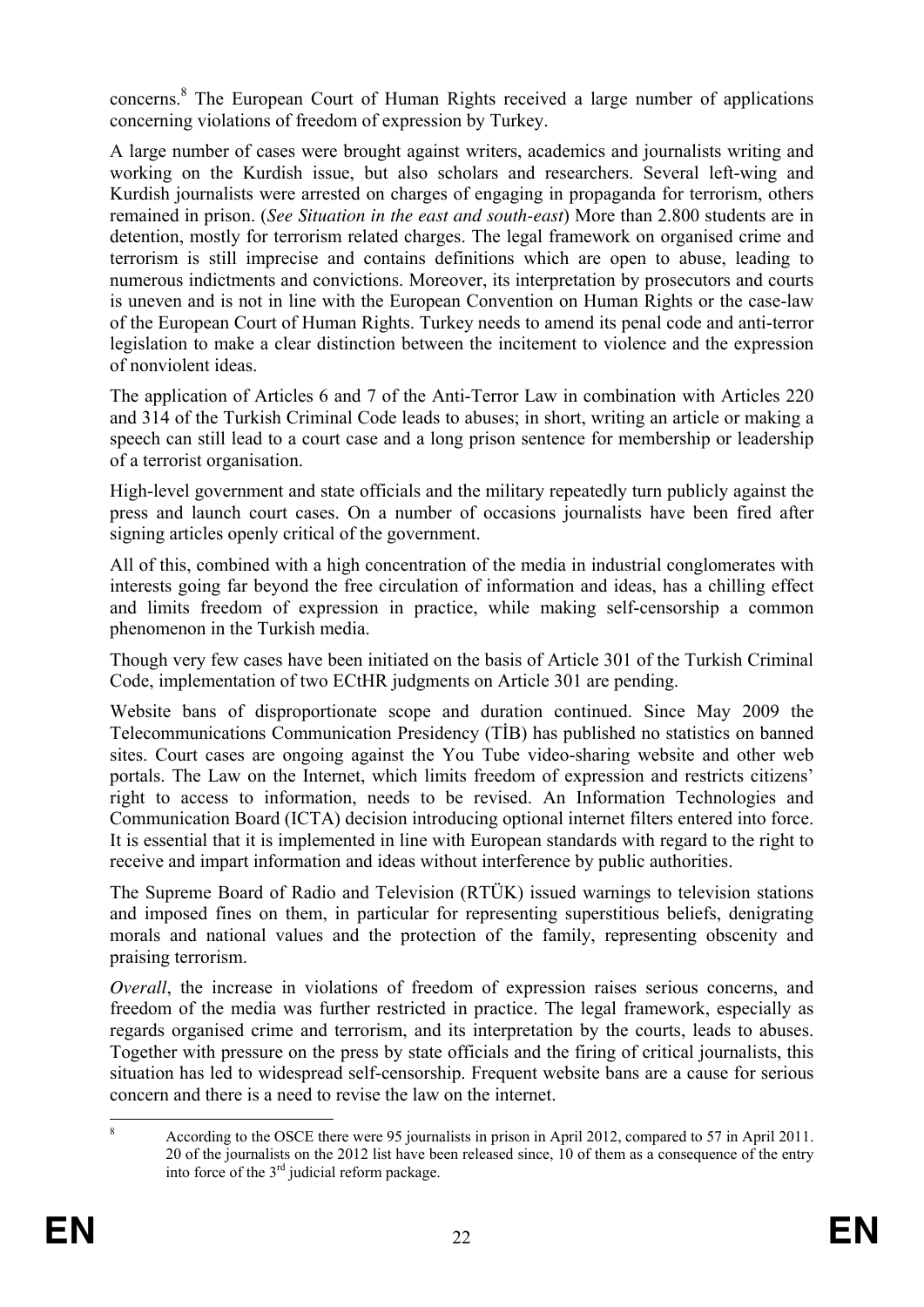concerns.[8] The European Court of Human Rights received a large number of applications concerning violations of freedom of expression by Turkey.

A large number of cases were brought against writers, academics and journalists writing and working on the Kurdish issue, but also scholars and researchers. Several left-wing and Kurdish journalists were arrested on charges of engaging in propaganda for terrorism, others remained in prison. (*See Situation in the east and south-east*) More than 2.800 students are in detention, mostly for terrorism related charges. The legal framework on organised crime and terrorism is still imprecise and contains definitions which are open to abuse, leading to numerous indictments and convictions. Moreover, its interpretation by prosecutors and courts is uneven and is not in line with the European Convention on Human Rights or the case-law of the European Court of Human Rights. Turkey needs to amend its penal code and anti-terror legislation to make a clear distinction between the incitement to violence and the expression of nonviolent ideas.

The application of Articles 6 and 7 of the Anti-Terror Law in combination with Articles 220 and 314 of the Turkish Criminal Code leads to abuses; in short, writing an article or making a speech can still lead to a court case and a long prison sentence for membership or leadership of a terrorist organisation.

High-level government and state officials and the military repeatedly turn publicly against the press and launch court cases. On a number of occasions journalists have been fired after signing articles openly critical of the government.

All of this, combined with a high concentration of the media in industrial conglomerates with interests going far beyond the free circulation of information and ideas, has a chilling effect and limits freedom of expression in practice, while making self-censorship a common phenomenon in the Turkish media.

Though very few cases have been initiated on the basis of Article 301 of the Turkish Criminal Code, implementation of two ECtHR judgments on Article 301 are pending.

Website bans of disproportionate scope and duration continued. Since May 2009 the Telecommunications Communication Presidency (TİB) has published no statistics on banned sites. Court cases are ongoing against the You Tube video-sharing website and other web portals. The Law on the Internet, which limits freedom of expression and restricts citizens' right to access to information, needs to be revised. An Information Technologies and Communication Board (ICTA) decision introducing optional internet filters entered into force. It is essential that it is implemented in line with European standards with regard to the right to receive and impart information and ideas without interference by public authorities.

The Supreme Board of Radio and Television (RTÜK) issued warnings to television stations and imposed fines on them, in particular for representing superstitious beliefs, denigrating morals and national values and the protection of the family, representing obscenity and praising terrorism.

*Overall*, the increase in violations of freedom of expression raises serious concerns, and freedom of the media was further restricted in practice. The legal framework, especially as regards organised crime and terrorism, and its interpretation by the courts, leads to abuses. Together with pressure on the press by state officials and the firing of critical journalists, this situation has led to widespread self-censorship. Frequent website bans are a cause for serious concern and there is a need to revise the law on the internet.

---

[8] According to the OSCE there were 95 journalists in prison in April 2012, compared to 57 in April 2011. 20 of the journalists on the 2012 list have been released since, 10 of them as a consequence of the entry into force of the 3rd judicial reform package.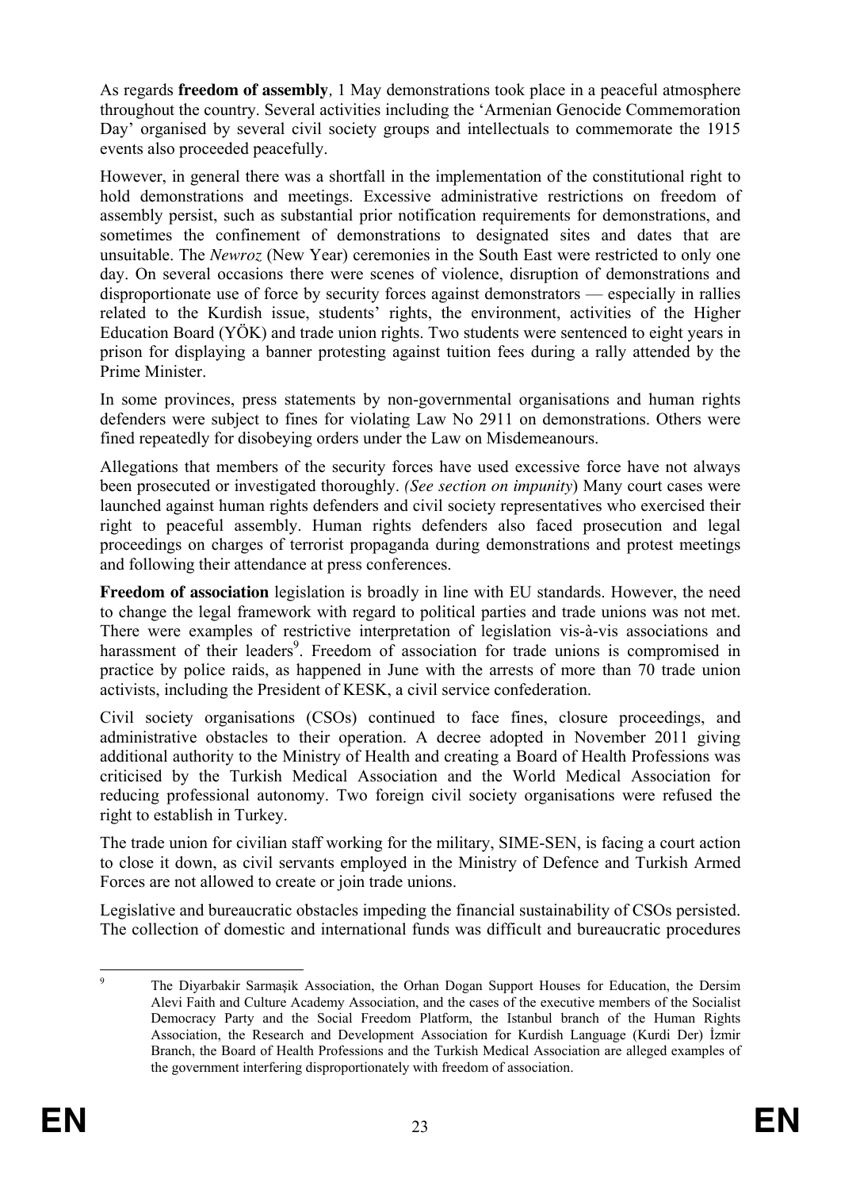As regards **freedom of assembly**, 1 May demonstrations took place in a peaceful atmosphere throughout the country. Several activities including the 'Armenian Genocide Commemoration Day' organised by several civil society groups and intellectuals to commemorate the 1915 events also proceeded peacefully.

However, in general there was a shortfall in the implementation of the constitutional right to hold demonstrations and meetings. Excessive administrative restrictions on freedom of assembly persist, such as substantial prior notification requirements for demonstrations, and sometimes the confinement of demonstrations to designated sites and dates that are unsuitable. The *Newroz* (New Year) ceremonies in the South East were restricted to only one day. On several occasions there were scenes of violence, disruption of demonstrations and disproportionate use of force by security forces against demonstrators — especially in rallies related to the Kurdish issue, students' rights, the environment, activities of the Higher Education Board (YÖK) and trade union rights. Two students were sentenced to eight years in prison for displaying a banner protesting against tuition fees during a rally attended by the Prime Minister.

In some provinces, press statements by non-governmental organisations and human rights defenders were subject to fines for violating Law No 2911 on demonstrations. Others were fined repeatedly for disobeying orders under the Law on Misdemeanours.

Allegations that members of the security forces have used excessive force have not always been prosecuted or investigated thoroughly. *(See section on impunity*) Many court cases were launched against human rights defenders and civil society representatives who exercised their right to peaceful assembly. Human rights defenders also faced prosecution and legal proceedings on charges of terrorist propaganda during demonstrations and protest meetings and following their attendance at press conferences.

**Freedom of association** legislation is broadly in line with EU standards. However, the need to change the legal framework with regard to political parties and trade unions was not met. There were examples of restrictive interpretation of legislation vis-à-vis associations and harassment of their leaders[9]. Freedom of association for trade unions is compromised in practice by police raids, as happened in June with the arrests of more than 70 trade union activists, including the President of KESK, a civil service confederation.

Civil society organisations (CSOs) continued to face fines, closure proceedings, and administrative obstacles to their operation. A decree adopted in November 2011 giving additional authority to the Ministry of Health and creating a Board of Health Professions was criticised by the Turkish Medical Association and the World Medical Association for reducing professional autonomy. Two foreign civil society organisations were refused the right to establish in Turkey.

The trade union for civilian staff working for the military, SIME-SEN, is facing a court action to close it down, as civil servants employed in the Ministry of Defence and Turkish Armed Forces are not allowed to create or join trade unions.

Legislative and bureaucratic obstacles impeding the financial sustainability of CSOs persisted. The collection of domestic and international funds was difficult and bureaucratic procedures

---

[9] The Diyarbakir Sarmaşik Association, the Orhan Dogan Support Houses for Education, the Dersim Alevi Faith and Culture Academy Association, and the cases of the executive members of the Socialist Democracy Party and the Social Freedom Platform, the Istanbul branch of the Human Rights Association, the Research and Development Association for Kurdish Language (Kurdi Der) İzmir Branch, the Board of Health Professions and the Turkish Medical Association are alleged examples of the government interfering disproportionately with freedom of association.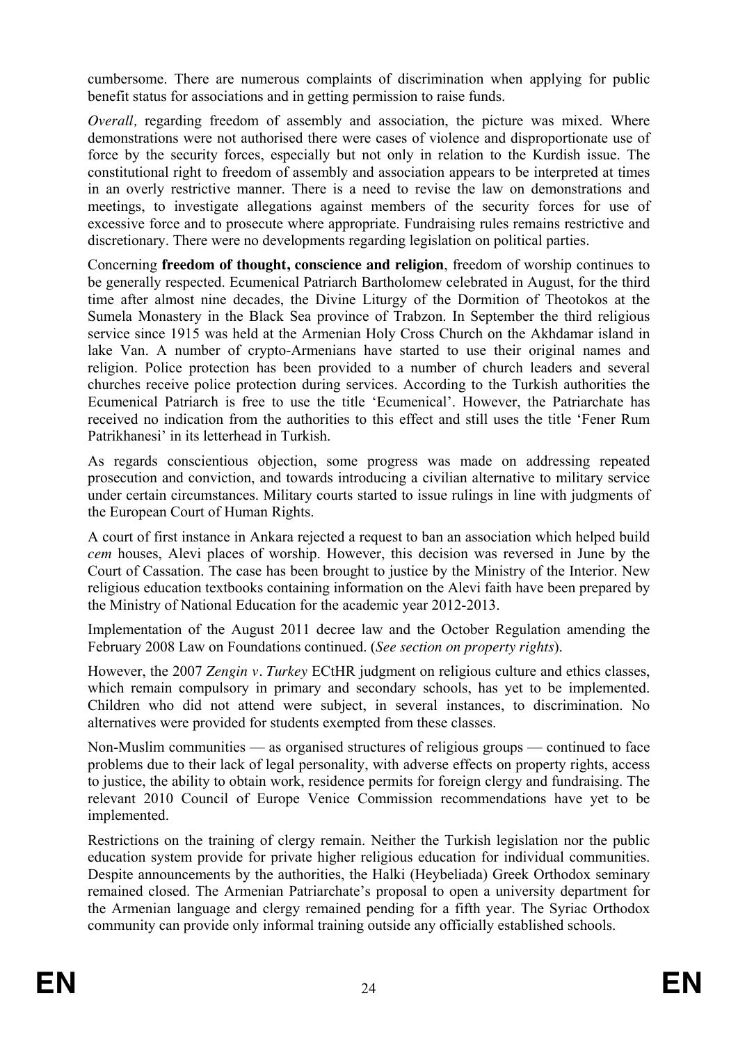cumbersome. There are numerous complaints of discrimination when applying for public benefit status for associations and in getting permission to raise funds.

*Overall,* regarding freedom of assembly and association, the picture was mixed. Where demonstrations were not authorised there were cases of violence and disproportionate use of force by the security forces, especially but not only in relation to the Kurdish issue. The constitutional right to freedom of assembly and association appears to be interpreted at times in an overly restrictive manner. There is a need to revise the law on demonstrations and meetings, to investigate allegations against members of the security forces for use of excessive force and to prosecute where appropriate. Fundraising rules remains restrictive and discretionary. There were no developments regarding legislation on political parties.

Concerning **freedom of thought, conscience and religion**, freedom of worship continues to be generally respected. Ecumenical Patriarch Bartholomew celebrated in August, for the third time after almost nine decades, the Divine Liturgy of the Dormition of Theotokos at the Sumela Monastery in the Black Sea province of Trabzon. In September the third religious service since 1915 was held at the Armenian Holy Cross Church on the Akhdamar island in lake Van. A number of crypto-Armenians have started to use their original names and religion. Police protection has been provided to a number of church leaders and several churches receive police protection during services. According to the Turkish authorities the Ecumenical Patriarch is free to use the title 'Ecumenical'. However, the Patriarchate has received no indication from the authorities to this effect and still uses the title 'Fener Rum Patrikhanesi' in its letterhead in Turkish.

As regards conscientious objection, some progress was made on addressing repeated prosecution and conviction, and towards introducing a civilian alternative to military service under certain circumstances. Military courts started to issue rulings in line with judgments of the European Court of Human Rights.

A court of first instance in Ankara rejected a request to ban an association which helped build *cem* houses, Alevi places of worship. However, this decision was reversed in June by the Court of Cassation. The case has been brought to justice by the Ministry of the Interior. New religious education textbooks containing information on the Alevi faith have been prepared by the Ministry of National Education for the academic year 2012-2013.

Implementation of the August 2011 decree law and the October Regulation amending the February 2008 Law on Foundations continued. (*See section on property rights*).

However, the 2007 *Zengin v. Turkey* ECtHR judgment on religious culture and ethics classes, which remain compulsory in primary and secondary schools, has yet to be implemented. Children who did not attend were subject, in several instances, to discrimination. No alternatives were provided for students exempted from these classes.

Non-Muslim communities — as organised structures of religious groups — continued to face problems due to their lack of legal personality, with adverse effects on property rights, access to justice, the ability to obtain work, residence permits for foreign clergy and fundraising. The relevant 2010 Council of Europe Venice Commission recommendations have yet to be implemented.

Restrictions on the training of clergy remain. Neither the Turkish legislation nor the public education system provide for private higher religious education for individual communities. Despite announcements by the authorities, the Halki (Heybeliada) Greek Orthodox seminary remained closed. The Armenian Patriarchate's proposal to open a university department for the Armenian language and clergy remained pending for a fifth year. The Syriac Orthodox community can provide only informal training outside any officially established schools.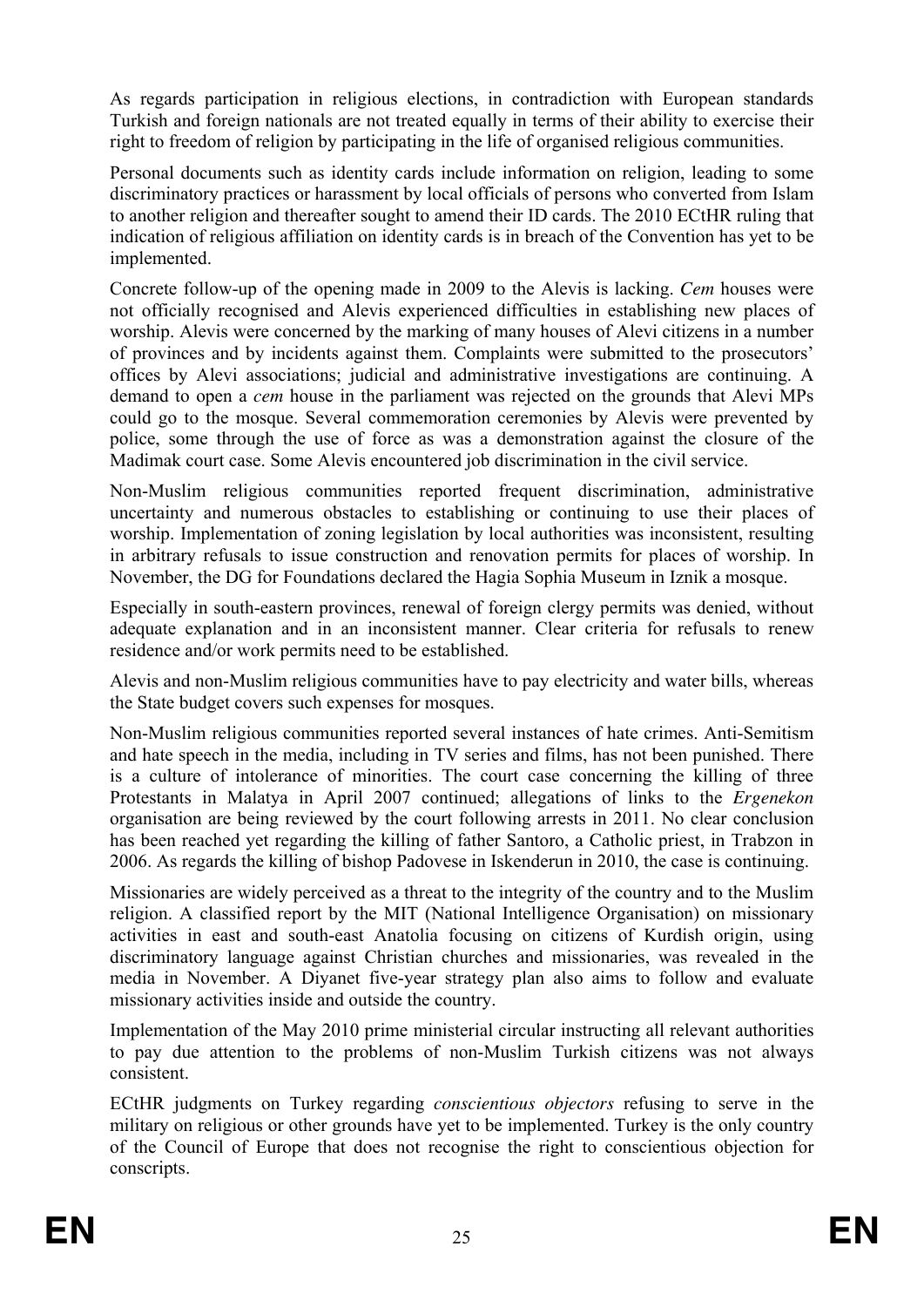As regards participation in religious elections, in contradiction with European standards Turkish and foreign nationals are not treated equally in terms of their ability to exercise their right to freedom of religion by participating in the life of organised religious communities.

Personal documents such as identity cards include information on religion, leading to some discriminatory practices or harassment by local officials of persons who converted from Islam to another religion and thereafter sought to amend their ID cards. The 2010 ECtHR ruling that indication of religious affiliation on identity cards is in breach of the Convention has yet to be implemented.

Concrete follow-up of the opening made in 2009 to the Alevis is lacking. *Cem* houses were not officially recognised and Alevis experienced difficulties in establishing new places of worship. Alevis were concerned by the marking of many houses of Alevi citizens in a number of provinces and by incidents against them. Complaints were submitted to the prosecutors' offices by Alevi associations; judicial and administrative investigations are continuing. A demand to open a *cem* house in the parliament was rejected on the grounds that Alevi MPs could go to the mosque. Several commemoration ceremonies by Alevis were prevented by police, some through the use of force as was a demonstration against the closure of the Madimak court case. Some Alevis encountered job discrimination in the civil service.

Non-Muslim religious communities reported frequent discrimination, administrative uncertainty and numerous obstacles to establishing or continuing to use their places of worship. Implementation of zoning legislation by local authorities was inconsistent, resulting in arbitrary refusals to issue construction and renovation permits for places of worship. In November, the DG for Foundations declared the Hagia Sophia Museum in Iznik a mosque.

Especially in south-eastern provinces, renewal of foreign clergy permits was denied, without adequate explanation and in an inconsistent manner. Clear criteria for refusals to renew residence and/or work permits need to be established.

Alevis and non-Muslim religious communities have to pay electricity and water bills, whereas the State budget covers such expenses for mosques.

Non-Muslim religious communities reported several instances of hate crimes. Anti-Semitism and hate speech in the media, including in TV series and films, has not been punished. There is a culture of intolerance of minorities. The court case concerning the killing of three Protestants in Malatya in April 2007 continued; allegations of links to the *Ergenekon* organisation are being reviewed by the court following arrests in 2011. No clear conclusion has been reached yet regarding the killing of father Santoro, a Catholic priest, in Trabzon in 2006. As regards the killing of bishop Padovese in Iskenderun in 2010, the case is continuing.

Missionaries are widely perceived as a threat to the integrity of the country and to the Muslim religion. A classified report by the MIT (National Intelligence Organisation) on missionary activities in east and south-east Anatolia focusing on citizens of Kurdish origin, using discriminatory language against Christian churches and missionaries, was revealed in the media in November. A Diyanet five-year strategy plan also aims to follow and evaluate missionary activities inside and outside the country.

Implementation of the May 2010 prime ministerial circular instructing all relevant authorities to pay due attention to the problems of non-Muslim Turkish citizens was not always consistent.

ECtHR judgments on Turkey regarding *conscientious objectors* refusing to serve in the military on religious or other grounds have yet to be implemented. Turkey is the only country of the Council of Europe that does not recognise the right to conscientious objection for conscripts.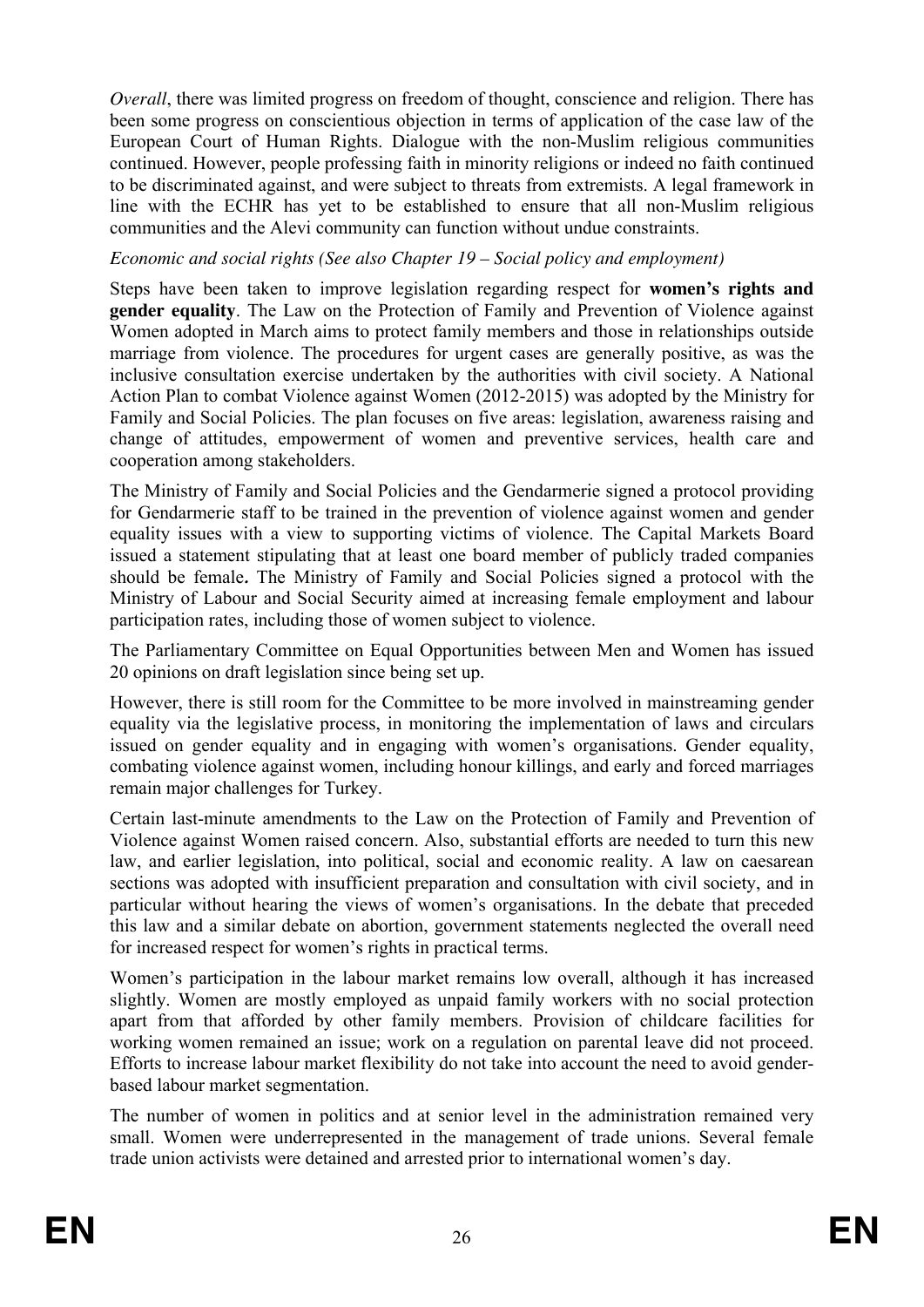*Overall*, there was limited progress on freedom of thought, conscience and religion. There has been some progress on conscientious objection in terms of application of the case law of the European Court of Human Rights. Dialogue with the non-Muslim religious communities continued. However, people professing faith in minority religions or indeed no faith continued to be discriminated against, and were subject to threats from extremists. A legal framework in line with the ECHR has yet to be established to ensure that all non-Muslim religious communities and the Alevi community can function without undue constraints.

*Economic and social rights (See also Chapter 19 – Social policy and employment)*

Steps have been taken to improve legislation regarding respect for **women's rights and gender equality**. The Law on the Protection of Family and Prevention of Violence against Women adopted in March aims to protect family members and those in relationships outside marriage from violence. The procedures for urgent cases are generally positive, as was the inclusive consultation exercise undertaken by the authorities with civil society. A National Action Plan to combat Violence against Women (2012-2015) was adopted by the Ministry for Family and Social Policies. The plan focuses on five areas: legislation, awareness raising and change of attitudes, empowerment of women and preventive services, health care and cooperation among stakeholders.

The Ministry of Family and Social Policies and the Gendarmerie signed a protocol providing for Gendarmerie staff to be trained in the prevention of violence against women and gender equality issues with a view to supporting victims of violence. The Capital Markets Board issued a statement stipulating that at least one board member of publicly traded companies should be female**.** The Ministry of Family and Social Policies signed a protocol with the Ministry of Labour and Social Security aimed at increasing female employment and labour participation rates, including those of women subject to violence.

The Parliamentary Committee on Equal Opportunities between Men and Women has issued 20 opinions on draft legislation since being set up.

However, there is still room for the Committee to be more involved in mainstreaming gender equality via the legislative process, in monitoring the implementation of laws and circulars issued on gender equality and in engaging with women's organisations. Gender equality, combating violence against women, including honour killings, and early and forced marriages remain major challenges for Turkey.

Certain last-minute amendments to the Law on the Protection of Family and Prevention of Violence against Women raised concern. Also, substantial efforts are needed to turn this new law, and earlier legislation, into political, social and economic reality. A law on caesarean sections was adopted with insufficient preparation and consultation with civil society, and in particular without hearing the views of women's organisations. In the debate that preceded this law and a similar debate on abortion, government statements neglected the overall need for increased respect for women's rights in practical terms.

Women's participation in the labour market remains low overall, although it has increased slightly. Women are mostly employed as unpaid family workers with no social protection apart from that afforded by other family members. Provision of childcare facilities for working women remained an issue; work on a regulation on parental leave did not proceed. Efforts to increase labour market flexibility do not take into account the need to avoid gender-based labour market segmentation.

The number of women in politics and at senior level in the administration remained very small. Women were underrepresented in the management of trade unions. Several female trade union activists were detained and arrested prior to international women's day.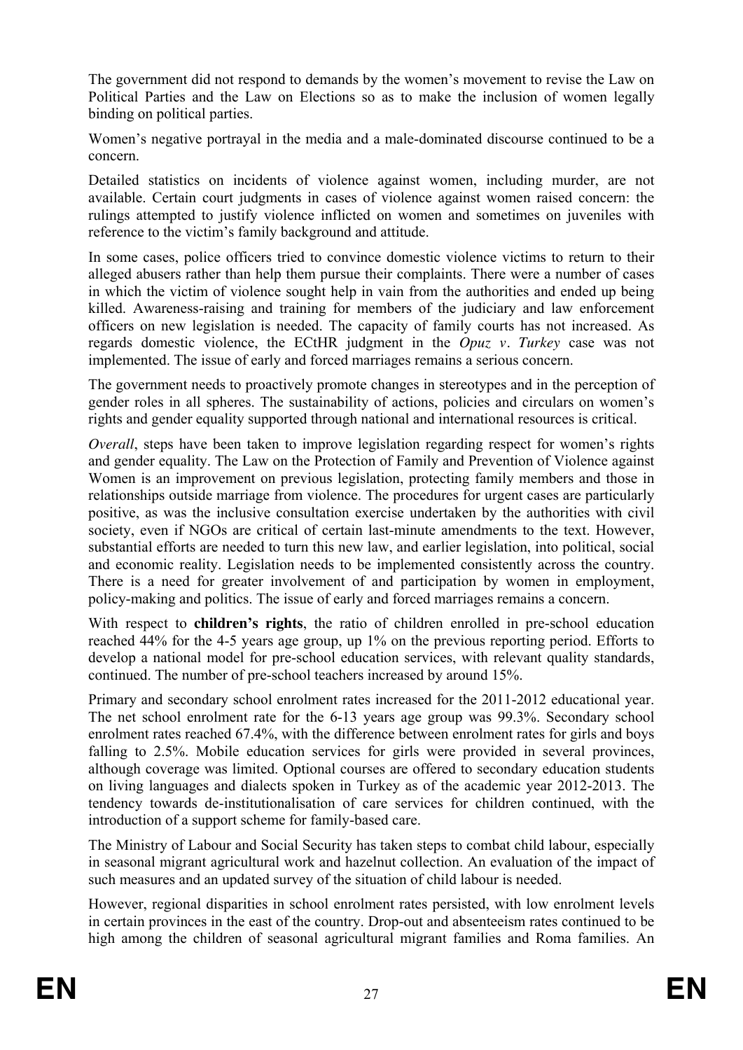The government did not respond to demands by the women's movement to revise the Law on Political Parties and the Law on Elections so as to make the inclusion of women legally binding on political parties.

Women's negative portrayal in the media and a male-dominated discourse continued to be a concern.

Detailed statistics on incidents of violence against women, including murder, are not available. Certain court judgments in cases of violence against women raised concern: the rulings attempted to justify violence inflicted on women and sometimes on juveniles with reference to the victim's family background and attitude.

In some cases, police officers tried to convince domestic violence victims to return to their alleged abusers rather than help them pursue their complaints. There were a number of cases in which the victim of violence sought help in vain from the authorities and ended up being killed. Awareness-raising and training for members of the judiciary and law enforcement officers on new legislation is needed. The capacity of family courts has not increased. As regards domestic violence, the ECtHR judgment in the *Opuz v. Turkey* case was not implemented. The issue of early and forced marriages remains a serious concern.

The government needs to proactively promote changes in stereotypes and in the perception of gender roles in all spheres. The sustainability of actions, policies and circulars on women's rights and gender equality supported through national and international resources is critical.

*Overall*, steps have been taken to improve legislation regarding respect for women's rights and gender equality. The Law on the Protection of Family and Prevention of Violence against Women is an improvement on previous legislation, protecting family members and those in relationships outside marriage from violence. The procedures for urgent cases are particularly positive, as was the inclusive consultation exercise undertaken by the authorities with civil society, even if NGOs are critical of certain last-minute amendments to the text. However, substantial efforts are needed to turn this new law, and earlier legislation, into political, social and economic reality. Legislation needs to be implemented consistently across the country. There is a need for greater involvement of and participation by women in employment, policy-making and politics. The issue of early and forced marriages remains a concern.

With respect to **children's rights**, the ratio of children enrolled in pre-school education reached 44% for the 4-5 years age group, up 1% on the previous reporting period. Efforts to develop a national model for pre-school education services, with relevant quality standards, continued. The number of pre-school teachers increased by around 15%.

Primary and secondary school enrolment rates increased for the 2011-2012 educational year. The net school enrolment rate for the 6-13 years age group was 99.3%. Secondary school enrolment rates reached 67.4%, with the difference between enrolment rates for girls and boys falling to 2.5%. Mobile education services for girls were provided in several provinces, although coverage was limited. Optional courses are offered to secondary education students on living languages and dialects spoken in Turkey as of the academic year 2012-2013. The tendency towards de-institutionalisation of care services for children continued, with the introduction of a support scheme for family-based care.

The Ministry of Labour and Social Security has taken steps to combat child labour, especially in seasonal migrant agricultural work and hazelnut collection. An evaluation of the impact of such measures and an updated survey of the situation of child labour is needed.

However, regional disparities in school enrolment rates persisted, with low enrolment levels in certain provinces in the east of the country. Drop-out and absenteeism rates continued to be high among the children of seasonal agricultural migrant families and Roma families. An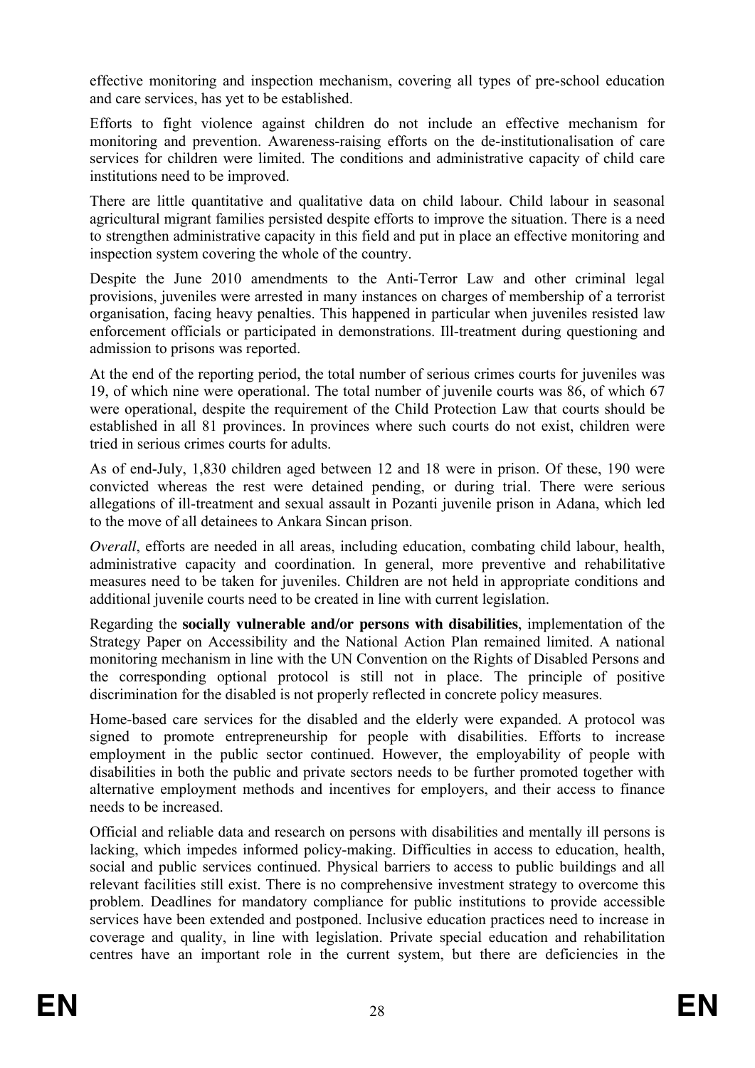effective monitoring and inspection mechanism, covering all types of pre-school education and care services, has yet to be established.

Efforts to fight violence against children do not include an effective mechanism for monitoring and prevention. Awareness-raising efforts on the de-institutionalisation of care services for children were limited. The conditions and administrative capacity of child care institutions need to be improved.

There are little quantitative and qualitative data on child labour. Child labour in seasonal agricultural migrant families persisted despite efforts to improve the situation. There is a need to strengthen administrative capacity in this field and put in place an effective monitoring and inspection system covering the whole of the country.

Despite the June 2010 amendments to the Anti-Terror Law and other criminal legal provisions, juveniles were arrested in many instances on charges of membership of a terrorist organisation, facing heavy penalties. This happened in particular when juveniles resisted law enforcement officials or participated in demonstrations. Ill-treatment during questioning and admission to prisons was reported.

At the end of the reporting period, the total number of serious crimes courts for juveniles was 19, of which nine were operational. The total number of juvenile courts was 86, of which 67 were operational, despite the requirement of the Child Protection Law that courts should be established in all 81 provinces. In provinces where such courts do not exist, children were tried in serious crimes courts for adults.

As of end-July, 1,830 children aged between 12 and 18 were in prison. Of these, 190 were convicted whereas the rest were detained pending, or during trial. There were serious allegations of ill-treatment and sexual assault in Pozanti juvenile prison in Adana, which led to the move of all detainees to Ankara Sincan prison.

*Overall*, efforts are needed in all areas, including education, combating child labour, health, administrative capacity and coordination. In general, more preventive and rehabilitative measures need to be taken for juveniles. Children are not held in appropriate conditions and additional juvenile courts need to be created in line with current legislation.

Regarding the **socially vulnerable and/or persons with disabilities**, implementation of the Strategy Paper on Accessibility and the National Action Plan remained limited. A national monitoring mechanism in line with the UN Convention on the Rights of Disabled Persons and the corresponding optional protocol is still not in place. The principle of positive discrimination for the disabled is not properly reflected in concrete policy measures.

Home-based care services for the disabled and the elderly were expanded. A protocol was signed to promote entrepreneurship for people with disabilities. Efforts to increase employment in the public sector continued. However, the employability of people with disabilities in both the public and private sectors needs to be further promoted together with alternative employment methods and incentives for employers, and their access to finance needs to be increased.

Official and reliable data and research on persons with disabilities and mentally ill persons is lacking, which impedes informed policy-making. Difficulties in access to education, health, social and public services continued. Physical barriers to access to public buildings and all relevant facilities still exist. There is no comprehensive investment strategy to overcome this problem. Deadlines for mandatory compliance for public institutions to provide accessible services have been extended and postponed. Inclusive education practices need to increase in coverage and quality, in line with legislation. Private special education and rehabilitation centres have an important role in the current system, but there are deficiencies in the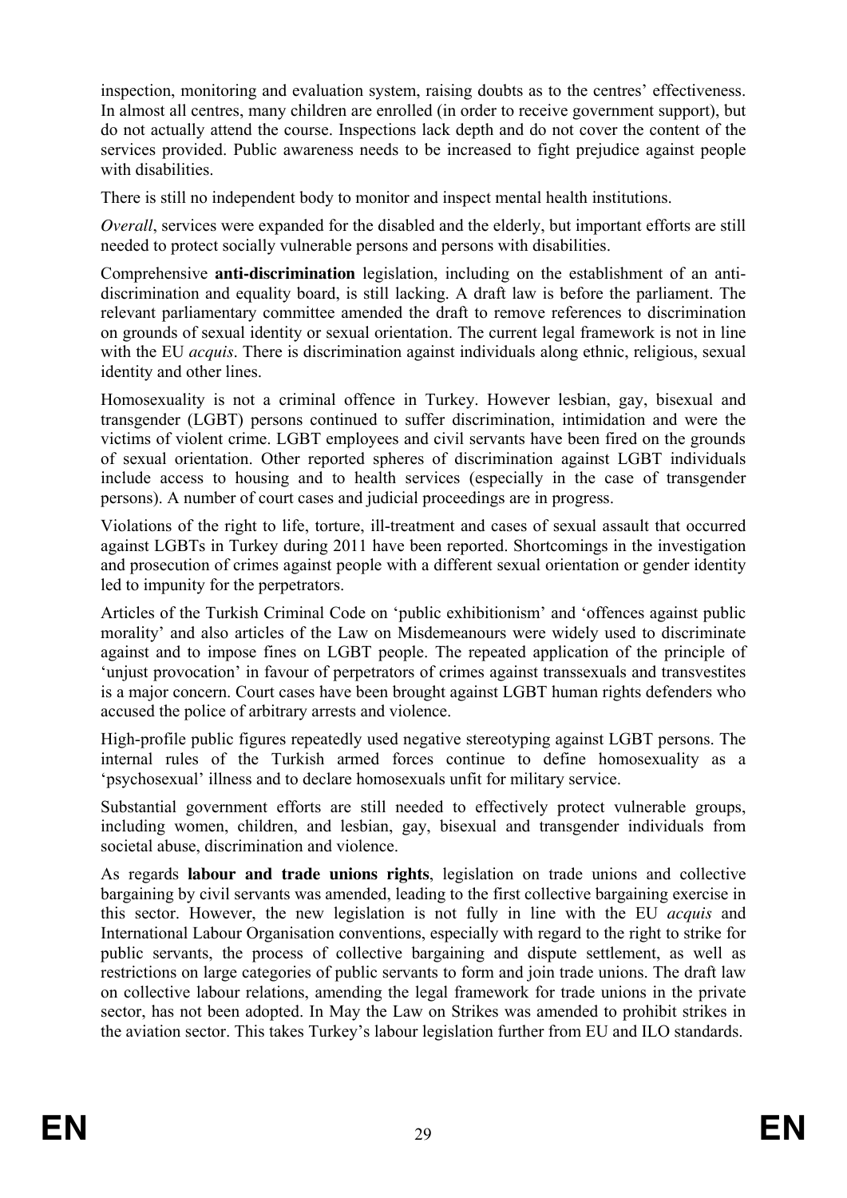inspection, monitoring and evaluation system, raising doubts as to the centres' effectiveness. In almost all centres, many children are enrolled (in order to receive government support), but do not actually attend the course. Inspections lack depth and do not cover the content of the services provided. Public awareness needs to be increased to fight prejudice against people with disabilities.

There is still no independent body to monitor and inspect mental health institutions.

*Overall*, services were expanded for the disabled and the elderly, but important efforts are still needed to protect socially vulnerable persons and persons with disabilities.

Comprehensive **anti-discrimination** legislation, including on the establishment of an anti-discrimination and equality board, is still lacking. A draft law is before the parliament. The relevant parliamentary committee amended the draft to remove references to discrimination on grounds of sexual identity or sexual orientation. The current legal framework is not in line with the EU *acquis*. There is discrimination against individuals along ethnic, religious, sexual identity and other lines.

Homosexuality is not a criminal offence in Turkey. However lesbian, gay, bisexual and transgender (LGBT) persons continued to suffer discrimination, intimidation and were the victims of violent crime. LGBT employees and civil servants have been fired on the grounds of sexual orientation. Other reported spheres of discrimination against LGBT individuals include access to housing and to health services (especially in the case of transgender persons). A number of court cases and judicial proceedings are in progress.

Violations of the right to life, torture, ill-treatment and cases of sexual assault that occurred against LGBTs in Turkey during 2011 have been reported. Shortcomings in the investigation and prosecution of crimes against people with a different sexual orientation or gender identity led to impunity for the perpetrators.

Articles of the Turkish Criminal Code on 'public exhibitionism' and 'offences against public morality' and also articles of the Law on Misdemeanours were widely used to discriminate against and to impose fines on LGBT people. The repeated application of the principle of 'unjust provocation' in favour of perpetrators of crimes against transsexuals and transvestites is a major concern. Court cases have been brought against LGBT human rights defenders who accused the police of arbitrary arrests and violence.

High-profile public figures repeatedly used negative stereotyping against LGBT persons. The internal rules of the Turkish armed forces continue to define homosexuality as a 'psychosexual' illness and to declare homosexuals unfit for military service.

Substantial government efforts are still needed to effectively protect vulnerable groups, including women, children, and lesbian, gay, bisexual and transgender individuals from societal abuse, discrimination and violence.

As regards **labour and trade unions rights**, legislation on trade unions and collective bargaining by civil servants was amended, leading to the first collective bargaining exercise in this sector. However, the new legislation is not fully in line with the EU *acquis* and International Labour Organisation conventions, especially with regard to the right to strike for public servants, the process of collective bargaining and dispute settlement, as well as restrictions on large categories of public servants to form and join trade unions. The draft law on collective labour relations, amending the legal framework for trade unions in the private sector, has not been adopted. In May the Law on Strikes was amended to prohibit strikes in the aviation sector. This takes Turkey's labour legislation further from EU and ILO standards.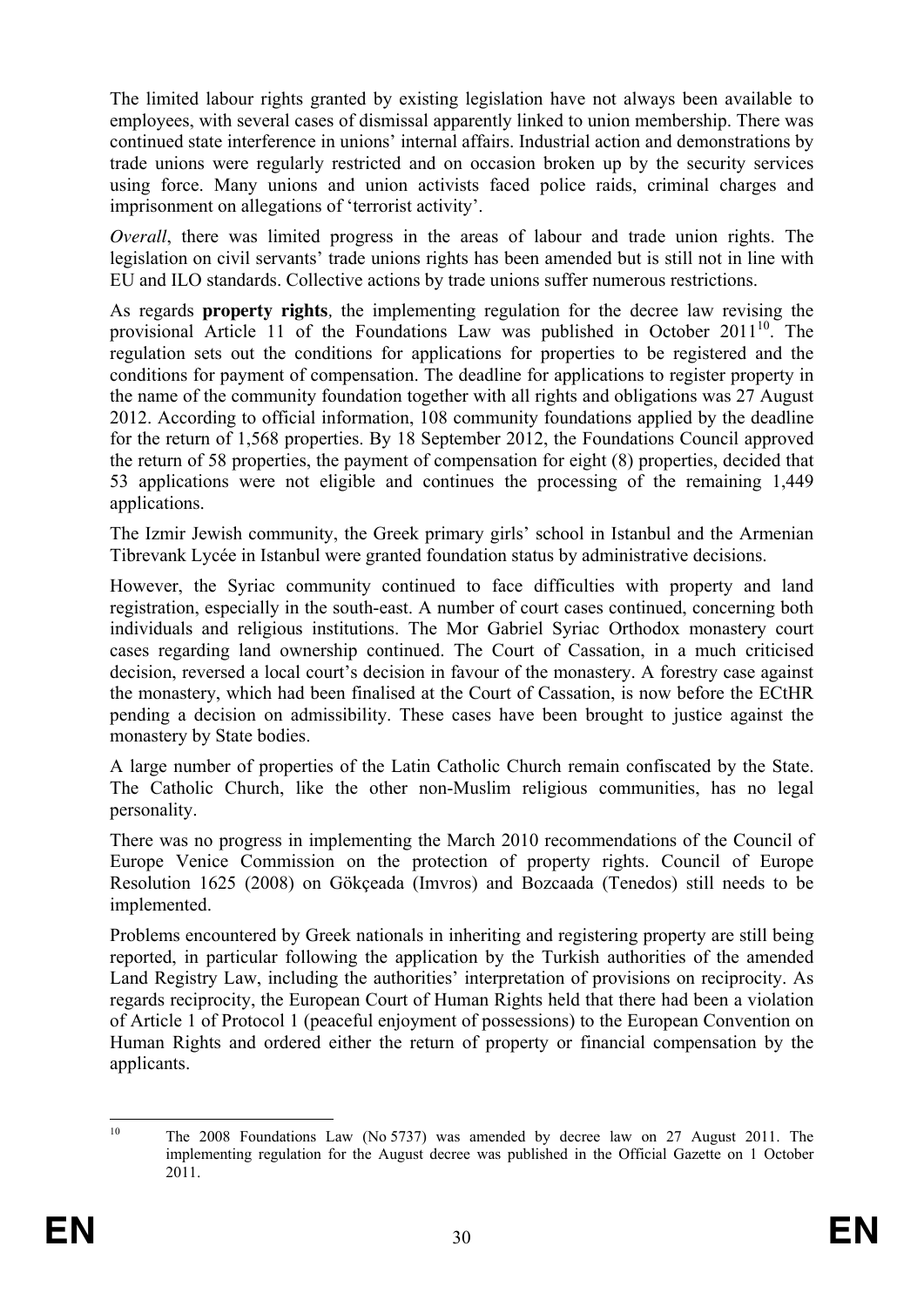The limited labour rights granted by existing legislation have not always been available to employees, with several cases of dismissal apparently linked to union membership. There was continued state interference in unions' internal affairs. Industrial action and demonstrations by trade unions were regularly restricted and on occasion broken up by the security services using force. Many unions and union activists faced police raids, criminal charges and imprisonment on allegations of 'terrorist activity'.

*Overall*, there was limited progress in the areas of labour and trade union rights. The legislation on civil servants' trade unions rights has been amended but is still not in line with EU and ILO standards. Collective actions by trade unions suffer numerous restrictions.

As regards **property rights**, the implementing regulation for the decree law revising the provisional Article 11 of the Foundations Law was published in October 2011[10]. The regulation sets out the conditions for applications for properties to be registered and the conditions for payment of compensation. The deadline for applications to register property in the name of the community foundation together with all rights and obligations was 27 August 2012. According to official information, 108 community foundations applied by the deadline for the return of 1,568 properties. By 18 September 2012, the Foundations Council approved the return of 58 properties, the payment of compensation for eight (8) properties, decided that 53 applications were not eligible and continues the processing of the remaining 1,449 applications.

The Izmir Jewish community, the Greek primary girls' school in Istanbul and the Armenian Tibrevank Lycée in Istanbul were granted foundation status by administrative decisions.

However, the Syriac community continued to face difficulties with property and land registration, especially in the south-east. A number of court cases continued, concerning both individuals and religious institutions. The Mor Gabriel Syriac Orthodox monastery court cases regarding land ownership continued. The Court of Cassation, in a much criticised decision, reversed a local court's decision in favour of the monastery. A forestry case against the monastery, which had been finalised at the Court of Cassation, is now before the ECtHR pending a decision on admissibility. These cases have been brought to justice against the monastery by State bodies.

A large number of properties of the Latin Catholic Church remain confiscated by the State. The Catholic Church, like the other non-Muslim religious communities, has no legal personality.

There was no progress in implementing the March 2010 recommendations of the Council of Europe Venice Commission on the protection of property rights. Council of Europe Resolution 1625 (2008) on Gökçeada (Imvros) and Bozcaada (Tenedos) still needs to be implemented.

Problems encountered by Greek nationals in inheriting and registering property are still being reported, in particular following the application by the Turkish authorities of the amended Land Registry Law, including the authorities' interpretation of provisions on reciprocity. As regards reciprocity, the European Court of Human Rights held that there had been a violation of Article 1 of Protocol 1 (peaceful enjoyment of possessions) to the European Convention on Human Rights and ordered either the return of property or financial compensation by the applicants.

[10] The 2008 Foundations Law (No 5737) was amended by decree law on 27 August 2011. The implementing regulation for the August decree was published in the Official Gazette on 1 October 2011.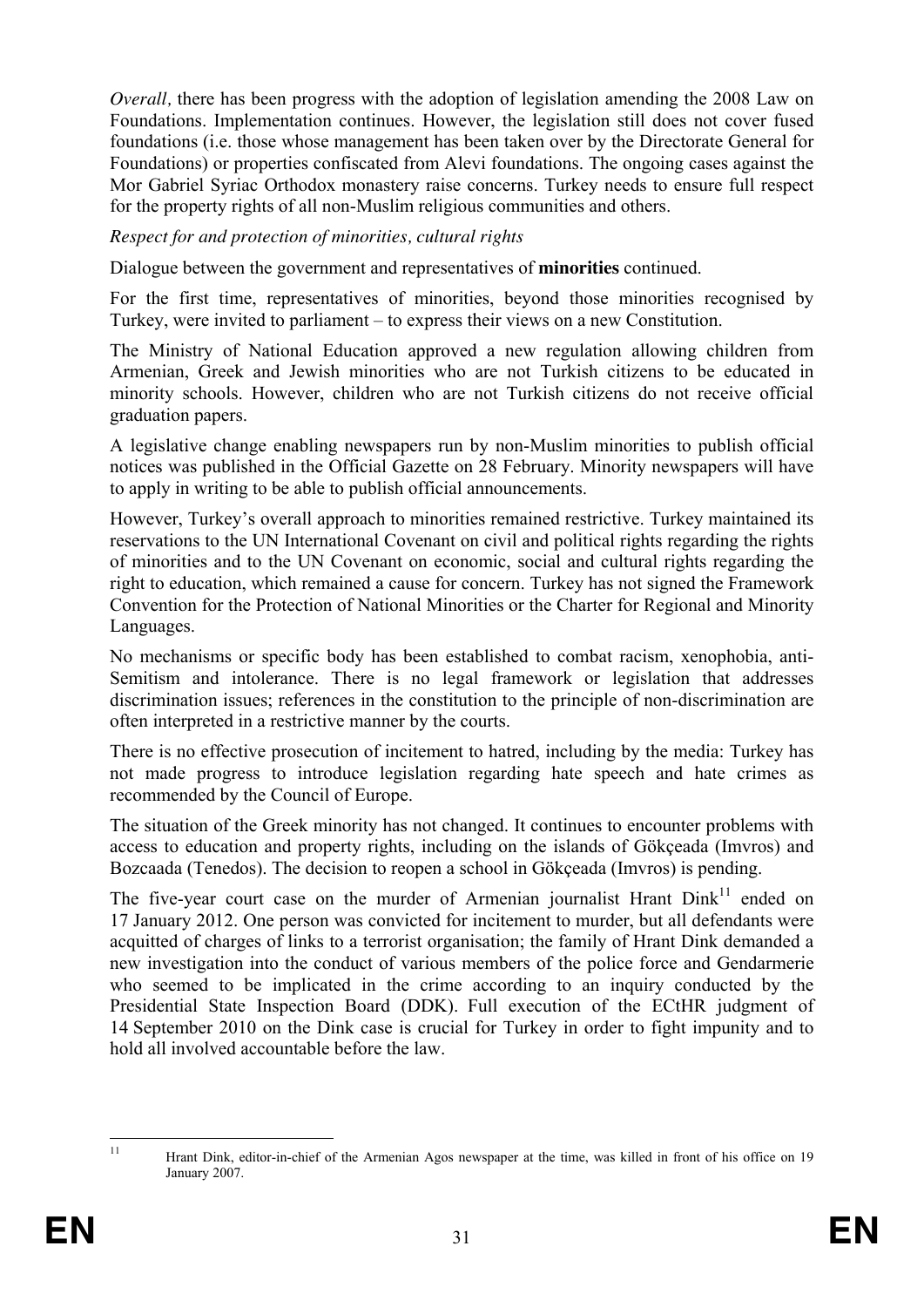*Overall,* there has been progress with the adoption of legislation amending the 2008 Law on Foundations. Implementation continues. However, the legislation still does not cover fused foundations (i.e. those whose management has been taken over by the Directorate General for Foundations) or properties confiscated from Alevi foundations. The ongoing cases against the Mor Gabriel Syriac Orthodox monastery raise concerns. Turkey needs to ensure full respect for the property rights of all non-Muslim religious communities and others.

*Respect for and protection of minorities, cultural rights*

Dialogue between the government and representatives of **minorities** continued.

For the first time, representatives of minorities, beyond those minorities recognised by Turkey, were invited to parliament – to express their views on a new Constitution.

The Ministry of National Education approved a new regulation allowing children from Armenian, Greek and Jewish minorities who are not Turkish citizens to be educated in minority schools. However, children who are not Turkish citizens do not receive official graduation papers.

A legislative change enabling newspapers run by non-Muslim minorities to publish official notices was published in the Official Gazette on 28 February. Minority newspapers will have to apply in writing to be able to publish official announcements.

However, Turkey's overall approach to minorities remained restrictive. Turkey maintained its reservations to the UN International Covenant on civil and political rights regarding the rights of minorities and to the UN Covenant on economic, social and cultural rights regarding the right to education, which remained a cause for concern. Turkey has not signed the Framework Convention for the Protection of National Minorities or the Charter for Regional and Minority Languages.

No mechanisms or specific body has been established to combat racism, xenophobia, anti-Semitism and intolerance. There is no legal framework or legislation that addresses discrimination issues; references in the constitution to the principle of non-discrimination are often interpreted in a restrictive manner by the courts.

There is no effective prosecution of incitement to hatred, including by the media: Turkey has not made progress to introduce legislation regarding hate speech and hate crimes as recommended by the Council of Europe.

The situation of the Greek minority has not changed. It continues to encounter problems with access to education and property rights, including on the islands of Gökçeada (Imvros) and Bozcaada (Tenedos). The decision to reopen a school in Gökçeada (Imvros) is pending.

The five-year court case on the murder of Armenian journalist Hrant Dink[11] ended on 17 January 2012. One person was convicted for incitement to murder, but all defendants were acquitted of charges of links to a terrorist organisation; the family of Hrant Dink demanded a new investigation into the conduct of various members of the police force and Gendarmerie who seemed to be implicated in the crime according to an inquiry conducted by the Presidential State Inspection Board (DDK). Full execution of the ECtHR judgment of 14 September 2010 on the Dink case is crucial for Turkey in order to fight impunity and to hold all involved accountable before the law.

---

[11] Hrant Dink, editor-in-chief of the Armenian Agos newspaper at the time, was killed in front of his office on 19 January 2007.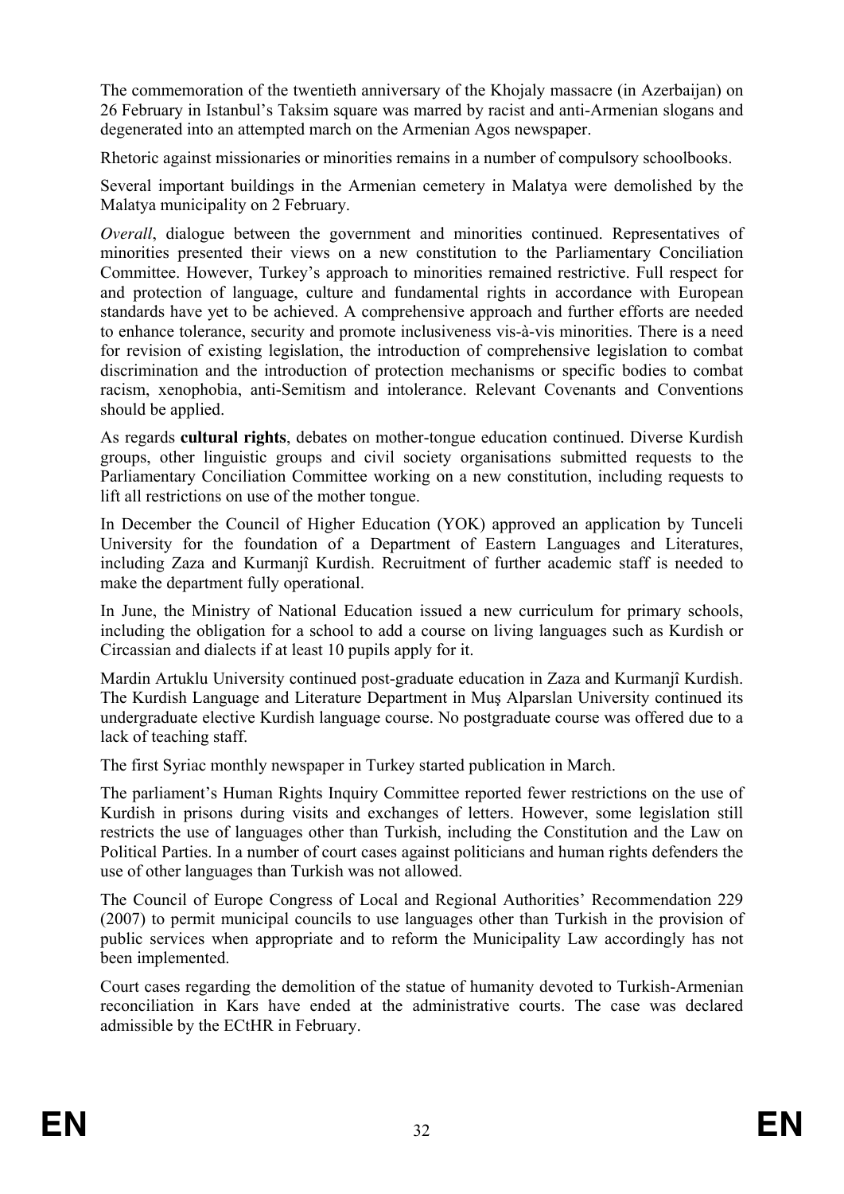The commemoration of the twentieth anniversary of the Khojaly massacre (in Azerbaijan) on 26 February in Istanbul's Taksim square was marred by racist and anti-Armenian slogans and degenerated into an attempted march on the Armenian Agos newspaper.

Rhetoric against missionaries or minorities remains in a number of compulsory schoolbooks.

Several important buildings in the Armenian cemetery in Malatya were demolished by the Malatya municipality on 2 February.

*Overall*, dialogue between the government and minorities continued. Representatives of minorities presented their views on a new constitution to the Parliamentary Conciliation Committee. However, Turkey's approach to minorities remained restrictive. Full respect for and protection of language, culture and fundamental rights in accordance with European standards have yet to be achieved. A comprehensive approach and further efforts are needed to enhance tolerance, security and promote inclusiveness vis-à-vis minorities. There is a need for revision of existing legislation, the introduction of comprehensive legislation to combat discrimination and the introduction of protection mechanisms or specific bodies to combat racism, xenophobia, anti-Semitism and intolerance. Relevant Covenants and Conventions should be applied.

As regards **cultural rights**, debates on mother-tongue education continued. Diverse Kurdish groups, other linguistic groups and civil society organisations submitted requests to the Parliamentary Conciliation Committee working on a new constitution, including requests to lift all restrictions on use of the mother tongue.

In December the Council of Higher Education (YOK) approved an application by Tunceli University for the foundation of a Department of Eastern Languages and Literatures, including Zaza and Kurmanjî Kurdish. Recruitment of further academic staff is needed to make the department fully operational.

In June, the Ministry of National Education issued a new curriculum for primary schools, including the obligation for a school to add a course on living languages such as Kurdish or Circassian and dialects if at least 10 pupils apply for it.

Mardin Artuklu University continued post-graduate education in Zaza and Kurmanjî Kurdish. The Kurdish Language and Literature Department in Muş Alparslan University continued its undergraduate elective Kurdish language course. No postgraduate course was offered due to a lack of teaching staff.

The first Syriac monthly newspaper in Turkey started publication in March.

The parliament's Human Rights Inquiry Committee reported fewer restrictions on the use of Kurdish in prisons during visits and exchanges of letters. However, some legislation still restricts the use of languages other than Turkish, including the Constitution and the Law on Political Parties. In a number of court cases against politicians and human rights defenders the use of other languages than Turkish was not allowed.

The Council of Europe Congress of Local and Regional Authorities' Recommendation 229 (2007) to permit municipal councils to use languages other than Turkish in the provision of public services when appropriate and to reform the Municipality Law accordingly has not been implemented.

Court cases regarding the demolition of the statue of humanity devoted to Turkish-Armenian reconciliation in Kars have ended at the administrative courts. The case was declared admissible by the ECtHR in February.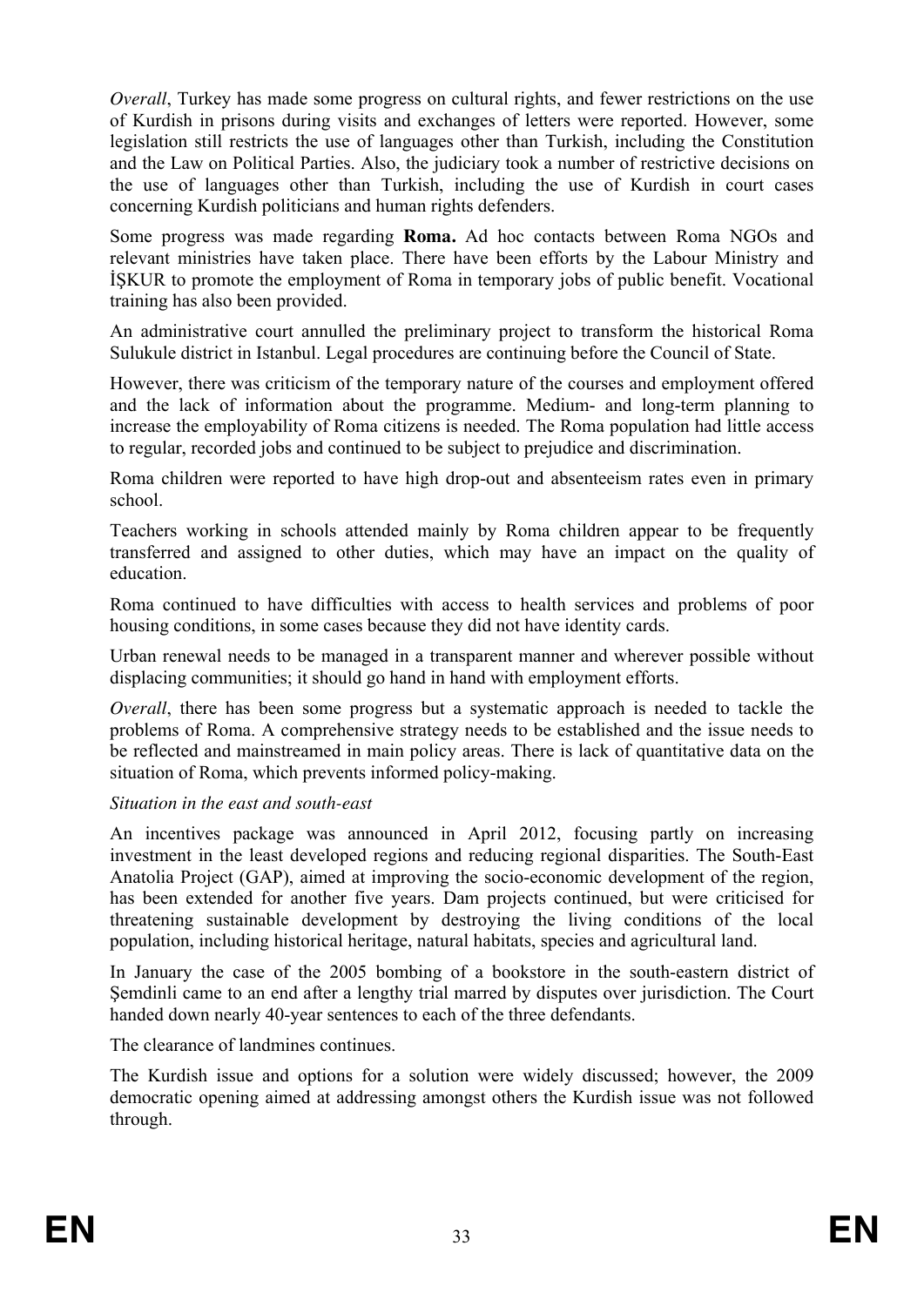*Overall*, Turkey has made some progress on cultural rights, and fewer restrictions on the use of Kurdish in prisons during visits and exchanges of letters were reported. However, some legislation still restricts the use of languages other than Turkish, including the Constitution and the Law on Political Parties. Also, the judiciary took a number of restrictive decisions on the use of languages other than Turkish, including the use of Kurdish in court cases concerning Kurdish politicians and human rights defenders.

Some progress was made regarding **Roma.** Ad hoc contacts between Roma NGOs and relevant ministries have taken place. There have been efforts by the Labour Ministry and İŞKUR to promote the employment of Roma in temporary jobs of public benefit. Vocational training has also been provided.

An administrative court annulled the preliminary project to transform the historical Roma Sulukule district in Istanbul. Legal procedures are continuing before the Council of State.

However, there was criticism of the temporary nature of the courses and employment offered and the lack of information about the programme. Medium- and long-term planning to increase the employability of Roma citizens is needed. The Roma population had little access to regular, recorded jobs and continued to be subject to prejudice and discrimination.

Roma children were reported to have high drop-out and absenteeism rates even in primary school.

Teachers working in schools attended mainly by Roma children appear to be frequently transferred and assigned to other duties, which may have an impact on the quality of education.

Roma continued to have difficulties with access to health services and problems of poor housing conditions, in some cases because they did not have identity cards.

Urban renewal needs to be managed in a transparent manner and wherever possible without displacing communities; it should go hand in hand with employment efforts.

*Overall*, there has been some progress but a systematic approach is needed to tackle the problems of Roma. A comprehensive strategy needs to be established and the issue needs to be reflected and mainstreamed in main policy areas. There is lack of quantitative data on the situation of Roma, which prevents informed policy-making.

*Situation in the east and south-east*

An incentives package was announced in April 2012, focusing partly on increasing investment in the least developed regions and reducing regional disparities. The South-East Anatolia Project (GAP), aimed at improving the socio-economic development of the region, has been extended for another five years. Dam projects continued, but were criticised for threatening sustainable development by destroying the living conditions of the local population, including historical heritage, natural habitats, species and agricultural land.

In January the case of the 2005 bombing of a bookstore in the south-eastern district of Şemdinli came to an end after a lengthy trial marred by disputes over jurisdiction. The Court handed down nearly 40-year sentences to each of the three defendants.

The clearance of landmines continues.

The Kurdish issue and options for a solution were widely discussed; however, the 2009 democratic opening aimed at addressing amongst others the Kurdish issue was not followed through.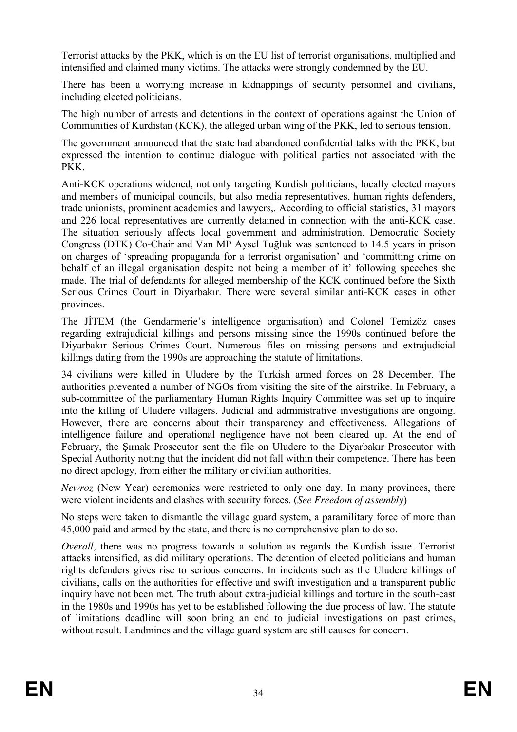Terrorist attacks by the PKK, which is on the EU list of terrorist organisations, multiplied and intensified and claimed many victims. The attacks were strongly condemned by the EU.

There has been a worrying increase in kidnappings of security personnel and civilians, including elected politicians.

The high number of arrests and detentions in the context of operations against the Union of Communities of Kurdistan (KCK), the alleged urban wing of the PKK, led to serious tension.

The government announced that the state had abandoned confidential talks with the PKK, but expressed the intention to continue dialogue with political parties not associated with the PKK.

Anti-KCK operations widened, not only targeting Kurdish politicians, locally elected mayors and members of municipal councils, but also media representatives, human rights defenders, trade unionists, prominent academics and lawyers,. According to official statistics, 31 mayors and 226 local representatives are currently detained in connection with the anti-KCK case. The situation seriously affects local government and administration. Democratic Society Congress (DTK) Co-Chair and Van MP Aysel Tuğluk was sentenced to 14.5 years in prison on charges of 'spreading propaganda for a terrorist organisation' and 'committing crime on behalf of an illegal organisation despite not being a member of it' following speeches she made. The trial of defendants for alleged membership of the KCK continued before the Sixth Serious Crimes Court in Diyarbakır. There were several similar anti-KCK cases in other provinces.

The JİTEM (the Gendarmerie's intelligence organisation) and Colonel Temizöz cases regarding extrajudicial killings and persons missing since the 1990s continued before the Diyarbakır Serious Crimes Court. Numerous files on missing persons and extrajudicial killings dating from the 1990s are approaching the statute of limitations.

34 civilians were killed in Uludere by the Turkish armed forces on 28 December. The authorities prevented a number of NGOs from visiting the site of the airstrike. In February, a sub-committee of the parliamentary Human Rights Inquiry Committee was set up to inquire into the killing of Uludere villagers. Judicial and administrative investigations are ongoing. However, there are concerns about their transparency and effectiveness. Allegations of intelligence failure and operational negligence have not been cleared up. At the end of February, the Şırnak Prosecutor sent the file on Uludere to the Diyarbakır Prosecutor with Special Authority noting that the incident did not fall within their competence. There has been no direct apology, from either the military or civilian authorities.

*Newroz* (New Year) ceremonies were restricted to only one day. In many provinces, there were violent incidents and clashes with security forces. (*See Freedom of assembly*)

No steps were taken to dismantle the village guard system, a paramilitary force of more than 45,000 paid and armed by the state, and there is no comprehensive plan to do so.

*Overall,* there was no progress towards a solution as regards the Kurdish issue. Terrorist attacks intensified, as did military operations. The detention of elected politicians and human rights defenders gives rise to serious concerns. In incidents such as the Uludere killings of civilians, calls on the authorities for effective and swift investigation and a transparent public inquiry have not been met. The truth about extra-judicial killings and torture in the south-east in the 1980s and 1990s has yet to be established following the due process of law. The statute of limitations deadline will soon bring an end to judicial investigations on past crimes, without result. Landmines and the village guard system are still causes for concern.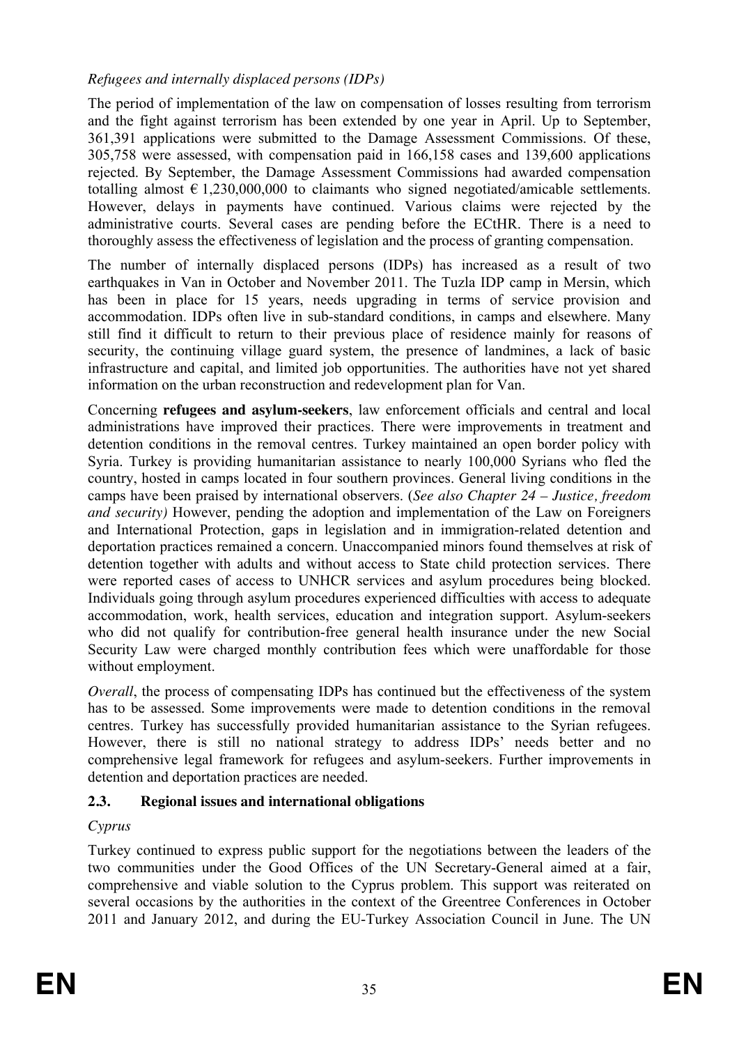*Refugees and internally displaced persons (IDPs)*

The period of implementation of the law on compensation of losses resulting from terrorism and the fight against terrorism has been extended by one year in April. Up to September, 361,391 applications were submitted to the Damage Assessment Commissions. Of these, 305,758 were assessed, with compensation paid in 166,158 cases and 139,600 applications rejected. By September, the Damage Assessment Commissions had awarded compensation totalling almost € 1,230,000,000 to claimants who signed negotiated/amicable settlements. However, delays in payments have continued. Various claims were rejected by the administrative courts. Several cases are pending before the ECtHR. There is a need to thoroughly assess the effectiveness of legislation and the process of granting compensation.

The number of internally displaced persons (IDPs) has increased as a result of two earthquakes in Van in October and November 2011. The Tuzla IDP camp in Mersin, which has been in place for 15 years, needs upgrading in terms of service provision and accommodation. IDPs often live in sub-standard conditions, in camps and elsewhere. Many still find it difficult to return to their previous place of residence mainly for reasons of security, the continuing village guard system, the presence of landmines, a lack of basic infrastructure and capital, and limited job opportunities. The authorities have not yet shared information on the urban reconstruction and redevelopment plan for Van.

Concerning **refugees and asylum-seekers**, law enforcement officials and central and local administrations have improved their practices. There were improvements in treatment and detention conditions in the removal centres. Turkey maintained an open border policy with Syria. Turkey is providing humanitarian assistance to nearly 100,000 Syrians who fled the country, hosted in camps located in four southern provinces. General living conditions in the camps have been praised by international observers. (*See also Chapter 24 – Justice, freedom and security)* However, pending the adoption and implementation of the Law on Foreigners and International Protection, gaps in legislation and in immigration-related detention and deportation practices remained a concern. Unaccompanied minors found themselves at risk of detention together with adults and without access to State child protection services. There were reported cases of access to UNHCR services and asylum procedures being blocked. Individuals going through asylum procedures experienced difficulties with access to adequate accommodation, work, health services, education and integration support. Asylum-seekers who did not qualify for contribution-free general health insurance under the new Social Security Law were charged monthly contribution fees which were unaffordable for those without employment.

*Overall*, the process of compensating IDPs has continued but the effectiveness of the system has to be assessed. Some improvements were made to detention conditions in the removal centres. Turkey has successfully provided humanitarian assistance to the Syrian refugees. However, there is still no national strategy to address IDPs' needs better and no comprehensive legal framework for refugees and asylum-seekers. Further improvements in detention and deportation practices are needed.

## 2.3. Regional issues and international obligations

*Cyprus*

Turkey continued to express public support for the negotiations between the leaders of the two communities under the Good Offices of the UN Secretary-General aimed at a fair, comprehensive and viable solution to the Cyprus problem. This support was reiterated on several occasions by the authorities in the context of the Greentree Conferences in October 2011 and January 2012, and during the EU-Turkey Association Council in June. The UN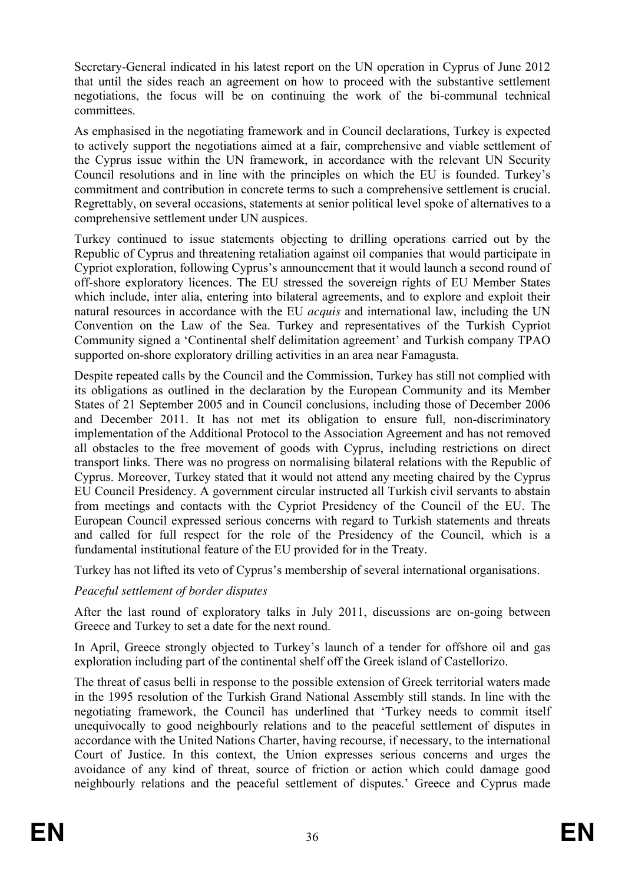Secretary-General indicated in his latest report on the UN operation in Cyprus of June 2012 that until the sides reach an agreement on how to proceed with the substantive settlement negotiations, the focus will be on continuing the work of the bi-communal technical committees.

As emphasised in the negotiating framework and in Council declarations, Turkey is expected to actively support the negotiations aimed at a fair, comprehensive and viable settlement of the Cyprus issue within the UN framework, in accordance with the relevant UN Security Council resolutions and in line with the principles on which the EU is founded. Turkey's commitment and contribution in concrete terms to such a comprehensive settlement is crucial. Regrettably, on several occasions, statements at senior political level spoke of alternatives to a comprehensive settlement under UN auspices.

Turkey continued to issue statements objecting to drilling operations carried out by the Republic of Cyprus and threatening retaliation against oil companies that would participate in Cypriot exploration, following Cyprus's announcement that it would launch a second round of off-shore exploratory licences. The EU stressed the sovereign rights of EU Member States which include, inter alia, entering into bilateral agreements, and to explore and exploit their natural resources in accordance with the EU *acquis* and international law, including the UN Convention on the Law of the Sea. Turkey and representatives of the Turkish Cypriot Community signed a 'Continental shelf delimitation agreement' and Turkish company TPAO supported on-shore exploratory drilling activities in an area near Famagusta.

Despite repeated calls by the Council and the Commission, Turkey has still not complied with its obligations as outlined in the declaration by the European Community and its Member States of 21 September 2005 and in Council conclusions, including those of December 2006 and December 2011. It has not met its obligation to ensure full, non-discriminatory implementation of the Additional Protocol to the Association Agreement and has not removed all obstacles to the free movement of goods with Cyprus, including restrictions on direct transport links. There was no progress on normalising bilateral relations with the Republic of Cyprus. Moreover, Turkey stated that it would not attend any meeting chaired by the Cyprus EU Council Presidency. A government circular instructed all Turkish civil servants to abstain from meetings and contacts with the Cypriot Presidency of the Council of the EU. The European Council expressed serious concerns with regard to Turkish statements and threats and called for full respect for the role of the Presidency of the Council, which is a fundamental institutional feature of the EU provided for in the Treaty.

Turkey has not lifted its veto of Cyprus's membership of several international organisations.

*Peaceful settlement of border disputes*

After the last round of exploratory talks in July 2011, discussions are on-going between Greece and Turkey to set a date for the next round.

In April, Greece strongly objected to Turkey's launch of a tender for offshore oil and gas exploration including part of the continental shelf off the Greek island of Castellorizo.

The threat of casus belli in response to the possible extension of Greek territorial waters made in the 1995 resolution of the Turkish Grand National Assembly still stands. In line with the negotiating framework, the Council has underlined that 'Turkey needs to commit itself unequivocally to good neighbourly relations and to the peaceful settlement of disputes in accordance with the United Nations Charter, having recourse, if necessary, to the international Court of Justice. In this context, the Union expresses serious concerns and urges the avoidance of any kind of threat, source of friction or action which could damage good neighbourly relations and the peaceful settlement of disputes.' Greece and Cyprus made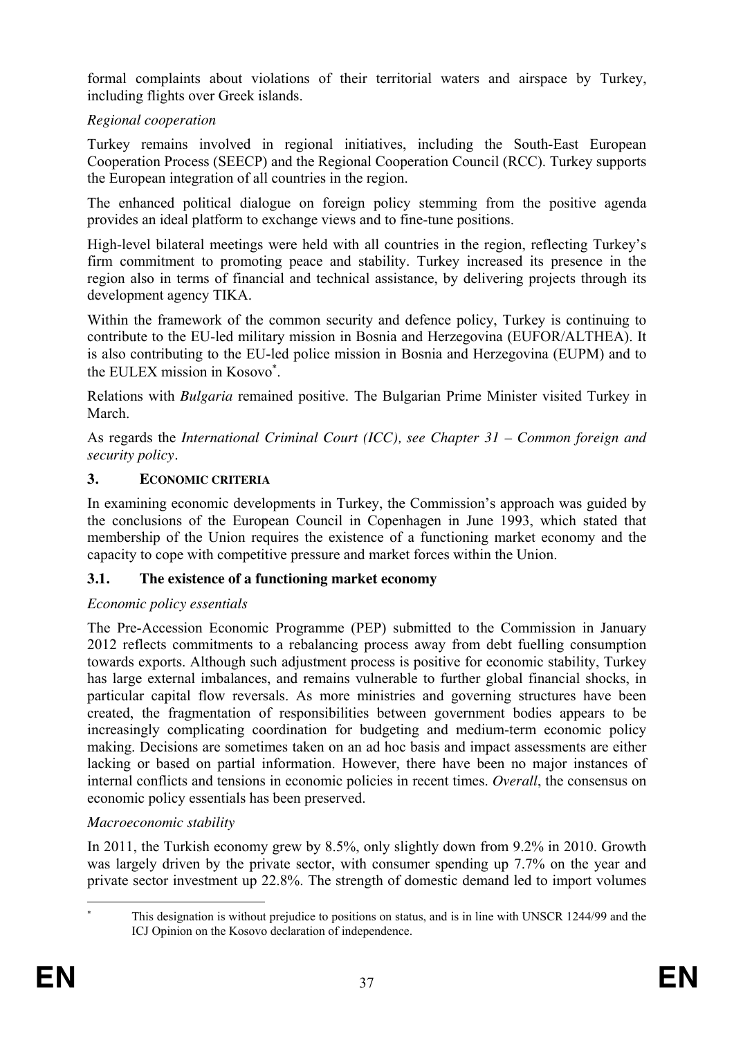formal complaints about violations of their territorial waters and airspace by Turkey, including flights over Greek islands.

*Regional cooperation*

Turkey remains involved in regional initiatives, including the South-East European Cooperation Process (SEECP) and the Regional Cooperation Council (RCC). Turkey supports the European integration of all countries in the region.

The enhanced political dialogue on foreign policy stemming from the positive agenda provides an ideal platform to exchange views and to fine-tune positions.

High-level bilateral meetings were held with all countries in the region, reflecting Turkey's firm commitment to promoting peace and stability. Turkey increased its presence in the region also in terms of financial and technical assistance, by delivering projects through its development agency TIKA.

Within the framework of the common security and defence policy, Turkey is continuing to contribute to the EU-led military mission in Bosnia and Herzegovina (EUFOR/ALTHEA). It is also contributing to the EU-led police mission in Bosnia and Herzegovina (EUPM) and to the EULEX mission in Kosovo[*].

Relations with *Bulgaria* remained positive. The Bulgarian Prime Minister visited Turkey in March.

As regards the *International Criminal Court (ICC), see Chapter 31 – Common foreign and security policy*.

## 3. ECONOMIC CRITERIA

In examining economic developments in Turkey, the Commission's approach was guided by the conclusions of the European Council in Copenhagen in June 1993, which stated that membership of the Union requires the existence of a functioning market economy and the capacity to cope with competitive pressure and market forces within the Union.

### 3.1. The existence of a functioning market economy

*Economic policy essentials*

The Pre-Accession Economic Programme (PEP) submitted to the Commission in January 2012 reflects commitments to a rebalancing process away from debt fuelling consumption towards exports. Although such adjustment process is positive for economic stability, Turkey has large external imbalances, and remains vulnerable to further global financial shocks, in particular capital flow reversals. As more ministries and governing structures have been created, the fragmentation of responsibilities between government bodies appears to be increasingly complicating coordination for budgeting and medium-term economic policy making. Decisions are sometimes taken on an ad hoc basis and impact assessments are either lacking or based on partial information. However, there have been no major instances of internal conflicts and tensions in economic policies in recent times. *Overall*, the consensus on economic policy essentials has been preserved.

*Macroeconomic stability*

In 2011, the Turkish economy grew by 8.5%, only slightly down from 9.2% in 2010. Growth was largely driven by the private sector, with consumer spending up 7.7% on the year and private sector investment up 22.8%. The strength of domestic demand led to import volumes

[*] This designation is without prejudice to positions on status, and is in line with UNSCR 1244/99 and the ICJ Opinion on the Kosovo declaration of independence.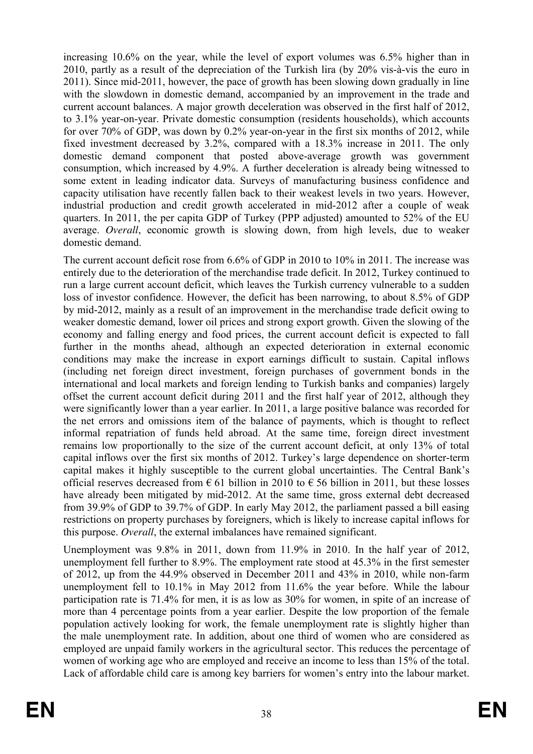increasing 10.6% on the year, while the level of export volumes was 6.5% higher than in 2010, partly as a result of the depreciation of the Turkish lira (by 20% vis-à-vis the euro in 2011). Since mid-2011, however, the pace of growth has been slowing down gradually in line with the slowdown in domestic demand, accompanied by an improvement in the trade and current account balances. A major growth deceleration was observed in the first half of 2012, to 3.1% year-on-year. Private domestic consumption (residents households), which accounts for over 70% of GDP, was down by 0.2% year-on-year in the first six months of 2012, while fixed investment decreased by 3.2%, compared with a 18.3% increase in 2011. The only domestic demand component that posted above-average growth was government consumption, which increased by 4.9%. A further deceleration is already being witnessed to some extent in leading indicator data. Surveys of manufacturing business confidence and capacity utilisation have recently fallen back to their weakest levels in two years. However, industrial production and credit growth accelerated in mid-2012 after a couple of weak quarters. In 2011, the per capita GDP of Turkey (PPP adjusted) amounted to 52% of the EU average. *Overall*, economic growth is slowing down, from high levels, due to weaker domestic demand.

The current account deficit rose from 6.6% of GDP in 2010 to 10% in 2011. The increase was entirely due to the deterioration of the merchandise trade deficit. In 2012, Turkey continued to run a large current account deficit, which leaves the Turkish currency vulnerable to a sudden loss of investor confidence. However, the deficit has been narrowing, to about 8.5% of GDP by mid-2012, mainly as a result of an improvement in the merchandise trade deficit owing to weaker domestic demand, lower oil prices and strong export growth. Given the slowing of the economy and falling energy and food prices, the current account deficit is expected to fall further in the months ahead, although an expected deterioration in external economic conditions may make the increase in export earnings difficult to sustain. Capital inflows (including net foreign direct investment, foreign purchases of government bonds in the international and local markets and foreign lending to Turkish banks and companies) largely offset the current account deficit during 2011 and the first half year of 2012, although they were significantly lower than a year earlier. In 2011, a large positive balance was recorded for the net errors and omissions item of the balance of payments, which is thought to reflect informal repatriation of funds held abroad. At the same time, foreign direct investment remains low proportionally to the size of the current account deficit, at only 13% of total capital inflows over the first six months of 2012. Turkey's large dependence on shorter-term capital makes it highly susceptible to the current global uncertainties. The Central Bank's official reserves decreased from € 61 billion in 2010 to € 56 billion in 2011, but these losses have already been mitigated by mid-2012. At the same time, gross external debt decreased from 39.9% of GDP to 39.7% of GDP. In early May 2012, the parliament passed a bill easing restrictions on property purchases by foreigners, which is likely to increase capital inflows for this purpose. *Overall*, the external imbalances have remained significant.

Unemployment was 9.8% in 2011, down from 11.9% in 2010. In the half year of 2012, unemployment fell further to 8.9%. The employment rate stood at 45.3% in the first semester of 2012, up from the 44.9% observed in December 2011 and 43% in 2010, while non-farm unemployment fell to 10.1% in May 2012 from 11.6% the year before. While the labour participation rate is 71.4% for men, it is as low as 30% for women, in spite of an increase of more than 4 percentage points from a year earlier. Despite the low proportion of the female population actively looking for work, the female unemployment rate is slightly higher than the male unemployment rate. In addition, about one third of women who are considered as employed are unpaid family workers in the agricultural sector. This reduces the percentage of women of working age who are employed and receive an income to less than 15% of the total. Lack of affordable child care is among key barriers for women's entry into the labour market.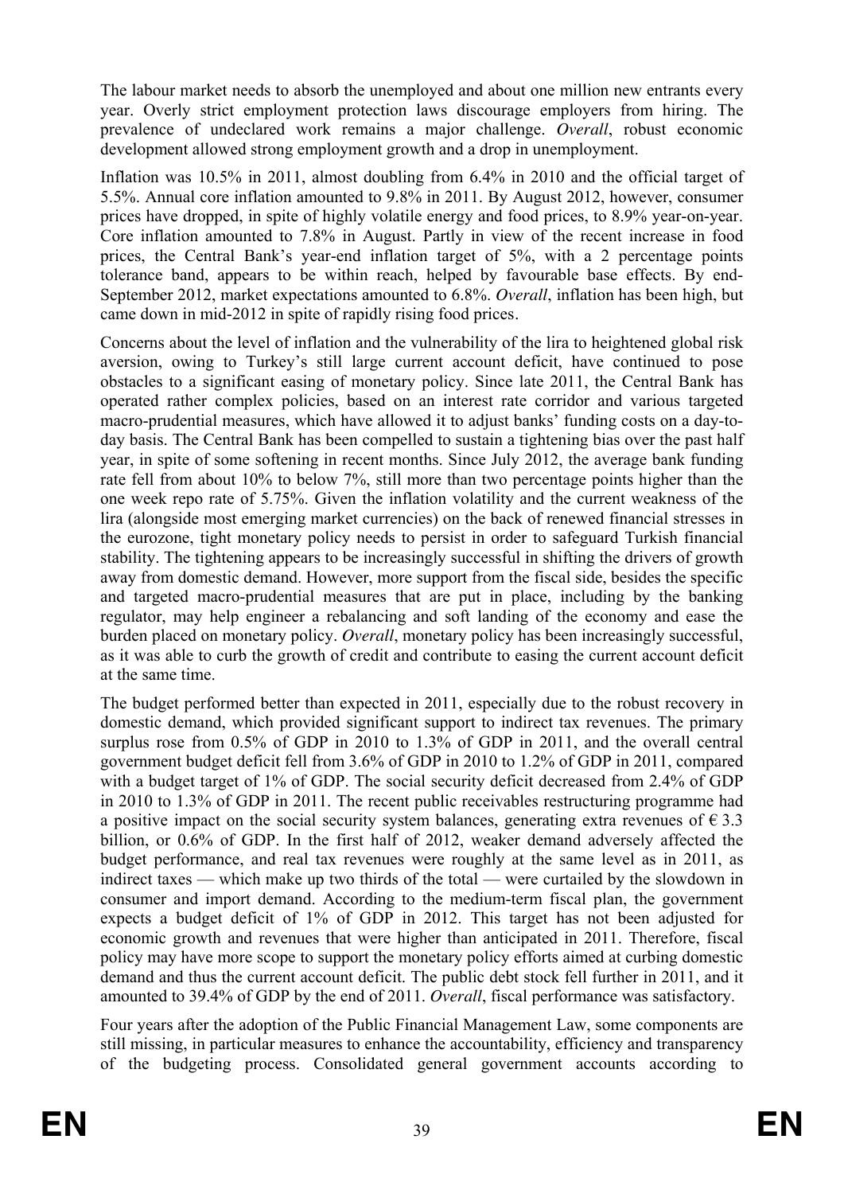The labour market needs to absorb the unemployed and about one million new entrants every year. Overly strict employment protection laws discourage employers from hiring. The prevalence of undeclared work remains a major challenge. *Overall*, robust economic development allowed strong employment growth and a drop in unemployment.

Inflation was 10.5% in 2011, almost doubling from 6.4% in 2010 and the official target of 5.5%. Annual core inflation amounted to 9.8% in 2011. By August 2012, however, consumer prices have dropped, in spite of highly volatile energy and food prices, to 8.9% year-on-year. Core inflation amounted to 7.8% in August. Partly in view of the recent increase in food prices, the Central Bank's year-end inflation target of 5%, with a 2 percentage points tolerance band, appears to be within reach, helped by favourable base effects. By end-September 2012, market expectations amounted to 6.8%. *Overall*, inflation has been high, but came down in mid-2012 in spite of rapidly rising food prices.

Concerns about the level of inflation and the vulnerability of the lira to heightened global risk aversion, owing to Turkey's still large current account deficit, have continued to pose obstacles to a significant easing of monetary policy. Since late 2011, the Central Bank has operated rather complex policies, based on an interest rate corridor and various targeted macro-prudential measures, which have allowed it to adjust banks' funding costs on a day-to-day basis. The Central Bank has been compelled to sustain a tightening bias over the past half year, in spite of some softening in recent months. Since July 2012, the average bank funding rate fell from about 10% to below 7%, still more than two percentage points higher than the one week repo rate of 5.75%. Given the inflation volatility and the current weakness of the lira (alongside most emerging market currencies) on the back of renewed financial stresses in the eurozone, tight monetary policy needs to persist in order to safeguard Turkish financial stability. The tightening appears to be increasingly successful in shifting the drivers of growth away from domestic demand. However, more support from the fiscal side, besides the specific and targeted macro-prudential measures that are put in place, including by the banking regulator, may help engineer a rebalancing and soft landing of the economy and ease the burden placed on monetary policy. *Overall*, monetary policy has been increasingly successful, as it was able to curb the growth of credit and contribute to easing the current account deficit at the same time.

The budget performed better than expected in 2011, especially due to the robust recovery in domestic demand, which provided significant support to indirect tax revenues. The primary surplus rose from 0.5% of GDP in 2010 to 1.3% of GDP in 2011, and the overall central government budget deficit fell from 3.6% of GDP in 2010 to 1.2% of GDP in 2011, compared with a budget target of 1% of GDP. The social security deficit decreased from 2.4% of GDP in 2010 to 1.3% of GDP in 2011. The recent public receivables restructuring programme had a positive impact on the social security system balances, generating extra revenues of € 3.3 billion, or 0.6% of GDP. In the first half of 2012, weaker demand adversely affected the budget performance, and real tax revenues were roughly at the same level as in 2011, as indirect taxes — which make up two thirds of the total — were curtailed by the slowdown in consumer and import demand. According to the medium-term fiscal plan, the government expects a budget deficit of 1% of GDP in 2012. This target has not been adjusted for economic growth and revenues that were higher than anticipated in 2011. Therefore, fiscal policy may have more scope to support the monetary policy efforts aimed at curbing domestic demand and thus the current account deficit. The public debt stock fell further in 2011, and it amounted to 39.4% of GDP by the end of 2011. *Overall*, fiscal performance was satisfactory.

Four years after the adoption of the Public Financial Management Law, some components are still missing, in particular measures to enhance the accountability, efficiency and transparency of the budgeting process. Consolidated general government accounts according to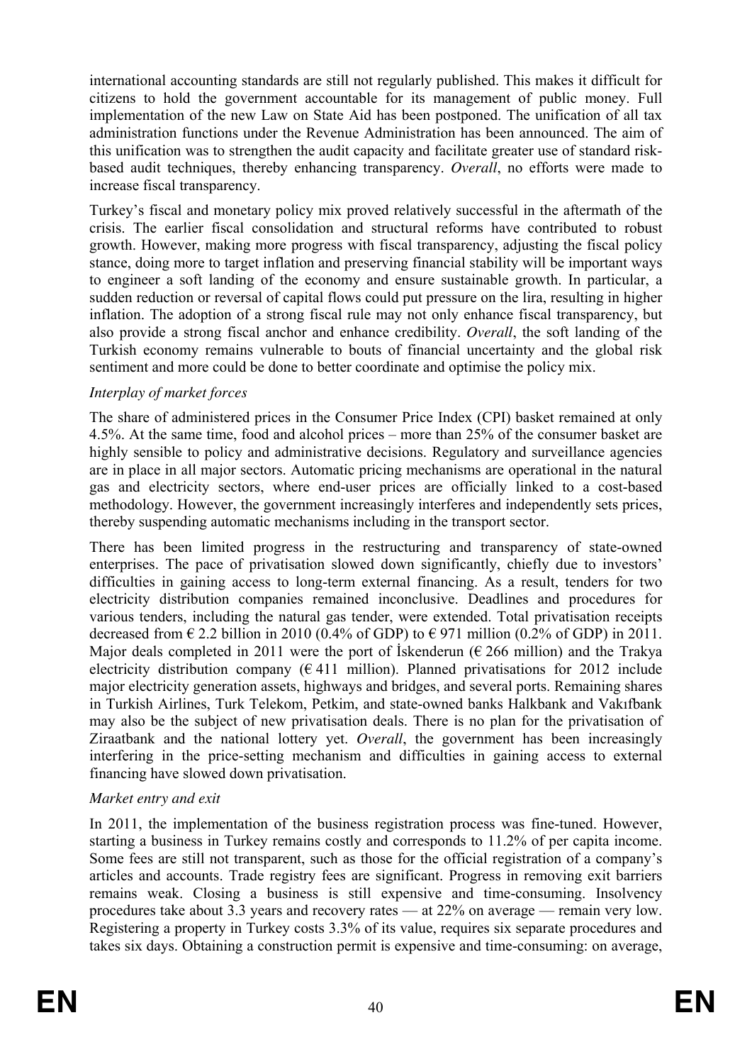international accounting standards are still not regularly published. This makes it difficult for citizens to hold the government accountable for its management of public money. Full implementation of the new Law on State Aid has been postponed. The unification of all tax administration functions under the Revenue Administration has been announced. The aim of this unification was to strengthen the audit capacity and facilitate greater use of standard risk-based audit techniques, thereby enhancing transparency. *Overall*, no efforts were made to increase fiscal transparency.

Turkey's fiscal and monetary policy mix proved relatively successful in the aftermath of the crisis. The earlier fiscal consolidation and structural reforms have contributed to robust growth. However, making more progress with fiscal transparency, adjusting the fiscal policy stance, doing more to target inflation and preserving financial stability will be important ways to engineer a soft landing of the economy and ensure sustainable growth. In particular, a sudden reduction or reversal of capital flows could put pressure on the lira, resulting in higher inflation. The adoption of a strong fiscal rule may not only enhance fiscal transparency, but also provide a strong fiscal anchor and enhance credibility. *Overall*, the soft landing of the Turkish economy remains vulnerable to bouts of financial uncertainty and the global risk sentiment and more could be done to better coordinate and optimise the policy mix.

*Interplay of market forces*

The share of administered prices in the Consumer Price Index (CPI) basket remained at only 4.5%. At the same time, food and alcohol prices – more than 25% of the consumer basket are highly sensible to policy and administrative decisions. Regulatory and surveillance agencies are in place in all major sectors. Automatic pricing mechanisms are operational in the natural gas and electricity sectors, where end-user prices are officially linked to a cost-based methodology. However, the government increasingly interferes and independently sets prices, thereby suspending automatic mechanisms including in the transport sector.

There has been limited progress in the restructuring and transparency of state-owned enterprises. The pace of privatisation slowed down significantly, chiefly due to investors' difficulties in gaining access to long-term external financing. As a result, tenders for two electricity distribution companies remained inconclusive. Deadlines and procedures for various tenders, including the natural gas tender, were extended. Total privatisation receipts decreased from € 2.2 billion in 2010 (0.4% of GDP) to € 971 million (0.2% of GDP) in 2011. Major deals completed in 2011 were the port of İskenderun (€ 266 million) and the Trakya electricity distribution company (€ 411 million). Planned privatisations for 2012 include major electricity generation assets, highways and bridges, and several ports. Remaining shares in Turkish Airlines, Turk Telekom, Petkim, and state-owned banks Halkbank and Vakıfbank may also be the subject of new privatisation deals. There is no plan for the privatisation of Ziraatbank and the national lottery yet. *Overall*, the government has been increasingly interfering in the price-setting mechanism and difficulties in gaining access to external financing have slowed down privatisation.

*Market entry and exit*

In 2011, the implementation of the business registration process was fine-tuned. However, starting a business in Turkey remains costly and corresponds to 11.2% of per capita income. Some fees are still not transparent, such as those for the official registration of a company's articles and accounts. Trade registry fees are significant. Progress in removing exit barriers remains weak. Closing a business is still expensive and time-consuming. Insolvency procedures take about 3.3 years and recovery rates — at 22% on average — remain very low. Registering a property in Turkey costs 3.3% of its value, requires six separate procedures and takes six days. Obtaining a construction permit is expensive and time-consuming: on average,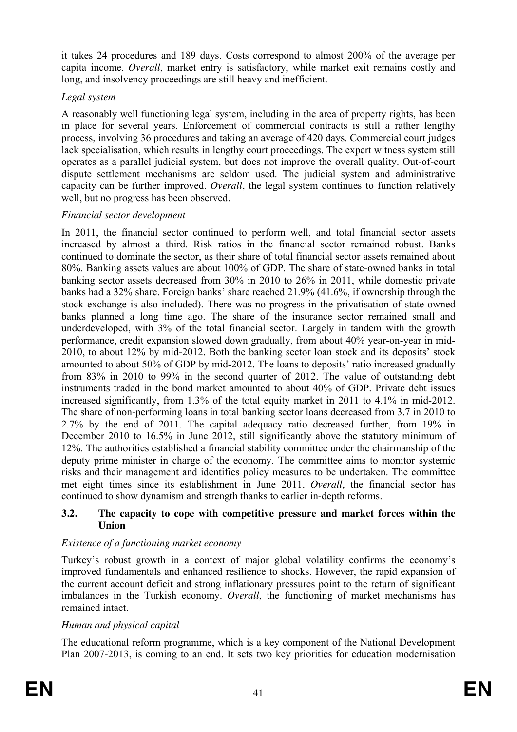it takes 24 procedures and 189 days. Costs correspond to almost 200% of the average per capita income. *Overall*, market entry is satisfactory, while market exit remains costly and long, and insolvency proceedings are still heavy and inefficient.

*Legal system*

A reasonably well functioning legal system, including in the area of property rights, has been in place for several years. Enforcement of commercial contracts is still a rather lengthy process, involving 36 procedures and taking an average of 420 days. Commercial court judges lack specialisation, which results in lengthy court proceedings. The expert witness system still operates as a parallel judicial system, but does not improve the overall quality. Out-of-court dispute settlement mechanisms are seldom used. The judicial system and administrative capacity can be further improved. *Overall*, the legal system continues to function relatively well, but no progress has been observed.

*Financial sector development*

In 2011, the financial sector continued to perform well, and total financial sector assets increased by almost a third. Risk ratios in the financial sector remained robust. Banks continued to dominate the sector, as their share of total financial sector assets remained about 80%. Banking assets values are about 100% of GDP. The share of state-owned banks in total banking sector assets decreased from 30% in 2010 to 26% in 2011, while domestic private banks had a 32% share. Foreign banks' share reached 21.9% (41.6%, if ownership through the stock exchange is also included). There was no progress in the privatisation of state-owned banks planned a long time ago. The share of the insurance sector remained small and underdeveloped, with 3% of the total financial sector. Largely in tandem with the growth performance, credit expansion slowed down gradually, from about 40% year-on-year in mid-2010, to about 12% by mid-2012. Both the banking sector loan stock and its deposits' stock amounted to about 50% of GDP by mid-2012. The loans to deposits' ratio increased gradually from 83% in 2010 to 99% in the second quarter of 2012. The value of outstanding debt instruments traded in the bond market amounted to about 40% of GDP. Private debt issues increased significantly, from 1.3% of the total equity market in 2011 to 4.1% in mid-2012. The share of non-performing loans in total banking sector loans decreased from 3.7 in 2010 to 2.7% by the end of 2011. The capital adequacy ratio decreased further, from 19% in December 2010 to 16.5% in June 2012, still significantly above the statutory minimum of 12%. The authorities established a financial stability committee under the chairmanship of the deputy prime minister in charge of the economy. The committee aims to monitor systemic risks and their management and identifies policy measures to be undertaken. The committee met eight times since its establishment in June 2011. *Overall*, the financial sector has continued to show dynamism and strength thanks to earlier in-depth reforms.

### 3.2. The capacity to cope with competitive pressure and market forces within the Union

*Existence of a functioning market economy*

Turkey's robust growth in a context of major global volatility confirms the economy's improved fundamentals and enhanced resilience to shocks. However, the rapid expansion of the current account deficit and strong inflationary pressures point to the return of significant imbalances in the Turkish economy. *Overall*, the functioning of market mechanisms has remained intact.

*Human and physical capital*

The educational reform programme, which is a key component of the National Development Plan 2007-2013, is coming to an end. It sets two key priorities for education modernisation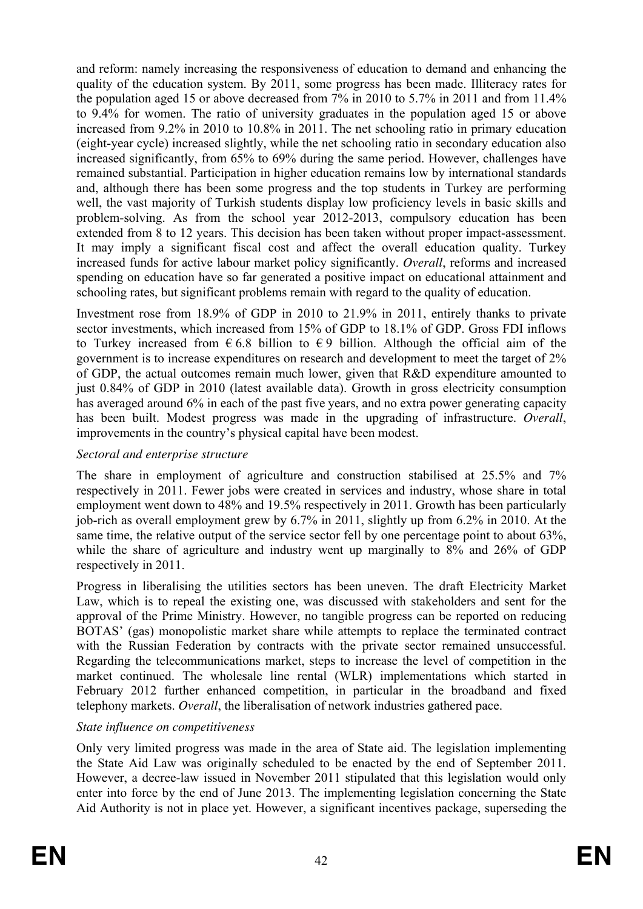and reform: namely increasing the responsiveness of education to demand and enhancing the quality of the education system. By 2011, some progress has been made. Illiteracy rates for the population aged 15 or above decreased from 7% in 2010 to 5.7% in 2011 and from 11.4% to 9.4% for women. The ratio of university graduates in the population aged 15 or above increased from 9.2% in 2010 to 10.8% in 2011. The net schooling ratio in primary education (eight-year cycle) increased slightly, while the net schooling ratio in secondary education also increased significantly, from 65% to 69% during the same period. However, challenges have remained substantial. Participation in higher education remains low by international standards and, although there has been some progress and the top students in Turkey are performing well, the vast majority of Turkish students display low proficiency levels in basic skills and problem-solving. As from the school year 2012-2013, compulsory education has been extended from 8 to 12 years. This decision has been taken without proper impact-assessment. It may imply a significant fiscal cost and affect the overall education quality. Turkey increased funds for active labour market policy significantly. *Overall*, reforms and increased spending on education have so far generated a positive impact on educational attainment and schooling rates, but significant problems remain with regard to the quality of education.

Investment rose from 18.9% of GDP in 2010 to 21.9% in 2011, entirely thanks to private sector investments, which increased from 15% of GDP to 18.1% of GDP. Gross FDI inflows to Turkey increased from € 6.8 billion to € 9 billion. Although the official aim of the government is to increase expenditures on research and development to meet the target of 2% of GDP, the actual outcomes remain much lower, given that R&D expenditure amounted to just 0.84% of GDP in 2010 (latest available data). Growth in gross electricity consumption has averaged around 6% in each of the past five years, and no extra power generating capacity has been built. Modest progress was made in the upgrading of infrastructure. *Overall*, improvements in the country's physical capital have been modest.

*Sectoral and enterprise structure*

The share in employment of agriculture and construction stabilised at 25.5% and 7% respectively in 2011. Fewer jobs were created in services and industry, whose share in total employment went down to 48% and 19.5% respectively in 2011. Growth has been particularly job-rich as overall employment grew by 6.7% in 2011, slightly up from 6.2% in 2010. At the same time, the relative output of the service sector fell by one percentage point to about 63%, while the share of agriculture and industry went up marginally to 8% and 26% of GDP respectively in 2011.

Progress in liberalising the utilities sectors has been uneven. The draft Electricity Market Law, which is to repeal the existing one, was discussed with stakeholders and sent for the approval of the Prime Ministry. However, no tangible progress can be reported on reducing BOTAS' (gas) monopolistic market share while attempts to replace the terminated contract with the Russian Federation by contracts with the private sector remained unsuccessful. Regarding the telecommunications market, steps to increase the level of competition in the market continued. The wholesale line rental (WLR) implementations which started in February 2012 further enhanced competition, in particular in the broadband and fixed telephony markets. *Overall*, the liberalisation of network industries gathered pace.

*State influence on competitiveness*

Only very limited progress was made in the area of State aid. The legislation implementing the State Aid Law was originally scheduled to be enacted by the end of September 2011. However, a decree-law issued in November 2011 stipulated that this legislation would only enter into force by the end of June 2013. The implementing legislation concerning the State Aid Authority is not in place yet. However, a significant incentives package, superseding the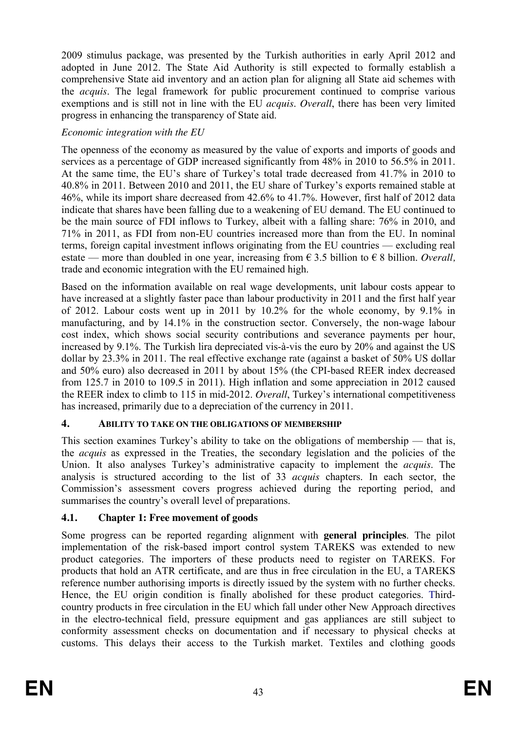2009 stimulus package, was presented by the Turkish authorities in early April 2012 and adopted in June 2012. The State Aid Authority is still expected to formally establish a comprehensive State aid inventory and an action plan for aligning all State aid schemes with the *acquis*. The legal framework for public procurement continued to comprise various exemptions and is still not in line with the EU *acquis*. *Overall*, there has been very limited progress in enhancing the transparency of State aid.

*Economic integration with the EU*

The openness of the economy as measured by the value of exports and imports of goods and services as a percentage of GDP increased significantly from 48% in 2010 to 56.5% in 2011. At the same time, the EU's share of Turkey's total trade decreased from 41.7% in 2010 to 40.8% in 2011. Between 2010 and 2011, the EU share of Turkey's exports remained stable at 46%, while its import share decreased from 42.6% to 41.7%. However, first half of 2012 data indicate that shares have been falling due to a weakening of EU demand. The EU continued to be the main source of FDI inflows to Turkey, albeit with a falling share: 76% in 2010, and 71% in 2011, as FDI from non-EU countries increased more than from the EU. In nominal terms, foreign capital investment inflows originating from the EU countries — excluding real estate — more than doubled in one year, increasing from € 3.5 billion to € 8 billion. *Overall,* trade and economic integration with the EU remained high.

Based on the information available on real wage developments, unit labour costs appear to have increased at a slightly faster pace than labour productivity in 2011 and the first half year of 2012. Labour costs went up in 2011 by 10.2% for the whole economy, by 9.1% in manufacturing, and by 14.1% in the construction sector. Conversely, the non-wage labour cost index, which shows social security contributions and severance payments per hour, increased by 9.1%. The Turkish lira depreciated vis-à-vis the euro by 20% and against the US dollar by 23.3% in 2011. The real effective exchange rate (against a basket of 50% US dollar and 50% euro) also decreased in 2011 by about 15% (the CPI-based REER index decreased from 125.7 in 2010 to 109.5 in 2011). High inflation and some appreciation in 2012 caused the REER index to climb to 115 in mid-2012. *Overall*, Turkey's international competitiveness has increased, primarily due to a depreciation of the currency in 2011.

## 4. ABILITY TO TAKE ON THE OBLIGATIONS OF MEMBERSHIP

This section examines Turkey's ability to take on the obligations of membership — that is, the *acquis* as expressed in the Treaties, the secondary legislation and the policies of the Union. It also analyses Turkey's administrative capacity to implement the *acquis*. The analysis is structured according to the list of 33 *acquis* chapters. In each sector, the Commission's assessment covers progress achieved during the reporting period, and summarises the country's overall level of preparations.

### 4.1. Chapter 1: Free movement of goods

Some progress can be reported regarding alignment with **general principles**. The pilot implementation of the risk-based import control system TAREKS was extended to new product categories. The importers of these products need to register on TAREKS. For products that hold an ATR certificate, and are thus in free circulation in the EU, a TAREKS reference number authorising imports is directly issued by the system with no further checks. Hence, the EU origin condition is finally abolished for these product categories. Third-country products in free circulation in the EU which fall under other New Approach directives in the electro-technical field, pressure equipment and gas appliances are still subject to conformity assessment checks on documentation and if necessary to physical checks at customs. This delays their access to the Turkish market. Textiles and clothing goods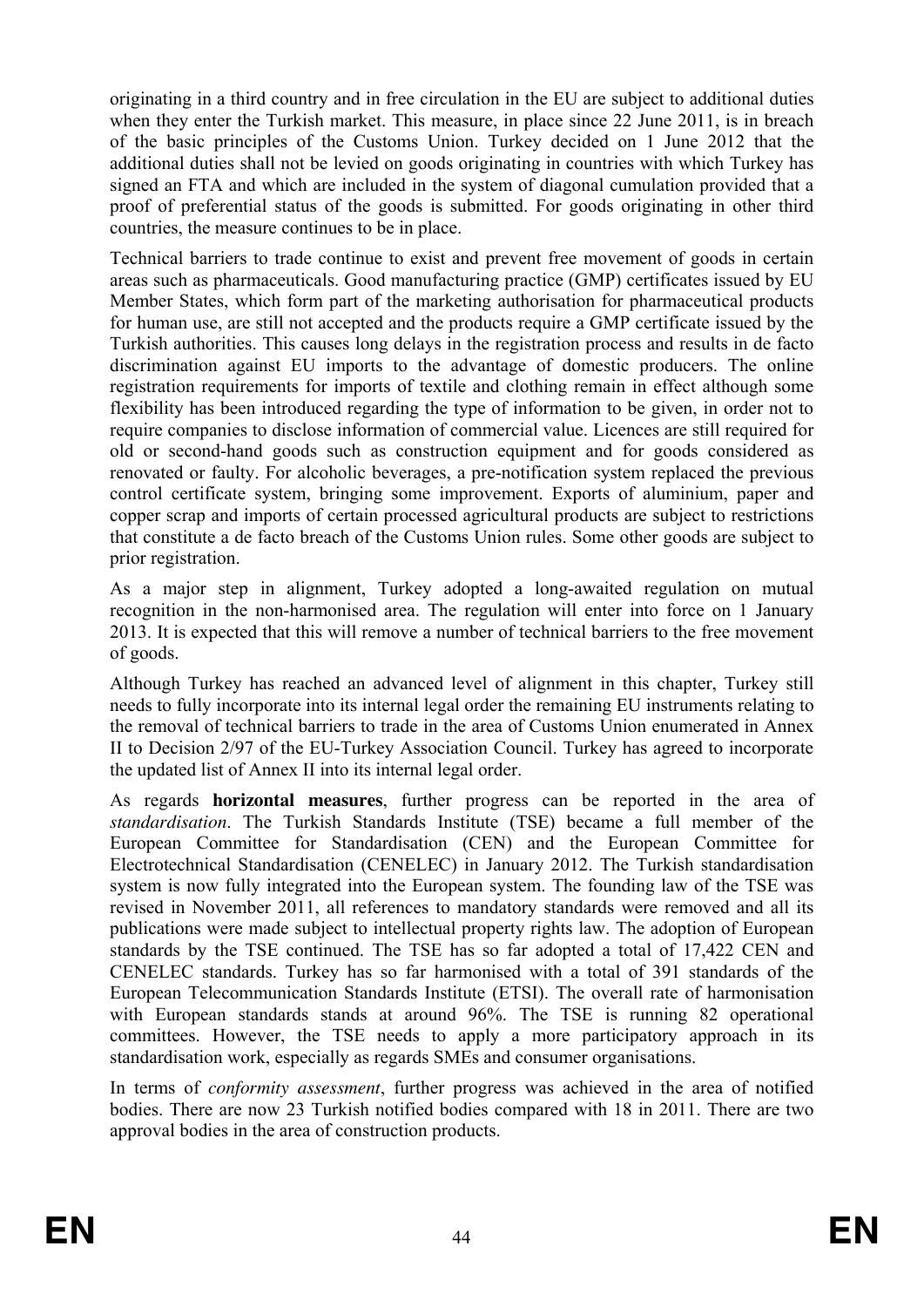originating in a third country and in free circulation in the EU are subject to additional duties when they enter the Turkish market. This measure, in place since 22 June 2011, is in breach of the basic principles of the Customs Union. Turkey decided on 1 June 2012 that the additional duties shall not be levied on goods originating in countries with which Turkey has signed an FTA and which are included in the system of diagonal cumulation provided that a proof of preferential status of the goods is submitted. For goods originating in other third countries, the measure continues to be in place.

Technical barriers to trade continue to exist and prevent free movement of goods in certain areas such as pharmaceuticals. Good manufacturing practice (GMP) certificates issued by EU Member States, which form part of the marketing authorisation for pharmaceutical products for human use, are still not accepted and the products require a GMP certificate issued by the Turkish authorities. This causes long delays in the registration process and results in de facto discrimination against EU imports to the advantage of domestic producers. The online registration requirements for imports of textile and clothing remain in effect although some flexibility has been introduced regarding the type of information to be given, in order not to require companies to disclose information of commercial value. Licences are still required for old or second-hand goods such as construction equipment and for goods considered as renovated or faulty. For alcoholic beverages, a pre-notification system replaced the previous control certificate system, bringing some improvement. Exports of aluminium, paper and copper scrap and imports of certain processed agricultural products are subject to restrictions that constitute a de facto breach of the Customs Union rules. Some other goods are subject to prior registration.

As a major step in alignment, Turkey adopted a long-awaited regulation on mutual recognition in the non-harmonised area. The regulation will enter into force on 1 January 2013. It is expected that this will remove a number of technical barriers to the free movement of goods.

Although Turkey has reached an advanced level of alignment in this chapter, Turkey still needs to fully incorporate into its internal legal order the remaining EU instruments relating to the removal of technical barriers to trade in the area of Customs Union enumerated in Annex II to Decision 2/97 of the EU-Turkey Association Council. Turkey has agreed to incorporate the updated list of Annex II into its internal legal order.

As regards **horizontal measures**, further progress can be reported in the area of *standardisation*. The Turkish Standards Institute (TSE) became a full member of the European Committee for Standardisation (CEN) and the European Committee for Electrotechnical Standardisation (CENELEC) in January 2012. The Turkish standardisation system is now fully integrated into the European system. The founding law of the TSE was revised in November 2011, all references to mandatory standards were removed and all its publications were made subject to intellectual property rights law. The adoption of European standards by the TSE continued. The TSE has so far adopted a total of 17,422 CEN and CENELEC standards. Turkey has so far harmonised with a total of 391 standards of the European Telecommunication Standards Institute (ETSI). The overall rate of harmonisation with European standards stands at around 96%. The TSE is running 82 operational committees. However, the TSE needs to apply a more participatory approach in its standardisation work, especially as regards SMEs and consumer organisations.

In terms of *conformity assessment*, further progress was achieved in the area of notified bodies. There are now 23 Turkish notified bodies compared with 18 in 2011. There are two approval bodies in the area of construction products.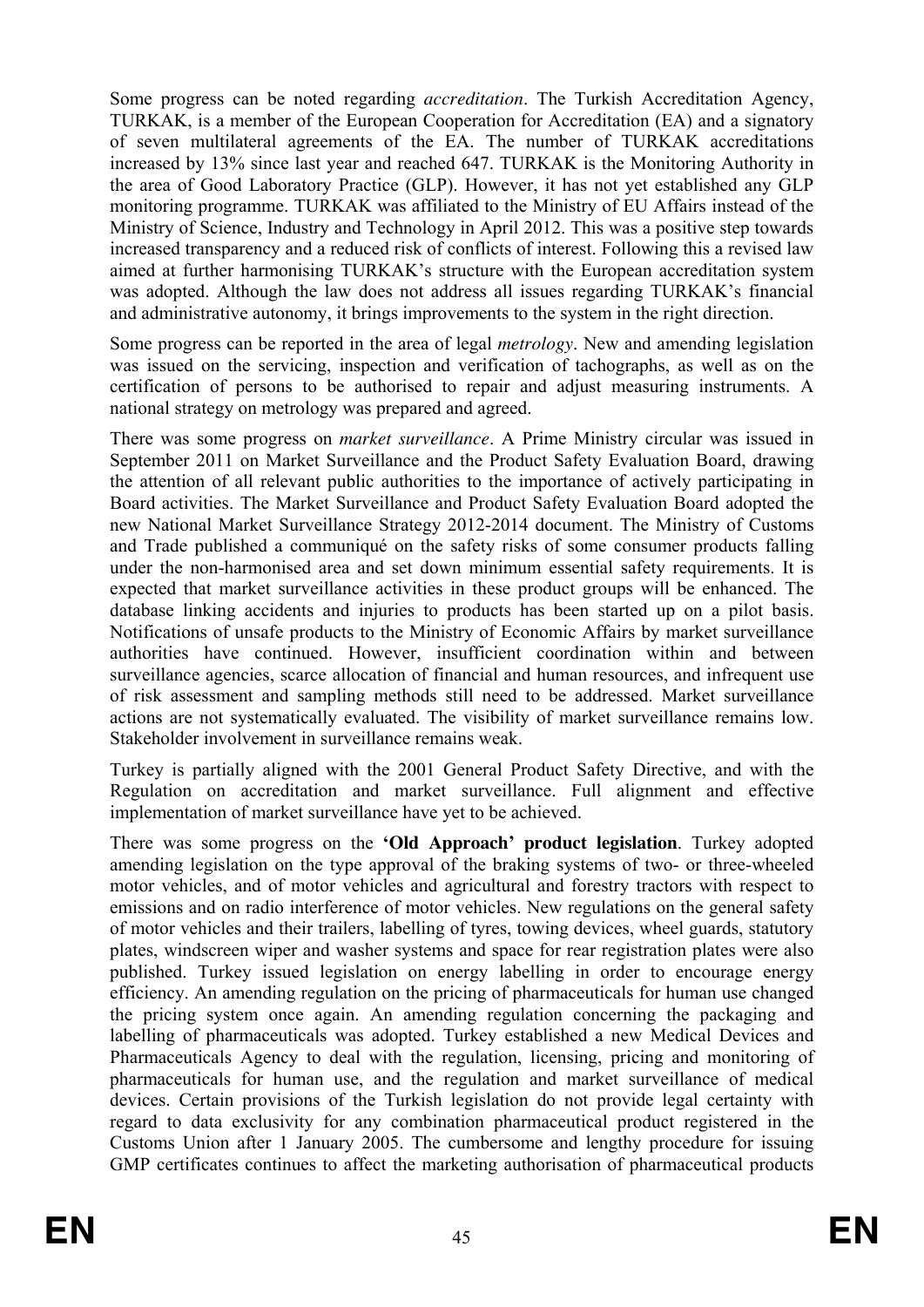Some progress can be noted regarding *accreditation*. The Turkish Accreditation Agency, TURKAK, is a member of the European Cooperation for Accreditation (EA) and a signatory of seven multilateral agreements of the EA. The number of TURKAK accreditations increased by 13% since last year and reached 647. TURKAK is the Monitoring Authority in the area of Good Laboratory Practice (GLP). However, it has not yet established any GLP monitoring programme. TURKAK was affiliated to the Ministry of EU Affairs instead of the Ministry of Science, Industry and Technology in April 2012. This was a positive step towards increased transparency and a reduced risk of conflicts of interest. Following this a revised law aimed at further harmonising TURKAK's structure with the European accreditation system was adopted. Although the law does not address all issues regarding TURKAK's financial and administrative autonomy, it brings improvements to the system in the right direction.

Some progress can be reported in the area of legal *metrology*. New and amending legislation was issued on the servicing, inspection and verification of tachographs, as well as on the certification of persons to be authorised to repair and adjust measuring instruments. A national strategy on metrology was prepared and agreed.

There was some progress on *market surveillance*. A Prime Ministry circular was issued in September 2011 on Market Surveillance and the Product Safety Evaluation Board, drawing the attention of all relevant public authorities to the importance of actively participating in Board activities. The Market Surveillance and Product Safety Evaluation Board adopted the new National Market Surveillance Strategy 2012-2014 document. The Ministry of Customs and Trade published a communiqué on the safety risks of some consumer products falling under the non-harmonised area and set down minimum essential safety requirements. It is expected that market surveillance activities in these product groups will be enhanced. The database linking accidents and injuries to products has been started up on a pilot basis. Notifications of unsafe products to the Ministry of Economic Affairs by market surveillance authorities have continued. However, insufficient coordination within and between surveillance agencies, scarce allocation of financial and human resources, and infrequent use of risk assessment and sampling methods still need to be addressed. Market surveillance actions are not systematically evaluated. The visibility of market surveillance remains low. Stakeholder involvement in surveillance remains weak.

Turkey is partially aligned with the 2001 General Product Safety Directive, and with the Regulation on accreditation and market surveillance. Full alignment and effective implementation of market surveillance have yet to be achieved.

There was some progress on the **'Old Approach' product legislation**. Turkey adopted amending legislation on the type approval of the braking systems of two- or three-wheeled motor vehicles, and of motor vehicles and agricultural and forestry tractors with respect to emissions and on radio interference of motor vehicles. New regulations on the general safety of motor vehicles and their trailers, labelling of tyres, towing devices, wheel guards, statutory plates, windscreen wiper and washer systems and space for rear registration plates were also published. Turkey issued legislation on energy labelling in order to encourage energy efficiency. An amending regulation on the pricing of pharmaceuticals for human use changed the pricing system once again. An amending regulation concerning the packaging and labelling of pharmaceuticals was adopted. Turkey established a new Medical Devices and Pharmaceuticals Agency to deal with the regulation, licensing, pricing and monitoring of pharmaceuticals for human use, and the regulation and market surveillance of medical devices. Certain provisions of the Turkish legislation do not provide legal certainty with regard to data exclusivity for any combination pharmaceutical product registered in the Customs Union after 1 January 2005. The cumbersome and lengthy procedure for issuing GMP certificates continues to affect the marketing authorisation of pharmaceutical products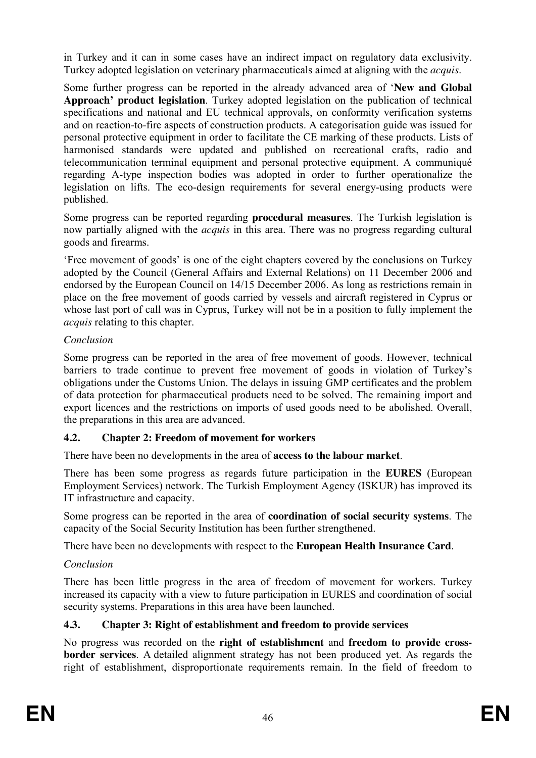in Turkey and it can in some cases have an indirect impact on regulatory data exclusivity. Turkey adopted legislation on veterinary pharmaceuticals aimed at aligning with the *acquis*.

Some further progress can be reported in the already advanced area of '**New and Global Approach' product legislation**. Turkey adopted legislation on the publication of technical specifications and national and EU technical approvals, on conformity verification systems and on reaction-to-fire aspects of construction products. A categorisation guide was issued for personal protective equipment in order to facilitate the CE marking of these products. Lists of harmonised standards were updated and published on recreational crafts, radio and telecommunication terminal equipment and personal protective equipment. A communiqué regarding A-type inspection bodies was adopted in order to further operationalize the legislation on lifts. The eco-design requirements for several energy-using products were published.

Some progress can be reported regarding **procedural measures**. The Turkish legislation is now partially aligned with the *acquis* in this area. There was no progress regarding cultural goods and firearms.

'Free movement of goods' is one of the eight chapters covered by the conclusions on Turkey adopted by the Council (General Affairs and External Relations) on 11 December 2006 and endorsed by the European Council on 14/15 December 2006. As long as restrictions remain in place on the free movement of goods carried by vessels and aircraft registered in Cyprus or whose last port of call was in Cyprus, Turkey will not be in a position to fully implement the *acquis* relating to this chapter.

*Conclusion*

Some progress can be reported in the area of free movement of goods. However, technical barriers to trade continue to prevent free movement of goods in violation of Turkey's obligations under the Customs Union. The delays in issuing GMP certificates and the problem of data protection for pharmaceutical products need to be solved. The remaining import and export licences and the restrictions on imports of used goods need to be abolished. Overall, the preparations in this area are advanced.

### 4.2. Chapter 2: Freedom of movement for workers

There have been no developments in the area of **access to the labour market**.

There has been some progress as regards future participation in the **EURES** (European Employment Services) network. The Turkish Employment Agency (ISKUR) has improved its IT infrastructure and capacity.

Some progress can be reported in the area of **coordination of social security systems**. The capacity of the Social Security Institution has been further strengthened.

There have been no developments with respect to the **European Health Insurance Card**.

*Conclusion*

There has been little progress in the area of freedom of movement for workers. Turkey increased its capacity with a view to future participation in EURES and coordination of social security systems. Preparations in this area have been launched.

### 4.3. Chapter 3: Right of establishment and freedom to provide services

No progress was recorded on the **right of establishment** and **freedom to provide cross-border services**. A detailed alignment strategy has not been produced yet. As regards the right of establishment, disproportionate requirements remain. In the field of freedom to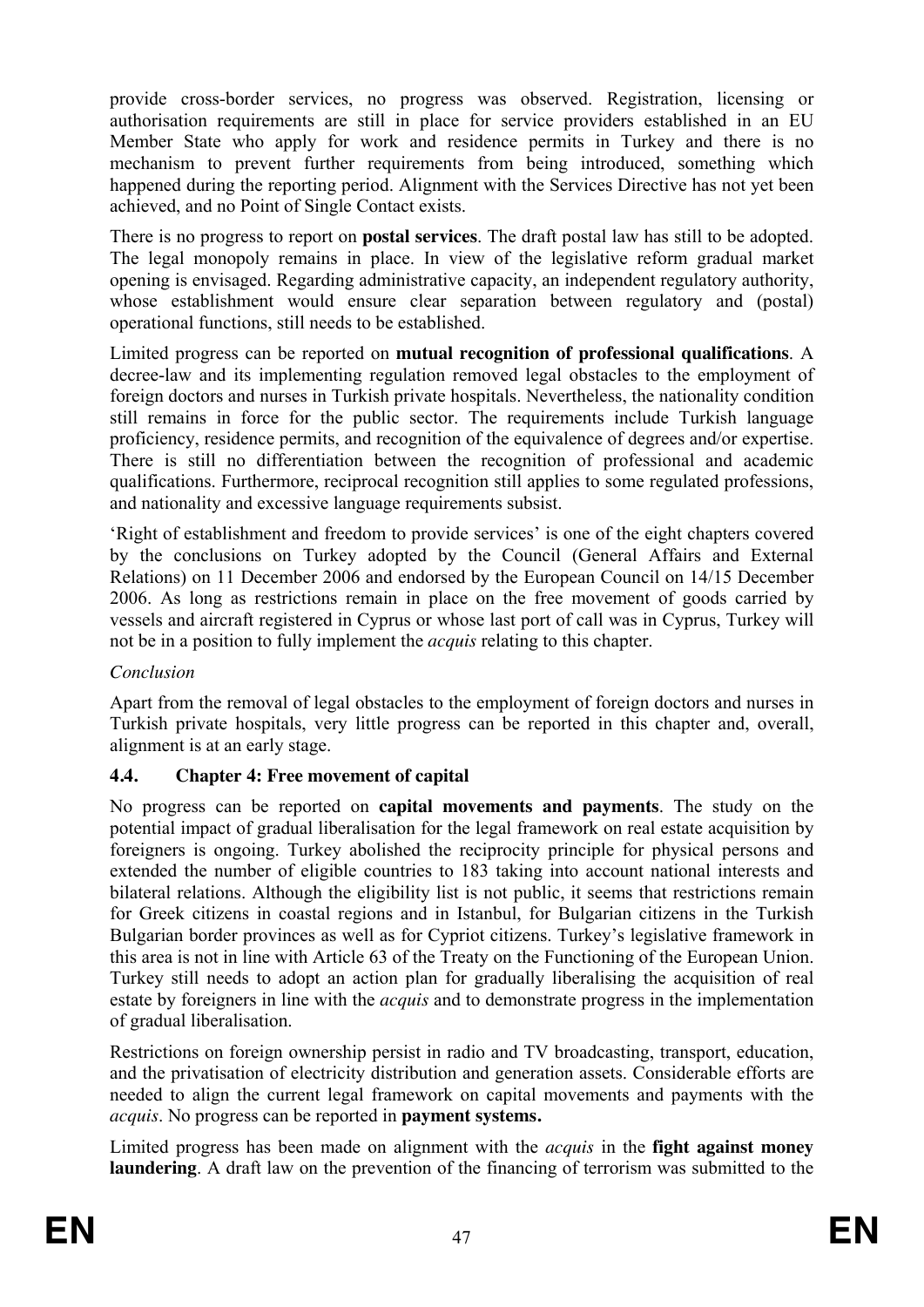provide cross-border services, no progress was observed. Registration, licensing or authorisation requirements are still in place for service providers established in an EU Member State who apply for work and residence permits in Turkey and there is no mechanism to prevent further requirements from being introduced, something which happened during the reporting period. Alignment with the Services Directive has not yet been achieved, and no Point of Single Contact exists.

There is no progress to report on **postal services**. The draft postal law has still to be adopted. The legal monopoly remains in place. In view of the legislative reform gradual market opening is envisaged. Regarding administrative capacity, an independent regulatory authority, whose establishment would ensure clear separation between regulatory and (postal) operational functions, still needs to be established.

Limited progress can be reported on **mutual recognition of professional qualifications**. A decree-law and its implementing regulation removed legal obstacles to the employment of foreign doctors and nurses in Turkish private hospitals. Nevertheless, the nationality condition still remains in force for the public sector. The requirements include Turkish language proficiency, residence permits, and recognition of the equivalence of degrees and/or expertise. There is still no differentiation between the recognition of professional and academic qualifications. Furthermore, reciprocal recognition still applies to some regulated professions, and nationality and excessive language requirements subsist.

'Right of establishment and freedom to provide services' is one of the eight chapters covered by the conclusions on Turkey adopted by the Council (General Affairs and External Relations) on 11 December 2006 and endorsed by the European Council on 14/15 December 2006. As long as restrictions remain in place on the free movement of goods carried by vessels and aircraft registered in Cyprus or whose last port of call was in Cyprus, Turkey will not be in a position to fully implement the *acquis* relating to this chapter.

*Conclusion*

Apart from the removal of legal obstacles to the employment of foreign doctors and nurses in Turkish private hospitals, very little progress can be reported in this chapter and, overall, alignment is at an early stage.

### 4.4. Chapter 4: Free movement of capital

No progress can be reported on **capital movements and payments**. The study on the potential impact of gradual liberalisation for the legal framework on real estate acquisition by foreigners is ongoing. Turkey abolished the reciprocity principle for physical persons and extended the number of eligible countries to 183 taking into account national interests and bilateral relations. Although the eligibility list is not public, it seems that restrictions remain for Greek citizens in coastal regions and in Istanbul, for Bulgarian citizens in the Turkish Bulgarian border provinces as well as for Cypriot citizens. Turkey's legislative framework in this area is not in line with Article 63 of the Treaty on the Functioning of the European Union. Turkey still needs to adopt an action plan for gradually liberalising the acquisition of real estate by foreigners in line with the *acquis* and to demonstrate progress in the implementation of gradual liberalisation.

Restrictions on foreign ownership persist in radio and TV broadcasting, transport, education, and the privatisation of electricity distribution and generation assets. Considerable efforts are needed to align the current legal framework on capital movements and payments with the *acquis*. No progress can be reported in **payment systems.**

Limited progress has been made on alignment with the *acquis* in the **fight against money laundering**. A draft law on the prevention of the financing of terrorism was submitted to the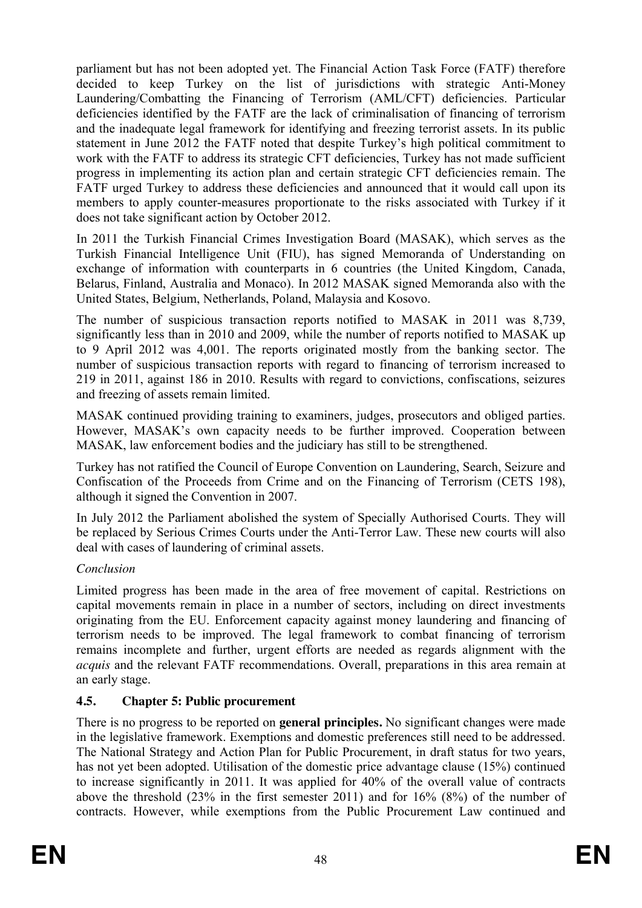parliament but has not been adopted yet. The Financial Action Task Force (FATF) therefore decided to keep Turkey on the list of jurisdictions with strategic Anti-Money Laundering/Combatting the Financing of Terrorism (AML/CFT) deficiencies. Particular deficiencies identified by the FATF are the lack of criminalisation of financing of terrorism and the inadequate legal framework for identifying and freezing terrorist assets. In its public statement in June 2012 the FATF noted that despite Turkey's high political commitment to work with the FATF to address its strategic CFT deficiencies, Turkey has not made sufficient progress in implementing its action plan and certain strategic CFT deficiencies remain. The FATF urged Turkey to address these deficiencies and announced that it would call upon its members to apply counter-measures proportionate to the risks associated with Turkey if it does not take significant action by October 2012.

In 2011 the Turkish Financial Crimes Investigation Board (MASAK), which serves as the Turkish Financial Intelligence Unit (FIU), has signed Memoranda of Understanding on exchange of information with counterparts in 6 countries (the United Kingdom, Canada, Belarus, Finland, Australia and Monaco). In 2012 MASAK signed Memoranda also with the United States, Belgium, Netherlands, Poland, Malaysia and Kosovo.

The number of suspicious transaction reports notified to MASAK in 2011 was 8,739, significantly less than in 2010 and 2009, while the number of reports notified to MASAK up to 9 April 2012 was 4,001. The reports originated mostly from the banking sector. The number of suspicious transaction reports with regard to financing of terrorism increased to 219 in 2011, against 186 in 2010. Results with regard to convictions, confiscations, seizures and freezing of assets remain limited.

MASAK continued providing training to examiners, judges, prosecutors and obliged parties. However, MASAK's own capacity needs to be further improved. Cooperation between MASAK, law enforcement bodies and the judiciary has still to be strengthened.

Turkey has not ratified the Council of Europe Convention on Laundering, Search, Seizure and Confiscation of the Proceeds from Crime and on the Financing of Terrorism (CETS 198), although it signed the Convention in 2007.

In July 2012 the Parliament abolished the system of Specially Authorised Courts. They will be replaced by Serious Crimes Courts under the Anti-Terror Law. These new courts will also deal with cases of laundering of criminal assets.

*Conclusion*

Limited progress has been made in the area of free movement of capital. Restrictions on capital movements remain in place in a number of sectors, including on direct investments originating from the EU. Enforcement capacity against money laundering and financing of terrorism needs to be improved. The legal framework to combat financing of terrorism remains incomplete and further, urgent efforts are needed as regards alignment with the *acquis* and the relevant FATF recommendations. Overall, preparations in this area remain at an early stage.

### 4.5. Chapter 5: Public procurement

There is no progress to be reported on **general principles.** No significant changes were made in the legislative framework. Exemptions and domestic preferences still need to be addressed. The National Strategy and Action Plan for Public Procurement, in draft status for two years, has not yet been adopted. Utilisation of the domestic price advantage clause (15%) continued to increase significantly in 2011. It was applied for 40% of the overall value of contracts above the threshold (23% in the first semester 2011) and for 16% (8%) of the number of contracts. However, while exemptions from the Public Procurement Law continued and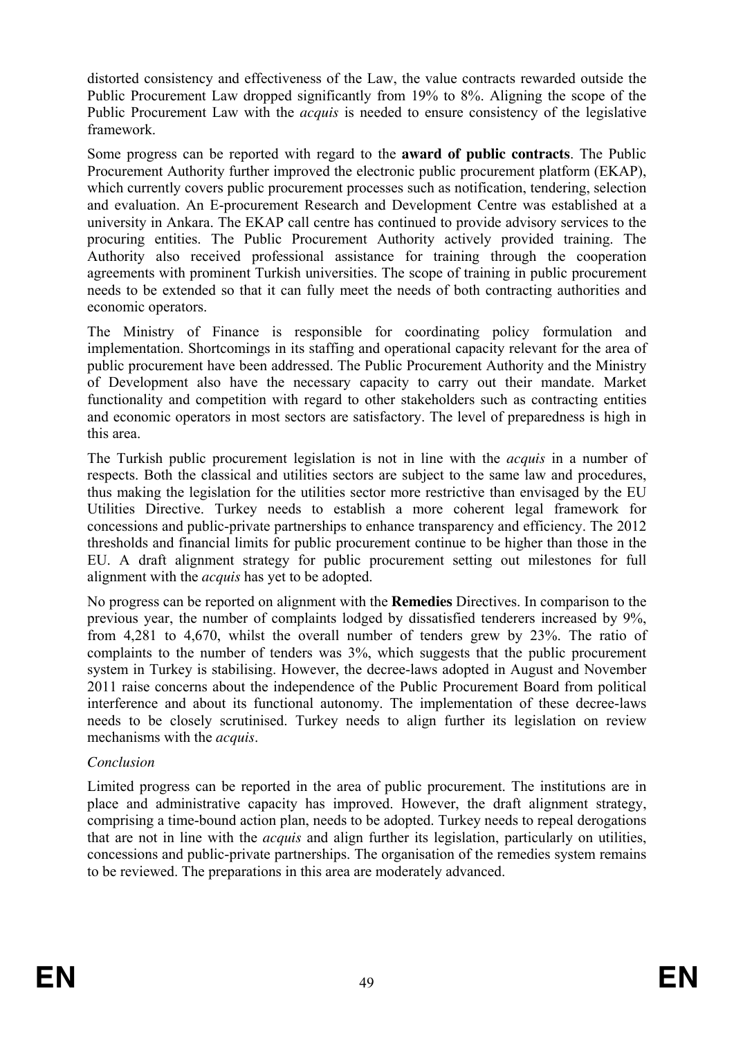distorted consistency and effectiveness of the Law, the value contracts rewarded outside the Public Procurement Law dropped significantly from 19% to 8%. Aligning the scope of the Public Procurement Law with the *acquis* is needed to ensure consistency of the legislative framework.

Some progress can be reported with regard to the **award of public contracts**. The Public Procurement Authority further improved the electronic public procurement platform (EKAP), which currently covers public procurement processes such as notification, tendering, selection and evaluation. An E-procurement Research and Development Centre was established at a university in Ankara. The EKAP call centre has continued to provide advisory services to the procuring entities. The Public Procurement Authority actively provided training. The Authority also received professional assistance for training through the cooperation agreements with prominent Turkish universities. The scope of training in public procurement needs to be extended so that it can fully meet the needs of both contracting authorities and economic operators.

The Ministry of Finance is responsible for coordinating policy formulation and implementation. Shortcomings in its staffing and operational capacity relevant for the area of public procurement have been addressed. The Public Procurement Authority and the Ministry of Development also have the necessary capacity to carry out their mandate. Market functionality and competition with regard to other stakeholders such as contracting entities and economic operators in most sectors are satisfactory. The level of preparedness is high in this area.

The Turkish public procurement legislation is not in line with the *acquis* in a number of respects. Both the classical and utilities sectors are subject to the same law and procedures, thus making the legislation for the utilities sector more restrictive than envisaged by the EU Utilities Directive. Turkey needs to establish a more coherent legal framework for concessions and public-private partnerships to enhance transparency and efficiency. The 2012 thresholds and financial limits for public procurement continue to be higher than those in the EU. A draft alignment strategy for public procurement setting out milestones for full alignment with the *acquis* has yet to be adopted.

No progress can be reported on alignment with the **Remedies** Directives. In comparison to the previous year, the number of complaints lodged by dissatisfied tenderers increased by 9%, from 4,281 to 4,670, whilst the overall number of tenders grew by 23%. The ratio of complaints to the number of tenders was 3%, which suggests that the public procurement system in Turkey is stabilising. However, the decree-laws adopted in August and November 2011 raise concerns about the independence of the Public Procurement Board from political interference and about its functional autonomy. The implementation of these decree-laws needs to be closely scrutinised. Turkey needs to align further its legislation on review mechanisms with the *acquis*.

*Conclusion*

Limited progress can be reported in the area of public procurement. The institutions are in place and administrative capacity has improved. However, the draft alignment strategy, comprising a time-bound action plan, needs to be adopted. Turkey needs to repeal derogations that are not in line with the *acquis* and align further its legislation, particularly on utilities, concessions and public-private partnerships. The organisation of the remedies system remains to be reviewed. The preparations in this area are moderately advanced.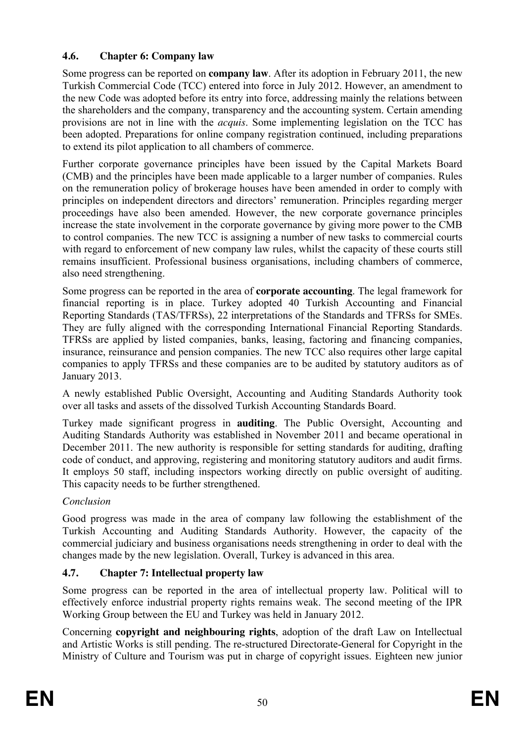### 4.6. Chapter 6: Company law

Some progress can be reported on **company law**. After its adoption in February 2011, the new Turkish Commercial Code (TCC) entered into force in July 2012. However, an amendment to the new Code was adopted before its entry into force, addressing mainly the relations between the shareholders and the company, transparency and the accounting system. Certain amending provisions are not in line with the *acquis*. Some implementing legislation on the TCC has been adopted. Preparations for online company registration continued, including preparations to extend its pilot application to all chambers of commerce.

Further corporate governance principles have been issued by the Capital Markets Board (CMB) and the principles have been made applicable to a larger number of companies. Rules on the remuneration policy of brokerage houses have been amended in order to comply with principles on independent directors and directors' remuneration. Principles regarding merger proceedings have also been amended. However, the new corporate governance principles increase the state involvement in the corporate governance by giving more power to the CMB to control companies. The new TCC is assigning a number of new tasks to commercial courts with regard to enforcement of new company law rules, whilst the capacity of these courts still remains insufficient. Professional business organisations, including chambers of commerce, also need strengthening.

Some progress can be reported in the area of **corporate accounting**. The legal framework for financial reporting is in place. Turkey adopted 40 Turkish Accounting and Financial Reporting Standards (TAS/TFRSs), 22 interpretations of the Standards and TFRSs for SMEs. They are fully aligned with the corresponding International Financial Reporting Standards. TFRSs are applied by listed companies, banks, leasing, factoring and financing companies, insurance, reinsurance and pension companies. The new TCC also requires other large capital companies to apply TFRSs and these companies are to be audited by statutory auditors as of January 2013.

A newly established Public Oversight, Accounting and Auditing Standards Authority took over all tasks and assets of the dissolved Turkish Accounting Standards Board.

Turkey made significant progress in **auditing**. The Public Oversight, Accounting and Auditing Standards Authority was established in November 2011 and became operational in December 2011. The new authority is responsible for setting standards for auditing, drafting code of conduct, and approving, registering and monitoring statutory auditors and audit firms. It employs 50 staff, including inspectors working directly on public oversight of auditing. This capacity needs to be further strengthened.

*Conclusion*

Good progress was made in the area of company law following the establishment of the Turkish Accounting and Auditing Standards Authority. However, the capacity of the commercial judiciary and business organisations needs strengthening in order to deal with the changes made by the new legislation. Overall, Turkey is advanced in this area.

### 4.7. Chapter 7: Intellectual property law

Some progress can be reported in the area of intellectual property law. Political will to effectively enforce industrial property rights remains weak. The second meeting of the IPR Working Group between the EU and Turkey was held in January 2012.

Concerning **copyright and neighbouring rights**, adoption of the draft Law on Intellectual and Artistic Works is still pending. The re-structured Directorate-General for Copyright in the Ministry of Culture and Tourism was put in charge of copyright issues. Eighteen new junior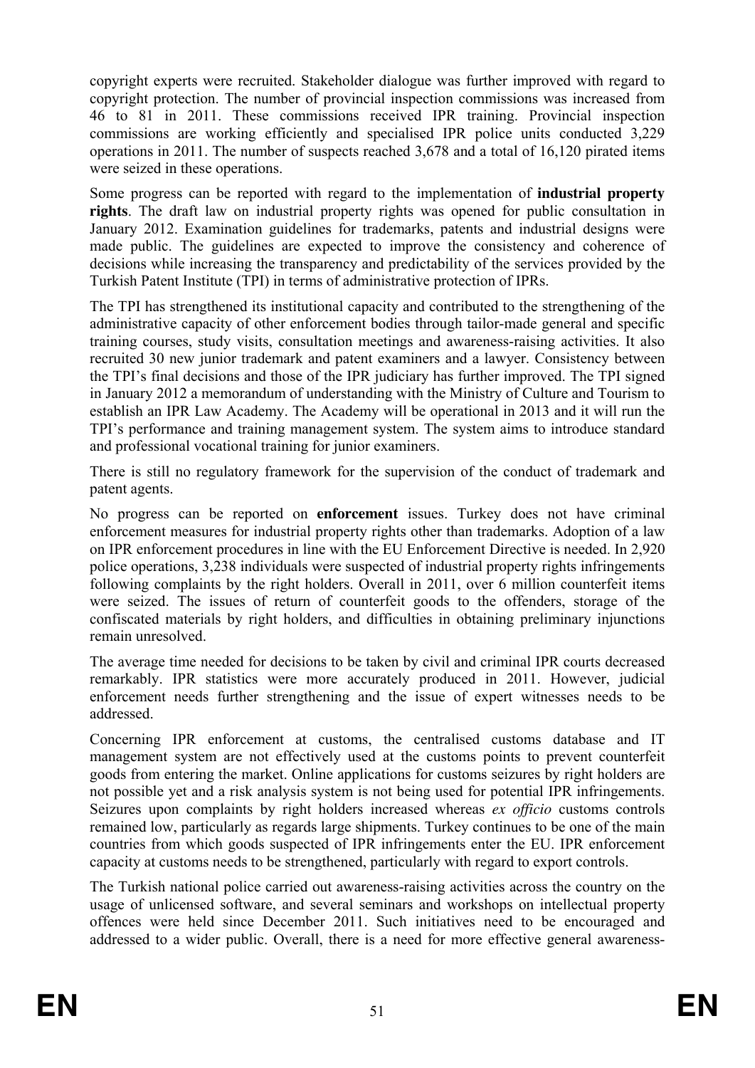copyright experts were recruited. Stakeholder dialogue was further improved with regard to copyright protection. The number of provincial inspection commissions was increased from 46 to 81 in 2011. These commissions received IPR training. Provincial inspection commissions are working efficiently and specialised IPR police units conducted 3,229 operations in 2011. The number of suspects reached 3,678 and a total of 16,120 pirated items were seized in these operations.

Some progress can be reported with regard to the implementation of **industrial property rights**. The draft law on industrial property rights was opened for public consultation in January 2012. Examination guidelines for trademarks, patents and industrial designs were made public. The guidelines are expected to improve the consistency and coherence of decisions while increasing the transparency and predictability of the services provided by the Turkish Patent Institute (TPI) in terms of administrative protection of IPRs.

The TPI has strengthened its institutional capacity and contributed to the strengthening of the administrative capacity of other enforcement bodies through tailor-made general and specific training courses, study visits, consultation meetings and awareness-raising activities. It also recruited 30 new junior trademark and patent examiners and a lawyer. Consistency between the TPI's final decisions and those of the IPR judiciary has further improved. The TPI signed in January 2012 a memorandum of understanding with the Ministry of Culture and Tourism to establish an IPR Law Academy. The Academy will be operational in 2013 and it will run the TPI's performance and training management system. The system aims to introduce standard and professional vocational training for junior examiners.

There is still no regulatory framework for the supervision of the conduct of trademark and patent agents.

No progress can be reported on **enforcement** issues. Turkey does not have criminal enforcement measures for industrial property rights other than trademarks. Adoption of a law on IPR enforcement procedures in line with the EU Enforcement Directive is needed. In 2,920 police operations, 3,238 individuals were suspected of industrial property rights infringements following complaints by the right holders. Overall in 2011, over 6 million counterfeit items were seized. The issues of return of counterfeit goods to the offenders, storage of the confiscated materials by right holders, and difficulties in obtaining preliminary injunctions remain unresolved.

The average time needed for decisions to be taken by civil and criminal IPR courts decreased remarkably. IPR statistics were more accurately produced in 2011. However, judicial enforcement needs further strengthening and the issue of expert witnesses needs to be addressed.

Concerning IPR enforcement at customs, the centralised customs database and IT management system are not effectively used at the customs points to prevent counterfeit goods from entering the market. Online applications for customs seizures by right holders are not possible yet and a risk analysis system is not being used for potential IPR infringements. Seizures upon complaints by right holders increased whereas *ex officio* customs controls remained low, particularly as regards large shipments. Turkey continues to be one of the main countries from which goods suspected of IPR infringements enter the EU. IPR enforcement capacity at customs needs to be strengthened, particularly with regard to export controls.

The Turkish national police carried out awareness-raising activities across the country on the usage of unlicensed software, and several seminars and workshops on intellectual property offences were held since December 2011. Such initiatives need to be encouraged and addressed to a wider public. Overall, there is a need for more effective general awareness-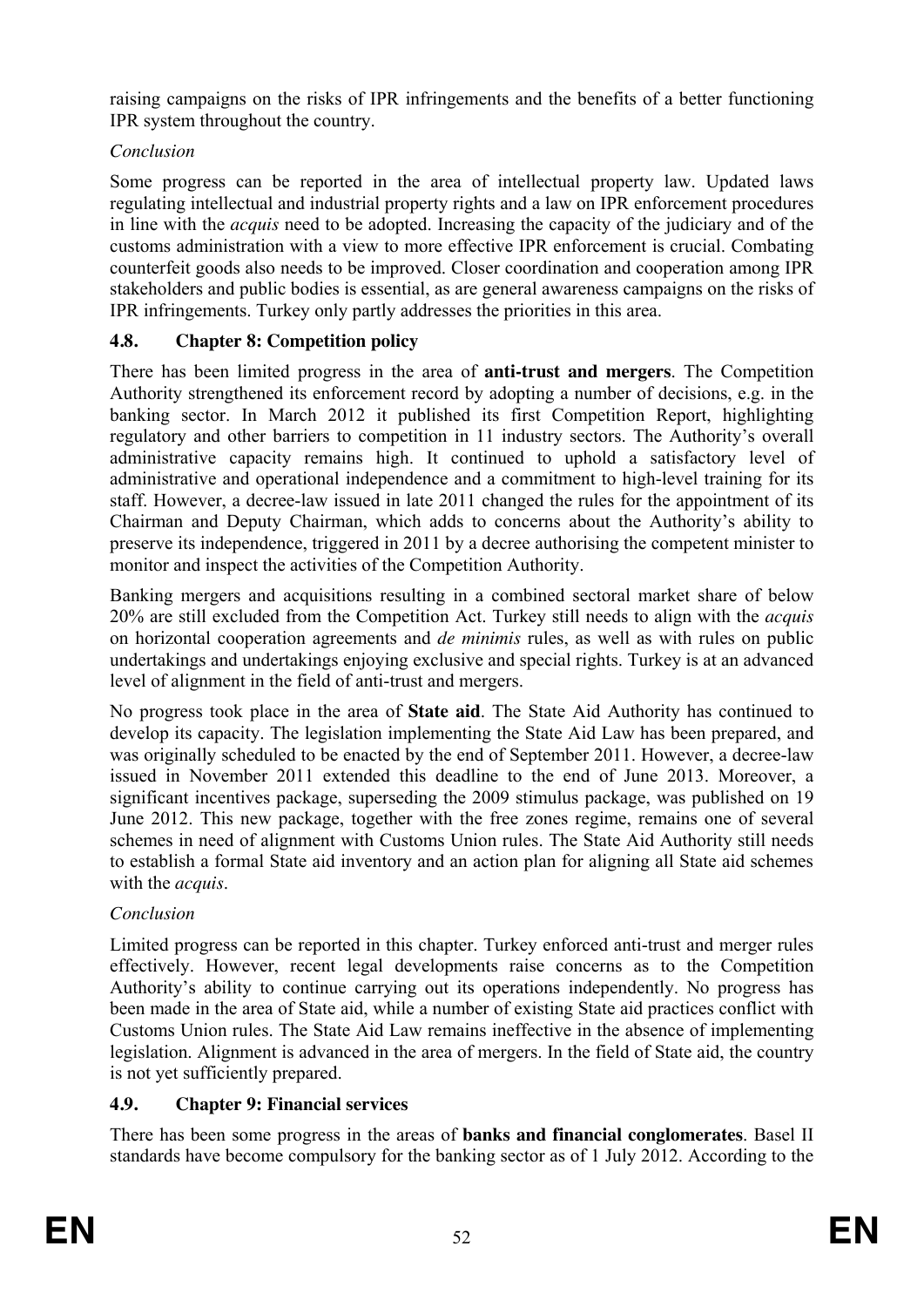raising campaigns on the risks of IPR infringements and the benefits of a better functioning IPR system throughout the country.

*Conclusion*

Some progress can be reported in the area of intellectual property law. Updated laws regulating intellectual and industrial property rights and a law on IPR enforcement procedures in line with the *acquis* need to be adopted. Increasing the capacity of the judiciary and of the customs administration with a view to more effective IPR enforcement is crucial. Combating counterfeit goods also needs to be improved. Closer coordination and cooperation among IPR stakeholders and public bodies is essential, as are general awareness campaigns on the risks of IPR infringements. Turkey only partly addresses the priorities in this area.

### 4.8. Chapter 8: Competition policy

There has been limited progress in the area of **anti-trust and mergers**. The Competition Authority strengthened its enforcement record by adopting a number of decisions, e.g. in the banking sector. In March 2012 it published its first Competition Report, highlighting regulatory and other barriers to competition in 11 industry sectors. The Authority's overall administrative capacity remains high. It continued to uphold a satisfactory level of administrative and operational independence and a commitment to high-level training for its staff. However, a decree-law issued in late 2011 changed the rules for the appointment of its Chairman and Deputy Chairman, which adds to concerns about the Authority's ability to preserve its independence, triggered in 2011 by a decree authorising the competent minister to monitor and inspect the activities of the Competition Authority.

Banking mergers and acquisitions resulting in a combined sectoral market share of below 20% are still excluded from the Competition Act. Turkey still needs to align with the *acquis* on horizontal cooperation agreements and *de minimis* rules, as well as with rules on public undertakings and undertakings enjoying exclusive and special rights. Turkey is at an advanced level of alignment in the field of anti-trust and mergers.

No progress took place in the area of **State aid**. The State Aid Authority has continued to develop its capacity. The legislation implementing the State Aid Law has been prepared, and was originally scheduled to be enacted by the end of September 2011. However, a decree-law issued in November 2011 extended this deadline to the end of June 2013. Moreover, a significant incentives package, superseding the 2009 stimulus package, was published on 19 June 2012. This new package, together with the free zones regime, remains one of several schemes in need of alignment with Customs Union rules. The State Aid Authority still needs to establish a formal State aid inventory and an action plan for aligning all State aid schemes with the *acquis*.

*Conclusion*

Limited progress can be reported in this chapter. Turkey enforced anti-trust and merger rules effectively. However, recent legal developments raise concerns as to the Competition Authority's ability to continue carrying out its operations independently. No progress has been made in the area of State aid, while a number of existing State aid practices conflict with Customs Union rules. The State Aid Law remains ineffective in the absence of implementing legislation. Alignment is advanced in the area of mergers. In the field of State aid, the country is not yet sufficiently prepared.

### 4.9. Chapter 9: Financial services

There has been some progress in the areas of **banks and financial conglomerates**. Basel II standards have become compulsory for the banking sector as of 1 July 2012. According to the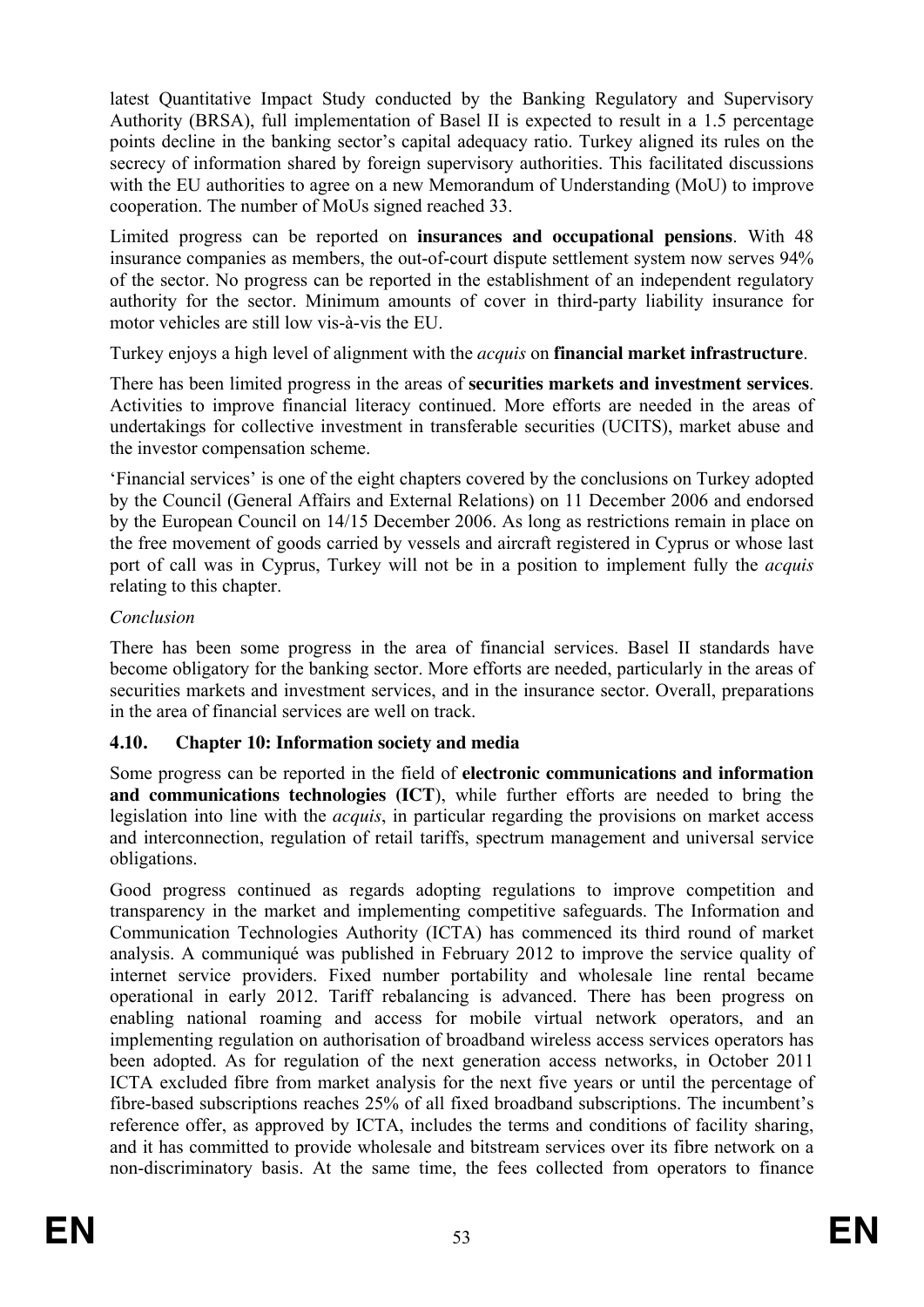latest Quantitative Impact Study conducted by the Banking Regulatory and Supervisory Authority (BRSA), full implementation of Basel II is expected to result in a 1.5 percentage points decline in the banking sector's capital adequacy ratio. Turkey aligned its rules on the secrecy of information shared by foreign supervisory authorities. This facilitated discussions with the EU authorities to agree on a new Memorandum of Understanding (MoU) to improve cooperation. The number of MoUs signed reached 33.

Limited progress can be reported on **insurances and occupational pensions**. With 48 insurance companies as members, the out-of-court dispute settlement system now serves 94% of the sector. No progress can be reported in the establishment of an independent regulatory authority for the sector. Minimum amounts of cover in third-party liability insurance for motor vehicles are still low vis-à-vis the EU.

Turkey enjoys a high level of alignment with the *acquis* on **financial market infrastructure**.

There has been limited progress in the areas of **securities markets and investment services**. Activities to improve financial literacy continued. More efforts are needed in the areas of undertakings for collective investment in transferable securities (UCITS), market abuse and the investor compensation scheme.

'Financial services' is one of the eight chapters covered by the conclusions on Turkey adopted by the Council (General Affairs and External Relations) on 11 December 2006 and endorsed by the European Council on 14/15 December 2006. As long as restrictions remain in place on the free movement of goods carried by vessels and aircraft registered in Cyprus or whose last port of call was in Cyprus, Turkey will not be in a position to implement fully the *acquis* relating to this chapter.

*Conclusion*

There has been some progress in the area of financial services. Basel II standards have become obligatory for the banking sector. More efforts are needed, particularly in the areas of securities markets and investment services, and in the insurance sector. Overall, preparations in the area of financial services are well on track.

### 4.10. Chapter 10: Information society and media

Some progress can be reported in the field of **electronic communications and information and communications technologies (ICT**), while further efforts are needed to bring the legislation into line with the *acquis*, in particular regarding the provisions on market access and interconnection, regulation of retail tariffs, spectrum management and universal service obligations.

Good progress continued as regards adopting regulations to improve competition and transparency in the market and implementing competitive safeguards. The Information and Communication Technologies Authority (ICTA) has commenced its third round of market analysis. A communiqué was published in February 2012 to improve the service quality of internet service providers. Fixed number portability and wholesale line rental became operational in early 2012. Tariff rebalancing is advanced. There has been progress on enabling national roaming and access for mobile virtual network operators, and an implementing regulation on authorisation of broadband wireless access services operators has been adopted. As for regulation of the next generation access networks, in October 2011 ICTA excluded fibre from market analysis for the next five years or until the percentage of fibre-based subscriptions reaches 25% of all fixed broadband subscriptions. The incumbent's reference offer, as approved by ICTA, includes the terms and conditions of facility sharing, and it has committed to provide wholesale and bitstream services over its fibre network on a non-discriminatory basis. At the same time, the fees collected from operators to finance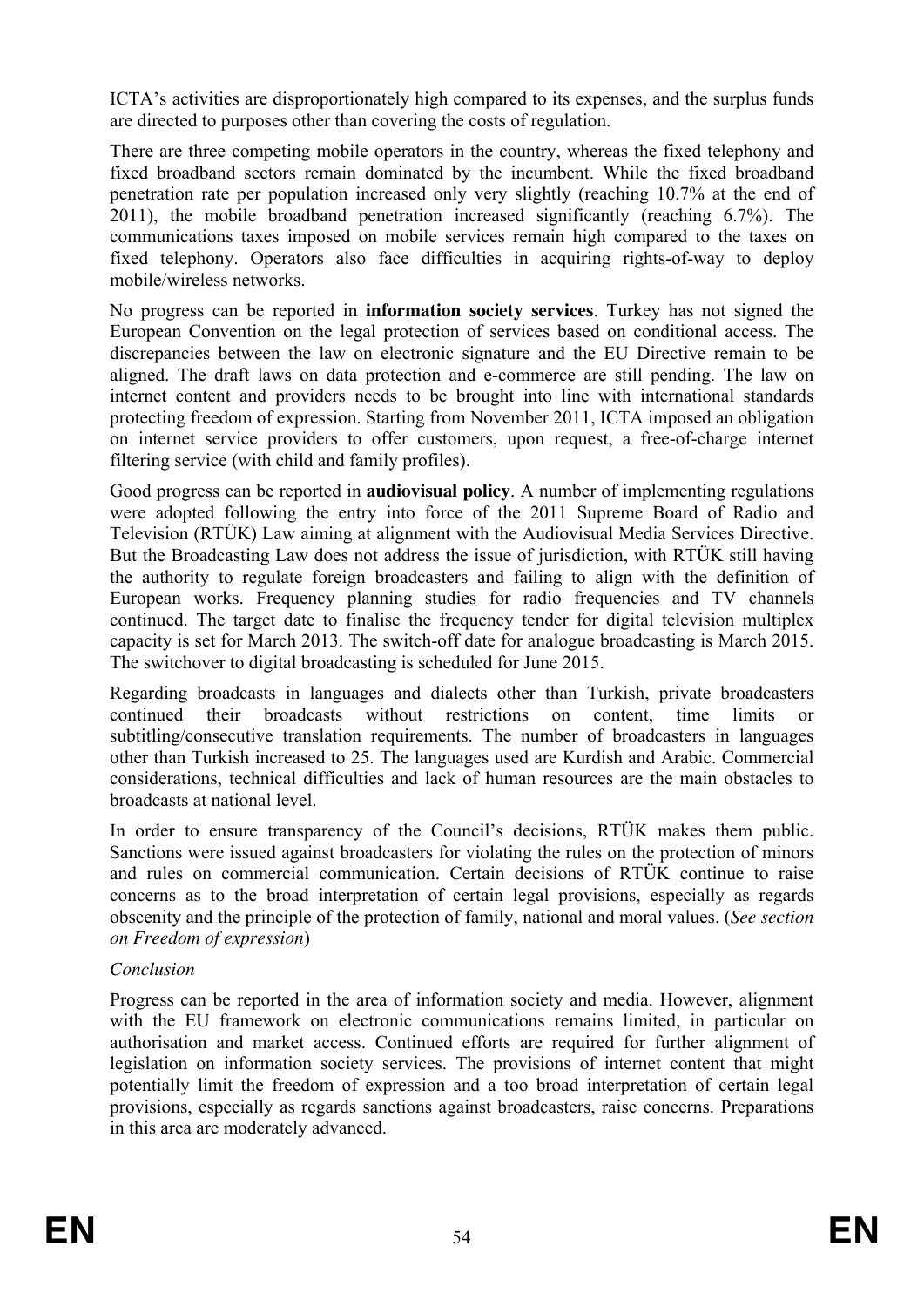ICTA's activities are disproportionately high compared to its expenses, and the surplus funds are directed to purposes other than covering the costs of regulation.

There are three competing mobile operators in the country, whereas the fixed telephony and fixed broadband sectors remain dominated by the incumbent. While the fixed broadband penetration rate per population increased only very slightly (reaching 10.7% at the end of 2011), the mobile broadband penetration increased significantly (reaching 6.7%). The communications taxes imposed on mobile services remain high compared to the taxes on fixed telephony. Operators also face difficulties in acquiring rights-of-way to deploy mobile/wireless networks.

No progress can be reported in **information society services**. Turkey has not signed the European Convention on the legal protection of services based on conditional access. The discrepancies between the law on electronic signature and the EU Directive remain to be aligned. The draft laws on data protection and e-commerce are still pending. The law on internet content and providers needs to be brought into line with international standards protecting freedom of expression. Starting from November 2011, ICTA imposed an obligation on internet service providers to offer customers, upon request, a free-of-charge internet filtering service (with child and family profiles).

Good progress can be reported in **audiovisual policy**. A number of implementing regulations were adopted following the entry into force of the 2011 Supreme Board of Radio and Television (RTÜK) Law aiming at alignment with the Audiovisual Media Services Directive. But the Broadcasting Law does not address the issue of jurisdiction, with RTÜK still having the authority to regulate foreign broadcasters and failing to align with the definition of European works. Frequency planning studies for radio frequencies and TV channels continued. The target date to finalise the frequency tender for digital television multiplex capacity is set for March 2013. The switch-off date for analogue broadcasting is March 2015. The switchover to digital broadcasting is scheduled for June 2015.

Regarding broadcasts in languages and dialects other than Turkish, private broadcasters continued their broadcasts without restrictions on content, time limits or subtitling/consecutive translation requirements. The number of broadcasters in languages other than Turkish increased to 25. The languages used are Kurdish and Arabic. Commercial considerations, technical difficulties and lack of human resources are the main obstacles to broadcasts at national level.

In order to ensure transparency of the Council's decisions, RTÜK makes them public. Sanctions were issued against broadcasters for violating the rules on the protection of minors and rules on commercial communication. Certain decisions of RTÜK continue to raise concerns as to the broad interpretation of certain legal provisions, especially as regards obscenity and the principle of the protection of family, national and moral values. (*See section on Freedom of expression*)

*Conclusion*

Progress can be reported in the area of information society and media. However, alignment with the EU framework on electronic communications remains limited, in particular on authorisation and market access. Continued efforts are required for further alignment of legislation on information society services. The provisions of internet content that might potentially limit the freedom of expression and a too broad interpretation of certain legal provisions, especially as regards sanctions against broadcasters, raise concerns. Preparations in this area are moderately advanced.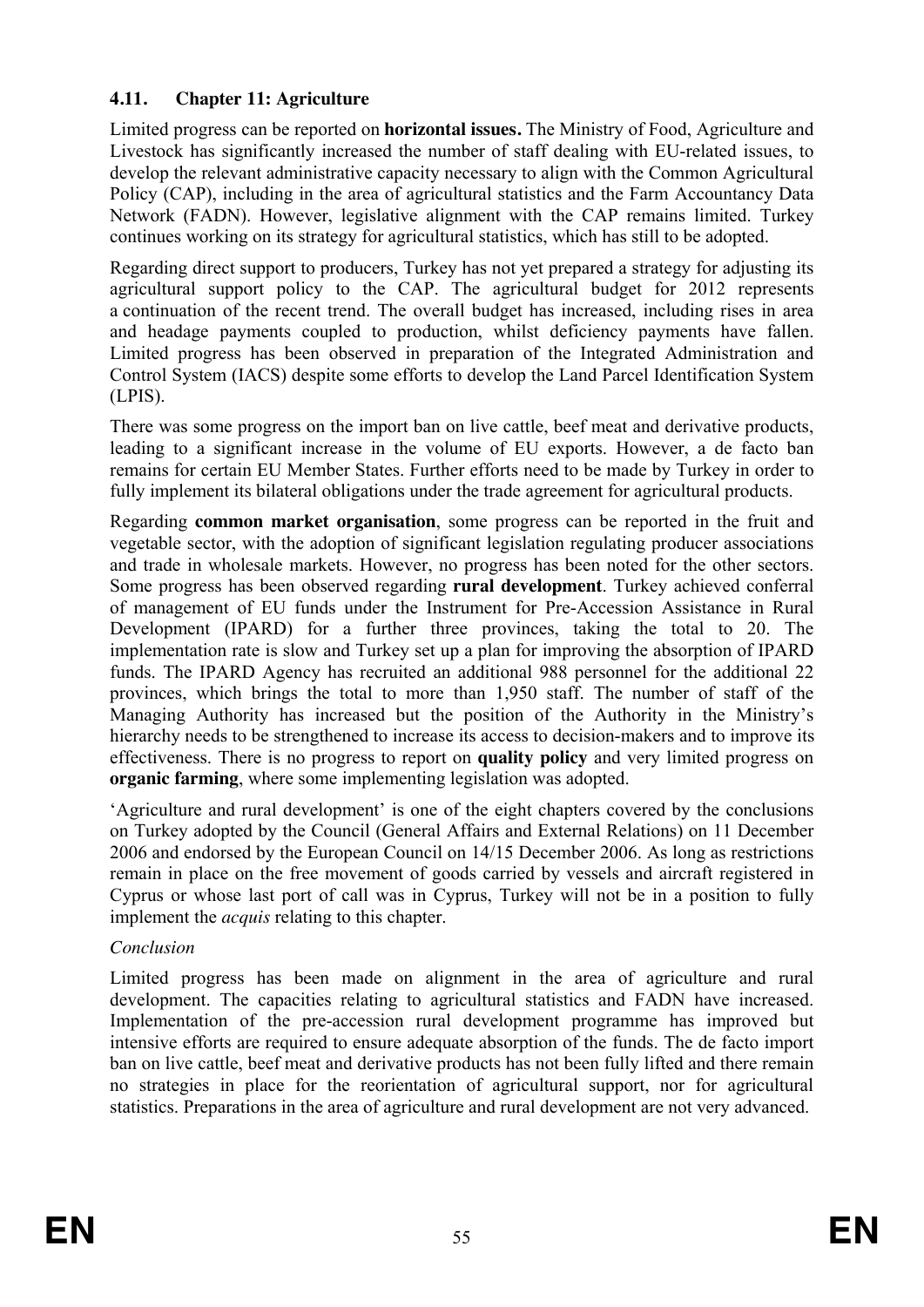### 4.11. Chapter 11: Agriculture

Limited progress can be reported on **horizontal issues.** The Ministry of Food, Agriculture and Livestock has significantly increased the number of staff dealing with EU-related issues, to develop the relevant administrative capacity necessary to align with the Common Agricultural Policy (CAP), including in the area of agricultural statistics and the Farm Accountancy Data Network (FADN). However, legislative alignment with the CAP remains limited. Turkey continues working on its strategy for agricultural statistics, which has still to be adopted.

Regarding direct support to producers, Turkey has not yet prepared a strategy for adjusting its agricultural support policy to the CAP. The agricultural budget for 2012 represents a continuation of the recent trend. The overall budget has increased, including rises in area and headage payments coupled to production, whilst deficiency payments have fallen. Limited progress has been observed in preparation of the Integrated Administration and Control System (IACS) despite some efforts to develop the Land Parcel Identification System (LPIS).

There was some progress on the import ban on live cattle, beef meat and derivative products, leading to a significant increase in the volume of EU exports. However, a de facto ban remains for certain EU Member States. Further efforts need to be made by Turkey in order to fully implement its bilateral obligations under the trade agreement for agricultural products.

Regarding **common market organisation**, some progress can be reported in the fruit and vegetable sector, with the adoption of significant legislation regulating producer associations and trade in wholesale markets. However, no progress has been noted for the other sectors. Some progress has been observed regarding **rural development**. Turkey achieved conferral of management of EU funds under the Instrument for Pre-Accession Assistance in Rural Development (IPARD) for a further three provinces, taking the total to 20. The implementation rate is slow and Turkey set up a plan for improving the absorption of IPARD funds. The IPARD Agency has recruited an additional 988 personnel for the additional 22 provinces, which brings the total to more than 1,950 staff. The number of staff of the Managing Authority has increased but the position of the Authority in the Ministry's hierarchy needs to be strengthened to increase its access to decision-makers and to improve its effectiveness. There is no progress to report on **quality policy** and very limited progress on **organic farming**, where some implementing legislation was adopted.

'Agriculture and rural development' is one of the eight chapters covered by the conclusions on Turkey adopted by the Council (General Affairs and External Relations) on 11 December 2006 and endorsed by the European Council on 14/15 December 2006. As long as restrictions remain in place on the free movement of goods carried by vessels and aircraft registered in Cyprus or whose last port of call was in Cyprus, Turkey will not be in a position to fully implement the *acquis* relating to this chapter.

*Conclusion*

Limited progress has been made on alignment in the area of agriculture and rural development. The capacities relating to agricultural statistics and FADN have increased. Implementation of the pre-accession rural development programme has improved but intensive efforts are required to ensure adequate absorption of the funds. The de facto import ban on live cattle, beef meat and derivative products has not been fully lifted and there remain no strategies in place for the reorientation of agricultural support, nor for agricultural statistics. Preparations in the area of agriculture and rural development are not very advanced.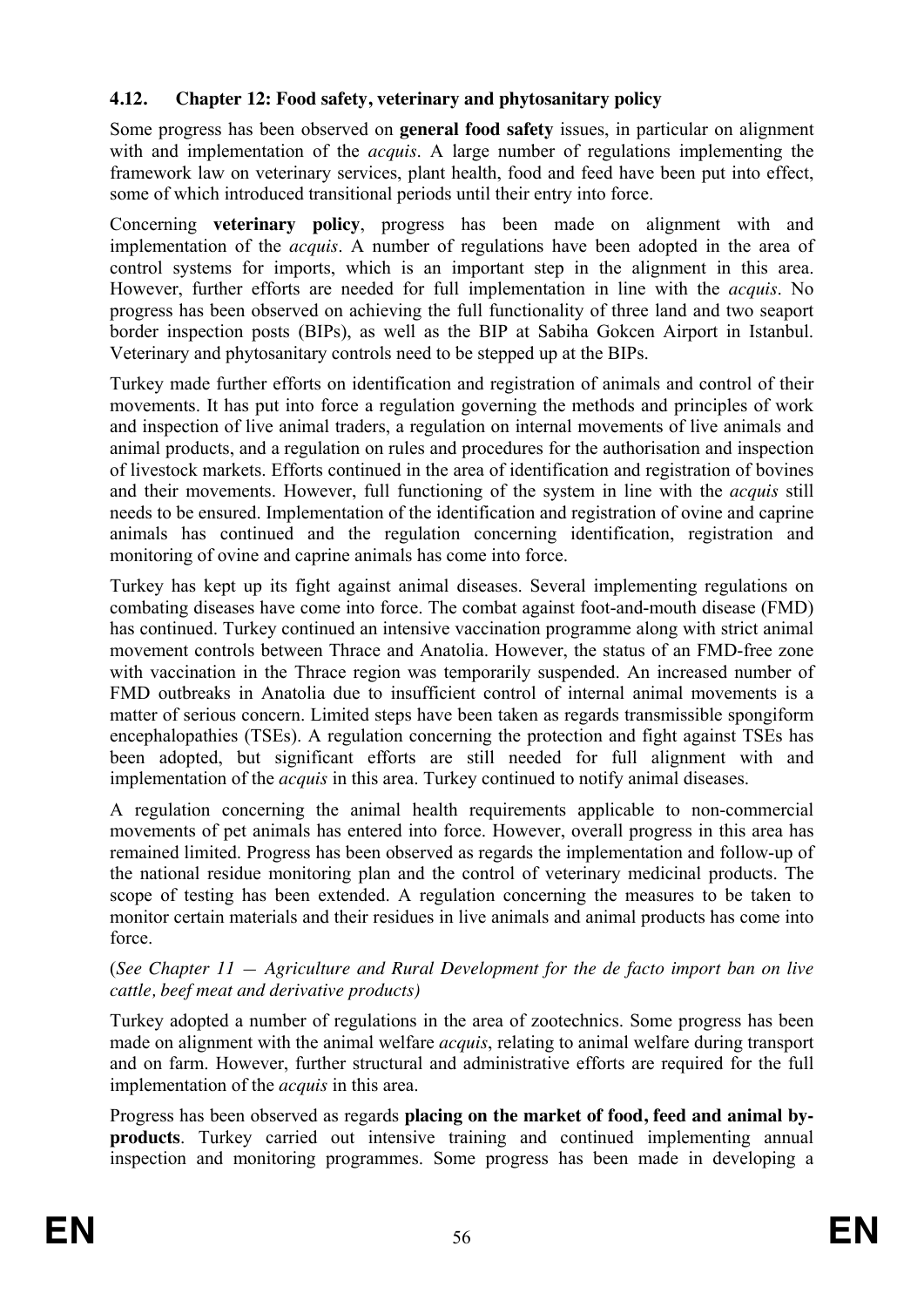### 4.12. Chapter 12: Food safety, veterinary and phytosanitary policy

Some progress has been observed on **general food safety** issues, in particular on alignment with and implementation of the *acquis*. A large number of regulations implementing the framework law on veterinary services, plant health, food and feed have been put into effect, some of which introduced transitional periods until their entry into force.

Concerning **veterinary policy**, progress has been made on alignment with and implementation of the *acquis*. A number of regulations have been adopted in the area of control systems for imports, which is an important step in the alignment in this area. However, further efforts are needed for full implementation in line with the *acquis*. No progress has been observed on achieving the full functionality of three land and two seaport border inspection posts (BIPs), as well as the BIP at Sabiha Gokcen Airport in Istanbul. Veterinary and phytosanitary controls need to be stepped up at the BIPs.

Turkey made further efforts on identification and registration of animals and control of their movements. It has put into force a regulation governing the methods and principles of work and inspection of live animal traders, a regulation on internal movements of live animals and animal products, and a regulation on rules and procedures for the authorisation and inspection of livestock markets. Efforts continued in the area of identification and registration of bovines and their movements. However, full functioning of the system in line with the *acquis* still needs to be ensured. Implementation of the identification and registration of ovine and caprine animals has continued and the regulation concerning identification, registration and monitoring of ovine and caprine animals has come into force.

Turkey has kept up its fight against animal diseases. Several implementing regulations on combating diseases have come into force. The combat against foot-and-mouth disease (FMD) has continued. Turkey continued an intensive vaccination programme along with strict animal movement controls between Thrace and Anatolia. However, the status of an FMD-free zone with vaccination in the Thrace region was temporarily suspended. An increased number of FMD outbreaks in Anatolia due to insufficient control of internal animal movements is a matter of serious concern. Limited steps have been taken as regards transmissible spongiform encephalopathies (TSEs). A regulation concerning the protection and fight against TSEs has been adopted, but significant efforts are still needed for full alignment with and implementation of the *acquis* in this area. Turkey continued to notify animal diseases.

A regulation concerning the animal health requirements applicable to non-commercial movements of pet animals has entered into force. However, overall progress in this area has remained limited. Progress has been observed as regards the implementation and follow-up of the national residue monitoring plan and the control of veterinary medicinal products. The scope of testing has been extended. A regulation concerning the measures to be taken to monitor certain materials and their residues in live animals and animal products has come into force.

(*See Chapter 11 — Agriculture and Rural Development for the de facto import ban on live cattle, beef meat and derivative products)*

Turkey adopted a number of regulations in the area of zootechnics. Some progress has been made on alignment with the animal welfare *acquis*, relating to animal welfare during transport and on farm. However, further structural and administrative efforts are required for the full implementation of the *acquis* in this area.

Progress has been observed as regards **placing on the market of food, feed and animal by-products**. Turkey carried out intensive training and continued implementing annual inspection and monitoring programmes. Some progress has been made in developing a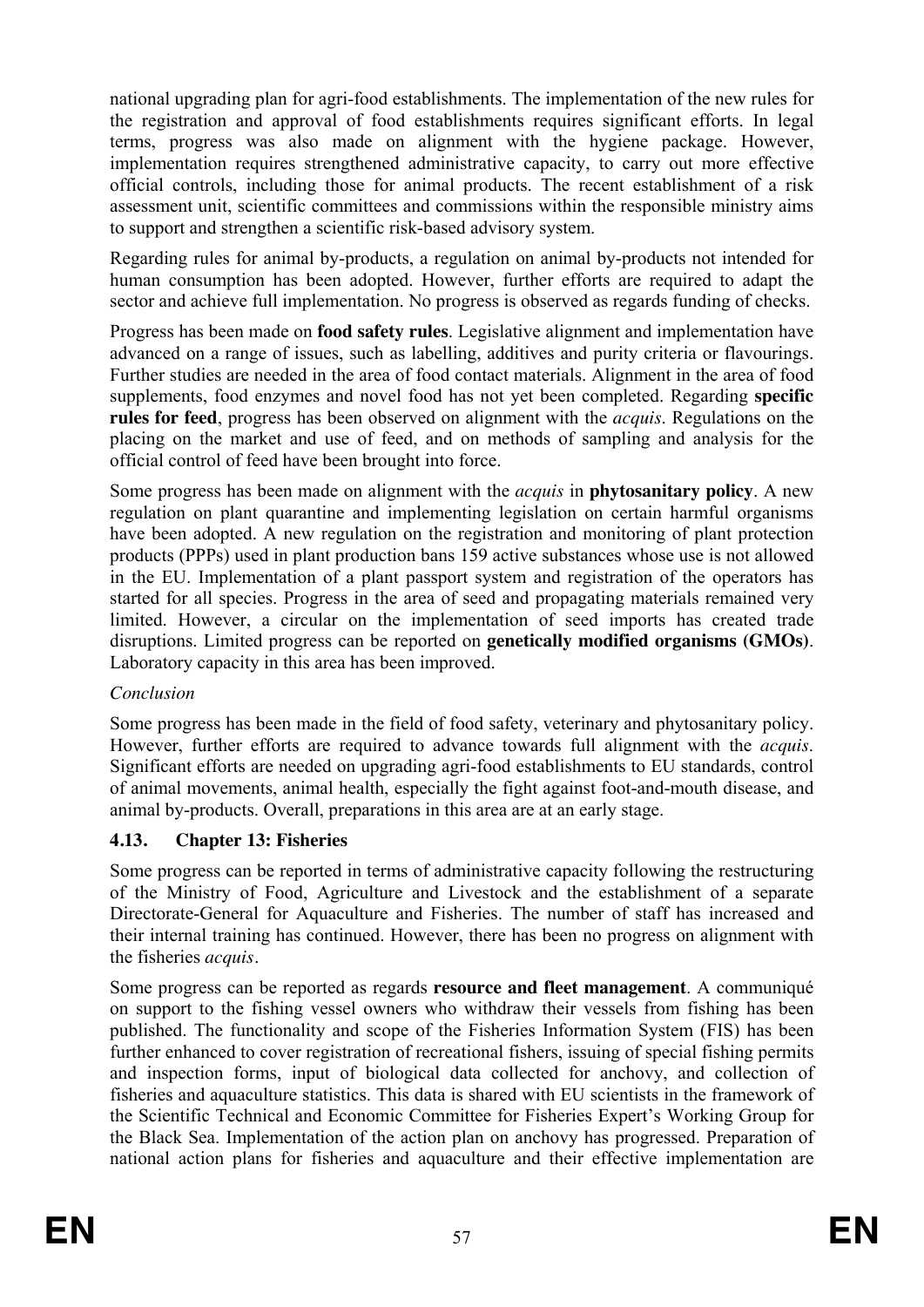national upgrading plan for agri-food establishments. The implementation of the new rules for the registration and approval of food establishments requires significant efforts. In legal terms, progress was also made on alignment with the hygiene package. However, implementation requires strengthened administrative capacity, to carry out more effective official controls, including those for animal products. The recent establishment of a risk assessment unit, scientific committees and commissions within the responsible ministry aims to support and strengthen a scientific risk-based advisory system.

Regarding rules for animal by-products, a regulation on animal by-products not intended for human consumption has been adopted. However, further efforts are required to adapt the sector and achieve full implementation. No progress is observed as regards funding of checks.

Progress has been made on **food safety rules**. Legislative alignment and implementation have advanced on a range of issues, such as labelling, additives and purity criteria or flavourings. Further studies are needed in the area of food contact materials. Alignment in the area of food supplements, food enzymes and novel food has not yet been completed. Regarding **specific rules for feed**, progress has been observed on alignment with the *acquis*. Regulations on the placing on the market and use of feed, and on methods of sampling and analysis for the official control of feed have been brought into force.

Some progress has been made on alignment with the *acquis* in **phytosanitary policy**. A new regulation on plant quarantine and implementing legislation on certain harmful organisms have been adopted. A new regulation on the registration and monitoring of plant protection products (PPPs) used in plant production bans 159 active substances whose use is not allowed in the EU. Implementation of a plant passport system and registration of the operators has started for all species. Progress in the area of seed and propagating materials remained very limited. However, a circular on the implementation of seed imports has created trade disruptions. Limited progress can be reported on **genetically modified organisms (GMOs)**. Laboratory capacity in this area has been improved.

*Conclusion*

Some progress has been made in the field of food safety, veterinary and phytosanitary policy. However, further efforts are required to advance towards full alignment with the *acquis*. Significant efforts are needed on upgrading agri-food establishments to EU standards, control of animal movements, animal health, especially the fight against foot-and-mouth disease, and animal by-products. Overall, preparations in this area are at an early stage.

### 4.13. Chapter 13: Fisheries

Some progress can be reported in terms of administrative capacity following the restructuring of the Ministry of Food, Agriculture and Livestock and the establishment of a separate Directorate-General for Aquaculture and Fisheries. The number of staff has increased and their internal training has continued. However, there has been no progress on alignment with the fisheries *acquis*.

Some progress can be reported as regards **resource and fleet management**. A communiqué on support to the fishing vessel owners who withdraw their vessels from fishing has been published. The functionality and scope of the Fisheries Information System (FIS) has been further enhanced to cover registration of recreational fishers, issuing of special fishing permits and inspection forms, input of biological data collected for anchovy, and collection of fisheries and aquaculture statistics. This data is shared with EU scientists in the framework of the Scientific Technical and Economic Committee for Fisheries Expert's Working Group for the Black Sea. Implementation of the action plan on anchovy has progressed. Preparation of national action plans for fisheries and aquaculture and their effective implementation are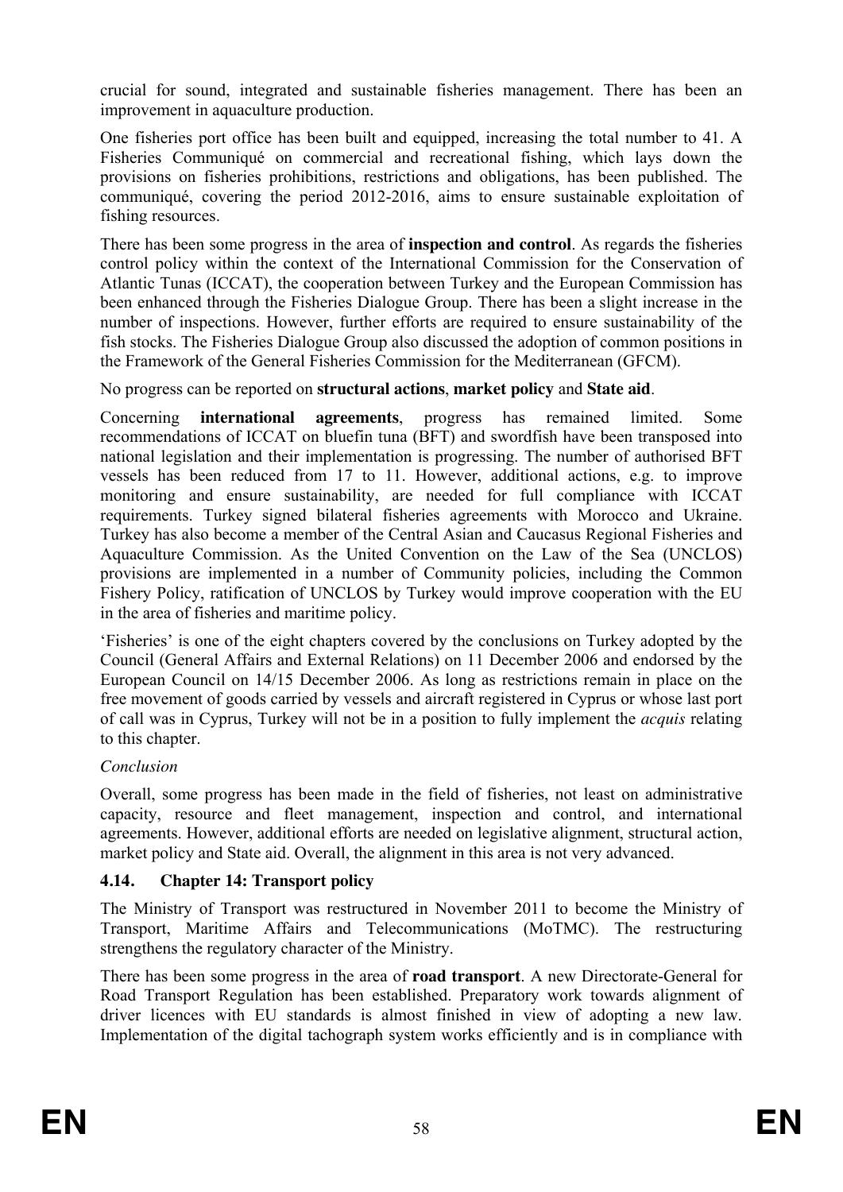crucial for sound, integrated and sustainable fisheries management. There has been an improvement in aquaculture production.

One fisheries port office has been built and equipped, increasing the total number to 41. A Fisheries Communiqué on commercial and recreational fishing, which lays down the provisions on fisheries prohibitions, restrictions and obligations, has been published. The communiqué, covering the period 2012-2016, aims to ensure sustainable exploitation of fishing resources.

There has been some progress in the area of **inspection and control**. As regards the fisheries control policy within the context of the International Commission for the Conservation of Atlantic Tunas (ICCAT), the cooperation between Turkey and the European Commission has been enhanced through the Fisheries Dialogue Group. There has been a slight increase in the number of inspections. However, further efforts are required to ensure sustainability of the fish stocks. The Fisheries Dialogue Group also discussed the adoption of common positions in the Framework of the General Fisheries Commission for the Mediterranean (GFCM).

No progress can be reported on **structural actions**, **market policy** and **State aid**.

Concerning **international agreements**, progress has remained limited. Some recommendations of ICCAT on bluefin tuna (BFT) and swordfish have been transposed into national legislation and their implementation is progressing. The number of authorised BFT vessels has been reduced from 17 to 11. However, additional actions, e.g. to improve monitoring and ensure sustainability, are needed for full compliance with ICCAT requirements. Turkey signed bilateral fisheries agreements with Morocco and Ukraine. Turkey has also become a member of the Central Asian and Caucasus Regional Fisheries and Aquaculture Commission. As the United Convention on the Law of the Sea (UNCLOS) provisions are implemented in a number of Community policies, including the Common Fishery Policy, ratification of UNCLOS by Turkey would improve cooperation with the EU in the area of fisheries and maritime policy.

'Fisheries' is one of the eight chapters covered by the conclusions on Turkey adopted by the Council (General Affairs and External Relations) on 11 December 2006 and endorsed by the European Council on 14/15 December 2006. As long as restrictions remain in place on the free movement of goods carried by vessels and aircraft registered in Cyprus or whose last port of call was in Cyprus, Turkey will not be in a position to fully implement the *acquis* relating to this chapter.

*Conclusion*

Overall, some progress has been made in the field of fisheries, not least on administrative capacity, resource and fleet management, inspection and control, and international agreements. However, additional efforts are needed on legislative alignment, structural action, market policy and State aid. Overall, the alignment in this area is not very advanced.

### 4.14. Chapter 14: Transport policy

The Ministry of Transport was restructured in November 2011 to become the Ministry of Transport, Maritime Affairs and Telecommunications (MoTMC). The restructuring strengthens the regulatory character of the Ministry.

There has been some progress in the area of **road transport**. A new Directorate-General for Road Transport Regulation has been established. Preparatory work towards alignment of driver licences with EU standards is almost finished in view of adopting a new law. Implementation of the digital tachograph system works efficiently and is in compliance with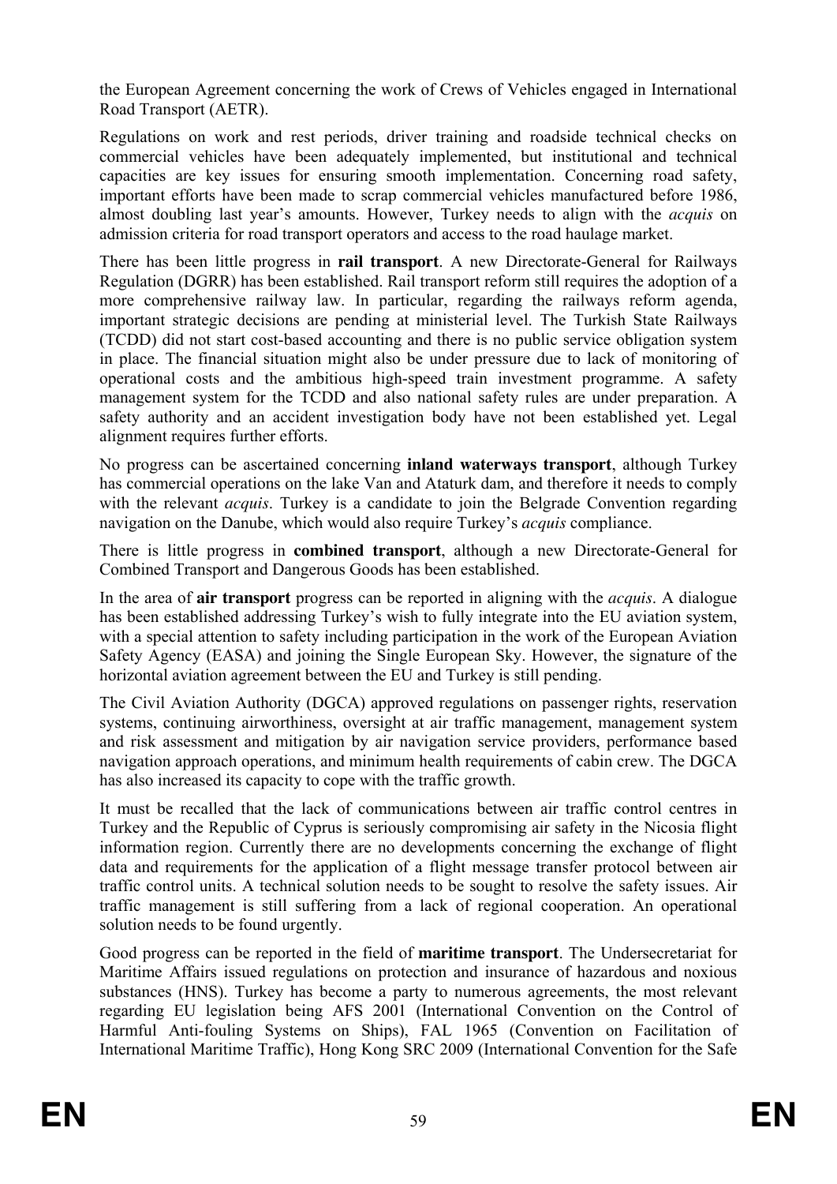the European Agreement concerning the work of Crews of Vehicles engaged in International Road Transport (AETR).

Regulations on work and rest periods, driver training and roadside technical checks on commercial vehicles have been adequately implemented, but institutional and technical capacities are key issues for ensuring smooth implementation. Concerning road safety, important efforts have been made to scrap commercial vehicles manufactured before 1986, almost doubling last year's amounts. However, Turkey needs to align with the *acquis* on admission criteria for road transport operators and access to the road haulage market.

There has been little progress in **rail transport**. A new Directorate-General for Railways Regulation (DGRR) has been established. Rail transport reform still requires the adoption of a more comprehensive railway law. In particular, regarding the railways reform agenda, important strategic decisions are pending at ministerial level. The Turkish State Railways (TCDD) did not start cost-based accounting and there is no public service obligation system in place. The financial situation might also be under pressure due to lack of monitoring of operational costs and the ambitious high-speed train investment programme. A safety management system for the TCDD and also national safety rules are under preparation. A safety authority and an accident investigation body have not been established yet. Legal alignment requires further efforts.

No progress can be ascertained concerning **inland waterways transport**, although Turkey has commercial operations on the lake Van and Ataturk dam, and therefore it needs to comply with the relevant *acquis*. Turkey is a candidate to join the Belgrade Convention regarding navigation on the Danube, which would also require Turkey's *acquis* compliance.

There is little progress in **combined transport**, although a new Directorate-General for Combined Transport and Dangerous Goods has been established.

In the area of **air transport** progress can be reported in aligning with the *acquis*. A dialogue has been established addressing Turkey's wish to fully integrate into the EU aviation system, with a special attention to safety including participation in the work of the European Aviation Safety Agency (EASA) and joining the Single European Sky. However, the signature of the horizontal aviation agreement between the EU and Turkey is still pending.

The Civil Aviation Authority (DGCA) approved regulations on passenger rights, reservation systems, continuing airworthiness, oversight at air traffic management, management system and risk assessment and mitigation by air navigation service providers, performance based navigation approach operations, and minimum health requirements of cabin crew. The DGCA has also increased its capacity to cope with the traffic growth.

It must be recalled that the lack of communications between air traffic control centres in Turkey and the Republic of Cyprus is seriously compromising air safety in the Nicosia flight information region. Currently there are no developments concerning the exchange of flight data and requirements for the application of a flight message transfer protocol between air traffic control units. A technical solution needs to be sought to resolve the safety issues. Air traffic management is still suffering from a lack of regional cooperation. An operational solution needs to be found urgently.

Good progress can be reported in the field of **maritime transport**. The Undersecretariat for Maritime Affairs issued regulations on protection and insurance of hazardous and noxious substances (HNS). Turkey has become a party to numerous agreements, the most relevant regarding EU legislation being AFS 2001 (International Convention on the Control of Harmful Anti-fouling Systems on Ships), FAL 1965 (Convention on Facilitation of International Maritime Traffic), Hong Kong SRC 2009 (International Convention for the Safe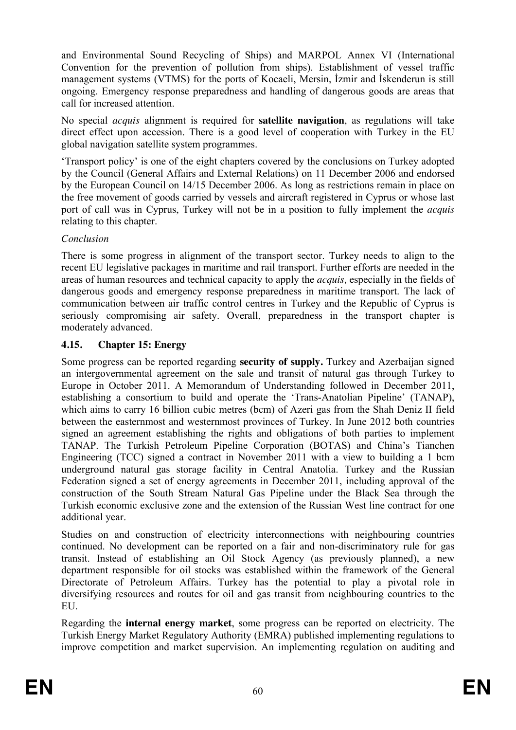and Environmental Sound Recycling of Ships) and MARPOL Annex VI (International Convention for the prevention of pollution from ships). Establishment of vessel traffic management systems (VTMS) for the ports of Kocaeli, Mersin, İzmir and İskenderun is still ongoing. Emergency response preparedness and handling of dangerous goods are areas that call for increased attention.

No special *acquis* alignment is required for **satellite navigation**, as regulations will take direct effect upon accession. There is a good level of cooperation with Turkey in the EU global navigation satellite system programmes.

'Transport policy' is one of the eight chapters covered by the conclusions on Turkey adopted by the Council (General Affairs and External Relations) on 11 December 2006 and endorsed by the European Council on 14/15 December 2006. As long as restrictions remain in place on the free movement of goods carried by vessels and aircraft registered in Cyprus or whose last port of call was in Cyprus, Turkey will not be in a position to fully implement the *acquis* relating to this chapter.

*Conclusion*

There is some progress in alignment of the transport sector. Turkey needs to align to the recent EU legislative packages in maritime and rail transport. Further efforts are needed in the areas of human resources and technical capacity to apply the *acquis,* especially in the fields of dangerous goods and emergency response preparedness in maritime transport. The lack of communication between air traffic control centres in Turkey and the Republic of Cyprus is seriously compromising air safety. Overall, preparedness in the transport chapter is moderately advanced.

### 4.15. Chapter 15: Energy

Some progress can be reported regarding **security of supply.** Turkey and Azerbaijan signed an intergovernmental agreement on the sale and transit of natural gas through Turkey to Europe in October 2011. A Memorandum of Understanding followed in December 2011, establishing a consortium to build and operate the 'Trans-Anatolian Pipeline' (TANAP), which aims to carry 16 billion cubic metres (bcm) of Azeri gas from the Shah Deniz II field between the easternmost and westernmost provinces of Turkey. In June 2012 both countries signed an agreement establishing the rights and obligations of both parties to implement TANAP. The Turkish Petroleum Pipeline Corporation (BOTAS) and China's Tianchen Engineering (TCC) signed a contract in November 2011 with a view to building a 1 bcm underground natural gas storage facility in Central Anatolia. Turkey and the Russian Federation signed a set of energy agreements in December 2011, including approval of the construction of the South Stream Natural Gas Pipeline under the Black Sea through the Turkish economic exclusive zone and the extension of the Russian West line contract for one additional year.

Studies on and construction of electricity interconnections with neighbouring countries continued. No development can be reported on a fair and non-discriminatory rule for gas transit. Instead of establishing an Oil Stock Agency (as previously planned), a new department responsible for oil stocks was established within the framework of the General Directorate of Petroleum Affairs. Turkey has the potential to play a pivotal role in diversifying resources and routes for oil and gas transit from neighbouring countries to the EU.

Regarding the **internal energy market**, some progress can be reported on electricity. The Turkish Energy Market Regulatory Authority (EMRA) published implementing regulations to improve competition and market supervision. An implementing regulation on auditing and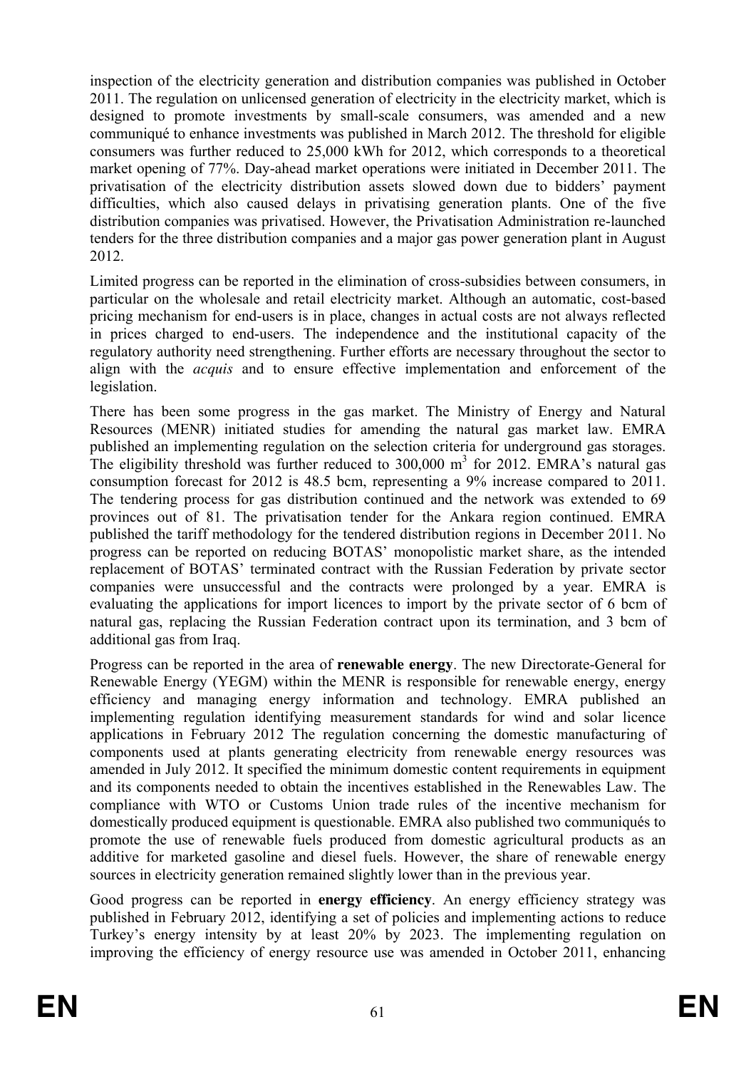inspection of the electricity generation and distribution companies was published in October 2011. The regulation on unlicensed generation of electricity in the electricity market, which is designed to promote investments by small-scale consumers, was amended and a new communiqué to enhance investments was published in March 2012. The threshold for eligible consumers was further reduced to 25,000 kWh for 2012, which corresponds to a theoretical market opening of 77%. Day-ahead market operations were initiated in December 2011. The privatisation of the electricity distribution assets slowed down due to bidders' payment difficulties, which also caused delays in privatising generation plants. One of the five distribution companies was privatised. However, the Privatisation Administration re-launched tenders for the three distribution companies and a major gas power generation plant in August 2012.

Limited progress can be reported in the elimination of cross-subsidies between consumers, in particular on the wholesale and retail electricity market. Although an automatic, cost-based pricing mechanism for end-users is in place, changes in actual costs are not always reflected in prices charged to end-users. The independence and the institutional capacity of the regulatory authority need strengthening. Further efforts are necessary throughout the sector to align with the *acquis* and to ensure effective implementation and enforcement of the legislation.

There has been some progress in the gas market. The Ministry of Energy and Natural Resources (MENR) initiated studies for amending the natural gas market law. EMRA published an implementing regulation on the selection criteria for underground gas storages. The eligibility threshold was further reduced to 300,000 $m^3$ for 2012. EMRA's natural gas consumption forecast for 2012 is 48.5 bcm, representing a 9% increase compared to 2011. The tendering process for gas distribution continued and the network was extended to 69 provinces out of 81. The privatisation tender for the Ankara region continued. EMRA published the tariff methodology for the tendered distribution regions in December 2011. No progress can be reported on reducing BOTAS' monopolistic market share, as the intended replacement of BOTAS' terminated contract with the Russian Federation by private sector companies were unsuccessful and the contracts were prolonged by a year. EMRA is evaluating the applications for import licences to import by the private sector of 6 bcm of natural gas, replacing the Russian Federation contract upon its termination, and 3 bcm of additional gas from Iraq.

Progress can be reported in the area of **renewable energy**. The new Directorate-General for Renewable Energy (YEGM) within the MENR is responsible for renewable energy, energy efficiency and managing energy information and technology. EMRA published an implementing regulation identifying measurement standards for wind and solar licence applications in February 2012 The regulation concerning the domestic manufacturing of components used at plants generating electricity from renewable energy resources was amended in July 2012. It specified the minimum domestic content requirements in equipment and its components needed to obtain the incentives established in the Renewables Law. The compliance with WTO or Customs Union trade rules of the incentive mechanism for domestically produced equipment is questionable. EMRA also published two communiqués to promote the use of renewable fuels produced from domestic agricultural products as an additive for marketed gasoline and diesel fuels. However, the share of renewable energy sources in electricity generation remained slightly lower than in the previous year.

Good progress can be reported in **energy efficiency**. An energy efficiency strategy was published in February 2012, identifying a set of policies and implementing actions to reduce Turkey's energy intensity by at least 20% by 2023. The implementing regulation on improving the efficiency of energy resource use was amended in October 2011, enhancing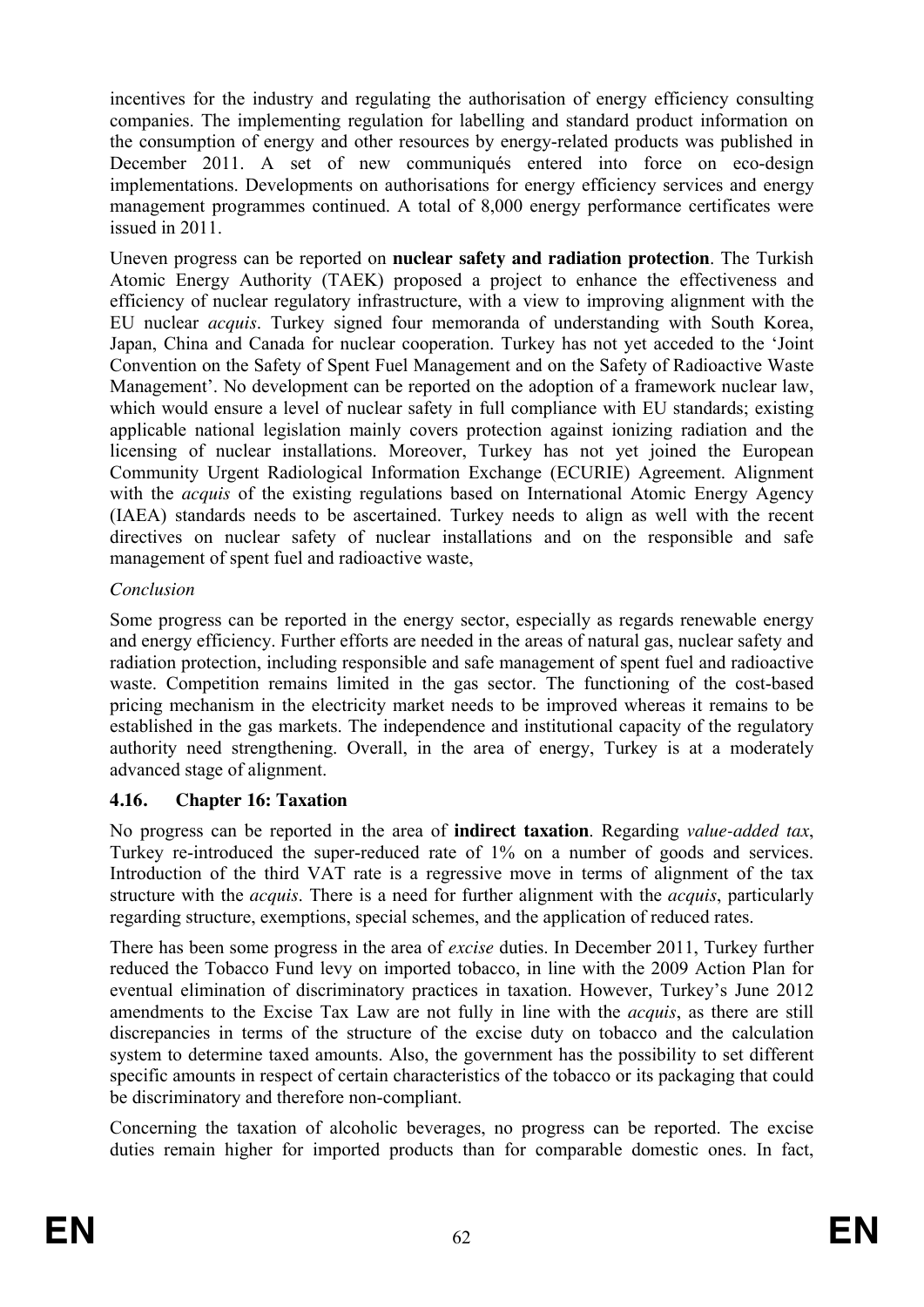incentives for the industry and regulating the authorisation of energy efficiency consulting companies. The implementing regulation for labelling and standard product information on the consumption of energy and other resources by energy-related products was published in December 2011. A set of new communiqués entered into force on eco-design implementations. Developments on authorisations for energy efficiency services and energy management programmes continued. A total of 8,000 energy performance certificates were issued in 2011.

Uneven progress can be reported on **nuclear safety and radiation protection**. The Turkish Atomic Energy Authority (TAEK) proposed a project to enhance the effectiveness and efficiency of nuclear regulatory infrastructure, with a view to improving alignment with the EU nuclear *acquis*. Turkey signed four memoranda of understanding with South Korea, Japan, China and Canada for nuclear cooperation. Turkey has not yet acceded to the 'Joint Convention on the Safety of Spent Fuel Management and on the Safety of Radioactive Waste Management'. No development can be reported on the adoption of a framework nuclear law, which would ensure a level of nuclear safety in full compliance with EU standards; existing applicable national legislation mainly covers protection against ionizing radiation and the licensing of nuclear installations. Moreover, Turkey has not yet joined the European Community Urgent Radiological Information Exchange (ECURIE) Agreement. Alignment with the *acquis* of the existing regulations based on International Atomic Energy Agency (IAEA) standards needs to be ascertained. Turkey needs to align as well with the recent directives on nuclear safety of nuclear installations and on the responsible and safe management of spent fuel and radioactive waste,

*Conclusion*

Some progress can be reported in the energy sector, especially as regards renewable energy and energy efficiency. Further efforts are needed in the areas of natural gas, nuclear safety and radiation protection, including responsible and safe management of spent fuel and radioactive waste. Competition remains limited in the gas sector. The functioning of the cost-based pricing mechanism in the electricity market needs to be improved whereas it remains to be established in the gas markets. The independence and institutional capacity of the regulatory authority need strengthening. Overall, in the area of energy, Turkey is at a moderately advanced stage of alignment.

### 4.16. Chapter 16: Taxation

No progress can be reported in the area of **indirect taxation**. Regarding *value-added tax*, Turkey re-introduced the super-reduced rate of 1% on a number of goods and services. Introduction of the third VAT rate is a regressive move in terms of alignment of the tax structure with the *acquis*. There is a need for further alignment with the *acquis*, particularly regarding structure, exemptions, special schemes, and the application of reduced rates.

There has been some progress in the area of *excise* duties. In December 2011, Turkey further reduced the Tobacco Fund levy on imported tobacco, in line with the 2009 Action Plan for eventual elimination of discriminatory practices in taxation. However, Turkey's June 2012 amendments to the Excise Tax Law are not fully in line with the *acquis*, as there are still discrepancies in terms of the structure of the excise duty on tobacco and the calculation system to determine taxed amounts. Also, the government has the possibility to set different specific amounts in respect of certain characteristics of the tobacco or its packaging that could be discriminatory and therefore non-compliant.

Concerning the taxation of alcoholic beverages, no progress can be reported. The excise duties remain higher for imported products than for comparable domestic ones. In fact,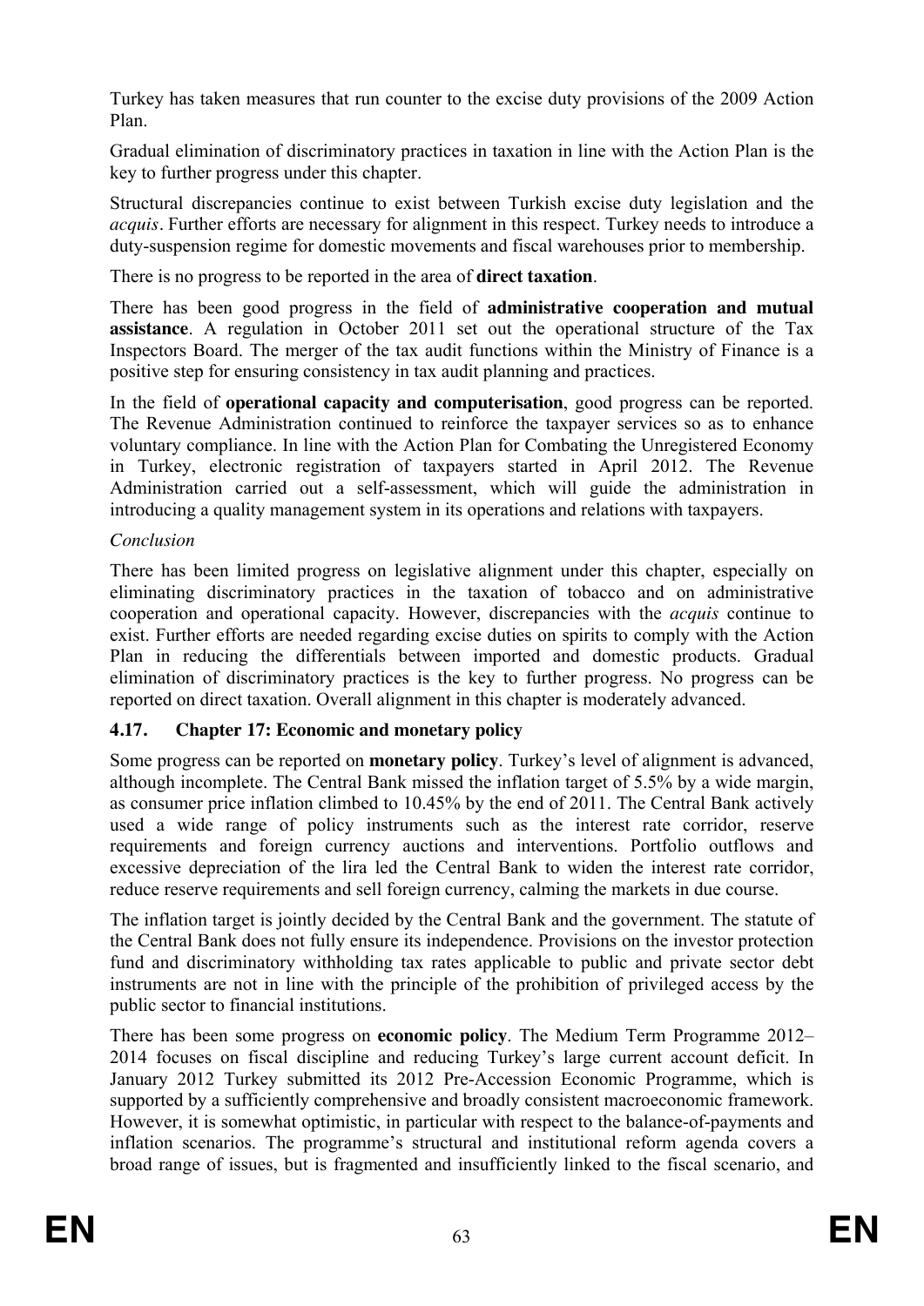Turkey has taken measures that run counter to the excise duty provisions of the 2009 Action Plan.

Gradual elimination of discriminatory practices in taxation in line with the Action Plan is the key to further progress under this chapter.

Structural discrepancies continue to exist between Turkish excise duty legislation and the *acquis*. Further efforts are necessary for alignment in this respect. Turkey needs to introduce a duty-suspension regime for domestic movements and fiscal warehouses prior to membership.

There is no progress to be reported in the area of **direct taxation**.

There has been good progress in the field of **administrative cooperation and mutual assistance**. A regulation in October 2011 set out the operational structure of the Tax Inspectors Board. The merger of the tax audit functions within the Ministry of Finance is a positive step for ensuring consistency in tax audit planning and practices.

In the field of **operational capacity and computerisation**, good progress can be reported. The Revenue Administration continued to reinforce the taxpayer services so as to enhance voluntary compliance. In line with the Action Plan for Combating the Unregistered Economy in Turkey, electronic registration of taxpayers started in April 2012. The Revenue Administration carried out a self-assessment, which will guide the administration in introducing a quality management system in its operations and relations with taxpayers.

*Conclusion*

There has been limited progress on legislative alignment under this chapter, especially on eliminating discriminatory practices in the taxation of tobacco and on administrative cooperation and operational capacity. However, discrepancies with the *acquis* continue to exist. Further efforts are needed regarding excise duties on spirits to comply with the Action Plan in reducing the differentials between imported and domestic products. Gradual elimination of discriminatory practices is the key to further progress. No progress can be reported on direct taxation. Overall alignment in this chapter is moderately advanced.

### 4.17. Chapter 17: Economic and monetary policy

Some progress can be reported on **monetary policy**. Turkey's level of alignment is advanced, although incomplete. The Central Bank missed the inflation target of 5.5% by a wide margin, as consumer price inflation climbed to 10.45% by the end of 2011. The Central Bank actively used a wide range of policy instruments such as the interest rate corridor, reserve requirements and foreign currency auctions and interventions. Portfolio outflows and excessive depreciation of the lira led the Central Bank to widen the interest rate corridor, reduce reserve requirements and sell foreign currency, calming the markets in due course.

The inflation target is jointly decided by the Central Bank and the government. The statute of the Central Bank does not fully ensure its independence. Provisions on the investor protection fund and discriminatory withholding tax rates applicable to public and private sector debt instruments are not in line with the principle of the prohibition of privileged access by the public sector to financial institutions.

There has been some progress on **economic policy**. The Medium Term Programme 2012–2014 focuses on fiscal discipline and reducing Turkey's large current account deficit. In January 2012 Turkey submitted its 2012 Pre-Accession Economic Programme, which is supported by a sufficiently comprehensive and broadly consistent macroeconomic framework. However, it is somewhat optimistic, in particular with respect to the balance-of-payments and inflation scenarios. The programme's structural and institutional reform agenda covers a broad range of issues, but is fragmented and insufficiently linked to the fiscal scenario, and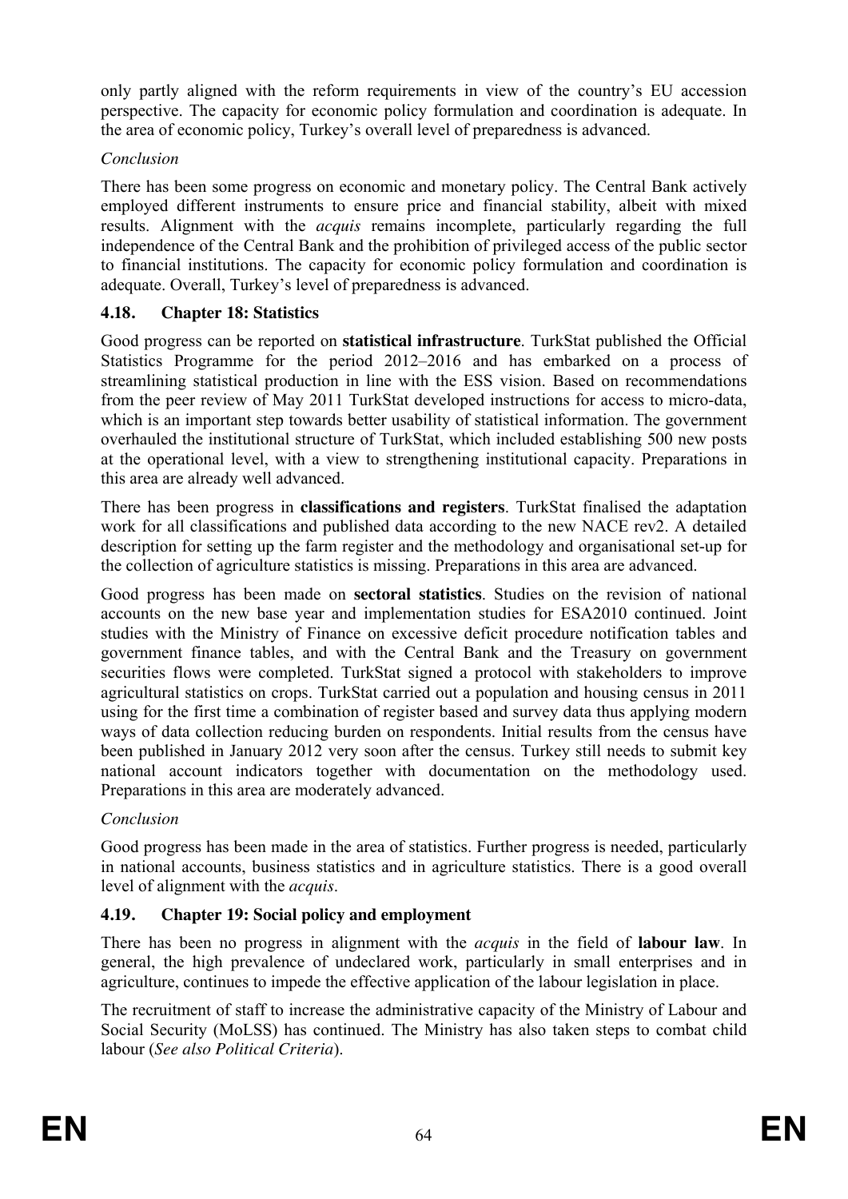only partly aligned with the reform requirements in view of the country's EU accession perspective. The capacity for economic policy formulation and coordination is adequate. In the area of economic policy, Turkey's overall level of preparedness is advanced.

*Conclusion*

There has been some progress on economic and monetary policy. The Central Bank actively employed different instruments to ensure price and financial stability, albeit with mixed results. Alignment with the *acquis* remains incomplete, particularly regarding the full independence of the Central Bank and the prohibition of privileged access of the public sector to financial institutions. The capacity for economic policy formulation and coordination is adequate. Overall, Turkey's level of preparedness is advanced.

### 4.18. Chapter 18: Statistics

Good progress can be reported on **statistical infrastructure**. TurkStat published the Official Statistics Programme for the period 2012–2016 and has embarked on a process of streamlining statistical production in line with the ESS vision. Based on recommendations from the peer review of May 2011 TurkStat developed instructions for access to micro-data, which is an important step towards better usability of statistical information. The government overhauled the institutional structure of TurkStat, which included establishing 500 new posts at the operational level, with a view to strengthening institutional capacity. Preparations in this area are already well advanced.

There has been progress in **classifications and registers**. TurkStat finalised the adaptation work for all classifications and published data according to the new NACE rev2. A detailed description for setting up the farm register and the methodology and organisational set-up for the collection of agriculture statistics is missing. Preparations in this area are advanced.

Good progress has been made on **sectoral statistics**. Studies on the revision of national accounts on the new base year and implementation studies for ESA2010 continued. Joint studies with the Ministry of Finance on excessive deficit procedure notification tables and government finance tables, and with the Central Bank and the Treasury on government securities flows were completed. TurkStat signed a protocol with stakeholders to improve agricultural statistics on crops. TurkStat carried out a population and housing census in 2011 using for the first time a combination of register based and survey data thus applying modern ways of data collection reducing burden on respondents. Initial results from the census have been published in January 2012 very soon after the census. Turkey still needs to submit key national account indicators together with documentation on the methodology used. Preparations in this area are moderately advanced.

*Conclusion*

Good progress has been made in the area of statistics. Further progress is needed, particularly in national accounts, business statistics and in agriculture statistics. There is a good overall level of alignment with the *acquis*.

### 4.19. Chapter 19: Social policy and employment

There has been no progress in alignment with the *acquis* in the field of **labour law**. In general, the high prevalence of undeclared work, particularly in small enterprises and in agriculture, continues to impede the effective application of the labour legislation in place.

The recruitment of staff to increase the administrative capacity of the Ministry of Labour and Social Security (MoLSS) has continued. The Ministry has also taken steps to combat child labour (*See also Political Criteria*).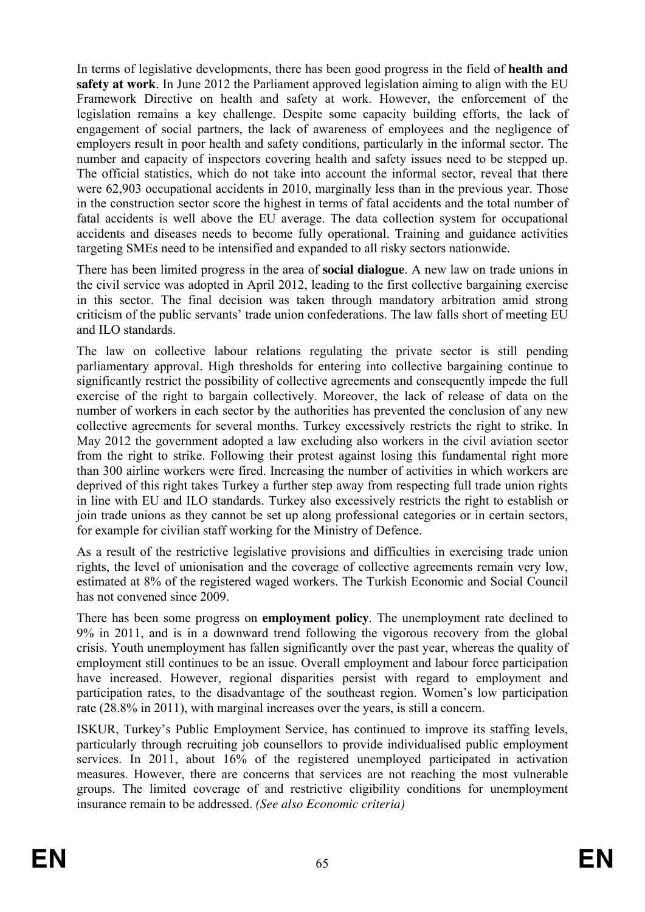In terms of legislative developments, there has been good progress in the field of **health and safety at work**. In June 2012 the Parliament approved legislation aiming to align with the EU Framework Directive on health and safety at work. However, the enforcement of the legislation remains a key challenge. Despite some capacity building efforts, the lack of engagement of social partners, the lack of awareness of employees and the negligence of employers result in poor health and safety conditions, particularly in the informal sector. The number and capacity of inspectors covering health and safety issues need to be stepped up. The official statistics, which do not take into account the informal sector, reveal that there were 62,903 occupational accidents in 2010, marginally less than in the previous year. Those in the construction sector score the highest in terms of fatal accidents and the total number of fatal accidents is well above the EU average. The data collection system for occupational accidents and diseases needs to become fully operational. Training and guidance activities targeting SMEs need to be intensified and expanded to all risky sectors nationwide.

There has been limited progress in the area of **social dialogue**. A new law on trade unions in the civil service was adopted in April 2012, leading to the first collective bargaining exercise in this sector. The final decision was taken through mandatory arbitration amid strong criticism of the public servants' trade union confederations. The law falls short of meeting EU and ILO standards.

The law on collective labour relations regulating the private sector is still pending parliamentary approval. High thresholds for entering into collective bargaining continue to significantly restrict the possibility of collective agreements and consequently impede the full exercise of the right to bargain collectively. Moreover, the lack of release of data on the number of workers in each sector by the authorities has prevented the conclusion of any new collective agreements for several months. Turkey excessively restricts the right to strike. In May 2012 the government adopted a law excluding also workers in the civil aviation sector from the right to strike. Following their protest against losing this fundamental right more than 300 airline workers were fired. Increasing the number of activities in which workers are deprived of this right takes Turkey a further step away from respecting full trade union rights in line with EU and ILO standards. Turkey also excessively restricts the right to establish or join trade unions as they cannot be set up along professional categories or in certain sectors, for example for civilian staff working for the Ministry of Defence.

As a result of the restrictive legislative provisions and difficulties in exercising trade union rights, the level of unionisation and the coverage of collective agreements remain very low, estimated at 8% of the registered waged workers. The Turkish Economic and Social Council has not convened since 2009.

There has been some progress on **employment policy**. The unemployment rate declined to 9% in 2011, and is in a downward trend following the vigorous recovery from the global crisis. Youth unemployment has fallen significantly over the past year, whereas the quality of employment still continues to be an issue. Overall employment and labour force participation have increased. However, regional disparities persist with regard to employment and participation rates, to the disadvantage of the southeast region. Women's low participation rate (28.8% in 2011), with marginal increases over the years, is still a concern.

ISKUR, Turkey's Public Employment Service, has continued to improve its staffing levels, particularly through recruiting job counsellors to provide individualised public employment services. In 2011, about 16% of the registered unemployed participated in activation measures. However, there are concerns that services are not reaching the most vulnerable groups. The limited coverage of and restrictive eligibility conditions for unemployment insurance remain to be addressed. *(See also Economic criteria)*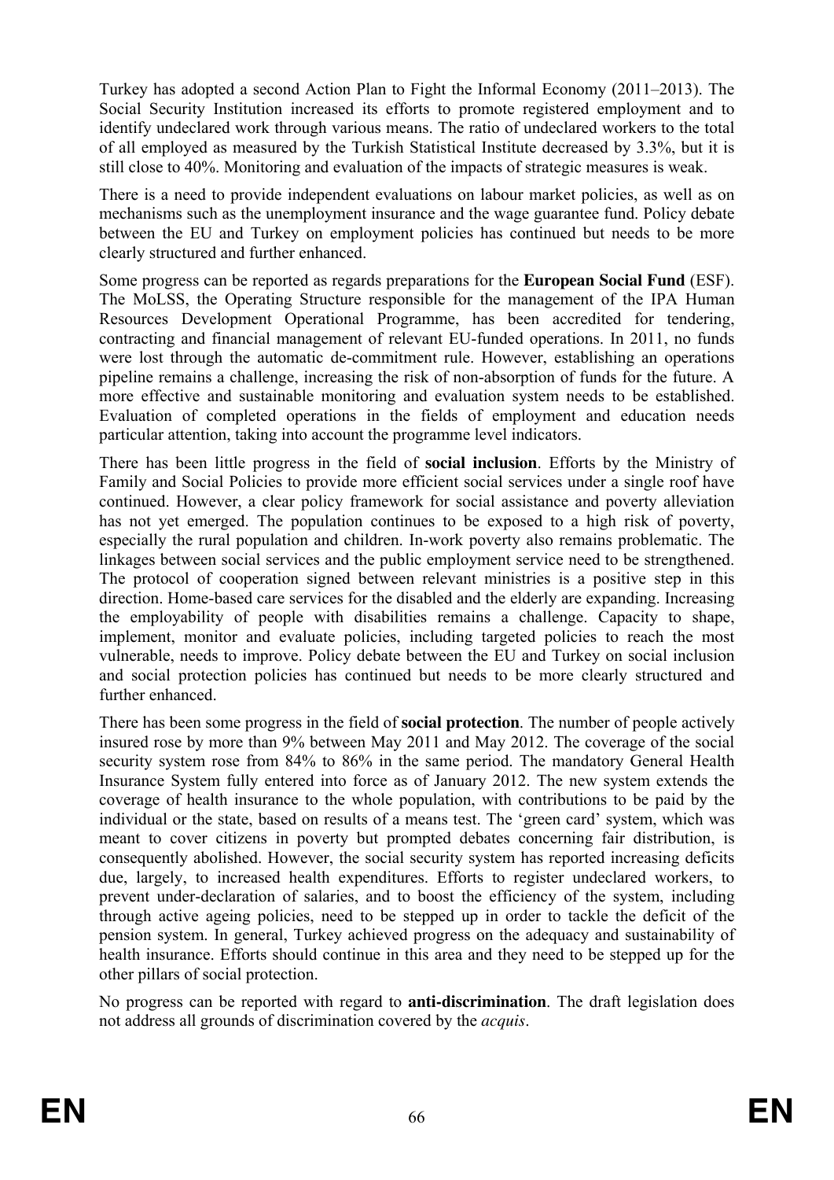Turkey has adopted a second Action Plan to Fight the Informal Economy (2011–2013). The Social Security Institution increased its efforts to promote registered employment and to identify undeclared work through various means. The ratio of undeclared workers to the total of all employed as measured by the Turkish Statistical Institute decreased by 3.3%, but it is still close to 40%. Monitoring and evaluation of the impacts of strategic measures is weak.

There is a need to provide independent evaluations on labour market policies, as well as on mechanisms such as the unemployment insurance and the wage guarantee fund. Policy debate between the EU and Turkey on employment policies has continued but needs to be more clearly structured and further enhanced.

Some progress can be reported as regards preparations for the **European Social Fund** (ESF). The MoLSS, the Operating Structure responsible for the management of the IPA Human Resources Development Operational Programme, has been accredited for tendering, contracting and financial management of relevant EU-funded operations. In 2011, no funds were lost through the automatic de-commitment rule. However, establishing an operations pipeline remains a challenge, increasing the risk of non-absorption of funds for the future. A more effective and sustainable monitoring and evaluation system needs to be established. Evaluation of completed operations in the fields of employment and education needs particular attention, taking into account the programme level indicators.

There has been little progress in the field of **social inclusion**. Efforts by the Ministry of Family and Social Policies to provide more efficient social services under a single roof have continued. However, a clear policy framework for social assistance and poverty alleviation has not yet emerged. The population continues to be exposed to a high risk of poverty, especially the rural population and children. In-work poverty also remains problematic. The linkages between social services and the public employment service need to be strengthened. The protocol of cooperation signed between relevant ministries is a positive step in this direction. Home-based care services for the disabled and the elderly are expanding. Increasing the employability of people with disabilities remains a challenge. Capacity to shape, implement, monitor and evaluate policies, including targeted policies to reach the most vulnerable, needs to improve. Policy debate between the EU and Turkey on social inclusion and social protection policies has continued but needs to be more clearly structured and further enhanced.

There has been some progress in the field of **social protection**. The number of people actively insured rose by more than 9% between May 2011 and May 2012. The coverage of the social security system rose from 84% to 86% in the same period. The mandatory General Health Insurance System fully entered into force as of January 2012. The new system extends the coverage of health insurance to the whole population, with contributions to be paid by the individual or the state, based on results of a means test. The 'green card' system, which was meant to cover citizens in poverty but prompted debates concerning fair distribution, is consequently abolished. However, the social security system has reported increasing deficits due, largely, to increased health expenditures. Efforts to register undeclared workers, to prevent under-declaration of salaries, and to boost the efficiency of the system, including through active ageing policies, need to be stepped up in order to tackle the deficit of the pension system. In general, Turkey achieved progress on the adequacy and sustainability of health insurance. Efforts should continue in this area and they need to be stepped up for the other pillars of social protection.

No progress can be reported with regard to **anti-discrimination**. The draft legislation does not address all grounds of discrimination covered by the *acquis*.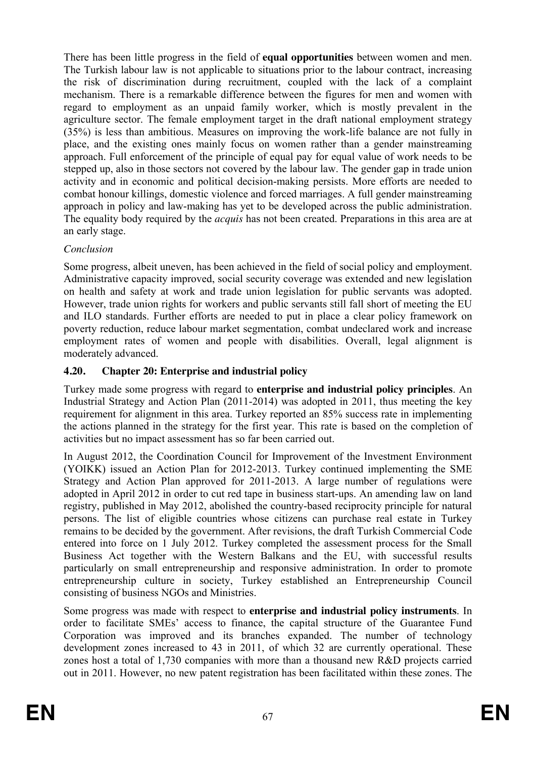There has been little progress in the field of **equal opportunities** between women and men. The Turkish labour law is not applicable to situations prior to the labour contract, increasing the risk of discrimination during recruitment, coupled with the lack of a complaint mechanism. There is a remarkable difference between the figures for men and women with regard to employment as an unpaid family worker, which is mostly prevalent in the agriculture sector. The female employment target in the draft national employment strategy (35%) is less than ambitious. Measures on improving the work-life balance are not fully in place, and the existing ones mainly focus on women rather than a gender mainstreaming approach. Full enforcement of the principle of equal pay for equal value of work needs to be stepped up, also in those sectors not covered by the labour law. The gender gap in trade union activity and in economic and political decision-making persists. More efforts are needed to combat honour killings, domestic violence and forced marriages. A full gender mainstreaming approach in policy and law-making has yet to be developed across the public administration. The equality body required by the *acquis* has not been created. Preparations in this area are at an early stage.

*Conclusion*

Some progress, albeit uneven, has been achieved in the field of social policy and employment. Administrative capacity improved, social security coverage was extended and new legislation on health and safety at work and trade union legislation for public servants was adopted. However, trade union rights for workers and public servants still fall short of meeting the EU and ILO standards. Further efforts are needed to put in place a clear policy framework on poverty reduction, reduce labour market segmentation, combat undeclared work and increase employment rates of women and people with disabilities. Overall, legal alignment is moderately advanced.

### 4.20. Chapter 20: Enterprise and industrial policy

Turkey made some progress with regard to **enterprise and industrial policy principles**. An Industrial Strategy and Action Plan (2011-2014) was adopted in 2011, thus meeting the key requirement for alignment in this area. Turkey reported an 85% success rate in implementing the actions planned in the strategy for the first year. This rate is based on the completion of activities but no impact assessment has so far been carried out.

In August 2012, the Coordination Council for Improvement of the Investment Environment (YOIKK) issued an Action Plan for 2012-2013. Turkey continued implementing the SME Strategy and Action Plan approved for 2011-2013. A large number of regulations were adopted in April 2012 in order to cut red tape in business start-ups. An amending law on land registry, published in May 2012, abolished the country-based reciprocity principle for natural persons. The list of eligible countries whose citizens can purchase real estate in Turkey remains to be decided by the government. After revisions, the draft Turkish Commercial Code entered into force on 1 July 2012. Turkey completed the assessment process for the Small Business Act together with the Western Balkans and the EU, with successful results particularly on small entrepreneurship and responsive administration. In order to promote entrepreneurship culture in society, Turkey established an Entrepreneurship Council consisting of business NGOs and Ministries.

Some progress was made with respect to **enterprise and industrial policy instruments**. In order to facilitate SMEs' access to finance, the capital structure of the Guarantee Fund Corporation was improved and its branches expanded. The number of technology development zones increased to 43 in 2011, of which 32 are currently operational. These zones host a total of 1,730 companies with more than a thousand new R&D projects carried out in 2011. However, no new patent registration has been facilitated within these zones. The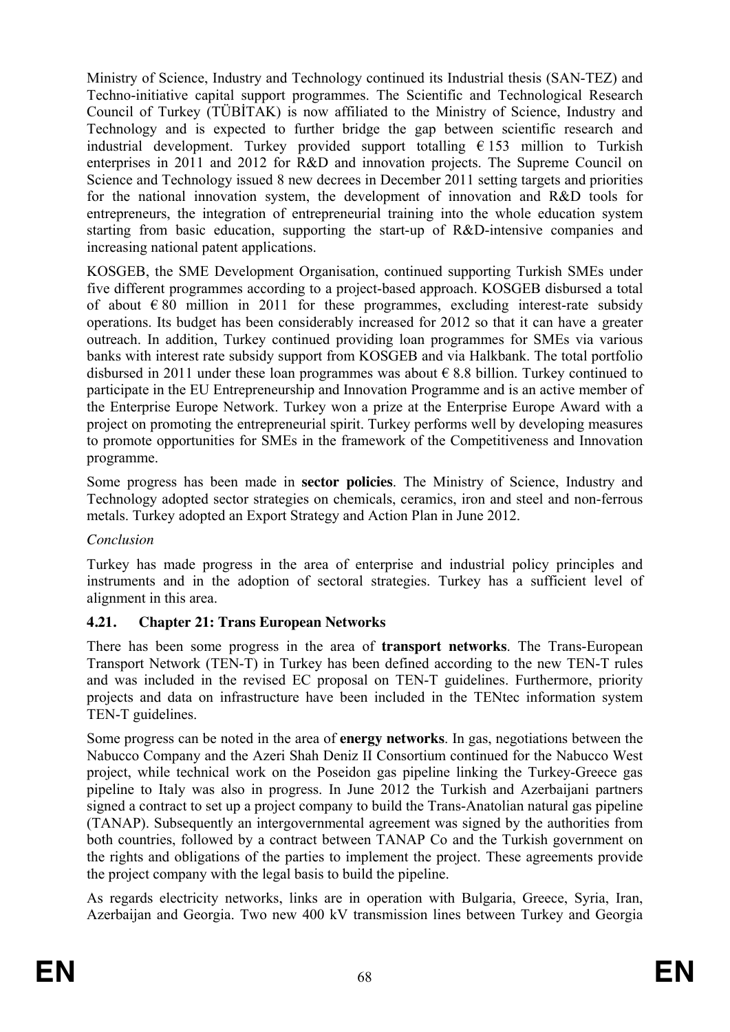Ministry of Science, Industry and Technology continued its Industrial thesis (SAN-TEZ) and Techno-initiative capital support programmes. The Scientific and Technological Research Council of Turkey (TÜBİTAK) is now affiliated to the Ministry of Science, Industry and Technology and is expected to further bridge the gap between scientific research and industrial development. Turkey provided support totalling € 153 million to Turkish enterprises in 2011 and 2012 for R&D and innovation projects. The Supreme Council on Science and Technology issued 8 new decrees in December 2011 setting targets and priorities for the national innovation system, the development of innovation and R&D tools for entrepreneurs, the integration of entrepreneurial training into the whole education system starting from basic education, supporting the start-up of R&D-intensive companies and increasing national patent applications.

KOSGEB, the SME Development Organisation, continued supporting Turkish SMEs under five different programmes according to a project-based approach. KOSGEB disbursed a total of about € 80 million in 2011 for these programmes, excluding interest-rate subsidy operations. Its budget has been considerably increased for 2012 so that it can have a greater outreach. In addition, Turkey continued providing loan programmes for SMEs via various banks with interest rate subsidy support from KOSGEB and via Halkbank. The total portfolio disbursed in 2011 under these loan programmes was about € 8.8 billion. Turkey continued to participate in the EU Entrepreneurship and Innovation Programme and is an active member of the Enterprise Europe Network. Turkey won a prize at the Enterprise Europe Award with a project on promoting the entrepreneurial spirit. Turkey performs well by developing measures to promote opportunities for SMEs in the framework of the Competitiveness and Innovation programme.

Some progress has been made in **sector policies**. The Ministry of Science, Industry and Technology adopted sector strategies on chemicals, ceramics, iron and steel and non-ferrous metals. Turkey adopted an Export Strategy and Action Plan in June 2012.

*Conclusion*

Turkey has made progress in the area of enterprise and industrial policy principles and instruments and in the adoption of sectoral strategies. Turkey has a sufficient level of alignment in this area.

### 4.21. Chapter 21: Trans European Networks

There has been some progress in the area of **transport networks**. The Trans-European Transport Network (TEN-T) in Turkey has been defined according to the new TEN-T rules and was included in the revised EC proposal on TEN-T guidelines. Furthermore, priority projects and data on infrastructure have been included in the TENtec information system TEN-T guidelines.

Some progress can be noted in the area of **energy networks**. In gas, negotiations between the Nabucco Company and the Azeri Shah Deniz II Consortium continued for the Nabucco West project, while technical work on the Poseidon gas pipeline linking the Turkey-Greece gas pipeline to Italy was also in progress. In June 2012 the Turkish and Azerbaijani partners signed a contract to set up a project company to build the Trans-Anatolian natural gas pipeline (TANAP). Subsequently an intergovernmental agreement was signed by the authorities from both countries, followed by a contract between TANAP Co and the Turkish government on the rights and obligations of the parties to implement the project. These agreements provide the project company with the legal basis to build the pipeline.

As regards electricity networks, links are in operation with Bulgaria, Greece, Syria, Iran, Azerbaijan and Georgia. Two new 400 kV transmission lines between Turkey and Georgia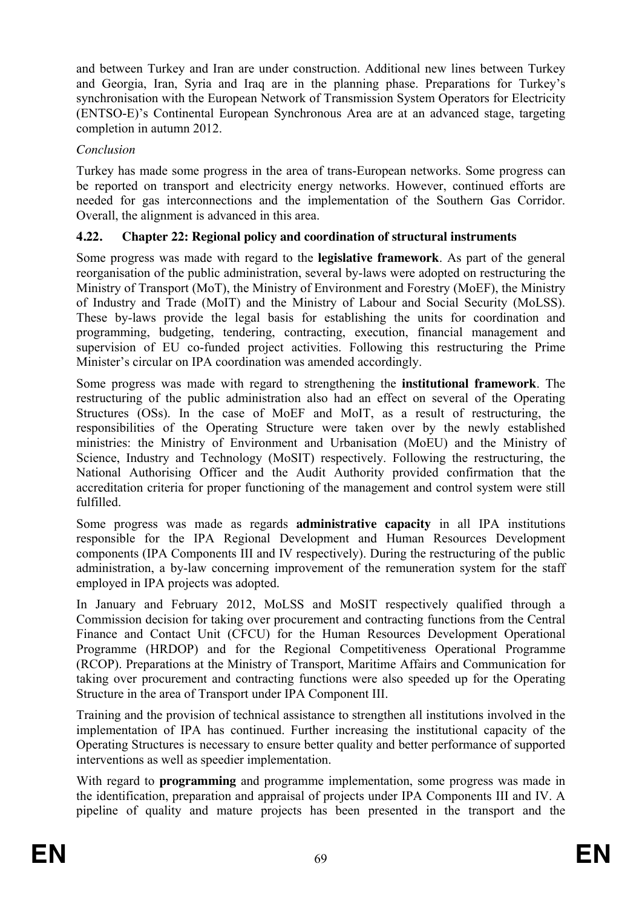and between Turkey and Iran are under construction. Additional new lines between Turkey and Georgia, Iran, Syria and Iraq are in the planning phase. Preparations for Turkey's synchronisation with the European Network of Transmission System Operators for Electricity (ENTSO-E)'s Continental European Synchronous Area are at an advanced stage, targeting completion in autumn 2012.

*Conclusion*

Turkey has made some progress in the area of trans-European networks. Some progress can be reported on transport and electricity energy networks. However, continued efforts are needed for gas interconnections and the implementation of the Southern Gas Corridor. Overall, the alignment is advanced in this area.

### 4.22. Chapter 22: Regional policy and coordination of structural instruments

Some progress was made with regard to the **legislative framework**. As part of the general reorganisation of the public administration, several by-laws were adopted on restructuring the Ministry of Transport (MoT), the Ministry of Environment and Forestry (MoEF), the Ministry of Industry and Trade (MoIT) and the Ministry of Labour and Social Security (MoLSS). These by-laws provide the legal basis for establishing the units for coordination and programming, budgeting, tendering, contracting, execution, financial management and supervision of EU co-funded project activities. Following this restructuring the Prime Minister's circular on IPA coordination was amended accordingly.

Some progress was made with regard to strengthening the **institutional framework**. The restructuring of the public administration also had an effect on several of the Operating Structures (OSs). In the case of MoEF and MoIT, as a result of restructuring, the responsibilities of the Operating Structure were taken over by the newly established ministries: the Ministry of Environment and Urbanisation (MoEU) and the Ministry of Science, Industry and Technology (MoSIT) respectively. Following the restructuring, the National Authorising Officer and the Audit Authority provided confirmation that the accreditation criteria for proper functioning of the management and control system were still fulfilled.

Some progress was made as regards **administrative capacity** in all IPA institutions responsible for the IPA Regional Development and Human Resources Development components (IPA Components III and IV respectively). During the restructuring of the public administration, a by-law concerning improvement of the remuneration system for the staff employed in IPA projects was adopted.

In January and February 2012, MoLSS and MoSIT respectively qualified through a Commission decision for taking over procurement and contracting functions from the Central Finance and Contact Unit (CFCU) for the Human Resources Development Operational Programme (HRDOP) and for the Regional Competitiveness Operational Programme (RCOP). Preparations at the Ministry of Transport, Maritime Affairs and Communication for taking over procurement and contracting functions were also speeded up for the Operating Structure in the area of Transport under IPA Component III.

Training and the provision of technical assistance to strengthen all institutions involved in the implementation of IPA has continued. Further increasing the institutional capacity of the Operating Structures is necessary to ensure better quality and better performance of supported interventions as well as speedier implementation.

With regard to **programming** and programme implementation, some progress was made in the identification, preparation and appraisal of projects under IPA Components III and IV. A pipeline of quality and mature projects has been presented in the transport and the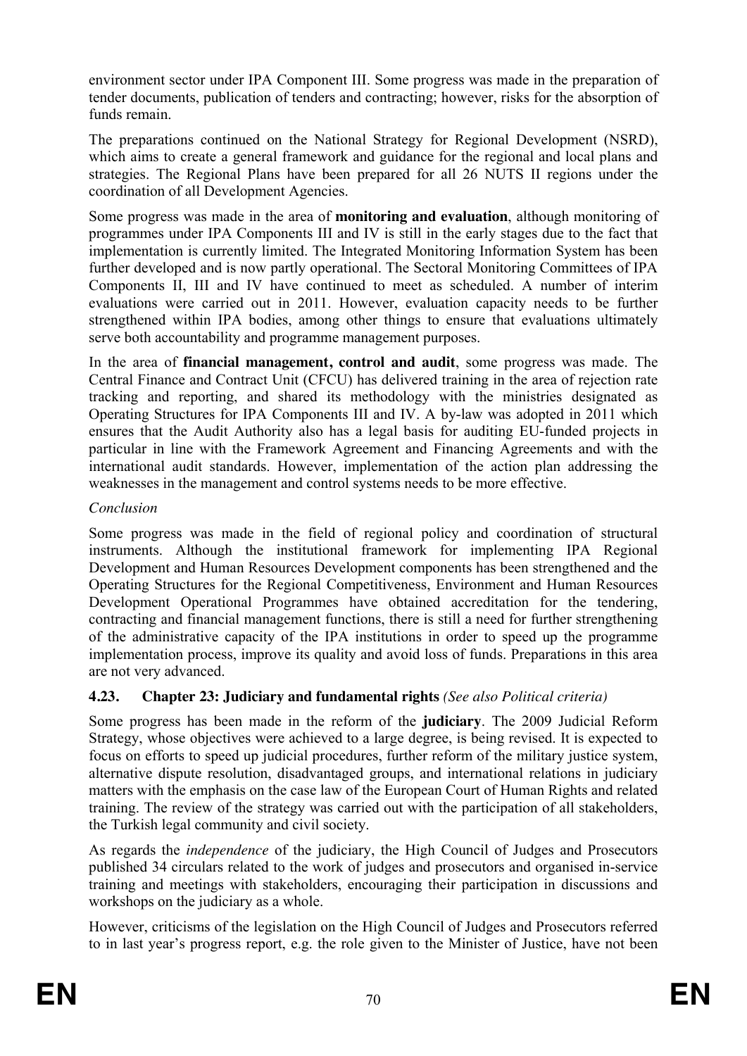environment sector under IPA Component III. Some progress was made in the preparation of tender documents, publication of tenders and contracting; however, risks for the absorption of funds remain.

The preparations continued on the National Strategy for Regional Development (NSRD), which aims to create a general framework and guidance for the regional and local plans and strategies. The Regional Plans have been prepared for all 26 NUTS II regions under the coordination of all Development Agencies.

Some progress was made in the area of **monitoring and evaluation**, although monitoring of programmes under IPA Components III and IV is still in the early stages due to the fact that implementation is currently limited. The Integrated Monitoring Information System has been further developed and is now partly operational. The Sectoral Monitoring Committees of IPA Components II, III and IV have continued to meet as scheduled. A number of interim evaluations were carried out in 2011. However, evaluation capacity needs to be further strengthened within IPA bodies, among other things to ensure that evaluations ultimately serve both accountability and programme management purposes.

In the area of **financial management, control and audit**, some progress was made. The Central Finance and Contract Unit (CFCU) has delivered training in the area of rejection rate tracking and reporting, and shared its methodology with the ministries designated as Operating Structures for IPA Components III and IV. A by-law was adopted in 2011 which ensures that the Audit Authority also has a legal basis for auditing EU-funded projects in particular in line with the Framework Agreement and Financing Agreements and with the international audit standards. However, implementation of the action plan addressing the weaknesses in the management and control systems needs to be more effective.

*Conclusion*

Some progress was made in the field of regional policy and coordination of structural instruments. Although the institutional framework for implementing IPA Regional Development and Human Resources Development components has been strengthened and the Operating Structures for the Regional Competitiveness, Environment and Human Resources Development Operational Programmes have obtained accreditation for the tendering, contracting and financial management functions, there is still a need for further strengthening of the administrative capacity of the IPA institutions in order to speed up the programme implementation process, improve its quality and avoid loss of funds. Preparations in this area are not very advanced.

### 4.23. Chapter 23: Judiciary and fundamental rights *(See also Political criteria)*

Some progress has been made in the reform of the **judiciary**. The 2009 Judicial Reform Strategy, whose objectives were achieved to a large degree, is being revised. It is expected to focus on efforts to speed up judicial procedures, further reform of the military justice system, alternative dispute resolution, disadvantaged groups, and international relations in judiciary matters with the emphasis on the case law of the European Court of Human Rights and related training. The review of the strategy was carried out with the participation of all stakeholders, the Turkish legal community and civil society.

As regards the *independence* of the judiciary, the High Council of Judges and Prosecutors published 34 circulars related to the work of judges and prosecutors and organised in-service training and meetings with stakeholders, encouraging their participation in discussions and workshops on the judiciary as a whole.

However, criticisms of the legislation on the High Council of Judges and Prosecutors referred to in last year's progress report, e.g. the role given to the Minister of Justice, have not been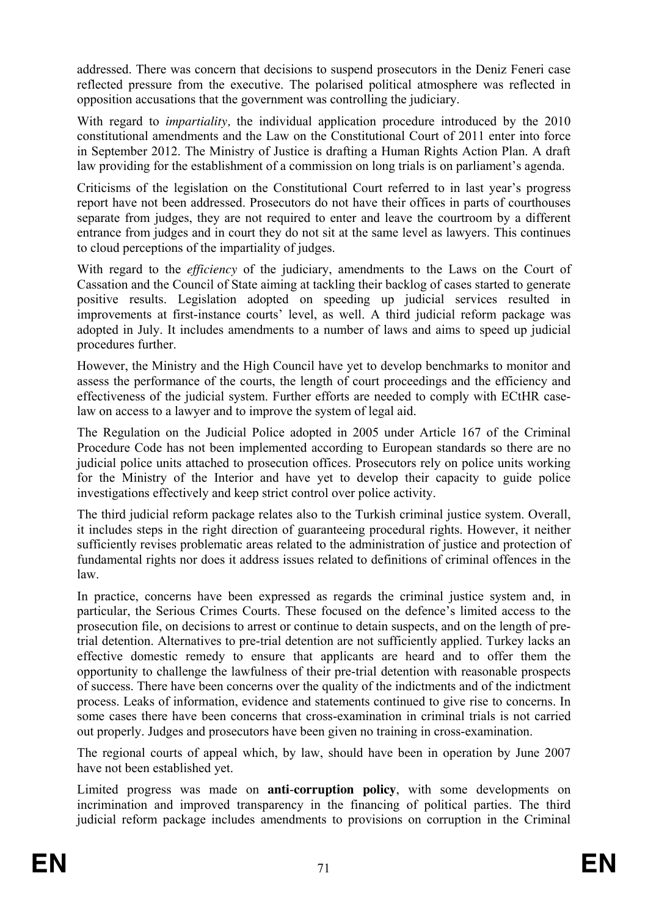addressed. There was concern that decisions to suspend prosecutors in the Deniz Feneri case reflected pressure from the executive. The polarised political atmosphere was reflected in opposition accusations that the government was controlling the judiciary.

With regard to *impartiality,* the individual application procedure introduced by the 2010 constitutional amendments and the Law on the Constitutional Court of 2011 enter into force in September 2012. The Ministry of Justice is drafting a Human Rights Action Plan. A draft law providing for the establishment of a commission on long trials is on parliament's agenda.

Criticisms of the legislation on the Constitutional Court referred to in last year's progress report have not been addressed. Prosecutors do not have their offices in parts of courthouses separate from judges, they are not required to enter and leave the courtroom by a different entrance from judges and in court they do not sit at the same level as lawyers. This continues to cloud perceptions of the impartiality of judges.

With regard to the *efficiency* of the judiciary, amendments to the Laws on the Court of Cassation and the Council of State aiming at tackling their backlog of cases started to generate positive results. Legislation adopted on speeding up judicial services resulted in improvements at first-instance courts' level, as well. A third judicial reform package was adopted in July. It includes amendments to a number of laws and aims to speed up judicial procedures further.

However, the Ministry and the High Council have yet to develop benchmarks to monitor and assess the performance of the courts, the length of court proceedings and the efficiency and effectiveness of the judicial system. Further efforts are needed to comply with ECtHR case-law on access to a lawyer and to improve the system of legal aid.

The Regulation on the Judicial Police adopted in 2005 under Article 167 of the Criminal Procedure Code has not been implemented according to European standards so there are no judicial police units attached to prosecution offices. Prosecutors rely on police units working for the Ministry of the Interior and have yet to develop their capacity to guide police investigations effectively and keep strict control over police activity.

The third judicial reform package relates also to the Turkish criminal justice system. Overall, it includes steps in the right direction of guaranteeing procedural rights. However, it neither sufficiently revises problematic areas related to the administration of justice and protection of fundamental rights nor does it address issues related to definitions of criminal offences in the law.

In practice, concerns have been expressed as regards the criminal justice system and, in particular, the Serious Crimes Courts. These focused on the defence's limited access to the prosecution file, on decisions to arrest or continue to detain suspects, and on the length of pre-trial detention. Alternatives to pre-trial detention are not sufficiently applied. Turkey lacks an effective domestic remedy to ensure that applicants are heard and to offer them the opportunity to challenge the lawfulness of their pre-trial detention with reasonable prospects of success. There have been concerns over the quality of the indictments and of the indictment process. Leaks of information, evidence and statements continued to give rise to concerns. In some cases there have been concerns that cross-examination in criminal trials is not carried out properly. Judges and prosecutors have been given no training in cross-examination.

The regional courts of appeal which, by law, should have been in operation by June 2007 have not been established yet.

Limited progress was made on **anti-corruption policy**, with some developments on incrimination and improved transparency in the financing of political parties. The third judicial reform package includes amendments to provisions on corruption in the Criminal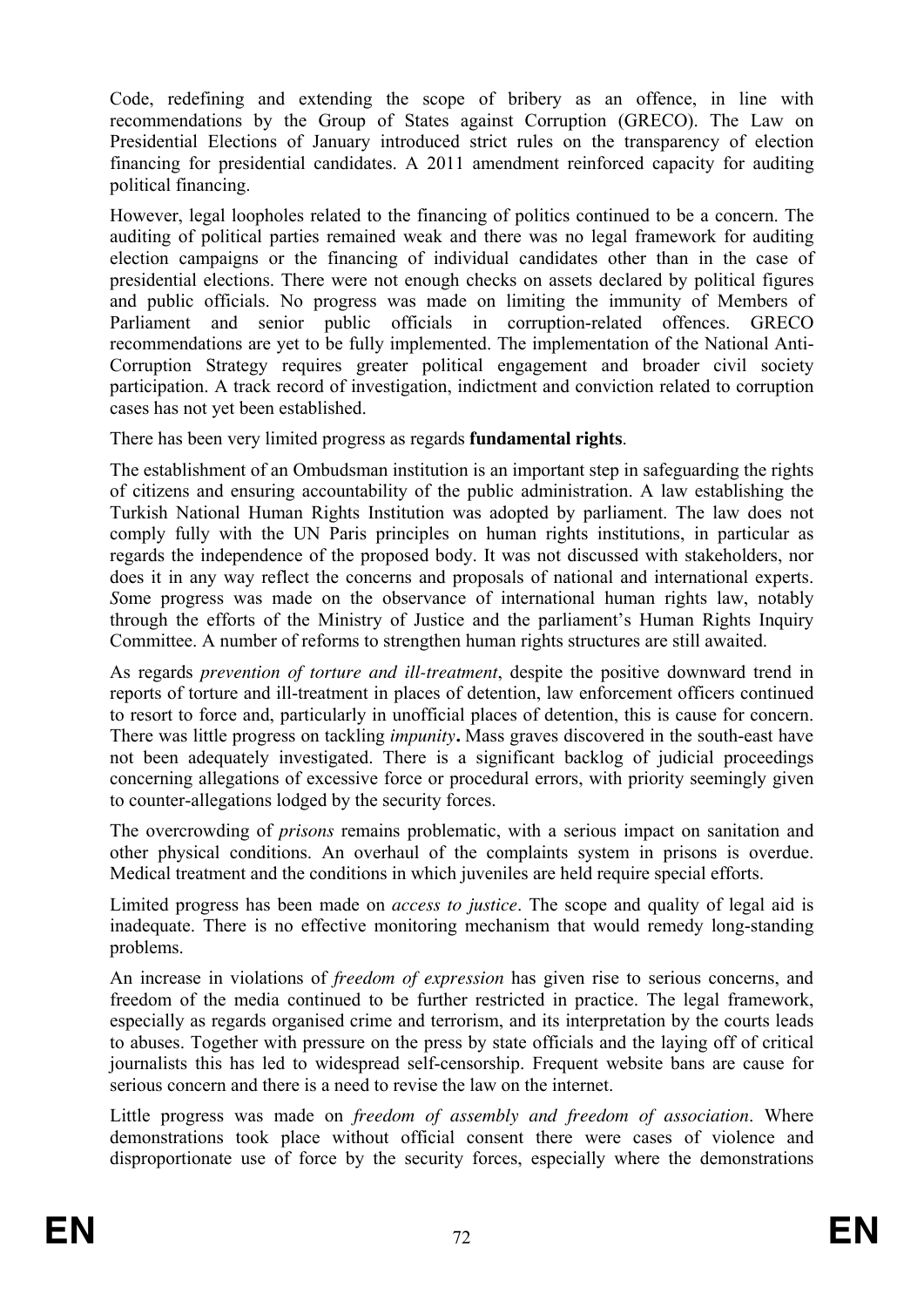Code, redefining and extending the scope of bribery as an offence, in line with recommendations by the Group of States against Corruption (GRECO). The Law on Presidential Elections of January introduced strict rules on the transparency of election financing for presidential candidates. A 2011 amendment reinforced capacity for auditing political financing.

However, legal loopholes related to the financing of politics continued to be a concern. The auditing of political parties remained weak and there was no legal framework for auditing election campaigns or the financing of individual candidates other than in the case of presidential elections. There were not enough checks on assets declared by political figures and public officials. No progress was made on limiting the immunity of Members of Parliament and senior public officials in corruption-related offences. GRECO recommendations are yet to be fully implemented. The implementation of the National Anti-Corruption Strategy requires greater political engagement and broader civil society participation. A track record of investigation, indictment and conviction related to corruption cases has not yet been established.

There has been very limited progress as regards **fundamental rights**.

The establishment of an Ombudsman institution is an important step in safeguarding the rights of citizens and ensuring accountability of the public administration. A law establishing the Turkish National Human Rights Institution was adopted by parliament. The law does not comply fully with the UN Paris principles on human rights institutions, in particular as regards the independence of the proposed body. It was not discussed with stakeholders, nor does it in any way reflect the concerns and proposals of national and international experts. *S*ome progress was made on the observance of international human rights law, notably through the efforts of the Ministry of Justice and the parliament's Human Rights Inquiry Committee. A number of reforms to strengthen human rights structures are still awaited.

As regards *prevention of torture and ill-treatment*, despite the positive downward trend in reports of torture and ill-treatment in places of detention, law enforcement officers continued to resort to force and, particularly in unofficial places of detention, this is cause for concern. There was little progress on tackling *impunity***.** Mass graves discovered in the south-east have not been adequately investigated. There is a significant backlog of judicial proceedings concerning allegations of excessive force or procedural errors, with priority seemingly given to counter-allegations lodged by the security forces.

The overcrowding of *prisons* remains problematic, with a serious impact on sanitation and other physical conditions. An overhaul of the complaints system in prisons is overdue. Medical treatment and the conditions in which juveniles are held require special efforts.

Limited progress has been made on *access to justice*. The scope and quality of legal aid is inadequate. There is no effective monitoring mechanism that would remedy long-standing problems.

An increase in violations of *freedom of expression* has given rise to serious concerns, and freedom of the media continued to be further restricted in practice. The legal framework, especially as regards organised crime and terrorism, and its interpretation by the courts leads to abuses. Together with pressure on the press by state officials and the laying off of critical journalists this has led to widespread self-censorship. Frequent website bans are cause for serious concern and there is a need to revise the law on the internet.

Little progress was made on *freedom of assembly and freedom of association*. Where demonstrations took place without official consent there were cases of violence and disproportionate use of force by the security forces, especially where the demonstrations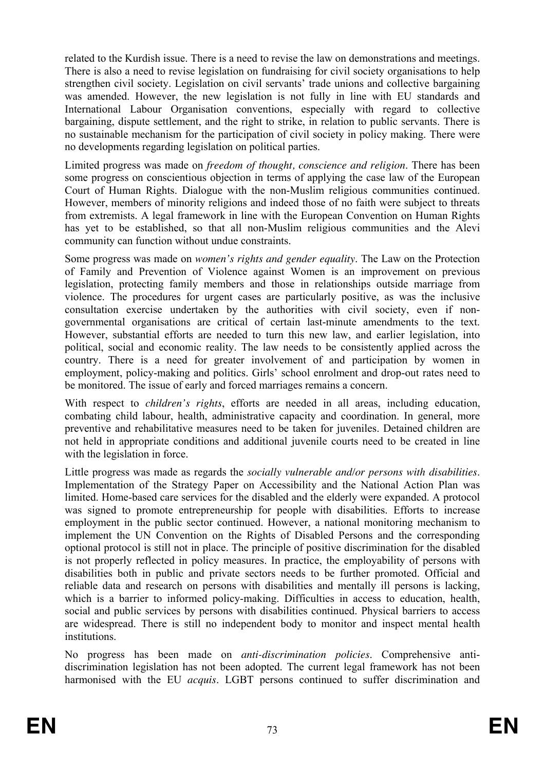related to the Kurdish issue. There is a need to revise the law on demonstrations and meetings. There is also a need to revise legislation on fundraising for civil society organisations to help strengthen civil society. Legislation on civil servants' trade unions and collective bargaining was amended. However, the new legislation is not fully in line with EU standards and International Labour Organisation conventions, especially with regard to collective bargaining, dispute settlement, and the right to strike, in relation to public servants. There is no sustainable mechanism for the participation of civil society in policy making. There were no developments regarding legislation on political parties.

Limited progress was made on *freedom of thought, conscience and religion*. There has been some progress on conscientious objection in terms of applying the case law of the European Court of Human Rights. Dialogue with the non-Muslim religious communities continued. However, members of minority religions and indeed those of no faith were subject to threats from extremists. A legal framework in line with the European Convention on Human Rights has yet to be established, so that all non-Muslim religious communities and the Alevi community can function without undue constraints.

Some progress was made on *women's rights and gender equality*. The Law on the Protection of Family and Prevention of Violence against Women is an improvement on previous legislation, protecting family members and those in relationships outside marriage from violence. The procedures for urgent cases are particularly positive, as was the inclusive consultation exercise undertaken by the authorities with civil society, even if non-governmental organisations are critical of certain last-minute amendments to the text. However, substantial efforts are needed to turn this new law, and earlier legislation, into political, social and economic reality. The law needs to be consistently applied across the country. There is a need for greater involvement of and participation by women in employment, policy-making and politics. Girls' school enrolment and drop-out rates need to be monitored. The issue of early and forced marriages remains a concern.

With respect to *children's rights*, efforts are needed in all areas, including education, combating child labour, health, administrative capacity and coordination. In general, more preventive and rehabilitative measures need to be taken for juveniles. Detained children are not held in appropriate conditions and additional juvenile courts need to be created in line with the legislation in force.

Little progress was made as regards the *socially vulnerable and/or persons with disabilities*. Implementation of the Strategy Paper on Accessibility and the National Action Plan was limited. Home-based care services for the disabled and the elderly were expanded. A protocol was signed to promote entrepreneurship for people with disabilities. Efforts to increase employment in the public sector continued. However, a national monitoring mechanism to implement the UN Convention on the Rights of Disabled Persons and the corresponding optional protocol is still not in place. The principle of positive discrimination for the disabled is not properly reflected in policy measures. In practice, the employability of persons with disabilities both in public and private sectors needs to be further promoted. Official and reliable data and research on persons with disabilities and mentally ill persons is lacking, which is a barrier to informed policy-making. Difficulties in access to education, health, social and public services by persons with disabilities continued. Physical barriers to access are widespread. There is still no independent body to monitor and inspect mental health institutions.

No progress has been made on *anti-discrimination policies*. Comprehensive anti-discrimination legislation has not been adopted. The current legal framework has not been harmonised with the EU *acquis*. LGBT persons continued to suffer discrimination and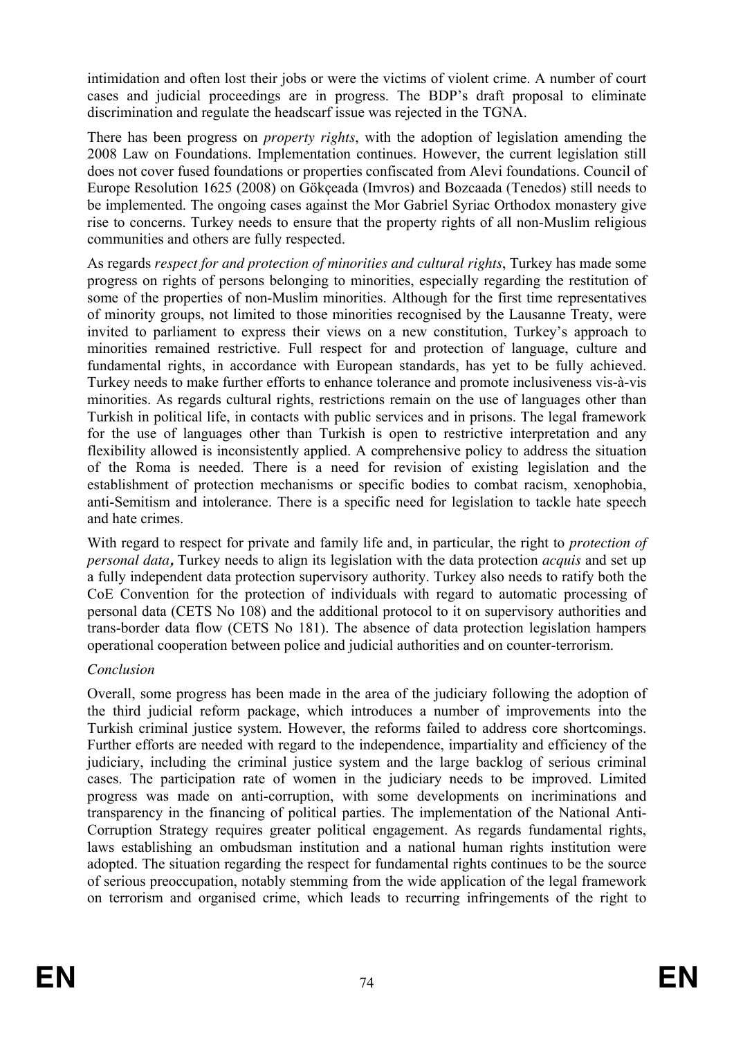intimidation and often lost their jobs or were the victims of violent crime. A number of court cases and judicial proceedings are in progress. The BDP's draft proposal to eliminate discrimination and regulate the headscarf issue was rejected in the TGNA.

There has been progress on *property rights*, with the adoption of legislation amending the 2008 Law on Foundations. Implementation continues. However, the current legislation still does not cover fused foundations or properties confiscated from Alevi foundations. Council of Europe Resolution 1625 (2008) on Gökçeada (Imvros) and Bozcaada (Tenedos) still needs to be implemented. The ongoing cases against the Mor Gabriel Syriac Orthodox monastery give rise to concerns. Turkey needs to ensure that the property rights of all non-Muslim religious communities and others are fully respected.

As regards *respect for and protection of minorities and cultural rights*, Turkey has made some progress on rights of persons belonging to minorities, especially regarding the restitution of some of the properties of non-Muslim minorities. Although for the first time representatives of minority groups, not limited to those minorities recognised by the Lausanne Treaty, were invited to parliament to express their views on a new constitution, Turkey's approach to minorities remained restrictive. Full respect for and protection of language, culture and fundamental rights, in accordance with European standards, has yet to be fully achieved. Turkey needs to make further efforts to enhance tolerance and promote inclusiveness vis-à-vis minorities. As regards cultural rights, restrictions remain on the use of languages other than Turkish in political life, in contacts with public services and in prisons. The legal framework for the use of languages other than Turkish is open to restrictive interpretation and any flexibility allowed is inconsistently applied. A comprehensive policy to address the situation of the Roma is needed. There is a need for revision of existing legislation and the establishment of protection mechanisms or specific bodies to combat racism, xenophobia, anti-Semitism and intolerance. There is a specific need for legislation to tackle hate speech and hate crimes.

With regard to respect for private and family life and, in particular, the right to *protection of personal data*, Turkey needs to align its legislation with the data protection *acquis* and set up a fully independent data protection supervisory authority. Turkey also needs to ratify both the CoE Convention for the protection of individuals with regard to automatic processing of personal data (CETS No 108) and the additional protocol to it on supervisory authorities and trans-border data flow (CETS No 181). The absence of data protection legislation hampers operational cooperation between police and judicial authorities and on counter-terrorism.

*Conclusion*

Overall, some progress has been made in the area of the judiciary following the adoption of the third judicial reform package, which introduces a number of improvements into the Turkish criminal justice system. However, the reforms failed to address core shortcomings. Further efforts are needed with regard to the independence, impartiality and efficiency of the judiciary, including the criminal justice system and the large backlog of serious criminal cases. The participation rate of women in the judiciary needs to be improved. Limited progress was made on anti-corruption, with some developments on incriminations and transparency in the financing of political parties. The implementation of the National Anti-Corruption Strategy requires greater political engagement. As regards fundamental rights, laws establishing an ombudsman institution and a national human rights institution were adopted. The situation regarding the respect for fundamental rights continues to be the source of serious preoccupation, notably stemming from the wide application of the legal framework on terrorism and organised crime, which leads to recurring infringements of the right to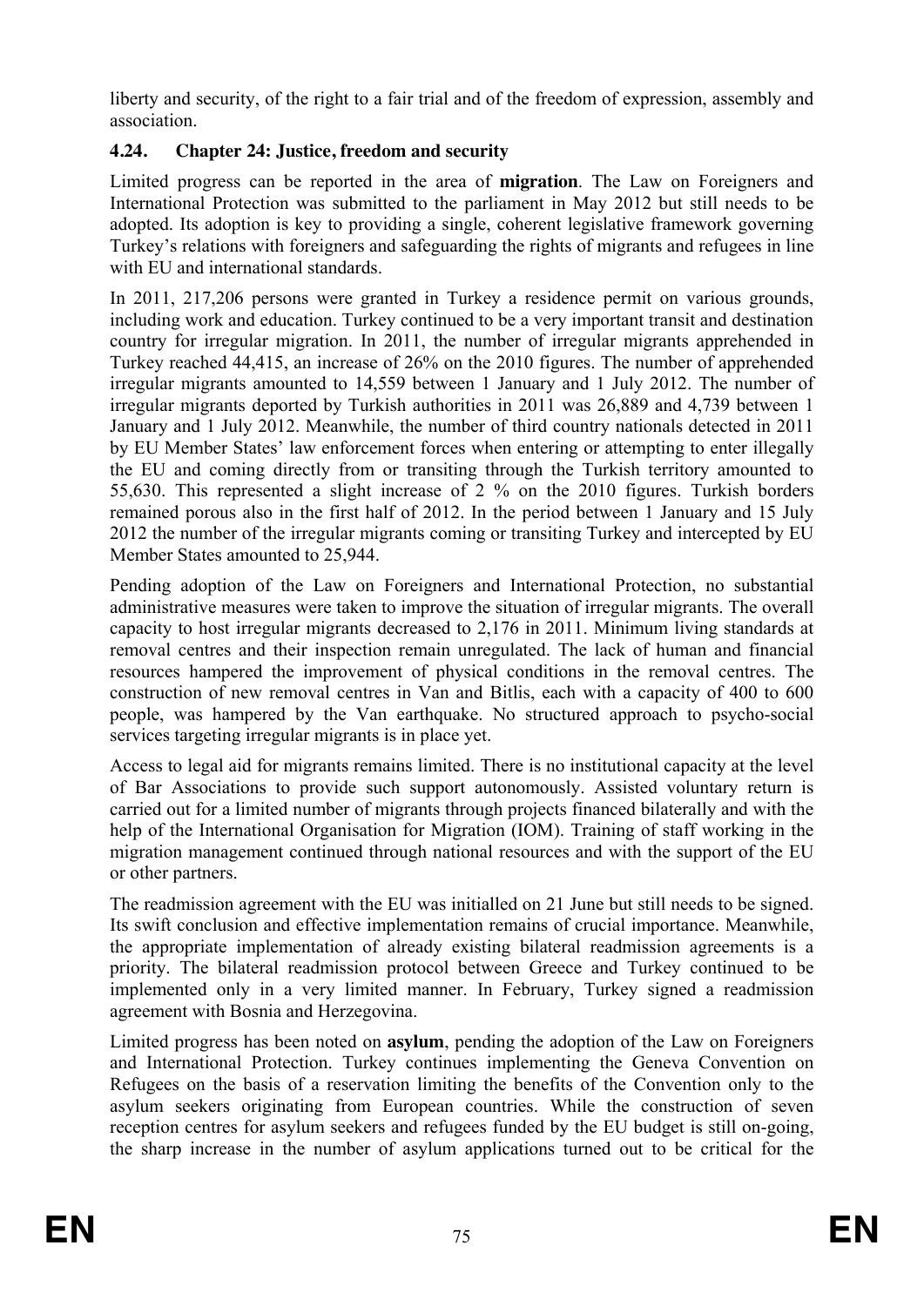liberty and security, of the right to a fair trial and of the freedom of expression, assembly and association.

### 4.24. Chapter 24: Justice, freedom and security

Limited progress can be reported in the area of **migration**. The Law on Foreigners and International Protection was submitted to the parliament in May 2012 but still needs to be adopted. Its adoption is key to providing a single, coherent legislative framework governing Turkey's relations with foreigners and safeguarding the rights of migrants and refugees in line with EU and international standards.

In 2011, 217,206 persons were granted in Turkey a residence permit on various grounds, including work and education. Turkey continued to be a very important transit and destination country for irregular migration. In 2011, the number of irregular migrants apprehended in Turkey reached 44,415, an increase of 26% on the 2010 figures. The number of apprehended irregular migrants amounted to 14,559 between 1 January and 1 July 2012. The number of irregular migrants deported by Turkish authorities in 2011 was 26,889 and 4,739 between 1 January and 1 July 2012. Meanwhile, the number of third country nationals detected in 2011 by EU Member States' law enforcement forces when entering or attempting to enter illegally the EU and coming directly from or transiting through the Turkish territory amounted to 55,630. This represented a slight increase of 2 % on the 2010 figures. Turkish borders remained porous also in the first half of 2012. In the period between 1 January and 15 July 2012 the number of the irregular migrants coming or transiting Turkey and intercepted by EU Member States amounted to 25,944.

Pending adoption of the Law on Foreigners and International Protection, no substantial administrative measures were taken to improve the situation of irregular migrants. The overall capacity to host irregular migrants decreased to 2,176 in 2011. Minimum living standards at removal centres and their inspection remain unregulated. The lack of human and financial resources hampered the improvement of physical conditions in the removal centres. The construction of new removal centres in Van and Bitlis, each with a capacity of 400 to 600 people, was hampered by the Van earthquake. No structured approach to psycho-social services targeting irregular migrants is in place yet.

Access to legal aid for migrants remains limited. There is no institutional capacity at the level of Bar Associations to provide such support autonomously. Assisted voluntary return is carried out for a limited number of migrants through projects financed bilaterally and with the help of the International Organisation for Migration (IOM). Training of staff working in the migration management continued through national resources and with the support of the EU or other partners.

The readmission agreement with the EU was initialled on 21 June but still needs to be signed. Its swift conclusion and effective implementation remains of crucial importance. Meanwhile, the appropriate implementation of already existing bilateral readmission agreements is a priority. The bilateral readmission protocol between Greece and Turkey continued to be implemented only in a very limited manner. In February, Turkey signed a readmission agreement with Bosnia and Herzegovina.

Limited progress has been noted on **asylum**, pending the adoption of the Law on Foreigners and International Protection. Turkey continues implementing the Geneva Convention on Refugees on the basis of a reservation limiting the benefits of the Convention only to the asylum seekers originating from European countries. While the construction of seven reception centres for asylum seekers and refugees funded by the EU budget is still on-going, the sharp increase in the number of asylum applications turned out to be critical for the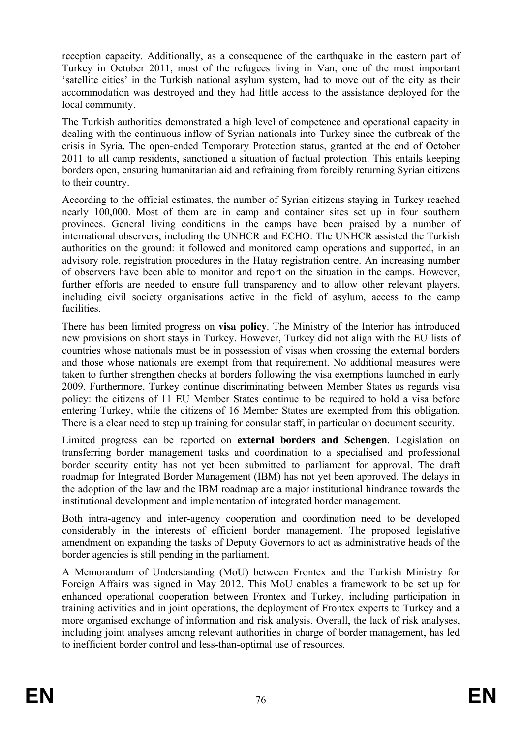reception capacity. Additionally, as a consequence of the earthquake in the eastern part of Turkey in October 2011, most of the refugees living in Van, one of the most important 'satellite cities' in the Turkish national asylum system, had to move out of the city as their accommodation was destroyed and they had little access to the assistance deployed for the local community.

The Turkish authorities demonstrated a high level of competence and operational capacity in dealing with the continuous inflow of Syrian nationals into Turkey since the outbreak of the crisis in Syria. The open-ended Temporary Protection status, granted at the end of October 2011 to all camp residents, sanctioned a situation of factual protection. This entails keeping borders open, ensuring humanitarian aid and refraining from forcibly returning Syrian citizens to their country.

According to the official estimates, the number of Syrian citizens staying in Turkey reached nearly 100,000. Most of them are in camp and container sites set up in four southern provinces. General living conditions in the camps have been praised by a number of international observers, including the UNHCR and ECHO. The UNHCR assisted the Turkish authorities on the ground: it followed and monitored camp operations and supported, in an advisory role, registration procedures in the Hatay registration centre. An increasing number of observers have been able to monitor and report on the situation in the camps. However, further efforts are needed to ensure full transparency and to allow other relevant players, including civil society organisations active in the field of asylum, access to the camp facilities.

There has been limited progress on **visa policy**. The Ministry of the Interior has introduced new provisions on short stays in Turkey. However, Turkey did not align with the EU lists of countries whose nationals must be in possession of visas when crossing the external borders and those whose nationals are exempt from that requirement. No additional measures were taken to further strengthen checks at borders following the visa exemptions launched in early 2009. Furthermore, Turkey continue discriminating between Member States as regards visa policy: the citizens of 11 EU Member States continue to be required to hold a visa before entering Turkey, while the citizens of 16 Member States are exempted from this obligation. There is a clear need to step up training for consular staff, in particular on document security.

Limited progress can be reported on **external borders and Schengen**. Legislation on transferring border management tasks and coordination to a specialised and professional border security entity has not yet been submitted to parliament for approval. The draft roadmap for Integrated Border Management (IBM) has not yet been approved. The delays in the adoption of the law and the IBM roadmap are a major institutional hindrance towards the institutional development and implementation of integrated border management.

Both intra-agency and inter-agency cooperation and coordination need to be developed considerably in the interests of efficient border management. The proposed legislative amendment on expanding the tasks of Deputy Governors to act as administrative heads of the border agencies is still pending in the parliament.

A Memorandum of Understanding (MoU) between Frontex and the Turkish Ministry for Foreign Affairs was signed in May 2012. This MoU enables a framework to be set up for enhanced operational cooperation between Frontex and Turkey, including participation in training activities and in joint operations, the deployment of Frontex experts to Turkey and a more organised exchange of information and risk analysis. Overall, the lack of risk analyses, including joint analyses among relevant authorities in charge of border management, has led to inefficient border control and less-than-optimal use of resources.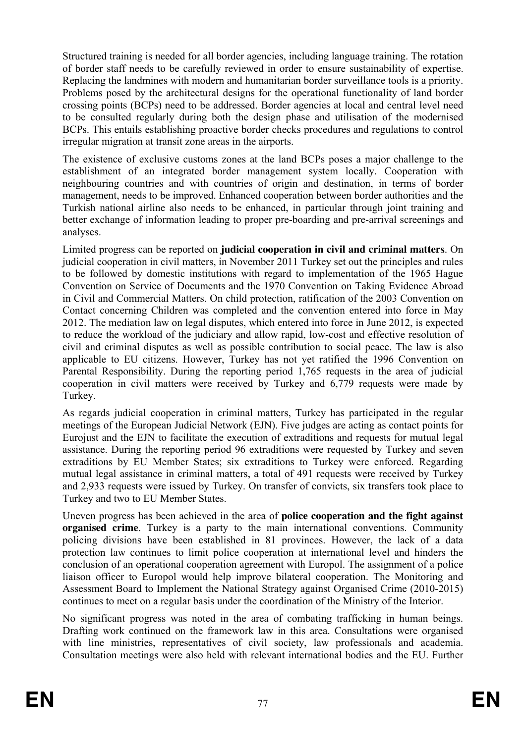Structured training is needed for all border agencies, including language training. The rotation of border staff needs to be carefully reviewed in order to ensure sustainability of expertise. Replacing the landmines with modern and humanitarian border surveillance tools is a priority. Problems posed by the architectural designs for the operational functionality of land border crossing points (BCPs) need to be addressed. Border agencies at local and central level need to be consulted regularly during both the design phase and utilisation of the modernised BCPs. This entails establishing proactive border checks procedures and regulations to control irregular migration at transit zone areas in the airports.

The existence of exclusive customs zones at the land BCPs poses a major challenge to the establishment of an integrated border management system locally. Cooperation with neighbouring countries and with countries of origin and destination, in terms of border management, needs to be improved. Enhanced cooperation between border authorities and the Turkish national airline also needs to be enhanced, in particular through joint training and better exchange of information leading to proper pre-boarding and pre-arrival screenings and analyses.

Limited progress can be reported on **judicial cooperation in civil and criminal matters**. On judicial cooperation in civil matters, in November 2011 Turkey set out the principles and rules to be followed by domestic institutions with regard to implementation of the 1965 Hague Convention on Service of Documents and the 1970 Convention on Taking Evidence Abroad in Civil and Commercial Matters. On child protection, ratification of the 2003 Convention on Contact concerning Children was completed and the convention entered into force in May 2012. The mediation law on legal disputes, which entered into force in June 2012, is expected to reduce the workload of the judiciary and allow rapid, low-cost and effective resolution of civil and criminal disputes as well as possible contribution to social peace. The law is also applicable to EU citizens. However, Turkey has not yet ratified the 1996 Convention on Parental Responsibility. During the reporting period 1,765 requests in the area of judicial cooperation in civil matters were received by Turkey and 6,779 requests were made by Turkey.

As regards judicial cooperation in criminal matters, Turkey has participated in the regular meetings of the European Judicial Network (EJN). Five judges are acting as contact points for Eurojust and the EJN to facilitate the execution of extraditions and requests for mutual legal assistance. During the reporting period 96 extraditions were requested by Turkey and seven extraditions by EU Member States; six extraditions to Turkey were enforced. Regarding mutual legal assistance in criminal matters, a total of 491 requests were received by Turkey and 2,933 requests were issued by Turkey. On transfer of convicts, six transfers took place to Turkey and two to EU Member States.

Uneven progress has been achieved in the area of **police cooperation and the fight against organised crime**. Turkey is a party to the main international conventions. Community policing divisions have been established in 81 provinces. However, the lack of a data protection law continues to limit police cooperation at international level and hinders the conclusion of an operational cooperation agreement with Europol. The assignment of a police liaison officer to Europol would help improve bilateral cooperation. The Monitoring and Assessment Board to Implement the National Strategy against Organised Crime (2010-2015) continues to meet on a regular basis under the coordination of the Ministry of the Interior.

No significant progress was noted in the area of combating trafficking in human beings. Drafting work continued on the framework law in this area. Consultations were organised with line ministries, representatives of civil society, law professionals and academia. Consultation meetings were also held with relevant international bodies and the EU. Further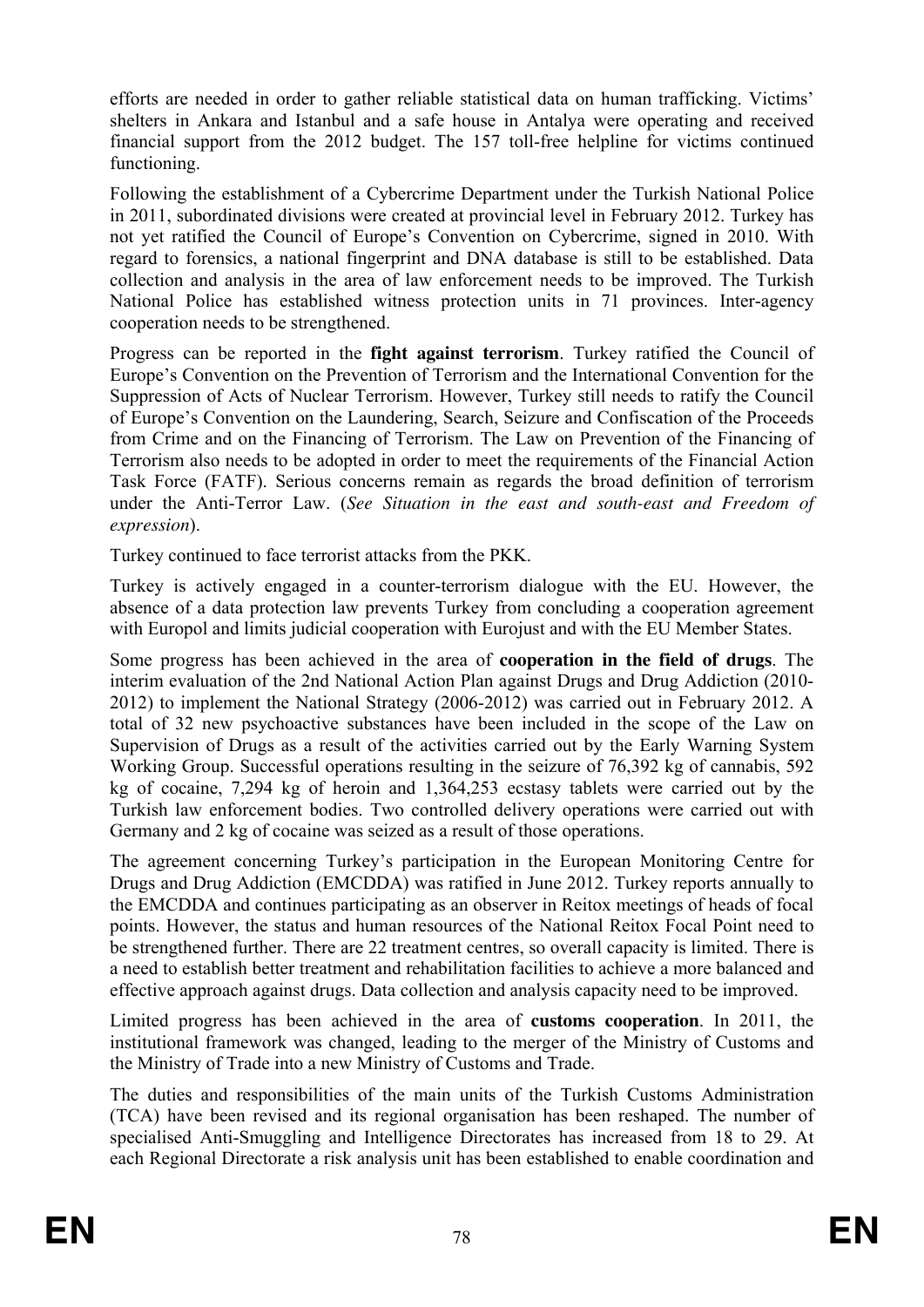efforts are needed in order to gather reliable statistical data on human trafficking. Victims' shelters in Ankara and Istanbul and a safe house in Antalya were operating and received financial support from the 2012 budget. The 157 toll-free helpline for victims continued functioning.

Following the establishment of a Cybercrime Department under the Turkish National Police in 2011, subordinated divisions were created at provincial level in February 2012. Turkey has not yet ratified the Council of Europe's Convention on Cybercrime, signed in 2010. With regard to forensics, a national fingerprint and DNA database is still to be established. Data collection and analysis in the area of law enforcement needs to be improved. The Turkish National Police has established witness protection units in 71 provinces. Inter-agency cooperation needs to be strengthened.

Progress can be reported in the **fight against terrorism**. Turkey ratified the Council of Europe's Convention on the Prevention of Terrorism and the International Convention for the Suppression of Acts of Nuclear Terrorism. However, Turkey still needs to ratify the Council of Europe's Convention on the Laundering, Search, Seizure and Confiscation of the Proceeds from Crime and on the Financing of Terrorism. The Law on Prevention of the Financing of Terrorism also needs to be adopted in order to meet the requirements of the Financial Action Task Force (FATF). Serious concerns remain as regards the broad definition of terrorism under the Anti-Terror Law. (*See Situation in the east and south-east and Freedom of expression*).

Turkey continued to face terrorist attacks from the PKK.

Turkey is actively engaged in a counter-terrorism dialogue with the EU. However, the absence of a data protection law prevents Turkey from concluding a cooperation agreement with Europol and limits judicial cooperation with Eurojust and with the EU Member States.

Some progress has been achieved in the area of **cooperation in the field of drugs**. The interim evaluation of the 2nd National Action Plan against Drugs and Drug Addiction (2010-2012) to implement the National Strategy (2006-2012) was carried out in February 2012. A total of 32 new psychoactive substances have been included in the scope of the Law on Supervision of Drugs as a result of the activities carried out by the Early Warning System Working Group. Successful operations resulting in the seizure of 76,392 kg of cannabis, 592 kg of cocaine, 7,294 kg of heroin and 1,364,253 ecstasy tablets were carried out by the Turkish law enforcement bodies. Two controlled delivery operations were carried out with Germany and 2 kg of cocaine was seized as a result of those operations.

The agreement concerning Turkey's participation in the European Monitoring Centre for Drugs and Drug Addiction (EMCDDA) was ratified in June 2012. Turkey reports annually to the EMCDDA and continues participating as an observer in Reitox meetings of heads of focal points. However, the status and human resources of the National Reitox Focal Point need to be strengthened further. There are 22 treatment centres, so overall capacity is limited. There is a need to establish better treatment and rehabilitation facilities to achieve a more balanced and effective approach against drugs. Data collection and analysis capacity need to be improved.

Limited progress has been achieved in the area of **customs cooperation**. In 2011, the institutional framework was changed, leading to the merger of the Ministry of Customs and the Ministry of Trade into a new Ministry of Customs and Trade.

The duties and responsibilities of the main units of the Turkish Customs Administration (TCA) have been revised and its regional organisation has been reshaped. The number of specialised Anti-Smuggling and Intelligence Directorates has increased from 18 to 29. At each Regional Directorate a risk analysis unit has been established to enable coordination and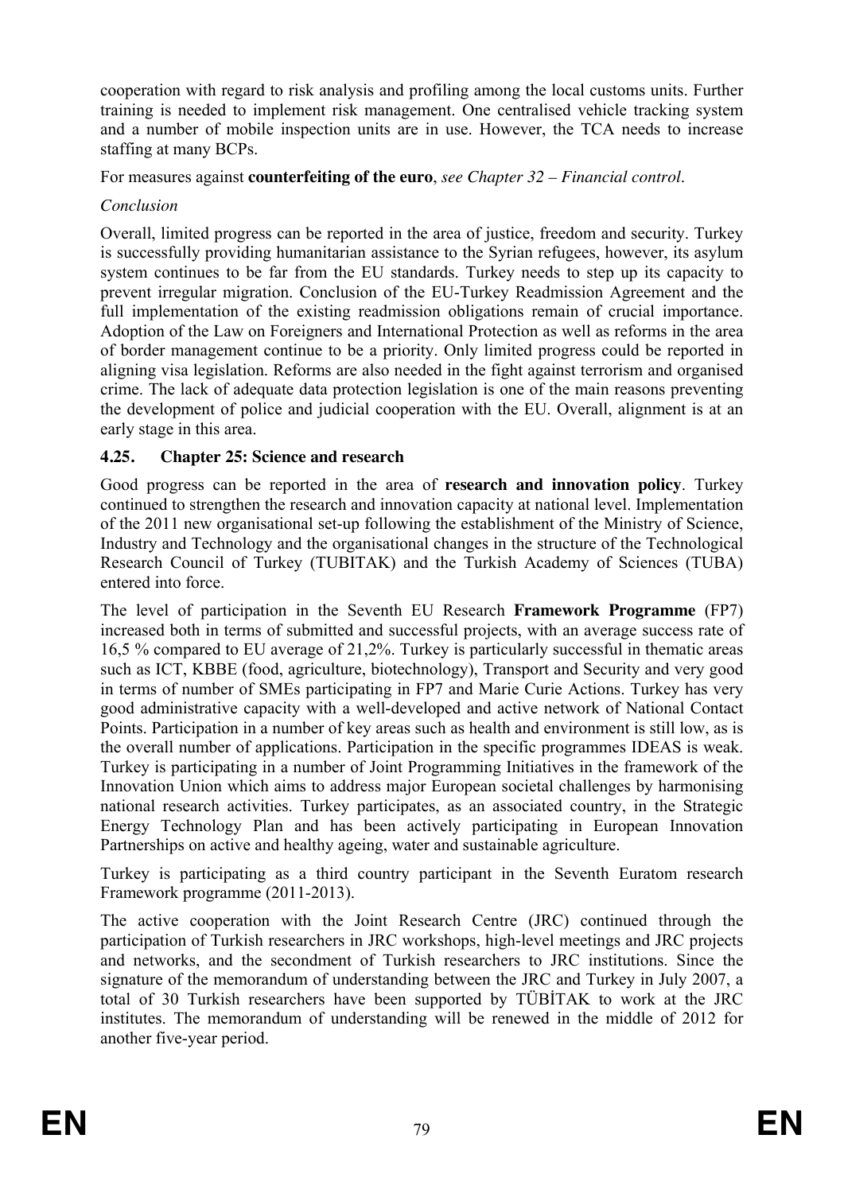cooperation with regard to risk analysis and profiling among the local customs units. Further training is needed to implement risk management. One centralised vehicle tracking system and a number of mobile inspection units are in use. However, the TCA needs to increase staffing at many BCPs.

For measures against **counterfeiting of the euro**, *see Chapter 32 – Financial control*.

*Conclusion*

Overall, limited progress can be reported in the area of justice, freedom and security. Turkey is successfully providing humanitarian assistance to the Syrian refugees, however, its asylum system continues to be far from the EU standards. Turkey needs to step up its capacity to prevent irregular migration. Conclusion of the EU-Turkey Readmission Agreement and the full implementation of the existing readmission obligations remain of crucial importance. Adoption of the Law on Foreigners and International Protection as well as reforms in the area of border management continue to be a priority. Only limited progress could be reported in aligning visa legislation. Reforms are also needed in the fight against terrorism and organised crime. The lack of adequate data protection legislation is one of the main reasons preventing the development of police and judicial cooperation with the EU. Overall, alignment is at an early stage in this area.

### 4.25. Chapter 25: Science and research

Good progress can be reported in the area of **research and innovation policy**. Turkey continued to strengthen the research and innovation capacity at national level. Implementation of the 2011 new organisational set-up following the establishment of the Ministry of Science, Industry and Technology and the organisational changes in the structure of the Technological Research Council of Turkey (TUBITAK) and the Turkish Academy of Sciences (TUBA) entered into force.

The level of participation in the Seventh EU Research **Framework Programme** (FP7) increased both in terms of submitted and successful projects, with an average success rate of 16,5 % compared to EU average of 21,2%. Turkey is particularly successful in thematic areas such as ICT, KBBE (food, agriculture, biotechnology), Transport and Security and very good in terms of number of SMEs participating in FP7 and Marie Curie Actions. Turkey has very good administrative capacity with a well-developed and active network of National Contact Points. Participation in a number of key areas such as health and environment is still low, as is the overall number of applications. Participation in the specific programmes IDEAS is weak. Turkey is participating in a number of Joint Programming Initiatives in the framework of the Innovation Union which aims to address major European societal challenges by harmonising national research activities. Turkey participates, as an associated country, in the Strategic Energy Technology Plan and has been actively participating in European Innovation Partnerships on active and healthy ageing, water and sustainable agriculture.

Turkey is participating as a third country participant in the Seventh Euratom research Framework programme (2011-2013).

The active cooperation with the Joint Research Centre (JRC) continued through the participation of Turkish researchers in JRC workshops, high-level meetings and JRC projects and networks, and the secondment of Turkish researchers to JRC institutions. Since the signature of the memorandum of understanding between the JRC and Turkey in July 2007, a total of 30 Turkish researchers have been supported by TÜBİTAK to work at the JRC institutes. The memorandum of understanding will be renewed in the middle of 2012 for another five-year period.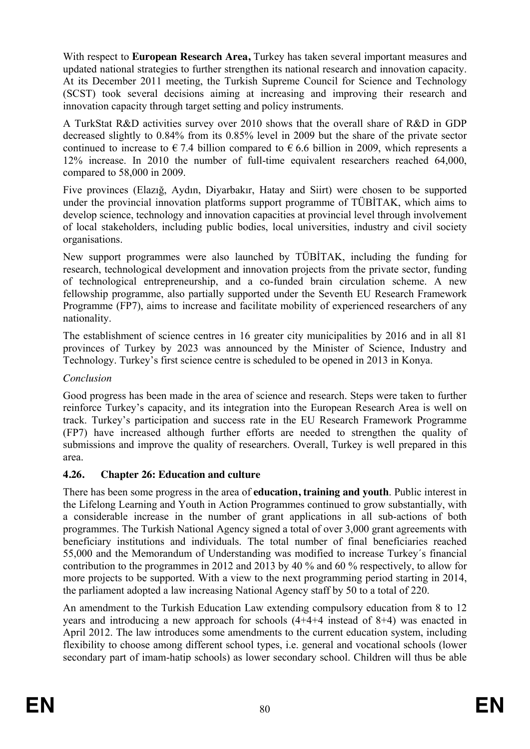With respect to **European Research Area,** Turkey has taken several important measures and updated national strategies to further strengthen its national research and innovation capacity. At its December 2011 meeting, the Turkish Supreme Council for Science and Technology (SCST) took several decisions aiming at increasing and improving their research and innovation capacity through target setting and policy instruments.

A TurkStat R&D activities survey over 2010 shows that the overall share of R&D in GDP decreased slightly to 0.84% from its 0.85% level in 2009 but the share of the private sector continued to increase to € 7.4 billion compared to € 6.6 billion in 2009, which represents a 12% increase. In 2010 the number of full-time equivalent researchers reached 64,000, compared to 58,000 in 2009.

Five provinces (Elazığ, Aydın, Diyarbakır, Hatay and Siirt) were chosen to be supported under the provincial innovation platforms support programme of TÜBİTAK, which aims to develop science, technology and innovation capacities at provincial level through involvement of local stakeholders, including public bodies, local universities, industry and civil society organisations.

New support programmes were also launched by TÜBİTAK, including the funding for research, technological development and innovation projects from the private sector, funding of technological entrepreneurship, and a co-funded brain circulation scheme. A new fellowship programme, also partially supported under the Seventh EU Research Framework Programme (FP7), aims to increase and facilitate mobility of experienced researchers of any nationality.

The establishment of science centres in 16 greater city municipalities by 2016 and in all 81 provinces of Turkey by 2023 was announced by the Minister of Science, Industry and Technology. Turkey's first science centre is scheduled to be opened in 2013 in Konya.

*Conclusion*

Good progress has been made in the area of science and research. Steps were taken to further reinforce Turkey's capacity, and its integration into the European Research Area is well on track. Turkey's participation and success rate in the EU Research Framework Programme (FP7) have increased although further efforts are needed to strengthen the quality of submissions and improve the quality of researchers. Overall, Turkey is well prepared in this area.

### 4.26. Chapter 26: Education and culture

There has been some progress in the area of **education, training and youth**. Public interest in the Lifelong Learning and Youth in Action Programmes continued to grow substantially, with a considerable increase in the number of grant applications in all sub-actions of both programmes. The Turkish National Agency signed a total of over 3,000 grant agreements with beneficiary institutions and individuals. The total number of final beneficiaries reached 55,000 and the Memorandum of Understanding was modified to increase Turkey´s financial contribution to the programmes in 2012 and 2013 by 40 % and 60 % respectively, to allow for more projects to be supported. With a view to the next programming period starting in 2014, the parliament adopted a law increasing National Agency staff by 50 to a total of 220.

An amendment to the Turkish Education Law extending compulsory education from 8 to 12 years and introducing a new approach for schools (4+4+4 instead of 8+4) was enacted in April 2012. The law introduces some amendments to the current education system, including flexibility to choose among different school types, i.e. general and vocational schools (lower secondary part of imam-hatip schools) as lower secondary school. Children will thus be able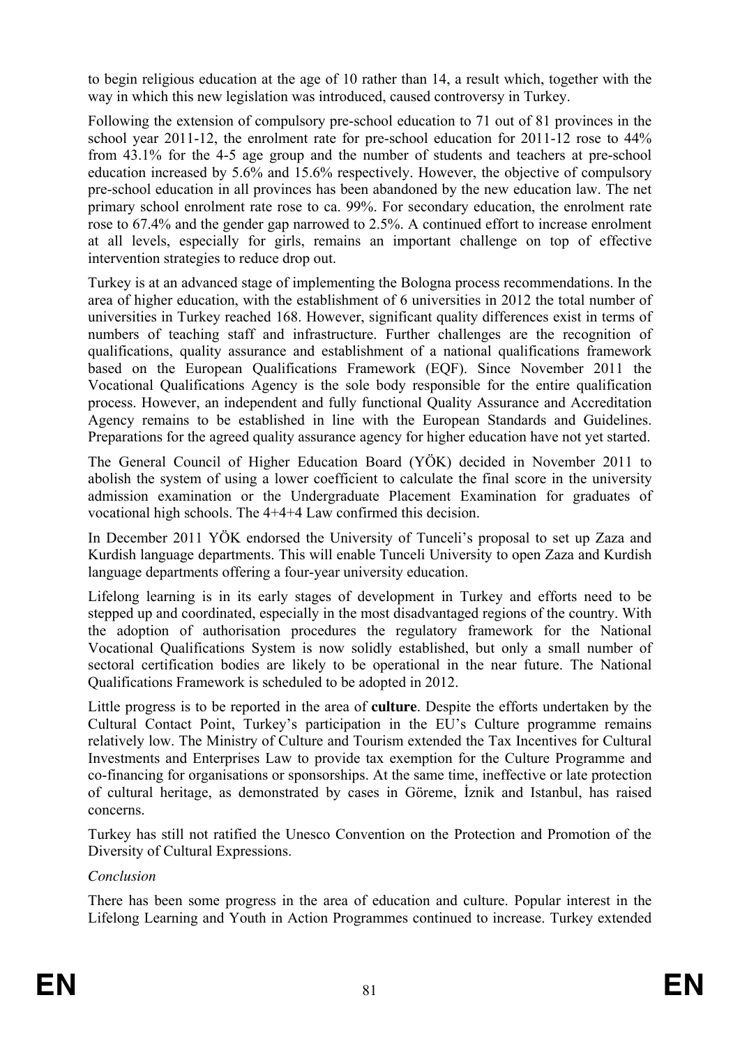to begin religious education at the age of 10 rather than 14, a result which, together with the way in which this new legislation was introduced, caused controversy in Turkey.

Following the extension of compulsory pre-school education to 71 out of 81 provinces in the school year 2011-12, the enrolment rate for pre-school education for 2011-12 rose to 44% from 43.1% for the 4-5 age group and the number of students and teachers at pre-school education increased by 5.6% and 15.6% respectively. However, the objective of compulsory pre-school education in all provinces has been abandoned by the new education law. The net primary school enrolment rate rose to ca. 99%. For secondary education, the enrolment rate rose to 67.4% and the gender gap narrowed to 2.5%. A continued effort to increase enrolment at all levels, especially for girls, remains an important challenge on top of effective intervention strategies to reduce drop out.

Turkey is at an advanced stage of implementing the Bologna process recommendations. In the area of higher education, with the establishment of 6 universities in 2012 the total number of universities in Turkey reached 168. However, significant quality differences exist in terms of numbers of teaching staff and infrastructure. Further challenges are the recognition of qualifications, quality assurance and establishment of a national qualifications framework based on the European Qualifications Framework (EQF). Since November 2011 the Vocational Qualifications Agency is the sole body responsible for the entire qualification process. However, an independent and fully functional Quality Assurance and Accreditation Agency remains to be established in line with the European Standards and Guidelines. Preparations for the agreed quality assurance agency for higher education have not yet started.

The General Council of Higher Education Board (YÖK) decided in November 2011 to abolish the system of using a lower coefficient to calculate the final score in the university admission examination or the Undergraduate Placement Examination for graduates of vocational high schools. The 4+4+4 Law confirmed this decision.

In December 2011 YÖK endorsed the University of Tunceli's proposal to set up Zaza and Kurdish language departments. This will enable Tunceli University to open Zaza and Kurdish language departments offering a four-year university education.

Lifelong learning is in its early stages of development in Turkey and efforts need to be stepped up and coordinated, especially in the most disadvantaged regions of the country. With the adoption of authorisation procedures the regulatory framework for the National Vocational Qualifications System is now solidly established, but only a small number of sectoral certification bodies are likely to be operational in the near future. The National Qualifications Framework is scheduled to be adopted in 2012.

Little progress is to be reported in the area of **culture**. Despite the efforts undertaken by the Cultural Contact Point, Turkey's participation in the EU's Culture programme remains relatively low. The Ministry of Culture and Tourism extended the Tax Incentives for Cultural Investments and Enterprises Law to provide tax exemption for the Culture Programme and co-financing for organisations or sponsorships. At the same time, ineffective or late protection of cultural heritage, as demonstrated by cases in Göreme, İznik and Istanbul, has raised concerns.

Turkey has still not ratified the Unesco Convention on the Protection and Promotion of the Diversity of Cultural Expressions.

*Conclusion*

There has been some progress in the area of education and culture. Popular interest in the Lifelong Learning and Youth in Action Programmes continued to increase. Turkey extended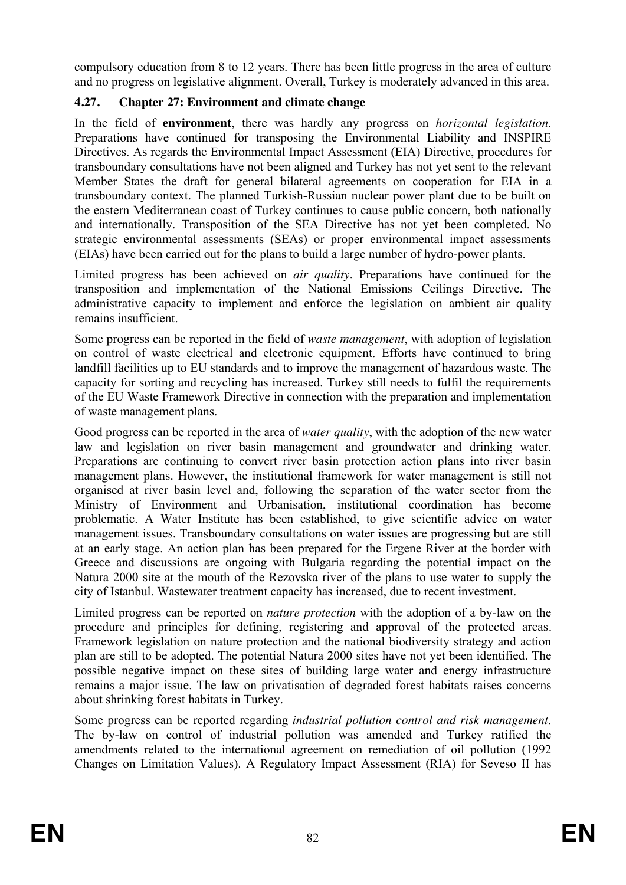compulsory education from 8 to 12 years. There has been little progress in the area of culture and no progress on legislative alignment. Overall, Turkey is moderately advanced in this area.

### 4.27. Chapter 27: Environment and climate change

In the field of **environment**, there was hardly any progress on *horizontal legislation*. Preparations have continued for transposing the Environmental Liability and INSPIRE Directives. As regards the Environmental Impact Assessment (EIA) Directive, procedures for transboundary consultations have not been aligned and Turkey has not yet sent to the relevant Member States the draft for general bilateral agreements on cooperation for EIA in a transboundary context. The planned Turkish-Russian nuclear power plant due to be built on the eastern Mediterranean coast of Turkey continues to cause public concern, both nationally and internationally. Transposition of the SEA Directive has not yet been completed. No strategic environmental assessments (SEAs) or proper environmental impact assessments (EIAs) have been carried out for the plans to build a large number of hydro-power plants.

Limited progress has been achieved on *air quality*. Preparations have continued for the transposition and implementation of the National Emissions Ceilings Directive. The administrative capacity to implement and enforce the legislation on ambient air quality remains insufficient.

Some progress can be reported in the field of *waste management*, with adoption of legislation on control of waste electrical and electronic equipment. Efforts have continued to bring landfill facilities up to EU standards and to improve the management of hazardous waste. The capacity for sorting and recycling has increased. Turkey still needs to fulfil the requirements of the EU Waste Framework Directive in connection with the preparation and implementation of waste management plans.

Good progress can be reported in the area of *water quality*, with the adoption of the new water law and legislation on river basin management and groundwater and drinking water. Preparations are continuing to convert river basin protection action plans into river basin management plans. However, the institutional framework for water management is still not organised at river basin level and, following the separation of the water sector from the Ministry of Environment and Urbanisation, institutional coordination has become problematic. A Water Institute has been established, to give scientific advice on water management issues. Transboundary consultations on water issues are progressing but are still at an early stage. An action plan has been prepared for the Ergene River at the border with Greece and discussions are ongoing with Bulgaria regarding the potential impact on the Natura 2000 site at the mouth of the Rezovska river of the plans to use water to supply the city of Istanbul. Wastewater treatment capacity has increased, due to recent investment.

Limited progress can be reported on *nature protection* with the adoption of a by-law on the procedure and principles for defining, registering and approval of the protected areas. Framework legislation on nature protection and the national biodiversity strategy and action plan are still to be adopted. The potential Natura 2000 sites have not yet been identified. The possible negative impact on these sites of building large water and energy infrastructure remains a major issue. The law on privatisation of degraded forest habitats raises concerns about shrinking forest habitats in Turkey.

Some progress can be reported regarding *industrial pollution control and risk management*. The by-law on control of industrial pollution was amended and Turkey ratified the amendments related to the international agreement on remediation of oil pollution (1992 Changes on Limitation Values). A Regulatory Impact Assessment (RIA) for Seveso II has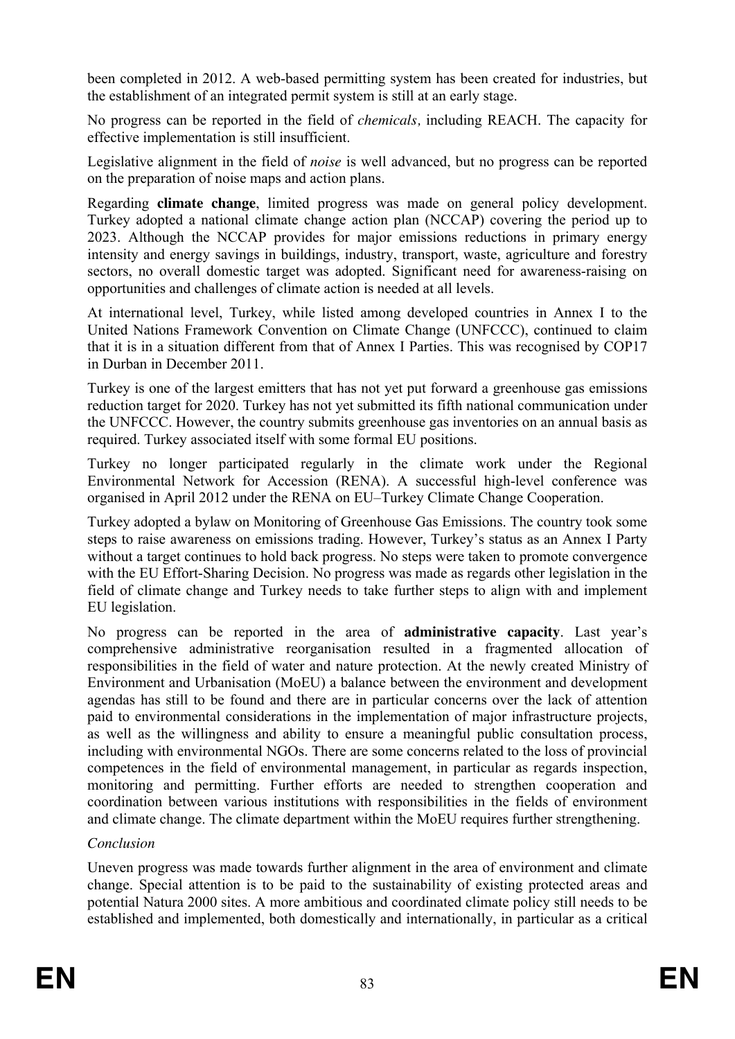been completed in 2012. A web-based permitting system has been created for industries, but the establishment of an integrated permit system is still at an early stage.

No progress can be reported in the field of *chemicals,* including REACH. The capacity for effective implementation is still insufficient.

Legislative alignment in the field of *noise* is well advanced, but no progress can be reported on the preparation of noise maps and action plans.

Regarding **climate change**, limited progress was made on general policy development. Turkey adopted a national climate change action plan (NCCAP) covering the period up to 2023. Although the NCCAP provides for major emissions reductions in primary energy intensity and energy savings in buildings, industry, transport, waste, agriculture and forestry sectors, no overall domestic target was adopted. Significant need for awareness-raising on opportunities and challenges of climate action is needed at all levels.

At international level, Turkey, while listed among developed countries in Annex I to the United Nations Framework Convention on Climate Change (UNFCCC), continued to claim that it is in a situation different from that of Annex I Parties. This was recognised by COP17 in Durban in December 2011.

Turkey is one of the largest emitters that has not yet put forward a greenhouse gas emissions reduction target for 2020. Turkey has not yet submitted its fifth national communication under the UNFCCC. However, the country submits greenhouse gas inventories on an annual basis as required. Turkey associated itself with some formal EU positions.

Turkey no longer participated regularly in the climate work under the Regional Environmental Network for Accession (RENA). A successful high-level conference was organised in April 2012 under the RENA on EU–Turkey Climate Change Cooperation.

Turkey adopted a bylaw on Monitoring of Greenhouse Gas Emissions. The country took some steps to raise awareness on emissions trading. However, Turkey's status as an Annex I Party without a target continues to hold back progress. No steps were taken to promote convergence with the EU Effort-Sharing Decision. No progress was made as regards other legislation in the field of climate change and Turkey needs to take further steps to align with and implement EU legislation.

No progress can be reported in the area of **administrative capacity**. Last year's comprehensive administrative reorganisation resulted in a fragmented allocation of responsibilities in the field of water and nature protection. At the newly created Ministry of Environment and Urbanisation (MoEU) a balance between the environment and development agendas has still to be found and there are in particular concerns over the lack of attention paid to environmental considerations in the implementation of major infrastructure projects, as well as the willingness and ability to ensure a meaningful public consultation process, including with environmental NGOs. There are some concerns related to the loss of provincial competences in the field of environmental management, in particular as regards inspection, monitoring and permitting. Further efforts are needed to strengthen cooperation and coordination between various institutions with responsibilities in the fields of environment and climate change. The climate department within the MoEU requires further strengthening.

*Conclusion*

Uneven progress was made towards further alignment in the area of environment and climate change. Special attention is to be paid to the sustainability of existing protected areas and potential Natura 2000 sites. A more ambitious and coordinated climate policy still needs to be established and implemented, both domestically and internationally, in particular as a critical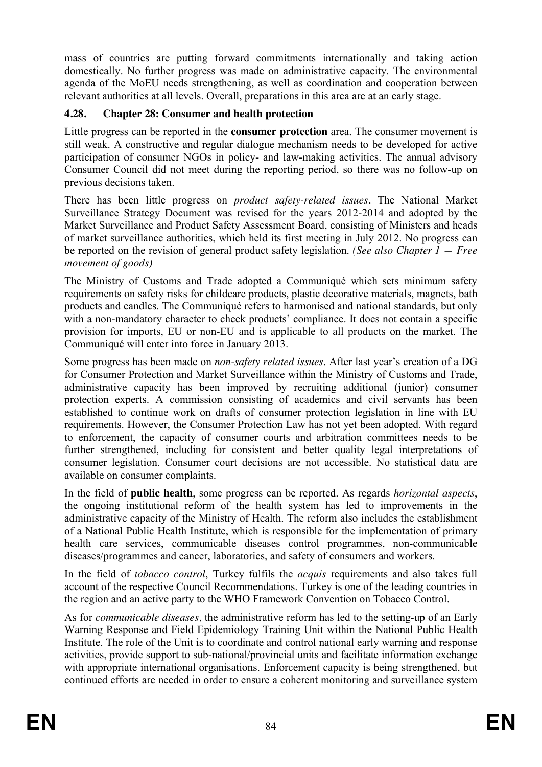mass of countries are putting forward commitments internationally and taking action domestically. No further progress was made on administrative capacity. The environmental agenda of the MoEU needs strengthening, as well as coordination and cooperation between relevant authorities at all levels. Overall, preparations in this area are at an early stage.

### 4.28. Chapter 28: Consumer and health protection

Little progress can be reported in the **consumer protection** area. The consumer movement is still weak. A constructive and regular dialogue mechanism needs to be developed for active participation of consumer NGOs in policy- and law-making activities. The annual advisory Consumer Council did not meet during the reporting period, so there was no follow-up on previous decisions taken.

There has been little progress on *product safety-related issues*. The National Market Surveillance Strategy Document was revised for the years 2012-2014 and adopted by the Market Surveillance and Product Safety Assessment Board, consisting of Ministers and heads of market surveillance authorities, which held its first meeting in July 2012. No progress can be reported on the revision of general product safety legislation. *(See also Chapter 1 — Free movement of goods)*

The Ministry of Customs and Trade adopted a Communiqué which sets minimum safety requirements on safety risks for childcare products, plastic decorative materials, magnets, bath products and candles. The Communiqué refers to harmonised and national standards, but only with a non-mandatory character to check products' compliance. It does not contain a specific provision for imports, EU or non-EU and is applicable to all products on the market. The Communiqué will enter into force in January 2013.

Some progress has been made on *non-safety related issues*. After last year's creation of a DG for Consumer Protection and Market Surveillance within the Ministry of Customs and Trade, administrative capacity has been improved by recruiting additional (junior) consumer protection experts. A commission consisting of academics and civil servants has been established to continue work on drafts of consumer protection legislation in line with EU requirements. However, the Consumer Protection Law has not yet been adopted. With regard to enforcement, the capacity of consumer courts and arbitration committees needs to be further strengthened, including for consistent and better quality legal interpretations of consumer legislation. Consumer court decisions are not accessible. No statistical data are available on consumer complaints.

In the field of **public health**, some progress can be reported. As regards *horizontal aspects*, the ongoing institutional reform of the health system has led to improvements in the administrative capacity of the Ministry of Health. The reform also includes the establishment of a National Public Health Institute, which is responsible for the implementation of primary health care services, communicable diseases control programmes, non-communicable diseases/programmes and cancer, laboratories, and safety of consumers and workers.

In the field of *tobacco control*, Turkey fulfils the *acquis* requirements and also takes full account of the respective Council Recommendations. Turkey is one of the leading countries in the region and an active party to the WHO Framework Convention on Tobacco Control.

As for *communicable diseases,* the administrative reform has led to the setting-up of an Early Warning Response and Field Epidemiology Training Unit within the National Public Health Institute. The role of the Unit is to coordinate and control national early warning and response activities, provide support to sub-national/provincial units and facilitate information exchange with appropriate international organisations. Enforcement capacity is being strengthened, but continued efforts are needed in order to ensure a coherent monitoring and surveillance system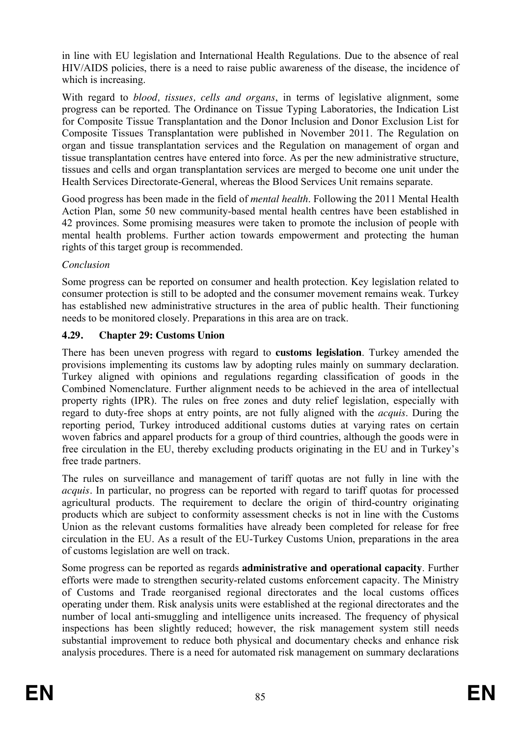in line with EU legislation and International Health Regulations. Due to the absence of real HIV/AIDS policies, there is a need to raise public awareness of the disease, the incidence of which is increasing.

With regard to *blood, tissues, cells and organs*, in terms of legislative alignment, some progress can be reported. The Ordinance on Tissue Typing Laboratories, the Indication List for Composite Tissue Transplantation and the Donor Inclusion and Donor Exclusion List for Composite Tissues Transplantation were published in November 2011. The Regulation on organ and tissue transplantation services and the Regulation on management of organ and tissue transplantation centres have entered into force. As per the new administrative structure, tissues and cells and organ transplantation services are merged to become one unit under the Health Services Directorate-General, whereas the Blood Services Unit remains separate.

Good progress has been made in the field of *mental health*. Following the 2011 Mental Health Action Plan, some 50 new community-based mental health centres have been established in 42 provinces. Some promising measures were taken to promote the inclusion of people with mental health problems. Further action towards empowerment and protecting the human rights of this target group is recommended.

*Conclusion*

Some progress can be reported on consumer and health protection. Key legislation related to consumer protection is still to be adopted and the consumer movement remains weak. Turkey has established new administrative structures in the area of public health. Their functioning needs to be monitored closely. Preparations in this area are on track.

### 4.29. Chapter 29: Customs Union

There has been uneven progress with regard to **customs legislation**. Turkey amended the provisions implementing its customs law by adopting rules mainly on summary declaration. Turkey aligned with opinions and regulations regarding classification of goods in the Combined Nomenclature. Further alignment needs to be achieved in the area of intellectual property rights (IPR). The rules on free zones and duty relief legislation, especially with regard to duty-free shops at entry points, are not fully aligned with the *acquis*. During the reporting period, Turkey introduced additional customs duties at varying rates on certain woven fabrics and apparel products for a group of third countries, although the goods were in free circulation in the EU, thereby excluding products originating in the EU and in Turkey's free trade partners.

The rules on surveillance and management of tariff quotas are not fully in line with the *acquis*. In particular, no progress can be reported with regard to tariff quotas for processed agricultural products. The requirement to declare the origin of third-country originating products which are subject to conformity assessment checks is not in line with the Customs Union as the relevant customs formalities have already been completed for release for free circulation in the EU. As a result of the EU-Turkey Customs Union, preparations in the area of customs legislation are well on track.

Some progress can be reported as regards **administrative and operational capacity**. Further efforts were made to strengthen security-related customs enforcement capacity. The Ministry of Customs and Trade reorganised regional directorates and the local customs offices operating under them. Risk analysis units were established at the regional directorates and the number of local anti-smuggling and intelligence units increased. The frequency of physical inspections has been slightly reduced; however, the risk management system still needs substantial improvement to reduce both physical and documentary checks and enhance risk analysis procedures. There is a need for automated risk management on summary declarations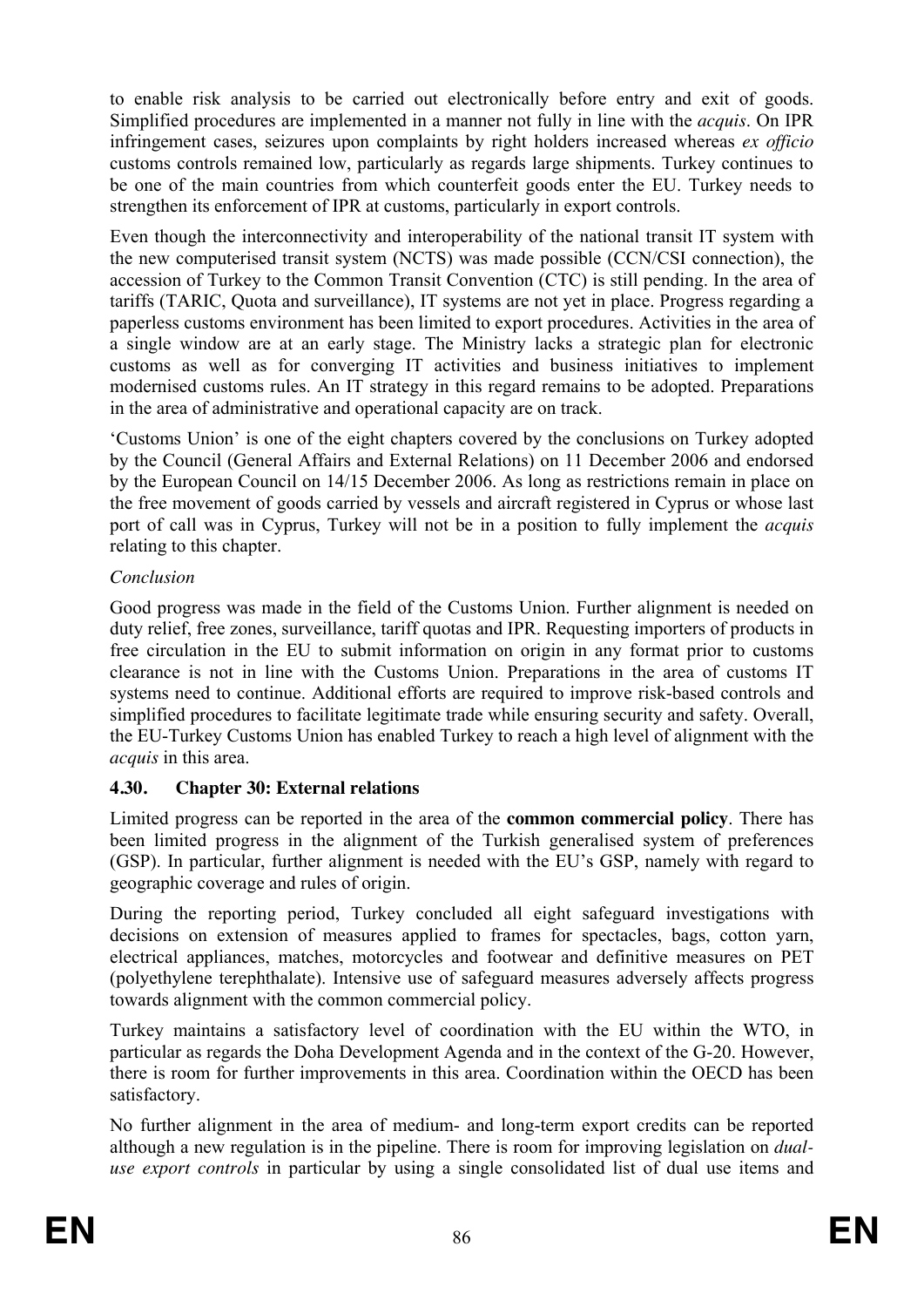to enable risk analysis to be carried out electronically before entry and exit of goods. Simplified procedures are implemented in a manner not fully in line with the *acquis*. On IPR infringement cases, seizures upon complaints by right holders increased whereas *ex officio* customs controls remained low, particularly as regards large shipments. Turkey continues to be one of the main countries from which counterfeit goods enter the EU. Turkey needs to strengthen its enforcement of IPR at customs, particularly in export controls.

Even though the interconnectivity and interoperability of the national transit IT system with the new computerised transit system (NCTS) was made possible (CCN/CSI connection), the accession of Turkey to the Common Transit Convention (CTC) is still pending. In the area of tariffs (TARIC, Quota and surveillance), IT systems are not yet in place. Progress regarding a paperless customs environment has been limited to export procedures. Activities in the area of a single window are at an early stage. The Ministry lacks a strategic plan for electronic customs as well as for converging IT activities and business initiatives to implement modernised customs rules. An IT strategy in this regard remains to be adopted. Preparations in the area of administrative and operational capacity are on track.

'Customs Union' is one of the eight chapters covered by the conclusions on Turkey adopted by the Council (General Affairs and External Relations) on 11 December 2006 and endorsed by the European Council on 14/15 December 2006. As long as restrictions remain in place on the free movement of goods carried by vessels and aircraft registered in Cyprus or whose last port of call was in Cyprus, Turkey will not be in a position to fully implement the *acquis* relating to this chapter.

*Conclusion*

Good progress was made in the field of the Customs Union. Further alignment is needed on duty relief, free zones, surveillance, tariff quotas and IPR. Requesting importers of products in free circulation in the EU to submit information on origin in any format prior to customs clearance is not in line with the Customs Union. Preparations in the area of customs IT systems need to continue. Additional efforts are required to improve risk-based controls and simplified procedures to facilitate legitimate trade while ensuring security and safety. Overall, the EU-Turkey Customs Union has enabled Turkey to reach a high level of alignment with the *acquis* in this area.

### 4.30. Chapter 30: External relations

Limited progress can be reported in the area of the **common commercial policy**. There has been limited progress in the alignment of the Turkish generalised system of preferences (GSP). In particular, further alignment is needed with the EU's GSP, namely with regard to geographic coverage and rules of origin.

During the reporting period, Turkey concluded all eight safeguard investigations with decisions on extension of measures applied to frames for spectacles, bags, cotton yarn, electrical appliances, matches, motorcycles and footwear and definitive measures on PET (polyethylene terephthalate). Intensive use of safeguard measures adversely affects progress towards alignment with the common commercial policy.

Turkey maintains a satisfactory level of coordination with the EU within the WTO, in particular as regards the Doha Development Agenda and in the context of the G-20. However, there is room for further improvements in this area. Coordination within the OECD has been satisfactory.

No further alignment in the area of medium- and long-term export credits can be reported although a new regulation is in the pipeline. There is room for improving legislation on *dual-use export controls* in particular by using a single consolidated list of dual use items and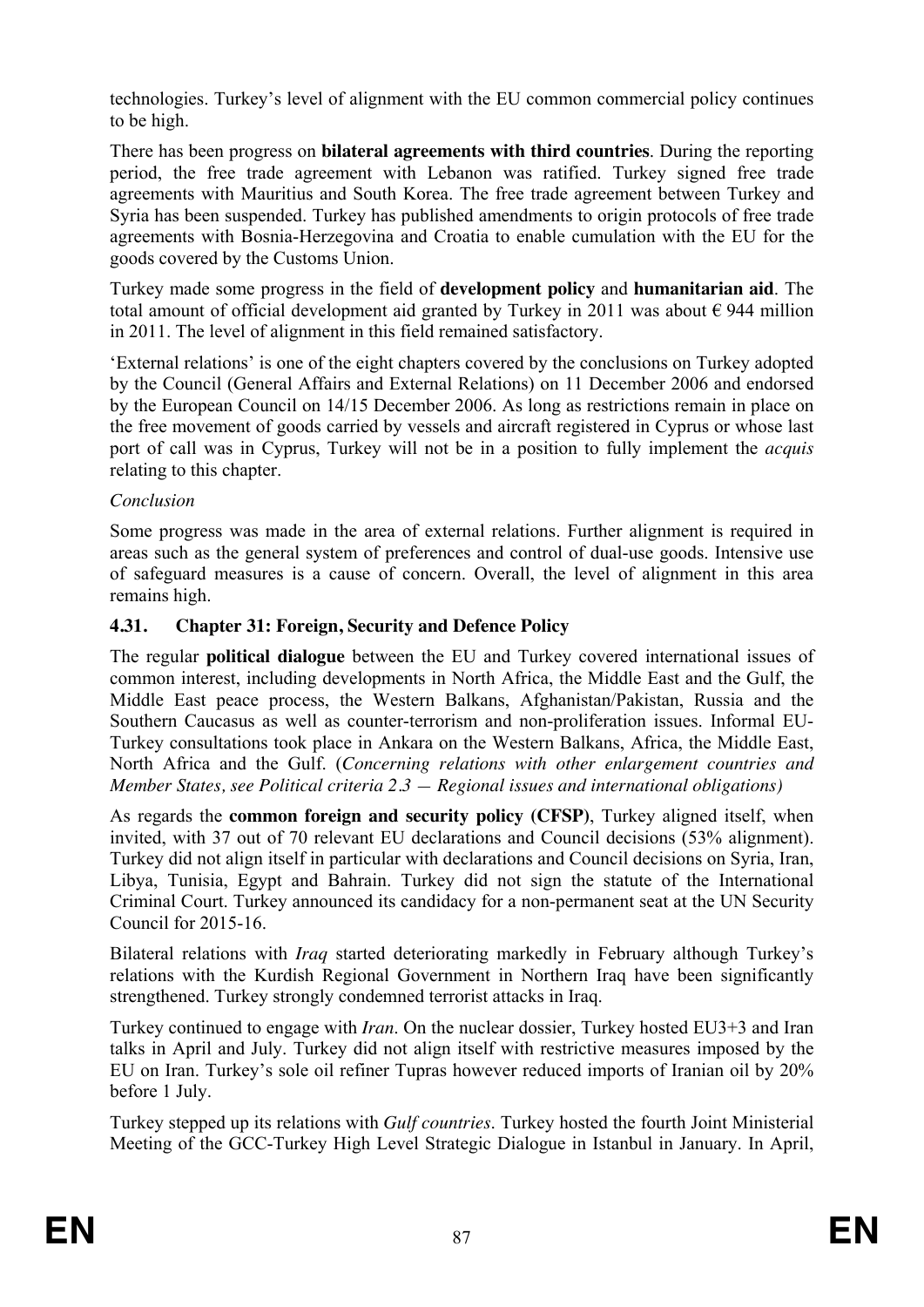technologies. Turkey's level of alignment with the EU common commercial policy continues to be high.

There has been progress on **bilateral agreements with third countries**. During the reporting period, the free trade agreement with Lebanon was ratified. Turkey signed free trade agreements with Mauritius and South Korea. The free trade agreement between Turkey and Syria has been suspended. Turkey has published amendments to origin protocols of free trade agreements with Bosnia-Herzegovina and Croatia to enable cumulation with the EU for the goods covered by the Customs Union.

Turkey made some progress in the field of **development policy** and **humanitarian aid**. The total amount of official development aid granted by Turkey in 2011 was about € 944 million in 2011. The level of alignment in this field remained satisfactory.

'External relations' is one of the eight chapters covered by the conclusions on Turkey adopted by the Council (General Affairs and External Relations) on 11 December 2006 and endorsed by the European Council on 14/15 December 2006. As long as restrictions remain in place on the free movement of goods carried by vessels and aircraft registered in Cyprus or whose last port of call was in Cyprus, Turkey will not be in a position to fully implement the *acquis* relating to this chapter.

*Conclusion*

Some progress was made in the area of external relations. Further alignment is required in areas such as the general system of preferences and control of dual-use goods. Intensive use of safeguard measures is a cause of concern. Overall, the level of alignment in this area remains high.

### 4.31. Chapter 31: Foreign, Security and Defence Policy

The regular **political dialogue** between the EU and Turkey covered international issues of common interest, including developments in North Africa, the Middle East and the Gulf, the Middle East peace process, the Western Balkans, Afghanistan/Pakistan, Russia and the Southern Caucasus as well as counter-terrorism and non-proliferation issues. Informal EU-Turkey consultations took place in Ankara on the Western Balkans, Africa, the Middle East, North Africa and the Gulf. (*Concerning relations with other enlargement countries and Member States, see Political criteria 2.3 — Regional issues and international obligations)*

As regards the **common foreign and security policy (CFSP)**, Turkey aligned itself, when invited, with 37 out of 70 relevant EU declarations and Council decisions (53% alignment). Turkey did not align itself in particular with declarations and Council decisions on Syria, Iran, Libya, Tunisia, Egypt and Bahrain. Turkey did not sign the statute of the International Criminal Court. Turkey announced its candidacy for a non-permanent seat at the UN Security Council for 2015-16.

Bilateral relations with *Iraq* started deteriorating markedly in February although Turkey's relations with the Kurdish Regional Government in Northern Iraq have been significantly strengthened. Turkey strongly condemned terrorist attacks in Iraq.

Turkey continued to engage with *Iran*. On the nuclear dossier, Turkey hosted EU3+3 and Iran talks in April and July. Turkey did not align itself with restrictive measures imposed by the EU on Iran. Turkey's sole oil refiner Tupras however reduced imports of Iranian oil by 20% before 1 July.

Turkey stepped up its relations with *Gulf countries*. Turkey hosted the fourth Joint Ministerial Meeting of the GCC-Turkey High Level Strategic Dialogue in Istanbul in January. In April,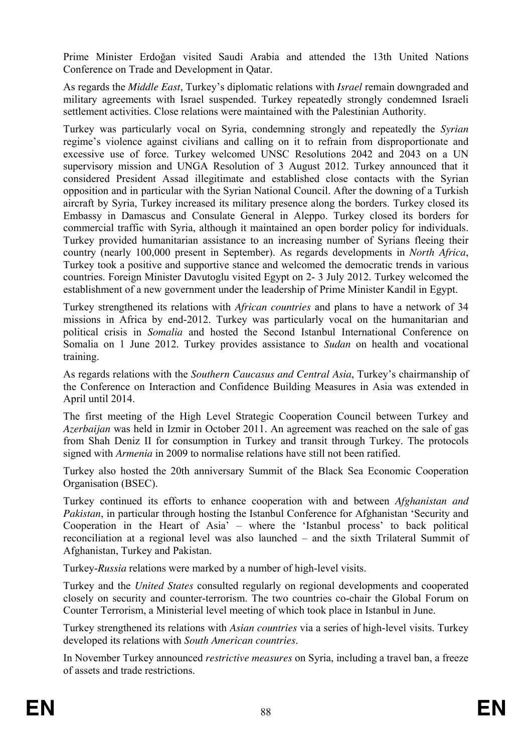Prime Minister Erdoğan visited Saudi Arabia and attended the 13th United Nations Conference on Trade and Development in Qatar.

As regards the *Middle East*, Turkey's diplomatic relations with *Israel* remain downgraded and military agreements with Israel suspended. Turkey repeatedly strongly condemned Israeli settlement activities. Close relations were maintained with the Palestinian Authority.

Turkey was particularly vocal on Syria, condemning strongly and repeatedly the *Syrian* regime's violence against civilians and calling on it to refrain from disproportionate and excessive use of force. Turkey welcomed UNSC Resolutions 2042 and 2043 on a UN supervisory mission and UNGA Resolution of 3 August 2012. Turkey announced that it considered President Assad illegitimate and established close contacts with the Syrian opposition and in particular with the Syrian National Council. After the downing of a Turkish aircraft by Syria, Turkey increased its military presence along the borders. Turkey closed its Embassy in Damascus and Consulate General in Aleppo. Turkey closed its borders for commercial traffic with Syria, although it maintained an open border policy for individuals. Turkey provided humanitarian assistance to an increasing number of Syrians fleeing their country (nearly 100,000 present in September). As regards developments in *North Africa*, Turkey took a positive and supportive stance and welcomed the democratic trends in various countries. Foreign Minister Davutoglu visited Egypt on 2- 3 July 2012. Turkey welcomed the establishment of a new government under the leadership of Prime Minister Kandil in Egypt.

Turkey strengthened its relations with *African countries* and plans to have a network of 34 missions in Africa by end-2012. Turkey was particularly vocal on the humanitarian and political crisis in *Somalia* and hosted the Second Istanbul International Conference on Somalia on 1 June 2012. Turkey provides assistance to *Sudan* on health and vocational training.

As regards relations with the *Southern Caucasus and Central Asia*, Turkey's chairmanship of the Conference on Interaction and Confidence Building Measures in Asia was extended in April until 2014.

The first meeting of the High Level Strategic Cooperation Council between Turkey and *Azerbaijan* was held in Izmir in October 2011. An agreement was reached on the sale of gas from Shah Deniz II for consumption in Turkey and transit through Turkey. The protocols signed with *Armenia* in 2009 to normalise relations have still not been ratified.

Turkey also hosted the 20th anniversary Summit of the Black Sea Economic Cooperation Organisation (BSEC).

Turkey continued its efforts to enhance cooperation with and between *Afghanistan and Pakistan*, in particular through hosting the Istanbul Conference for Afghanistan 'Security and Cooperation in the Heart of Asia' – where the 'Istanbul process' to back political reconciliation at a regional level was also launched – and the sixth Trilateral Summit of Afghanistan, Turkey and Pakistan.

Turkey-*Russia* relations were marked by a number of high-level visits.

Turkey and the *United States* consulted regularly on regional developments and cooperated closely on security and counter-terrorism. The two countries co-chair the Global Forum on Counter Terrorism, a Ministerial level meeting of which took place in Istanbul in June.

Turkey strengthened its relations with *Asian countries* via a series of high-level visits. Turkey developed its relations with *South American countries*.

In November Turkey announced *restrictive measures* on Syria, including a travel ban, a freeze of assets and trade restrictions.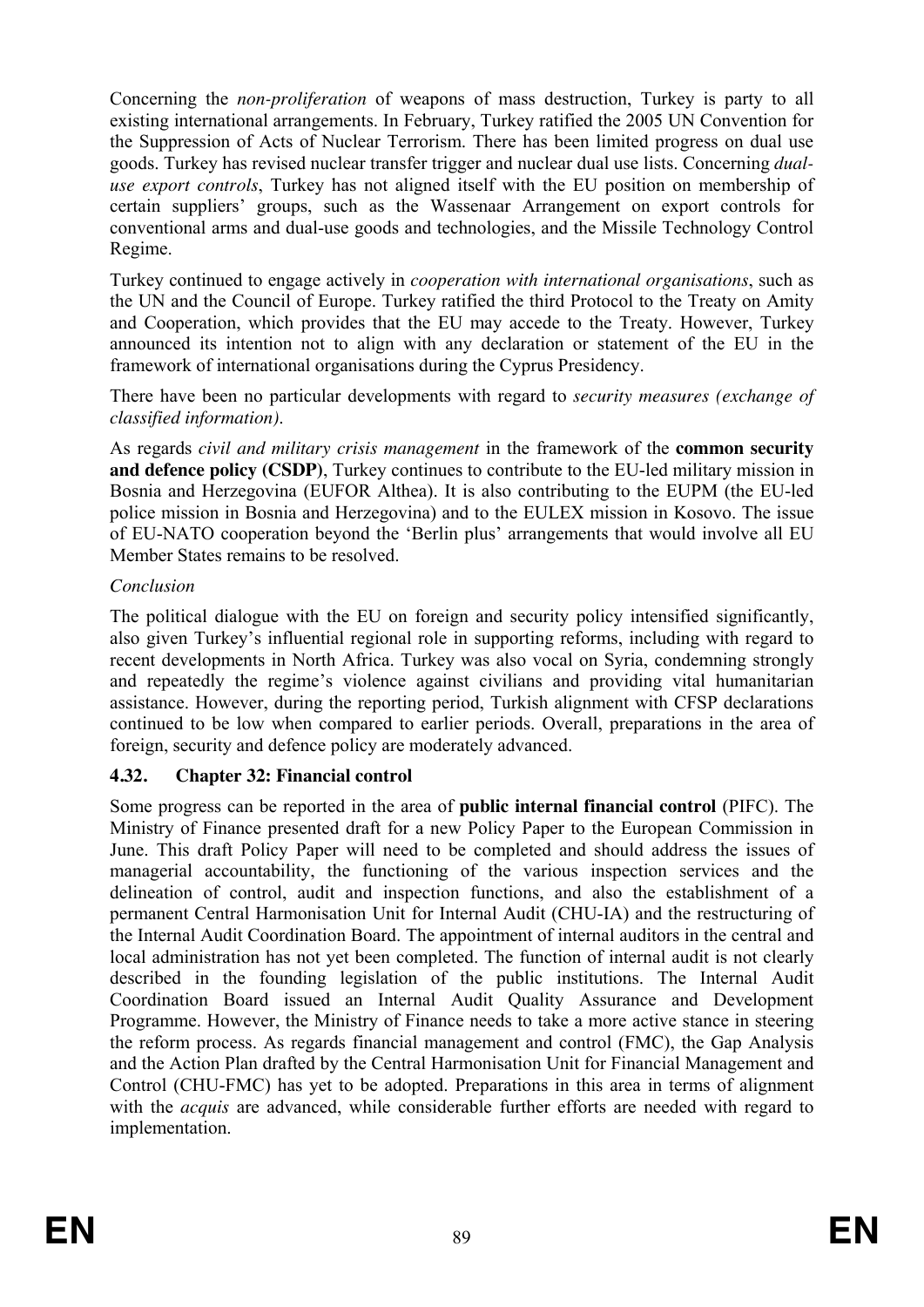Concerning the *non-proliferation* of weapons of mass destruction, Turkey is party to all existing international arrangements. In February, Turkey ratified the 2005 UN Convention for the Suppression of Acts of Nuclear Terrorism. There has been limited progress on dual use goods. Turkey has revised nuclear transfer trigger and nuclear dual use lists. Concerning *dual-use export controls*, Turkey has not aligned itself with the EU position on membership of certain suppliers' groups, such as the Wassenaar Arrangement on export controls for conventional arms and dual-use goods and technologies, and the Missile Technology Control Regime.

Turkey continued to engage actively in *cooperation with international organisations*, such as the UN and the Council of Europe. Turkey ratified the third Protocol to the Treaty on Amity and Cooperation, which provides that the EU may accede to the Treaty. However, Turkey announced its intention not to align with any declaration or statement of the EU in the framework of international organisations during the Cyprus Presidency.

There have been no particular developments with regard to *security measures (exchange of classified information)*.

As regards *civil and military crisis management* in the framework of the **common security and defence policy (CSDP)**, Turkey continues to contribute to the EU-led military mission in Bosnia and Herzegovina (EUFOR Althea). It is also contributing to the EUPM (the EU-led police mission in Bosnia and Herzegovina) and to the EULEX mission in Kosovo. The issue of EU-NATO cooperation beyond the 'Berlin plus' arrangements that would involve all EU Member States remains to be resolved.

*Conclusion*

The political dialogue with the EU on foreign and security policy intensified significantly, also given Turkey's influential regional role in supporting reforms, including with regard to recent developments in North Africa. Turkey was also vocal on Syria, condemning strongly and repeatedly the regime's violence against civilians and providing vital humanitarian assistance. However, during the reporting period, Turkish alignment with CFSP declarations continued to be low when compared to earlier periods. Overall, preparations in the area of foreign, security and defence policy are moderately advanced.

### 4.32. Chapter 32: Financial control

Some progress can be reported in the area of **public internal financial control** (PIFC). The Ministry of Finance presented draft for a new Policy Paper to the European Commission in June. This draft Policy Paper will need to be completed and should address the issues of managerial accountability, the functioning of the various inspection services and the delineation of control, audit and inspection functions, and also the establishment of a permanent Central Harmonisation Unit for Internal Audit (CHU-IA) and the restructuring of the Internal Audit Coordination Board. The appointment of internal auditors in the central and local administration has not yet been completed. The function of internal audit is not clearly described in the founding legislation of the public institutions. The Internal Audit Coordination Board issued an Internal Audit Quality Assurance and Development Programme. However, the Ministry of Finance needs to take a more active stance in steering the reform process. As regards financial management and control (FMC), the Gap Analysis and the Action Plan drafted by the Central Harmonisation Unit for Financial Management and Control (CHU-FMC) has yet to be adopted. Preparations in this area in terms of alignment with the *acquis* are advanced, while considerable further efforts are needed with regard to implementation.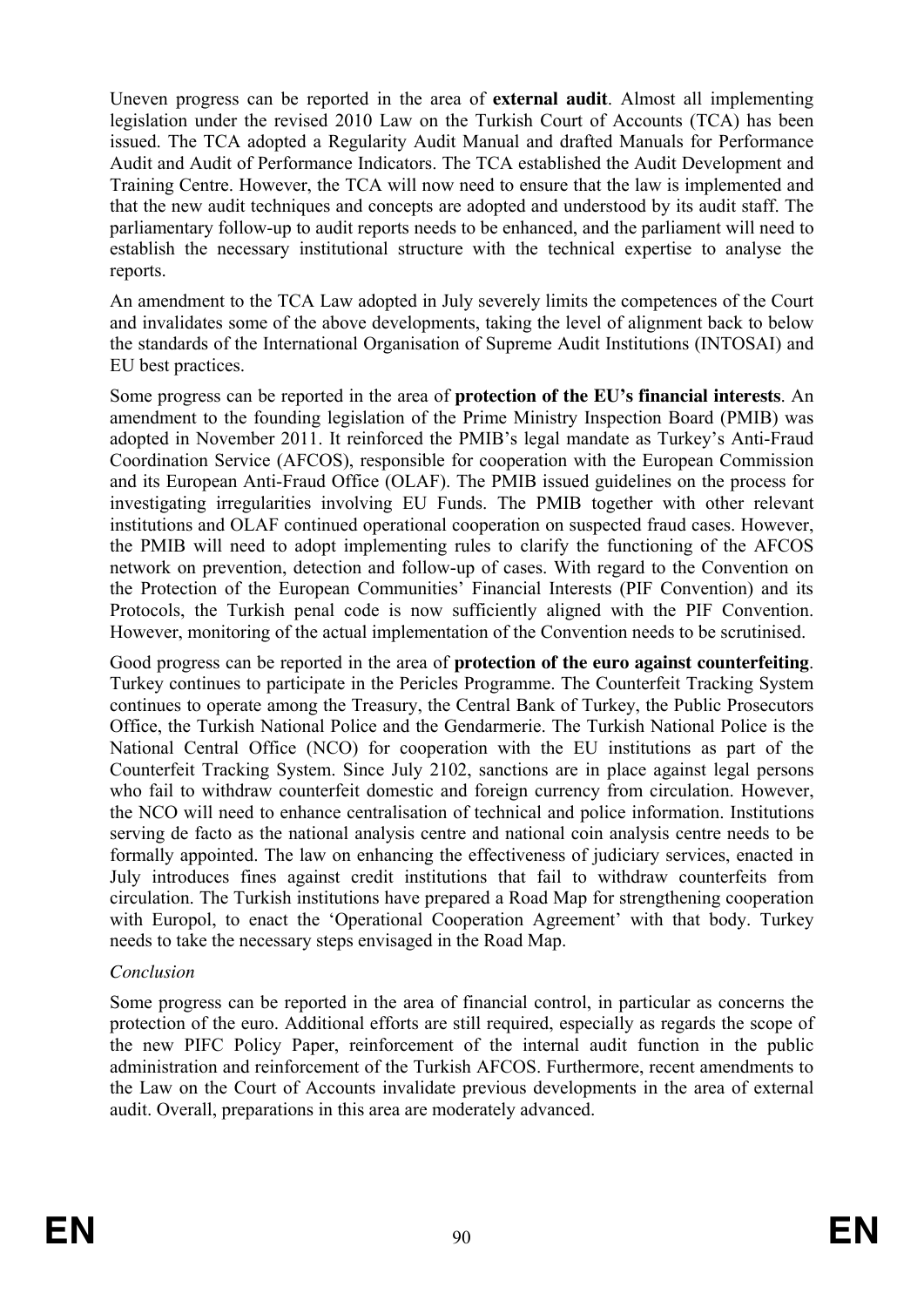Uneven progress can be reported in the area of **external audit**. Almost all implementing legislation under the revised 2010 Law on the Turkish Court of Accounts (TCA) has been issued. The TCA adopted a Regularity Audit Manual and drafted Manuals for Performance Audit and Audit of Performance Indicators. The TCA established the Audit Development and Training Centre. However, the TCA will now need to ensure that the law is implemented and that the new audit techniques and concepts are adopted and understood by its audit staff. The parliamentary follow-up to audit reports needs to be enhanced, and the parliament will need to establish the necessary institutional structure with the technical expertise to analyse the reports.

An amendment to the TCA Law adopted in July severely limits the competences of the Court and invalidates some of the above developments, taking the level of alignment back to below the standards of the International Organisation of Supreme Audit Institutions (INTOSAI) and EU best practices.

Some progress can be reported in the area of **protection of the EU's financial interests**. An amendment to the founding legislation of the Prime Ministry Inspection Board (PMIB) was adopted in November 2011. It reinforced the PMIB's legal mandate as Turkey's Anti-Fraud Coordination Service (AFCOS), responsible for cooperation with the European Commission and its European Anti-Fraud Office (OLAF). The PMIB issued guidelines on the process for investigating irregularities involving EU Funds. The PMIB together with other relevant institutions and OLAF continued operational cooperation on suspected fraud cases. However, the PMIB will need to adopt implementing rules to clarify the functioning of the AFCOS network on prevention, detection and follow-up of cases. With regard to the Convention on the Protection of the European Communities' Financial Interests (PIF Convention) and its Protocols, the Turkish penal code is now sufficiently aligned with the PIF Convention. However, monitoring of the actual implementation of the Convention needs to be scrutinised.

Good progress can be reported in the area of **protection of the euro against counterfeiting**. Turkey continues to participate in the Pericles Programme. The Counterfeit Tracking System continues to operate among the Treasury, the Central Bank of Turkey, the Public Prosecutors Office, the Turkish National Police and the Gendarmerie. The Turkish National Police is the National Central Office (NCO) for cooperation with the EU institutions as part of the Counterfeit Tracking System. Since July 2102, sanctions are in place against legal persons who fail to withdraw counterfeit domestic and foreign currency from circulation. However, the NCO will need to enhance centralisation of technical and police information. Institutions serving de facto as the national analysis centre and national coin analysis centre needs to be formally appointed. The law on enhancing the effectiveness of judiciary services, enacted in July introduces fines against credit institutions that fail to withdraw counterfeits from circulation. The Turkish institutions have prepared a Road Map for strengthening cooperation with Europol, to enact the 'Operational Cooperation Agreement' with that body. Turkey needs to take the necessary steps envisaged in the Road Map.

*Conclusion*

Some progress can be reported in the area of financial control, in particular as concerns the protection of the euro. Additional efforts are still required, especially as regards the scope of the new PIFC Policy Paper, reinforcement of the internal audit function in the public administration and reinforcement of the Turkish AFCOS. Furthermore, recent amendments to the Law on the Court of Accounts invalidate previous developments in the area of external audit. Overall, preparations in this area are moderately advanced.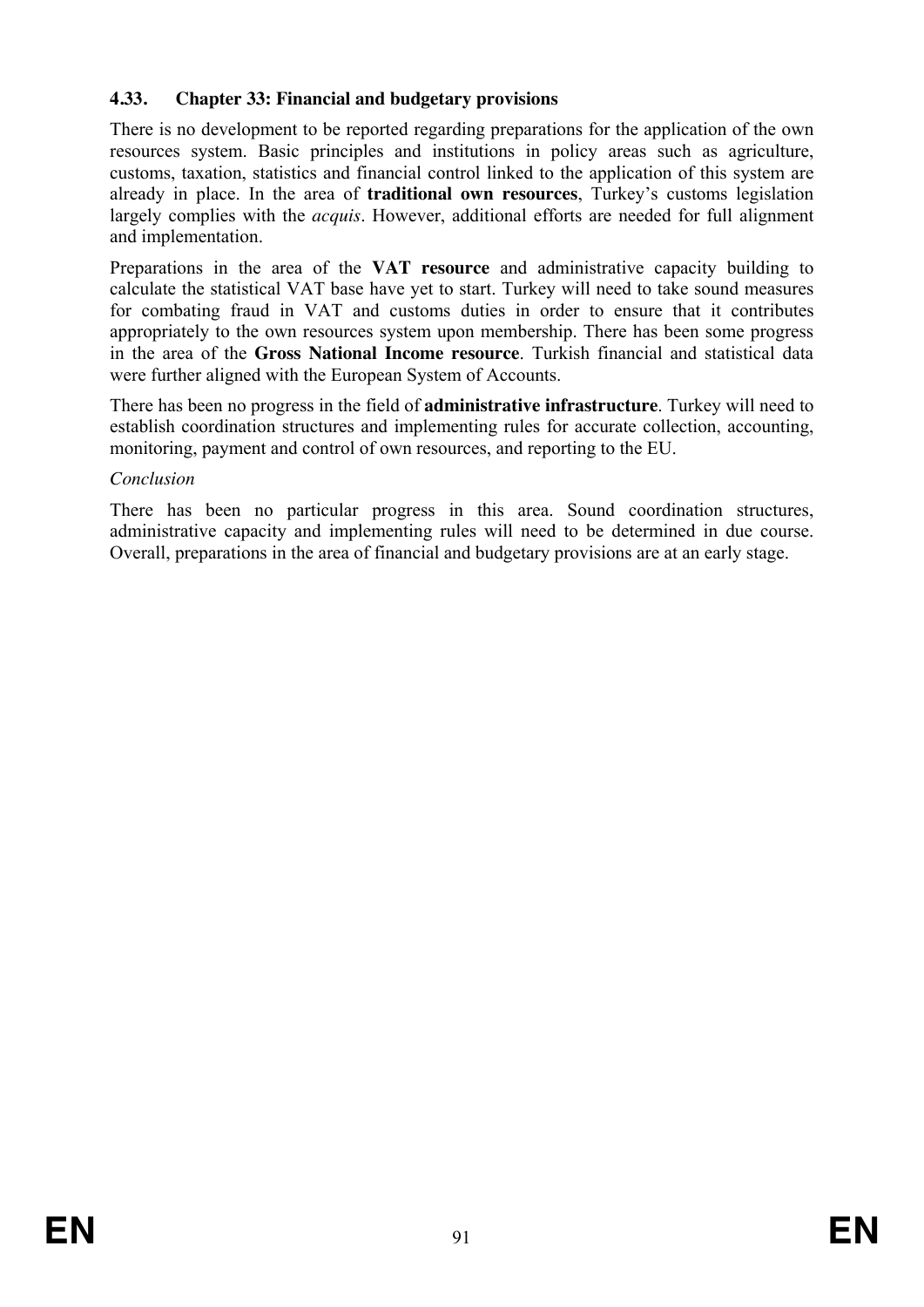### 4.33. Chapter 33: Financial and budgetary provisions

There is no development to be reported regarding preparations for the application of the own resources system. Basic principles and institutions in policy areas such as agriculture, customs, taxation, statistics and financial control linked to the application of this system are already in place. In the area of **traditional own resources**, Turkey's customs legislation largely complies with the *acquis*. However, additional efforts are needed for full alignment and implementation.

Preparations in the area of the **VAT resource** and administrative capacity building to calculate the statistical VAT base have yet to start. Turkey will need to take sound measures for combating fraud in VAT and customs duties in order to ensure that it contributes appropriately to the own resources system upon membership. There has been some progress in the area of the **Gross National Income resource**. Turkish financial and statistical data were further aligned with the European System of Accounts.

There has been no progress in the field of **administrative infrastructure**. Turkey will need to establish coordination structures and implementing rules for accurate collection, accounting, monitoring, payment and control of own resources, and reporting to the EU.

*Conclusion*

There has been no particular progress in this area. Sound coordination structures, administrative capacity and implementing rules will need to be determined in due course. Overall, preparations in the area of financial and budgetary provisions are at an early stage.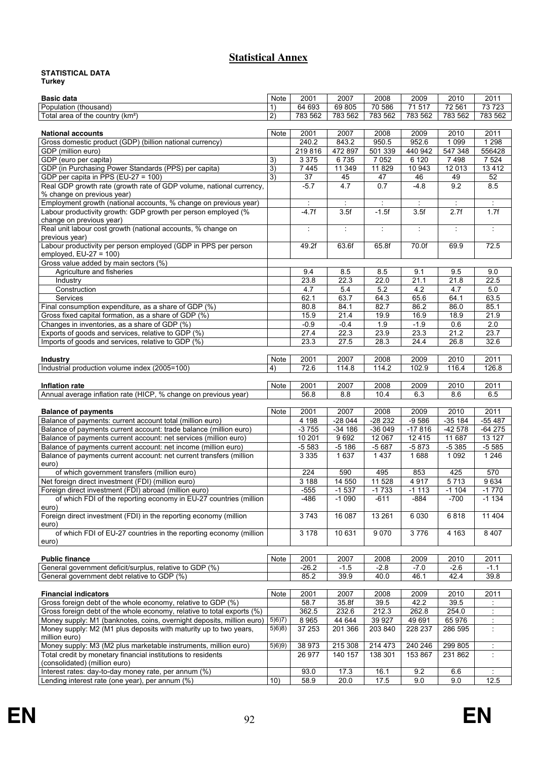# Statistical Annex

**STATISTICAL DATA**
**Turkey**

| Basic data | Note | 2001 | 2007 | 2008 | 2009 | 2010 | 2011 |
|---|---|---|---|---|---|---|---|
| Population (thousand) | 1) | 64 693 | 69 805 | 70 586 | 71 517 | 72 561 | 73 723 |
| Total area of the country (km²) | 2) | 783 562 | 783 562 | 783 562 | 783 562 | 783 562 | 783 562 |

| National accounts | Note | 2001 | 2007 | 2008 | 2009 | 2010 | 2011 |
|---|---|---|---|---|---|---|---|
| Gross domestic product (GDP) (billion national currency) | | 240.2 | 843.2 | 950.5 | 952.6 | 1 099 | 1 298 |
| GDP (million euro) | | 219 816 | 472 897 | 501 339 | 440 942 | 547 348 | 556428 |
| GDP (euro per capita) | 3) | 3 375 | 6 735 | 7 052 | 6 120 | 7 498 | 7 524 |
| GDP (in Purchasing Power Standards (PPS) per capita) | 3) | 7 445 | 11 349 | 11 829 | 10 943 | 12 013 | 13 412 |
| GDP per capita in PPS (EU-27 = 100) | 3) | 37 | 45 | 47 | 46 | 49 | 52 |
| Real GDP growth rate (growth rate of GDP volume, national currency, % change on previous year) | | -5.7 | 4.7 | 0.7 | -4.8 | 9.2 | 8.5 |
| Employment growth (national accounts, % change on previous year) | | : | : | : | : | : | : |
| Labour productivity growth: GDP growth per person employed (% change on previous year) | | -4.7f | 3.5f | -1.5f | 3.5f | 2.7f | 1.7f |
| Real unit labour cost growth (national accounts, % change on previous year) | | : | : | : | : | : | : |
| Labour productivity per person employed (GDP in PPS per person employed, EU-27 = 100) | | 49.2f | 63.6f | 65.8f | 70.0f | 69.9 | 72.5 |
| Gross value added by main sectors (%) | | | | | | | |
| Agriculture and fisheries | | 9.4 | 8.5 | 8.5 | 9.1 | 9.5 | 9.0 |
| Industry | | 23.8 | 22.3 | 22.0 | 21.1 | 21.8 | 22.5 |
| Construction | | 4.7 | 5.4 | 5.2 | 4.2 | 4.7 | 5.0 |
| Services | | 62.1 | 63.7 | 64.3 | 65.6 | 64.1 | 63.5 |
| Final consumption expenditure, as a share of GDP (%) | | 80.8 | 84.1 | 82.7 | 86.2 | 86.0 | 85.1 |
| Gross fixed capital formation, as a share of GDP (%) | | 15.9 | 21.4 | 19.9 | 16.9 | 18.9 | 21.9 |
| Changes in inventories, as a share of GDP (%) | | -0.9 | -0.4 | 1.9 | -1.9 | 0.6 | 2.0 |
| Exports of goods and services, relative to GDP (%) | | 27.4 | 22.3 | 23.9 | 23.3 | 21.2 | 23.7 |
| Imports of goods and services, relative to GDP (%) | | 23.3 | 27.5 | 28.3 | 24.4 | 26.8 | 32.6 |

| Industry | Note | 2001 | 2007 | 2008 | 2009 | 2010 | 2011 |
|---|---|---|---|---|---|---|---|
| Industrial production volume index (2005=100) | 4) | 72.6 | 114.8 | 114.2 | 102.9 | 116.4 | 126.8 |

| Inflation rate | Note | 2001 | 2007 | 2008 | 2009 | 2010 | 2011 |
|---|---|---|---|---|---|---|---|
| Annual average inflation rate (HICP, % change on previous year) | | 56.8 | 8.8 | 10.4 | 6.3 | 8.6 | 6.5 |

| Balance of payments | Note | 2001 | 2007 | 2008 | 2009 | 2010 | 2011 |
|---|---|---|---|---|---|---|---|
| Balance of payments: current account total (million euro) | | 4 198 | -28 044 | -28 232 | -9 586 | -35 184 | -55 487 |
| Balance of payments current account: trade balance (million euro) | | -3 755 | -34 186 | -36 049 | -17 816 | -42 578 | -64 275 |
| Balance of payments current account: net services (million euro) | | 10 201 | 9 692 | 12 067 | 12 415 | 11 687 | 13 127 |
| Balance of payments current account: net income (million euro) | | -5 583 | -5 186 | -5 687 | -5 873 | -5 385 | -5 585 |
| Balance of payments current account: net current transfers (million euro) | | 3 335 | 1 637 | 1 437 | 1 688 | 1 092 | 1 246 |
| of which government transfers (million euro) | | 224 | 590 | 495 | 853 | 425 | 570 |
| Net foreign direct investment (FDI) (million euro) | | 3 188 | 14 550 | 11 528 | 4 917 | 5 713 | 9 634 |
| Foreign direct investment (FDI) abroad (million euro) | | -555 | -1 537 | -1 733 | -1 113 | -1 104 | -1 770 |
| of which FDI of the reporting economy in EU-27 countries (million euro) | | -486 | -1 090 | -611 | -884 | -700 | -1 134 |
| Foreign direct investment (FDI) in the reporting economy (million euro) | | 3 743 | 16 087 | 13 261 | 6 030 | 6 818 | 11 404 |
| of which FDI of EU-27 countries in the reporting economy (million euro) | | 3 178 | 10 631 | 9 070 | 3 776 | 4 163 | 8 407 |

| Public finance | Note | 2001 | 2007 | 2008 | 2009 | 2010 | 2011 |
|---|---|---|---|---|---|---|---|
| General government deficit/surplus, relative to GDP (%) | | -26.2 | -1.5 | -2.8 | -7.0 | -2.6 | -1.1 |
| General government debt relative to GDP (%) | | 85.2 | 39.9 | 40.0 | 46.1 | 42.4 | 39.8 |

| Financial indicators | Note | 2001 | 2007 | 2008 | 2009 | 2010 | 2011 |
|---|---|---|---|---|---|---|---|
| Gross foreign debt of the whole economy, relative to GDP (%) | | 58.7 | 35.8f | 39.5 | 42.2 | 39.5 | : |
| Gross foreign debt of the whole economy, relative to total exports (%) | | 362.5 | 232.6 | 212.3 | 262.8 | 254.0 | : |
| Money supply: M1 (banknotes, coins, overnight deposits, million euro) | 5)6)7) | 8 965 | 44 644 | 39 927 | 49 691 | 65 976 | : |
| Money supply: M2 (M1 plus deposits with maturity up to two years, million euro) | 5)6)8) | 37 253 | 201 366 | 203 840 | 228 237 | 286 595 | : |
| Money supply: M3 (M2 plus marketable instruments, million euro) | 5)6)9) | 38 973 | 215 308 | 214 473 | 240 246 | 299 805 | : |
| Total credit by monetary financial institutions to residents (consolidated) (million euro) | | 26 977 | 140 157 | 138 301 | 153 867 | 231 862 | : |
| Interest rates: day-to-day money rate, per annum (%) | | 93.0 | 17.3 | 16.1 | 9.2 | 6.6 | : |
| Lending interest rate (one year), per annum (%) | 10) | 58.9 | 20.0 | 17.5 | 9.0 | 9.0 | 12.5 |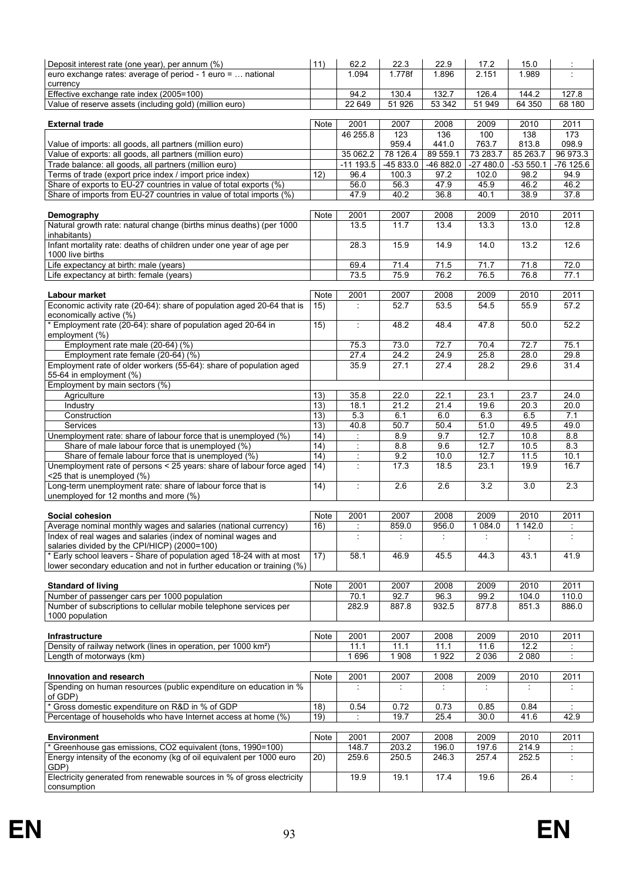| | | | | | | | |
|---|---|---|---|---|---|---|---|
| Deposit interest rate (one year), per annum (%) | 11) | 62.2 | 22.3 | 22.9 | 17.2 | 15.0 | : |
| euro exchange rates: average of period - 1 euro = … national currency | | 1.094 | 1.778f | 1.896 | 2.151 | 1.989 | : |
| Effective exchange rate index (2005=100) | | 94.2 | 130.4 | 132.7 | 126.4 | 144.2 | 127.8 |
| Value of reserve assets (including gold) (million euro) | | 22 649 | 51 926 | 53 342 | 51 949 | 64 350 | 68 180 |

| External trade | Note | 2001 | 2007 | 2008 | 2009 | 2010 | 2011 |
|---|---|---|---|---|---|---|---|
| Value of imports: all goods, all partners (million euro) | | 46 255.8 | 123 959.4 | 136 441.0 | 100 763.7 | 138 813.8 | 173 098.9 |
| Value of exports: all goods, all partners (million euro) | | 35 062.2 | 78 126.4 | 89 559.1 | 73 283.7 | 85 263.7 | 96 973.3 |
| Trade balance: all goods, all partners (million euro) | | -11 193.5 | -45 833.0 | -46 882.0 | -27 480.0 | -53 550.1 | -76 125.6 |
| Terms of trade (export price index / import price index) | 12) | 96.4 | 100.3 | 97.2 | 102.0 | 98.2 | 94.9 |
| Share of exports to EU-27 countries in value of total exports (%) | | 56.0 | 56.3 | 47.9 | 45.9 | 46.2 | 46.2 |
| Share of imports from EU-27 countries in value of total imports (%) | | 47.9 | 40.2 | 36.8 | 40.1 | 38.9 | 37.8 |

| Demography | Note | 2001 | 2007 | 2008 | 2009 | 2010 | 2011 |
|---|---|---|---|---|---|---|---|
| Natural growth rate: natural change (births minus deaths) (per 1000 inhabitants) | | 13.5 | 11.7 | 13.4 | 13.3 | 13.0 | 12.8 |
| Infant mortality rate: deaths of children under one year of age per 1000 live births | | 28.3 | 15.9 | 14.9 | 14.0 | 13.2 | 12.6 |
| Life expectancy at birth: male (years) | | 69.4 | 71.4 | 71.5 | 71.7 | 71.8 | 72.0 |
| Life expectancy at birth: female (years) | | 73.5 | 75.9 | 76.2 | 76.5 | 76.8 | 77.1 |

| Labour market | Note | 2001 | 2007 | 2008 | 2009 | 2010 | 2011 |
|---|---|---|---|---|---|---|---|
| Economic activity rate (20-64): share of population aged 20-64 that is economically active (%) | 15) | : | 52.7 | 53.5 | 54.5 | 55.9 | 57.2 |
| * Employment rate (20-64): share of population aged 20-64 in employment (%) | 15) | : | 48.2 | 48.4 | 47.8 | 50.0 | 52.2 |
| Employment rate male (20-64) (%) | | 75.3 | 73.0 | 72.7 | 70.4 | 72.7 | 75.1 |
| Employment rate female (20-64) (%) | | 27.4 | 24.2 | 24.9 | 25.8 | 28.0 | 29.8 |
| Employment rate of older workers (55-64): share of population aged 55-64 in employment (%) | | 35.9 | 27.1 | 27.4 | 28.2 | 29.6 | 31.4 |
| Employment by main sectors (%) | | | | | | | |
| Agriculture | 13) | 35.8 | 22.0 | 22.1 | 23.1 | 23.7 | 24.0 |
| Industry | 13) | 18.1 | 21.2 | 21.4 | 19.6 | 20.3 | 20.0 |
| Construction | 13) | 5.3 | 6.1 | 6.0 | 6.3 | 6.5 | 7.1 |
| Services | 13) | 40.8 | 50.7 | 50.4 | 51.0 | 49.5 | 49.0 |
| Unemployment rate: share of labour force that is unemployed (%) | 14) | : | 8.9 | 9.7 | 12.7 | 10.8 | 8.8 |
| Share of male labour force that is unemployed (%) | 14) | : | 8.8 | 9.6 | 12.7 | 10.5 | 8.3 |
| Share of female labour force that is unemployed (%) | 14) | : | 9.2 | 10.0 | 12.7 | 11.5 | 10.1 |
| Unemployment rate of persons < 25 years: share of labour force aged <25 that is unemployed (%) | 14) | : | 17.3 | 18.5 | 23.1 | 19.9 | 16.7 |
| Long-term unemployment rate: share of labour force that is unemployed for 12 months and more (%) | 14) | : | 2.6 | 2.6 | 3.2 | 3.0 | 2.3 |

| Social cohesion | Note | 2001 | 2007 | 2008 | 2009 | 2010 | 2011 |
|---|---|---|---|---|---|---|---|
| Average nominal monthly wages and salaries (national currency) | 16) | : | 859.0 | 956.0 | 1 084.0 | 1 142.0 | : |
| Index of real wages and salaries (index of nominal wages and salaries divided by the CPI/HICP) (2000=100) | | : | : | : | : | : | : |
| * Early school leavers - Share of population aged 18-24 with at most lower secondary education and not in further education or training (%) | 17) | 58.1 | 46.9 | 45.5 | 44.3 | 43.1 | 41.9 |

| Standard of living | Note | 2001 | 2007 | 2008 | 2009 | 2010 | 2011 |
|---|---|---|---|---|---|---|---|
| Number of passenger cars per 1000 population | | 70.1 | 92.7 | 96.3 | 99.2 | 104.0 | 110.0 |
| Number of subscriptions to cellular mobile telephone services per 1000 population | | 282.9 | 887.8 | 932.5 | 877.8 | 851.3 | 886.0 |

| Infrastructure | Note | 2001 | 2007 | 2008 | 2009 | 2010 | 2011 |
|---|---|---|---|---|---|---|---|
| Density of railway network (lines in operation, per 1000 km²) | | 11.1 | 11.1 | 11.1 | 11.6 | 12.2 | : |
| Length of motorways (km) | | 1 696 | 1 908 | 1 922 | 2 036 | 2 080 | : |

| Innovation and research | Note | 2001 | 2007 | 2008 | 2009 | 2010 | 2011 |
|---|---|---|---|---|---|---|---|
| Spending on human resources (public expenditure on education in % of GDP) | | : | : | : | : | : | : |
| * Gross domestic expenditure on R&D in % of GDP | 18) | 0.54 | 0.72 | 0.73 | 0.85 | 0.84 | : |
| Percentage of households who have Internet access at home (%) | 19) | : | 19.7 | 25.4 | 30.0 | 41.6 | 42.9 |

| Environment | Note | 2001 | 2007 | 2008 | 2009 | 2010 | 2011 |
|---|---|---|---|---|---|---|---|
| * Greenhouse gas emissions, CO2 equivalent (tons, 1990=100) | | 148.7 | 203.2 | 196.0 | 197.6 | 214.9 | : |
| Energy intensity of the economy (kg of oil equivalent per 1000 euro GDP) | 20) | 259.6 | 250.5 | 246.3 | 257.4 | 252.5 | : |
| Electricity generated from renewable sources in % of gross electricity consumption | | 19.9 | 19.1 | 17.4 | 19.6 | 26.4 | : |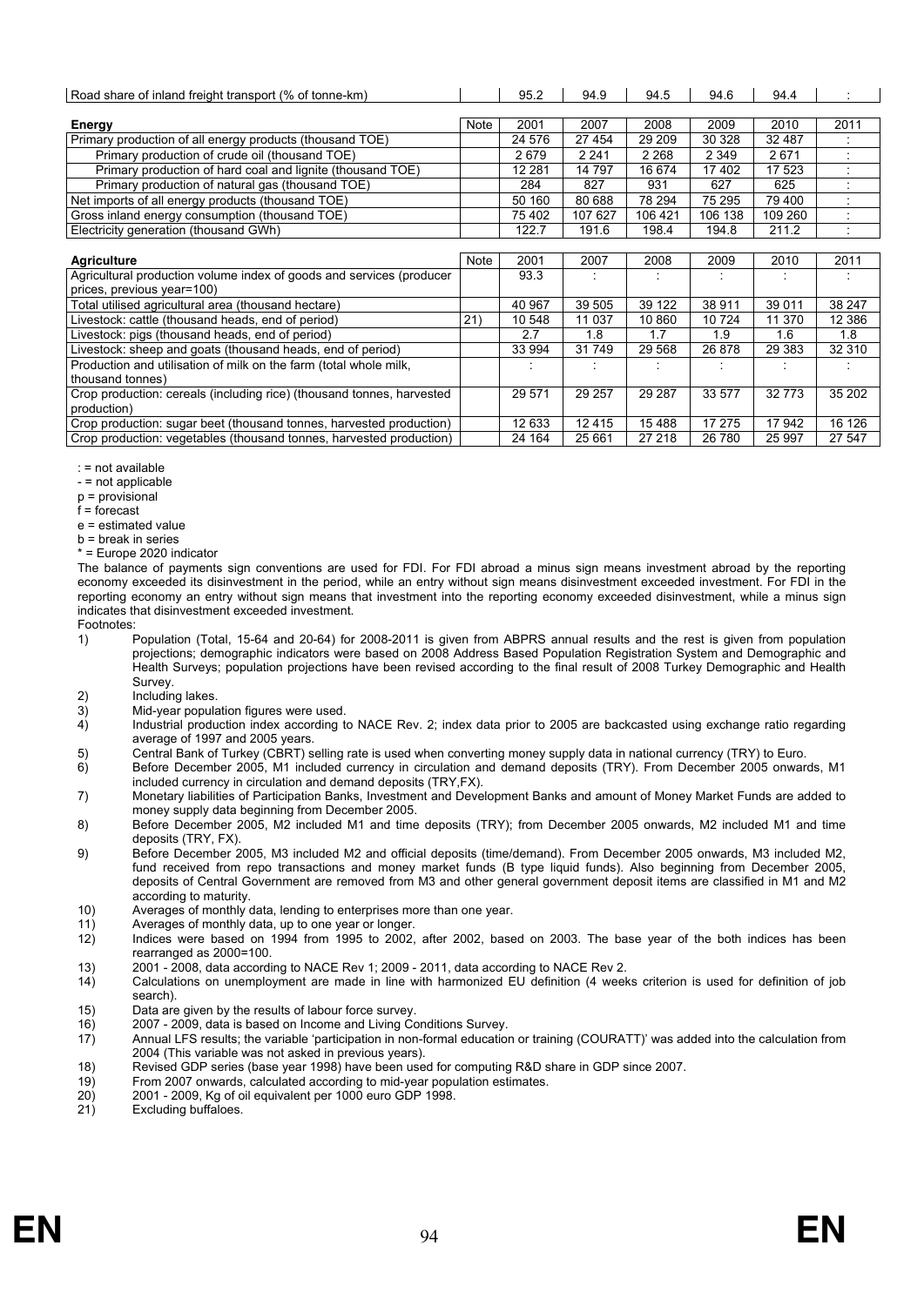| Road share of inland freight transport (% of tonne-km) | | 95.2 | 94.9 | 94.5 | 94.6 | 94.4 | : |
|---|---|---|---|---|---|---|---|

| Energy | Note | 2001 | 2007 | 2008 | 2009 | 2010 | 2011 |
|---|---|---|---|---|---|---|---|
| Primary production of all energy products (thousand TOE) | | 24 576 | 27 454 | 29 209 | 30 328 | 32 487 | : |
| Primary production of crude oil (thousand TOE) | | 2 679 | 2 241 | 2 268 | 2 349 | 2 671 | : |
| Primary production of hard coal and lignite (thousand TOE) | | 12 281 | 14 797 | 16 674 | 17 402 | 17 523 | : |
| Primary production of natural gas (thousand TOE) | | 284 | 827 | 931 | 627 | 625 | : |
| Net imports of all energy products (thousand TOE) | | 50 160 | 80 688 | 78 294 | 75 295 | 79 400 | : |
| Gross inland energy consumption (thousand TOE) | | 75 402 | 107 627 | 106 421 | 106 138 | 109 260 | : |
| Electricity generation (thousand GWh) | | 122.7 | 191.6 | 198.4 | 194.8 | 211.2 | : |

| Agriculture | Note | 2001 | 2007 | 2008 | 2009 | 2010 | 2011 |
|---|---|---|---|---|---|---|---|
| Agricultural production volume index of goods and services (producer prices, previous year=100) | | 93.3 | : | : | : | : | : |
| Total utilised agricultural area (thousand hectare) | | 40 967 | 39 505 | 39 122 | 38 911 | 39 011 | 38 247 |
| Livestock: cattle (thousand heads, end of period) | 21) | 10 548 | 11 037 | 10 860 | 10 724 | 11 370 | 12 386 |
| Livestock: pigs (thousand heads, end of period) | | 2.7 | 1.8 | 1.7 | 1.9 | 1.6 | 1.8 |
| Livestock: sheep and goats (thousand heads, end of period) | | 33 994 | 31 749 | 29 568 | 26 878 | 29 383 | 32 310 |
| Production and utilisation of milk on the farm (total whole milk, thousand tonnes) | | : | : | : | : | : | : |
| Crop production: cereals (including rice) (thousand tonnes, harvested production) | | 29 571 | 29 257 | 29 287 | 33 577 | 32 773 | 35 202 |
| Crop production: sugar beet (thousand tonnes, harvested production) | | 12 633 | 12 415 | 15 488 | 17 275 | 17 942 | 16 126 |
| Crop production: vegetables (thousand tonnes, harvested production) | | 24 164 | 25 661 | 27 218 | 26 780 | 25 997 | 27 547 |

: = not available
- = not applicable
p = provisional
f = forecast
e = estimated value
b = break in series
* = Europe 2020 indicator

The balance of payments sign conventions are used for FDI. For FDI abroad a minus sign means investment abroad by the reporting economy exceeded its disinvestment in the period, while an entry without sign means disinvestment exceeded investment. For FDI in the reporting economy an entry without sign means that investment into the reporting economy exceeded disinvestment, while a minus sign indicates that disinvestment exceeded investment.

Footnotes:

1) Population (Total, 15-64 and 20-64) for 2008-2011 is given from ABPRS annual results and the rest is given from population projections; demographic indicators were based on 2008 Address Based Population Registration System and Demographic and Health Surveys; population projections have been revised according to the final result of 2008 Turkey Demographic and Health Survey.
2) Including lakes.
3) Mid-year population figures were used.
4) Industrial production index according to NACE Rev. 2; index data prior to 2005 are backcasted using exchange ratio regarding average of 1997 and 2005 years.
5) Central Bank of Turkey (CBRT) selling rate is used when converting money supply data in national currency (TRY) to Euro.
6) Before December 2005, M1 included currency in circulation and demand deposits (TRY). From December 2005 onwards, M1 included currency in circulation and demand deposits (TRY,FX).
7) Monetary liabilities of Participation Banks, Investment and Development Banks and amount of Money Market Funds are added to money supply data beginning from December 2005.
8) Before December 2005, M2 included M1 and time deposits (TRY); from December 2005 onwards, M2 included M1 and time deposits (TRY, FX).
9) Before December 2005, M3 included M2 and official deposits (time/demand). From December 2005 onwards, M3 included M2, fund received from repo transactions and money market funds (B type liquid funds). Also beginning from December 2005, deposits of Central Government are removed from M3 and other general government deposit items are classified in M1 and M2 according to maturity.
10) Averages of monthly data, lending to enterprises more than one year.
11) Averages of monthly data, up to one year or longer.
12) Indices were based on 1994 from 1995 to 2002, after 2002, based on 2003. The base year of the both indices has been rearranged as 2000=100.
13) 2001 - 2008, data according to NACE Rev 1; 2009 - 2011, data according to NACE Rev 2.
14) Calculations on unemployment are made in line with harmonized EU definition (4 weeks criterion is used for definition of job search).
15) Data are given by the results of labour force survey.
16) 2007 - 2009, data is based on Income and Living Conditions Survey.
17) Annual LFS results; the variable 'participation in non-formal education or training (COURATT)' was added into the calculation from 2004 (This variable was not asked in previous years).
18) Revised GDP series (base year 1998) have been used for computing R&D share in GDP since 2007.
19) From 2007 onwards, calculated according to mid-year population estimates.
20) 2001 - 2009, Kg of oil equivalent per 1000 euro GDP 1998.
21) Excluding buffaloes.